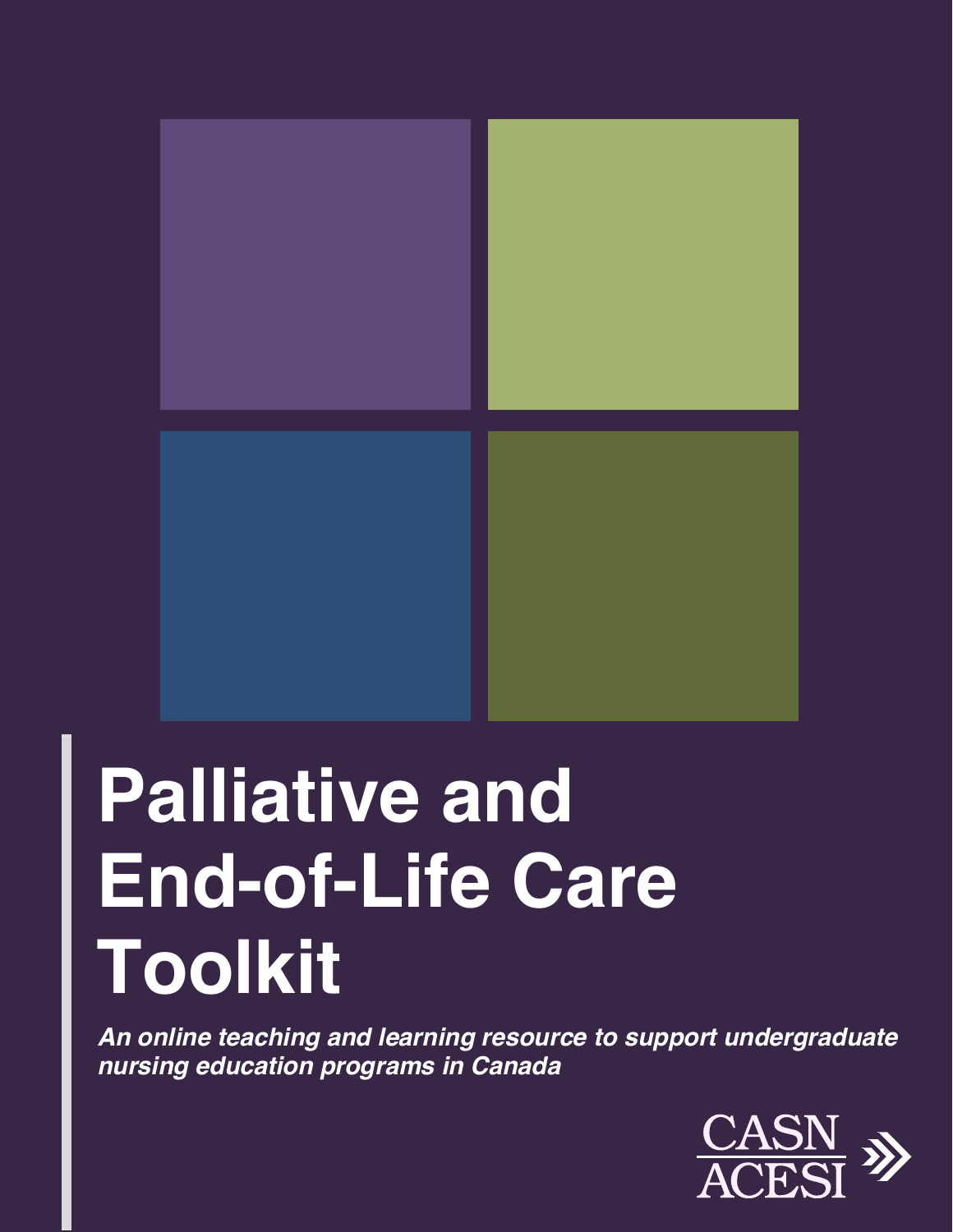# Palliative and End-of-Life Care Toolkit

***An online teaching and learning resource to support undergraduate nursing education programs in Canada***

CASN
ACESI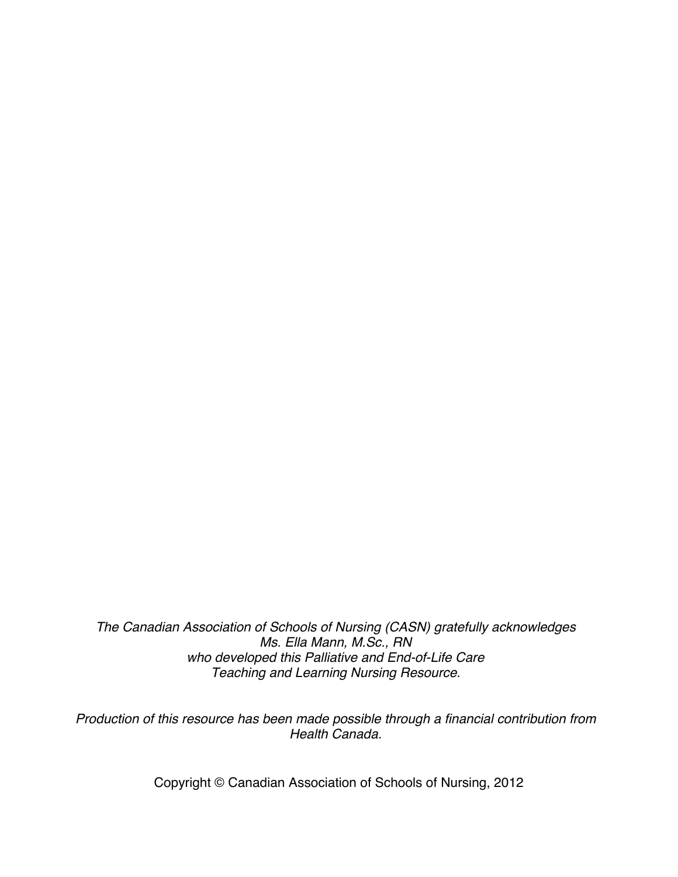*The Canadian Association of Schools of Nursing (CASN) gratefully acknowledges Ms. Ella Mann, M.Sc., RN who developed this Palliative and End-of-Life Care Teaching and Learning Nursing Resource.*

*Production of this resource has been made possible through a financial contribution from Health Canada.*

Copyright © Canadian Association of Schools of Nursing, 2012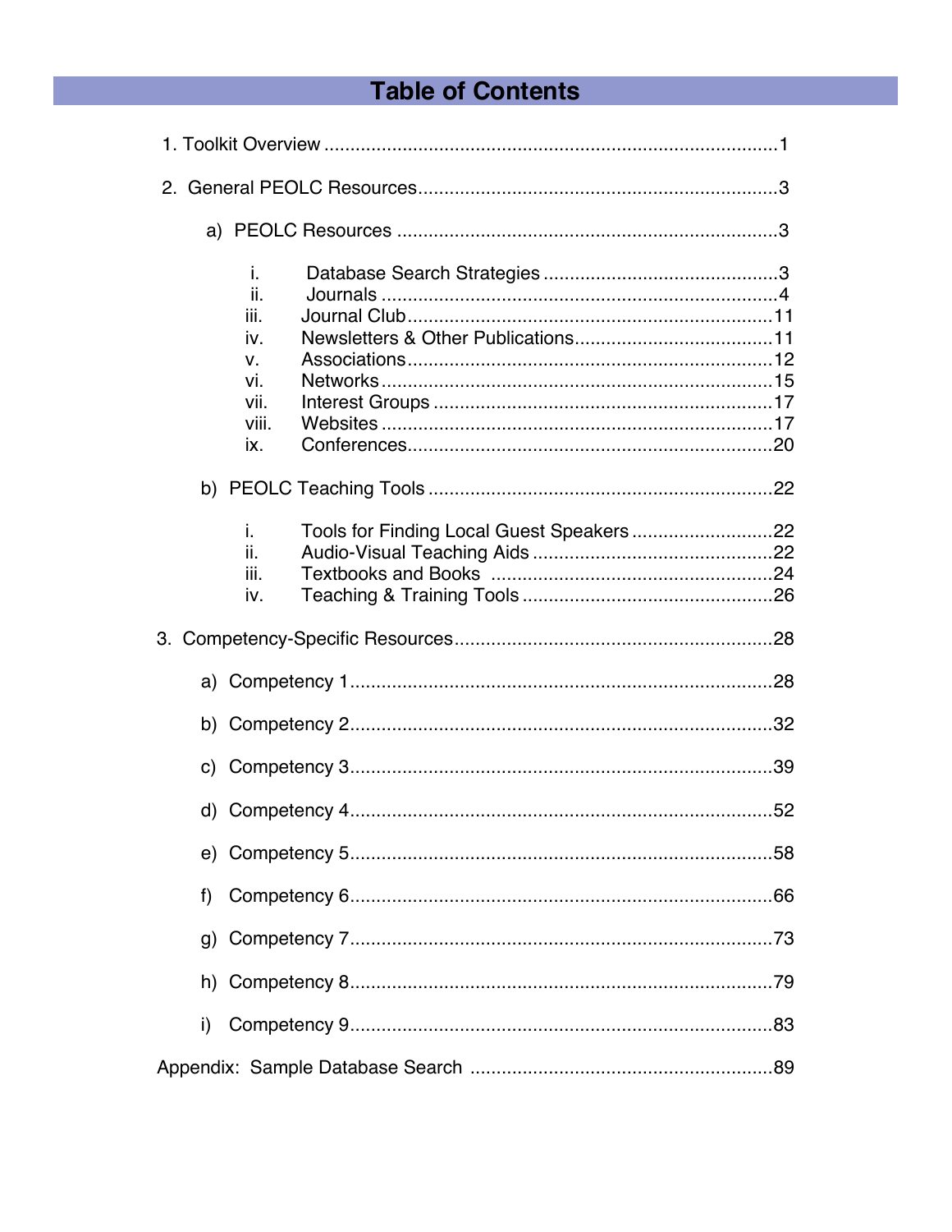# Table of Contents

1. Toolkit Overview ....................................................................................1

2. General PEOLC Resources....................................................................3

   a) PEOLC Resources ........................................................................3

      i. Database Search Strategies .............................................3
      ii. Journals ...........................................................................4
      iii. Journal Club......................................................................11
      iv. Newsletters & Other Publications......................................11
      v. Associations......................................................................12
      vi. Networks..........................................................................15
      vii. Interest Groups ................................................................17
      viii. Websites ..........................................................................17
      ix. Conferences......................................................................20

   b) PEOLC Teaching Tools ..................................................................22

      i. Tools for Finding Local Guest Speakers ...........................22
      ii. Audio-Visual Teaching Aids ..............................................22
      iii. Textbooks and Books .....................................................24
      iv. Teaching & Training Tools ................................................26

3. Competency-Specific Resources.............................................................28

   a) Competency 1.................................................................................28

   b) Competency 2.................................................................................32

   c) Competency 3.................................................................................39

   d) Competency 4.................................................................................52

   e) Competency 5.................................................................................58

   f) Competency 6.................................................................................66

   g) Competency 7.................................................................................73

   h) Competency 8.................................................................................79

   i) Competency 9.................................................................................83

Appendix: Sample Database Search ..........................................................89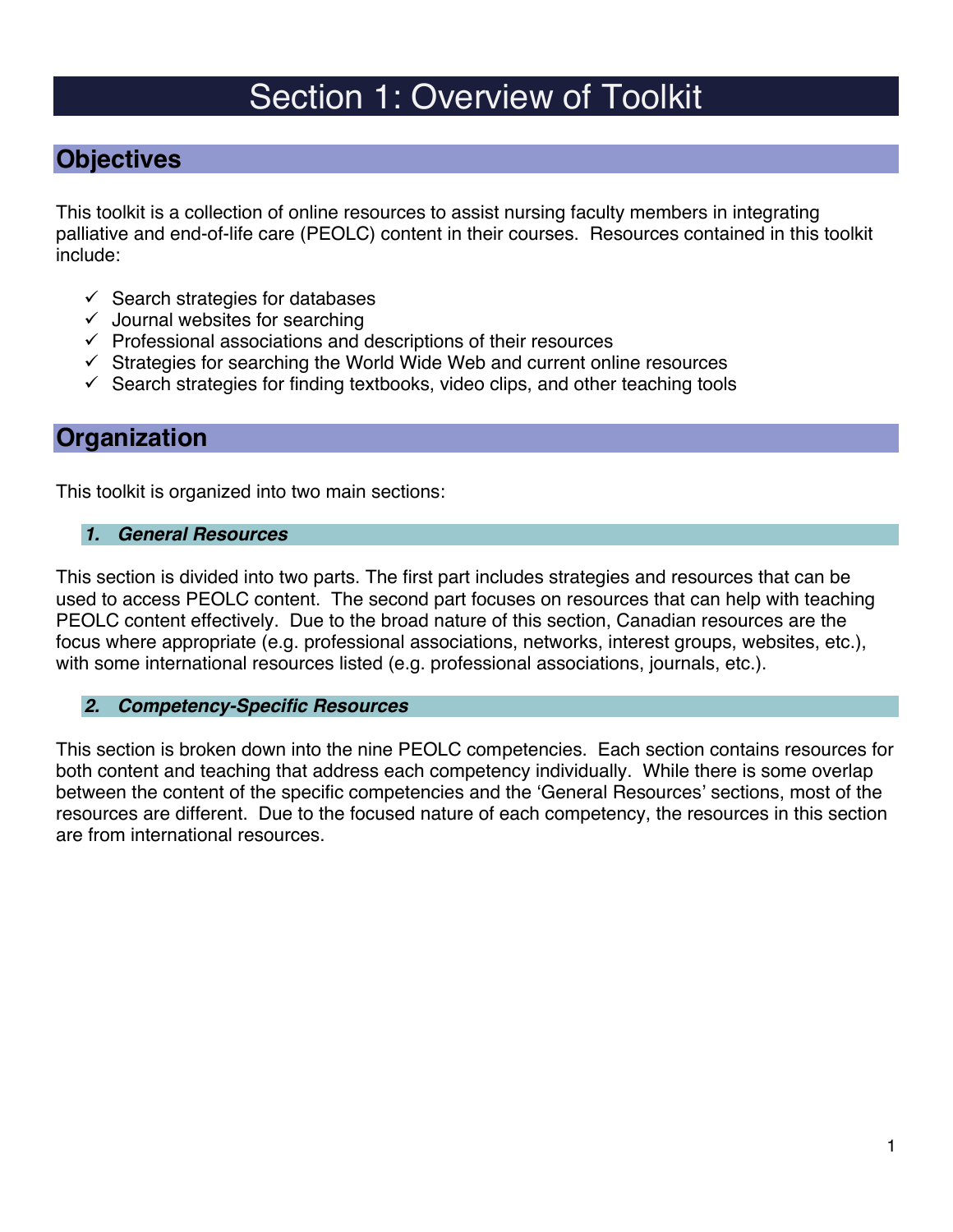# Section 1: Overview of Toolkit

## Objectives

This toolkit is a collection of online resources to assist nursing faculty members in integrating palliative and end-of-life care (PEOLC) content in their courses. Resources contained in this toolkit include:

- ✓ Search strategies for databases
- ✓ Journal websites for searching
- ✓ Professional associations and descriptions of their resources
- ✓ Strategies for searching the World Wide Web and current online resources
- ✓ Search strategies for finding textbooks, video clips, and other teaching tools

## Organization

This toolkit is organized into two main sections:

### *1. General Resources*

This section is divided into two parts. The first part includes strategies and resources that can be used to access PEOLC content. The second part focuses on resources that can help with teaching PEOLC content effectively. Due to the broad nature of this section, Canadian resources are the focus where appropriate (e.g. professional associations, networks, interest groups, websites, etc.), with some international resources listed (e.g. professional associations, journals, etc.).

### *2. Competency-Specific Resources*

This section is broken down into the nine PEOLC competencies. Each section contains resources for both content and teaching that address each competency individually. While there is some overlap between the content of the specific competencies and the 'General Resources' sections, most of the resources are different. Due to the focused nature of each competency, the resources in this section are from international resources.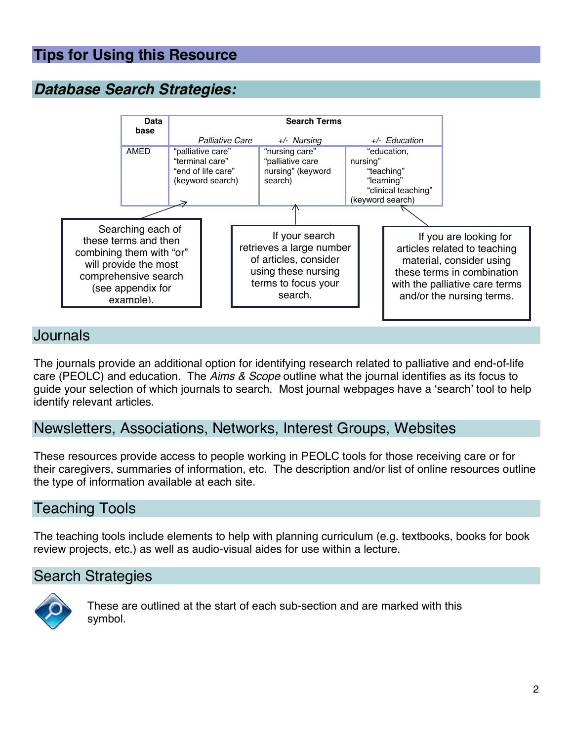# Tips for Using this Resource

## *Database Search Strategies:*

| Database | Search Terms | | |
|---|---|---|---|
| | *Palliative Care* | *+/- Nursing* | *+/- Education* |
| AMED | "palliative care" "terminal care" "end of life care" (keyword search) | "nursing care" "palliative care nursing" (keyword search) | "education, nursing" "teaching" "learning" "clinical teaching" (keyword search) |

Searching each of these terms and then combining them with "or" will provide the most comprehensive search (see appendix for example).

If your search retrieves a large number of articles, consider using these nursing terms to focus your search.

If you are looking for articles related to teaching material, consider using these terms in combination with the palliative care terms and/or the nursing terms.

## Journals

The journals provide an additional option for identifying research related to palliative and end-of-life care (PEOLC) and education. The *Aims & Scope* outline what the journal identifies as its focus to guide your selection of which journals to search. Most journal webpages have a 'search' tool to help identify relevant articles.

## Newsletters, Associations, Networks, Interest Groups, Websites

These resources provide access to people working in PEOLC tools for those receiving care or for their caregivers, summaries of information, etc. The description and/or list of online resources outline the type of information available at each site.

## Teaching Tools

The teaching tools include elements to help with planning curriculum (e.g. textbooks, books for book review projects, etc.) as well as audio-visual aides for use within a lecture.

## Search Strategies

These are outlined at the start of each sub-section and are marked with this symbol.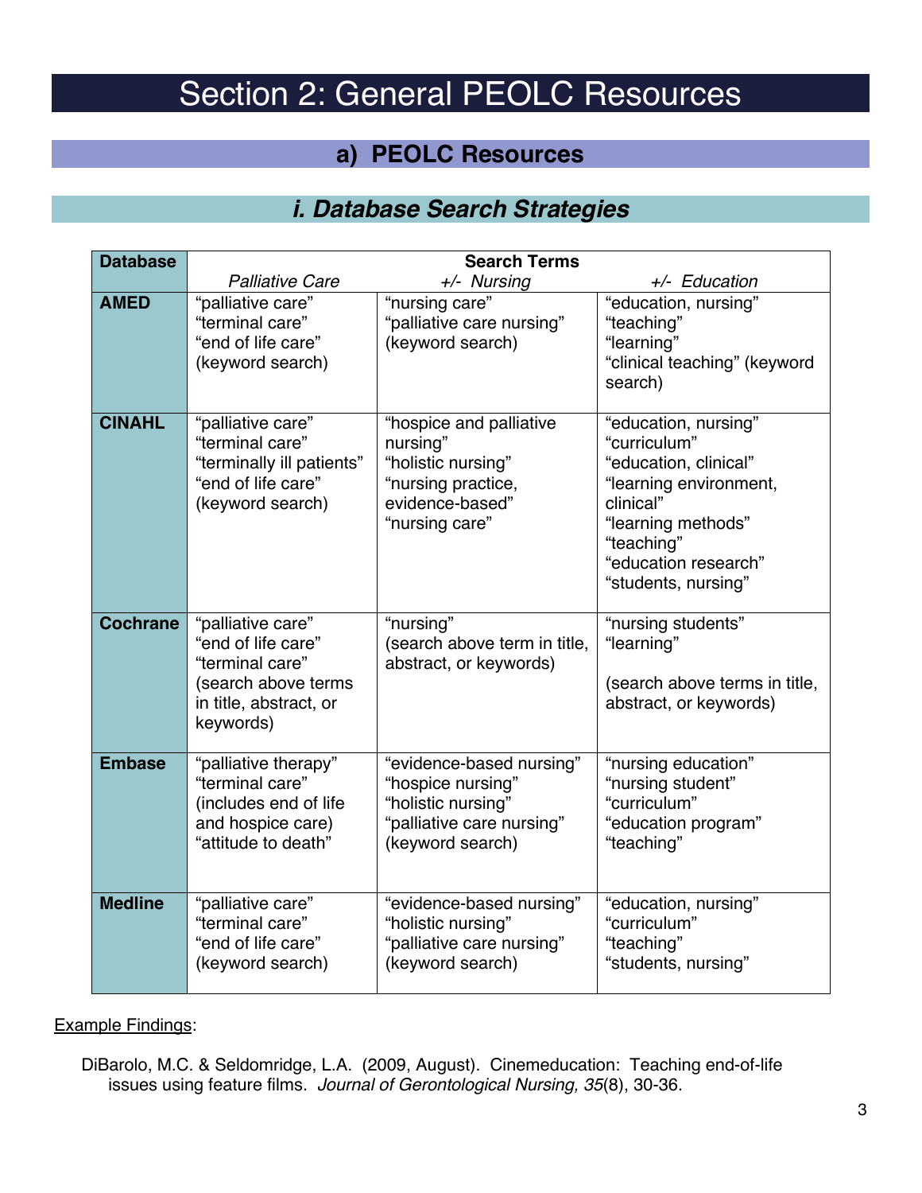# Section 2: General PEOLC Resources

## a) PEOLC Resources

### *i. Database Search Strategies*

| Database | Search Terms | | |
|---|---|---|---|
| | *Palliative Care* | *+/- Nursing* | *+/- Education* |
| **AMED** | "palliative care"<br>"terminal care"<br>"end of life care"<br>(keyword search) | "nursing care"<br>"palliative care nursing"<br>(keyword search) | "education, nursing"<br>"teaching"<br>"learning"<br>"clinical teaching" (keyword search) |
| **CINAHL** | "palliative care"<br>"terminal care"<br>"terminally ill patients"<br>"end of life care"<br>(keyword search) | "hospice and palliative nursing"<br>"holistic nursing"<br>"nursing practice, evidence-based"<br>"nursing care" | "education, nursing"<br>"curriculum"<br>"education, clinical"<br>"learning environment, clinical"<br>"learning methods"<br>"teaching"<br>"education research"<br>"students, nursing" |
| **Cochrane** | "palliative care"<br>"end of life care"<br>"terminal care"<br>(search above terms in title, abstract, or keywords) | "nursing"<br>(search above term in title, abstract, or keywords) | "nursing students"<br>"learning"<br><br>(search above terms in title, abstract, or keywords) |
| **Embase** | "palliative therapy"<br>"terminal care"<br>(includes end of life and hospice care)<br>"attitude to death" | "evidence-based nursing"<br>"hospice nursing"<br>"holistic nursing"<br>"palliative care nursing"<br>(keyword search) | "nursing education"<br>"nursing student"<br>"curriculum"<br>"education program"<br>"teaching" |
| **Medline** | "palliative care"<br>"terminal care"<br>"end of life care"<br>(keyword search) | "evidence-based nursing"<br>"holistic nursing"<br>"palliative care nursing"<br>(keyword search) | "education, nursing"<br>"curriculum"<br>"teaching"<br>"students, nursing" |

<u>Example Findings</u>:

DiBarolo, M.C. & Seldomridge, L.A. (2009, August). Cinemeducation: Teaching end-of-life issues using feature films. *Journal of Gerontological Nursing, 35*(8), 30-36.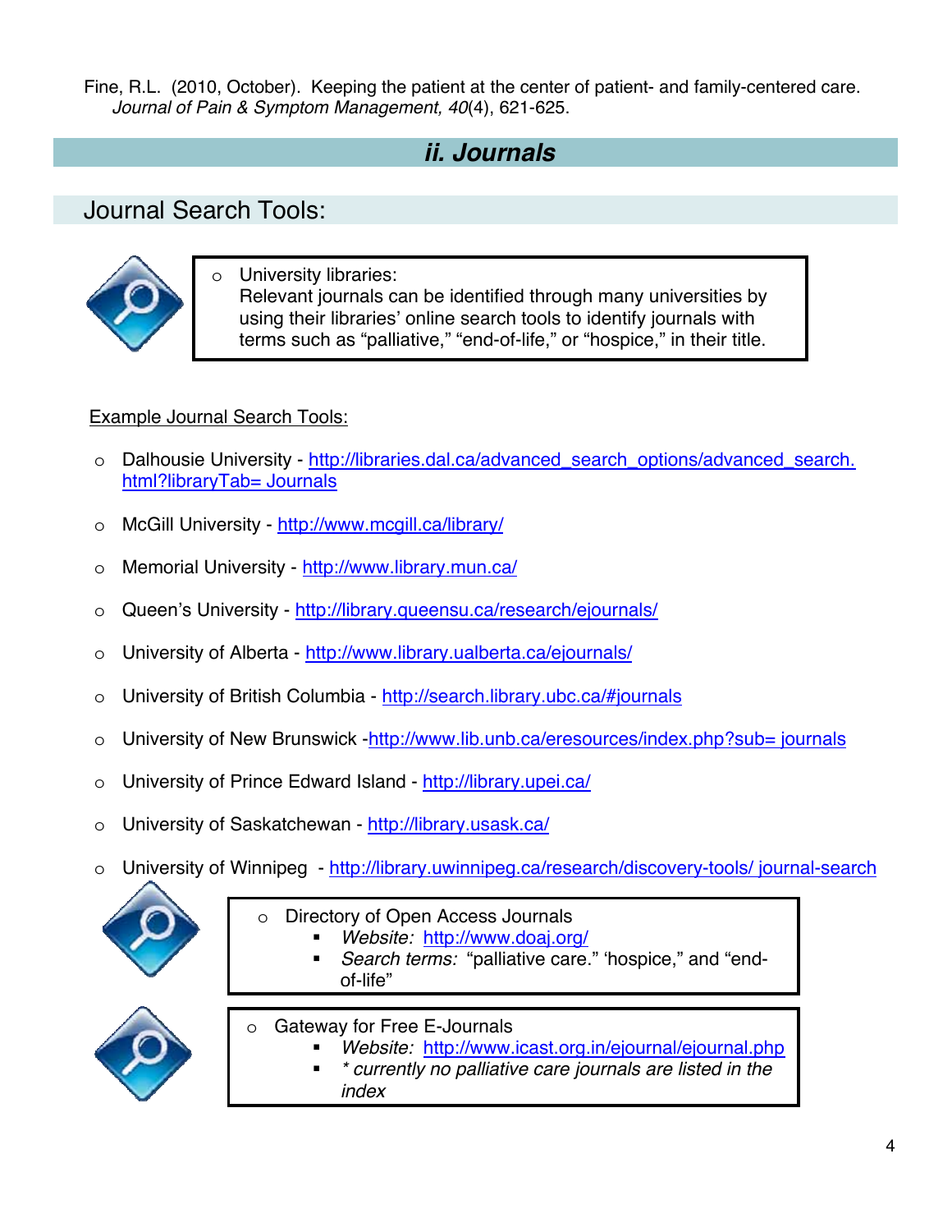Fine, R.L. (2010, October). Keeping the patient at the center of patient- and family-centered care. *Journal of Pain & Symptom Management, 40*(4), 621-625.

## *ii. Journals*

### Journal Search Tools:

- University libraries:
  Relevant journals can be identified through many universities by using their libraries' online search tools to identify journals with terms such as "palliative," "end-of-life," or "hospice," in their title.

Example Journal Search Tools:

- Dalhousie University - http://libraries.dal.ca/advanced_search_options/advanced_search.html?libraryTab= Journals
- McGill University - http://www.mcgill.ca/library/
- Memorial University - http://www.library.mun.ca/
- Queen's University - http://library.queensu.ca/research/ejournals/
- University of Alberta - http://www.library.ualberta.ca/ejournals/
- University of British Columbia - http://search.library.ubc.ca/#journals
- University of New Brunswick -http://www.lib.unb.ca/eresources/index.php?sub= journals
- University of Prince Edward Island - http://library.upei.ca/
- University of Saskatchewan - http://library.usask.ca/
- University of Winnipeg - http://library.uwinnipeg.ca/research/discovery-tools/ journal-search

- Directory of Open Access Journals
  - *Website:* http://www.doaj.org/
  - *Search terms:* "palliative care." 'hospice," and "end-of-life"

- Gateway for Free E-Journals
  - *Website:* http://www.icast.org.in/ejournal/ejournal.php
  - *\* currently no palliative care journals are listed in the index*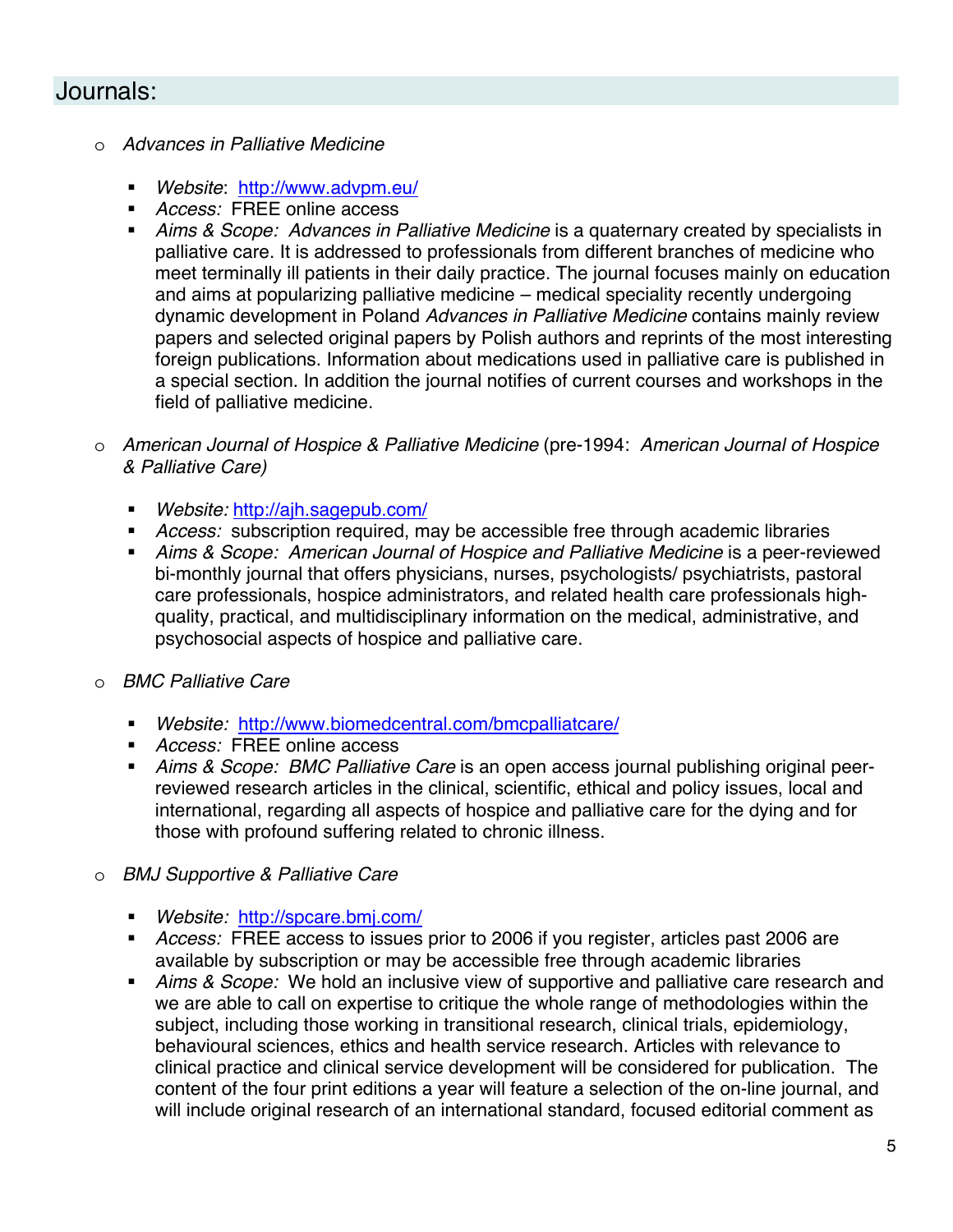## Journals:

- *Advances in Palliative Medicine*

  - *Website*: http://www.advpm.eu/
  - *Access:* FREE online access
  - *Aims & Scope: Advances in Palliative Medicine* is a quaternary created by specialists in palliative care. It is addressed to professionals from different branches of medicine who meet terminally ill patients in their daily practice. The journal focuses mainly on education and aims at popularizing palliative medicine – medical speciality recently undergoing dynamic development in Poland *Advances in Palliative Medicine* contains mainly review papers and selected original papers by Polish authors and reprints of the most interesting foreign publications. Information about medications used in palliative care is published in a special section. In addition the journal notifies of current courses and workshops in the field of palliative medicine.

- *American Journal of Hospice & Palliative Medicine* (pre-1994: *American Journal of Hospice & Palliative Care)*

  - *Website:* http://ajh.sagepub.com/
  - *Access:* subscription required, may be accessible free through academic libraries
  - *Aims & Scope: American Journal of Hospice and Palliative Medicine* is a peer-reviewed bi-monthly journal that offers physicians, nurses, psychologists/ psychiatrists, pastoral care professionals, hospice administrators, and related health care professionals high-quality, practical, and multidisciplinary information on the medical, administrative, and psychosocial aspects of hospice and palliative care.

- *BMC Palliative Care*

  - *Website:* http://www.biomedcentral.com/bmcpalliatcare/
  - *Access:* FREE online access
  - *Aims & Scope: BMC Palliative Care* is an open access journal publishing original peer-reviewed research articles in the clinical, scientific, ethical and policy issues, local and international, regarding all aspects of hospice and palliative care for the dying and for those with profound suffering related to chronic illness.

- *BMJ Supportive & Palliative Care*

  - *Website:* http://spcare.bmj.com/
  - *Access:* FREE access to issues prior to 2006 if you register, articles past 2006 are available by subscription or may be accessible free through academic libraries
  - *Aims & Scope:* We hold an inclusive view of supportive and palliative care research and we are able to call on expertise to critique the whole range of methodologies within the subject, including those working in transitional research, clinical trials, epidemiology, behavioural sciences, ethics and health service research. Articles with relevance to clinical practice and clinical service development will be considered for publication. The content of the four print editions a year will feature a selection of the on-line journal, and will include original research of an international standard, focused editorial comment as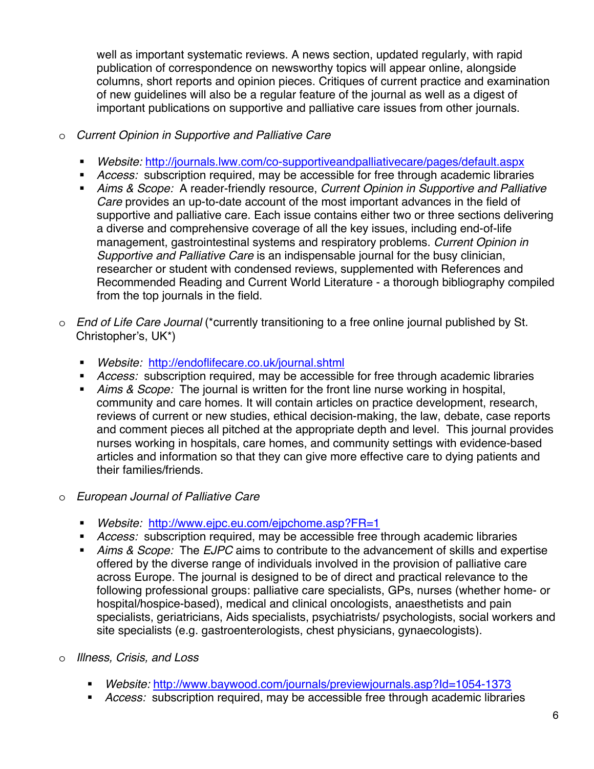well as important systematic reviews. A news section, updated regularly, with rapid publication of correspondence on newsworthy topics will appear online, alongside columns, short reports and opinion pieces. Critiques of current practice and examination of new guidelines will also be a regular feature of the journal as well as a digest of important publications on supportive and palliative care issues from other journals.

- *Current Opinion in Supportive and Palliative Care*
  - *Website:* http://journals.lww.com/co-supportiveandpalliativecare/pages/default.aspx
  - *Access:* subscription required, may be accessible for free through academic libraries
  - *Aims & Scope:* A reader-friendly resource, *Current Opinion in Supportive and Palliative Care* provides an up-to-date account of the most important advances in the field of supportive and palliative care. Each issue contains either two or three sections delivering a diverse and comprehensive coverage of all the key issues, including end-of-life management, gastrointestinal systems and respiratory problems. *Current Opinion in Supportive and Palliative Care* is an indispensable journal for the busy clinician, researcher or student with condensed reviews, supplemented with References and Recommended Reading and Current World Literature - a thorough bibliography compiled from the top journals in the field.

- *End of Life Care Journal* (*currently transitioning to a free online journal published by St. Christopher's, UK*)
  - *Website:* http://endoflifecare.co.uk/journal.shtml
  - *Access:* subscription required, may be accessible for free through academic libraries
  - *Aims & Scope:* The journal is written for the front line nurse working in hospital, community and care homes. It will contain articles on practice development, research, reviews of current or new studies, ethical decision-making, the law, debate, case reports and comment pieces all pitched at the appropriate depth and level. This journal provides nurses working in hospitals, care homes, and community settings with evidence-based articles and information so that they can give more effective care to dying patients and their families/friends.

- *European Journal of Palliative Care*
  - *Website:* http://www.ejpc.eu.com/ejpchome.asp?FR=1
  - *Access:* subscription required, may be accessible free through academic libraries
  - *Aims & Scope:* The *EJPC* aims to contribute to the advancement of skills and expertise offered by the diverse range of individuals involved in the provision of palliative care across Europe. The journal is designed to be of direct and practical relevance to the following professional groups: palliative care specialists, GPs, nurses (whether home- or hospital/hospice-based), medical and clinical oncologists, anaesthetists and pain specialists, geriatricians, Aids specialists, psychiatrists/ psychologists, social workers and site specialists (e.g. gastroenterologists, chest physicians, gynaecologists).

- *Illness, Crisis, and Loss*
  - *Website:* http://www.baywood.com/journals/previewjournals.asp?Id=1054-1373
  - *Access:* subscription required, may be accessible free through academic libraries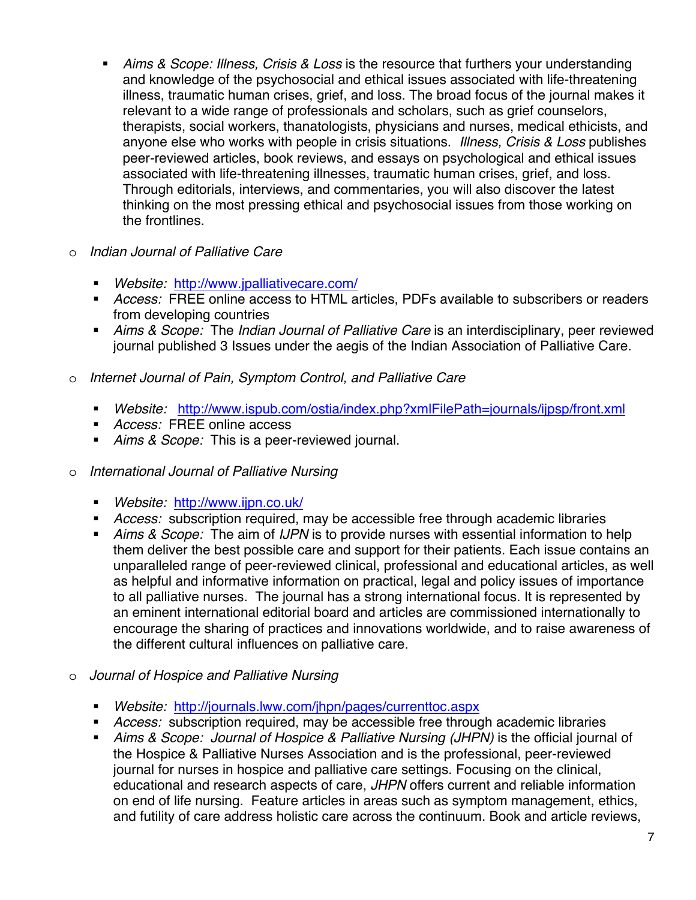- *Aims & Scope: Illness, Crisis & Loss* is the resource that furthers your understanding and knowledge of the psychosocial and ethical issues associated with life-threatening illness, traumatic human crises, grief, and loss. The broad focus of the journal makes it relevant to a wide range of professionals and scholars, such as grief counselors, therapists, social workers, thanatologists, physicians and nurses, medical ethicists, and anyone else who works with people in crisis situations. *Illness, Crisis & Loss* publishes peer-reviewed articles, book reviews, and essays on psychological and ethical issues associated with life-threatening illnesses, traumatic human crises, grief, and loss. Through editorials, interviews, and commentaries, you will also discover the latest thinking on the most pressing ethical and psychosocial issues from those working on the frontlines.

- *Indian Journal of Palliative Care*
    - *Website:* http://www.jpalliativecare.com/
    - *Access:* FREE online access to HTML articles, PDFs available to subscribers or readers from developing countries
    - *Aims & Scope:* The *Indian Journal of Palliative Care* is an interdisciplinary, peer reviewed journal published 3 Issues under the aegis of the Indian Association of Palliative Care.

- *Internet Journal of Pain, Symptom Control, and Palliative Care*
    - *Website:* http://www.ispub.com/ostia/index.php?xmlFilePath=journals/ijpsp/front.xml
    - *Access:* FREE online access
    - *Aims & Scope:* This is a peer-reviewed journal.

- *International Journal of Palliative Nursing*
    - *Website:* http://www.ijpn.co.uk/
    - *Access:* subscription required, may be accessible free through academic libraries
    - *Aims & Scope:* The aim of *IJPN* is to provide nurses with essential information to help them deliver the best possible care and support for their patients. Each issue contains an unparalleled range of peer-reviewed clinical, professional and educational articles, as well as helpful and informative information on practical, legal and policy issues of importance to all palliative nurses. The journal has a strong international focus. It is represented by an eminent international editorial board and articles are commissioned internationally to encourage the sharing of practices and innovations worldwide, and to raise awareness of the different cultural influences on palliative care.

- *Journal of Hospice and Palliative Nursing*
    - *Website:* http://journals.lww.com/jhpn/pages/currenttoc.aspx
    - *Access:* subscription required, may be accessible free through academic libraries
    - *Aims & Scope: Journal of Hospice & Palliative Nursing (JHPN)* is the official journal of the Hospice & Palliative Nurses Association and is the professional, peer-reviewed journal for nurses in hospice and palliative care settings. Focusing on the clinical, educational and research aspects of care, *JHPN* offers current and reliable information on end of life nursing. Feature articles in areas such as symptom management, ethics, and futility of care address holistic care across the continuum. Book and article reviews,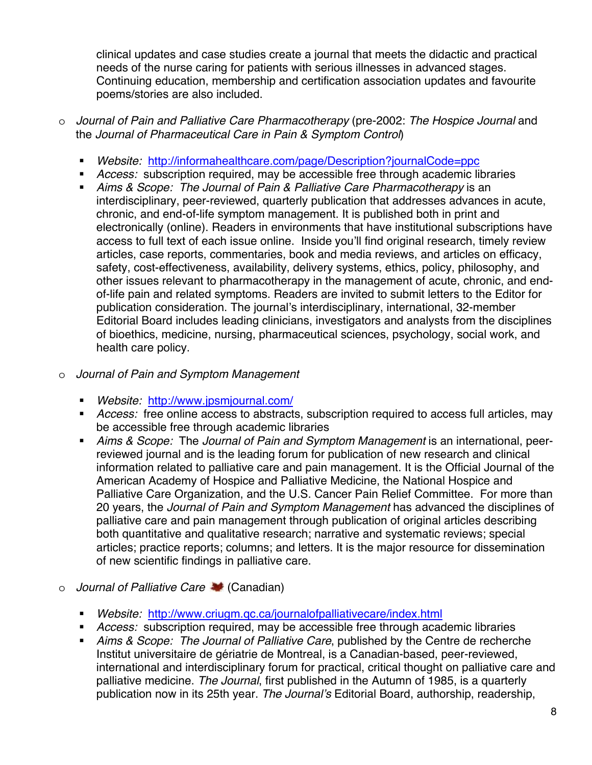clinical updates and case studies create a journal that meets the didactic and practical needs of the nurse caring for patients with serious illnesses in advanced stages. Continuing education, membership and certification association updates and favourite poems/stories are also included.

- *Journal of Pain and Palliative Care Pharmacotherapy* (pre-2002: *The Hospice Journal* and the *Journal of Pharmaceutical Care in Pain & Symptom Control*)
  - *Website:* http://informahealthcare.com/page/Description?journalCode=ppc
  - *Access:* subscription required, may be accessible free through academic libraries
  - *Aims & Scope: The Journal of Pain & Palliative Care Pharmacotherapy* is an interdisciplinary, peer-reviewed, quarterly publication that addresses advances in acute, chronic, and end-of-life symptom management. It is published both in print and electronically (online). Readers in environments that have institutional subscriptions have access to full text of each issue online. Inside you'll find original research, timely review articles, case reports, commentaries, book and media reviews, and articles on efficacy, safety, cost-effectiveness, availability, delivery systems, ethics, policy, philosophy, and other issues relevant to pharmacotherapy in the management of acute, chronic, and end-of-life pain and related symptoms. Readers are invited to submit letters to the Editor for publication consideration. The journal's interdisciplinary, international, 32-member Editorial Board includes leading clinicians, investigators and analysts from the disciplines of bioethics, medicine, nursing, pharmaceutical sciences, psychology, social work, and health care policy.

- *Journal of Pain and Symptom Management*
  - *Website:* http://www.jpsmjournal.com/
  - *Access:* free online access to abstracts, subscription required to access full articles, may be accessible free through academic libraries
  - *Aims & Scope:* The *Journal of Pain and Symptom Management* is an international, peer-reviewed journal and is the leading forum for publication of new research and clinical information related to palliative care and pain management. It is the Official Journal of the American Academy of Hospice and Palliative Medicine, the National Hospice and Palliative Care Organization, and the U.S. Cancer Pain Relief Committee. For more than 20 years, the *Journal of Pain and Symptom Management* has advanced the disciplines of palliative care and pain management through publication of original articles describing both quantitative and qualitative research; narrative and systematic reviews; special articles; practice reports; columns; and letters. It is the major resource for dissemination of new scientific findings in palliative care.

- *Journal of Palliative Care* (Canadian)
  - *Website:* http://www.criugm.qc.ca/journalofpalliativecare/index.html
  - *Access:* subscription required, may be accessible free through academic libraries
  - *Aims & Scope: The Journal of Palliative Care*, published by the Centre de recherche Institut universitaire de gériatrie de Montreal, is a Canadian-based, peer-reviewed, international and interdisciplinary forum for practical, critical thought on palliative care and palliative medicine. *The Journal*, first published in the Autumn of 1985, is a quarterly publication now in its 25th year. *The Journal's* Editorial Board, authorship, readership,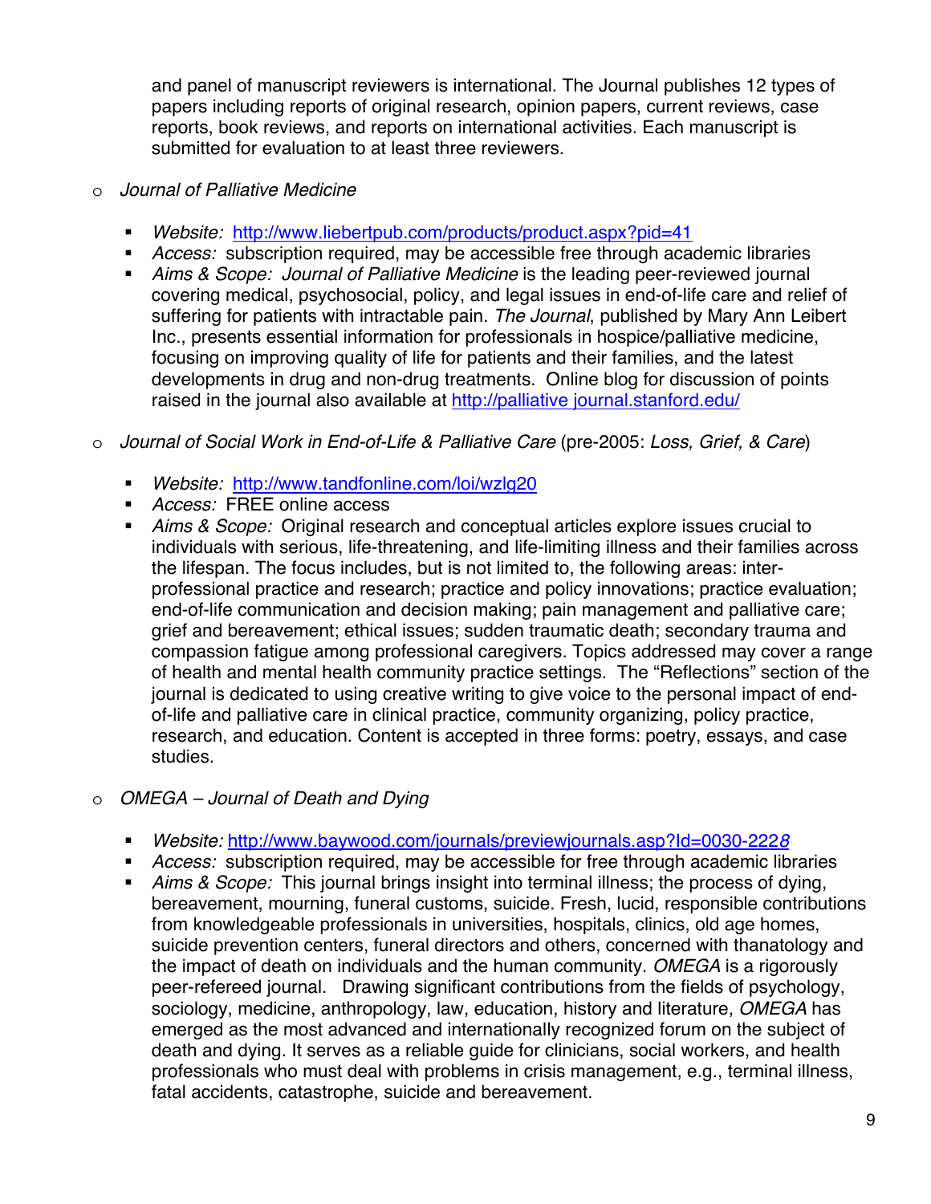and panel of manuscript reviewers is international. The Journal publishes 12 types of papers including reports of original research, opinion papers, current reviews, case reports, book reviews, and reports on international activities. Each manuscript is submitted for evaluation to at least three reviewers.

- *Journal of Palliative Medicine*

  - *Website:* http://www.liebertpub.com/products/product.aspx?pid=41
  - *Access:* subscription required, may be accessible free through academic libraries
  - *Aims & Scope:* *Journal of Palliative Medicine* is the leading peer-reviewed journal covering medical, psychosocial, policy, and legal issues in end-of-life care and relief of suffering for patients with intractable pain. *The Journal*, published by Mary Ann Leibert Inc., presents essential information for professionals in hospice/palliative medicine, focusing on improving quality of life for patients and their families, and the latest developments in drug and non-drug treatments. Online blog for discussion of points raised in the journal also available at http://palliative journal.stanford.edu/

- *Journal of Social Work in End-of-Life & Palliative Care* (pre-2005: *Loss, Grief, & Care*)

  - *Website:* http://www.tandfonline.com/loi/wzlg20
  - *Access:* FREE online access
  - *Aims & Scope:* Original research and conceptual articles explore issues crucial to individuals with serious, life-threatening, and life-limiting illness and their families across the lifespan. The focus includes, but is not limited to, the following areas: inter-professional practice and research; practice and policy innovations; practice evaluation; end-of-life communication and decision making; pain management and palliative care; grief and bereavement; ethical issues; sudden traumatic death; secondary trauma and compassion fatigue among professional caregivers. Topics addressed may cover a range of health and mental health community practice settings. The "Reflections" section of the journal is dedicated to using creative writing to give voice to the personal impact of end-of-life and palliative care in clinical practice, community organizing, policy practice, research, and education. Content is accepted in three forms: poetry, essays, and case studies.

- *OMEGA – Journal of Death and Dying*

  - *Website:* http://www.baywood.com/journals/previewjournals.asp?Id=0030-2228
  - *Access:* subscription required, may be accessible for free through academic libraries
  - *Aims & Scope:* This journal brings insight into terminal illness; the process of dying, bereavement, mourning, funeral customs, suicide. Fresh, lucid, responsible contributions from knowledgeable professionals in universities, hospitals, clinics, old age homes, suicide prevention centers, funeral directors and others, concerned with thanatology and the impact of death on individuals and the human community. *OMEGA* is a rigorously peer-refereed journal. Drawing significant contributions from the fields of psychology, sociology, medicine, anthropology, law, education, history and literature, *OMEGA* has emerged as the most advanced and internationally recognized forum on the subject of death and dying. It serves as a reliable guide for clinicians, social workers, and health professionals who must deal with problems in crisis management, e.g., terminal illness, fatal accidents, catastrophe, suicide and bereavement.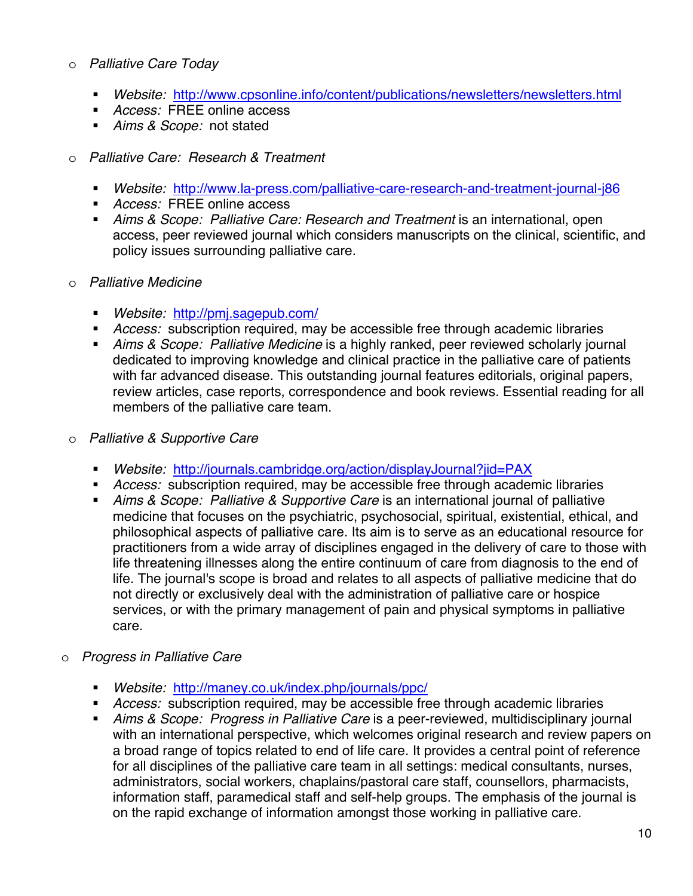- *Palliative Care Today*

  - *Website:* http://www.cpsonline.info/content/publications/newsletters/newsletters.html
  - *Access:* FREE online access
  - *Aims & Scope:* not stated

- *Palliative Care: Research & Treatment*

  - *Website:* http://www.la-press.com/palliative-care-research-and-treatment-journal-j86
  - *Access:* FREE online access
  - *Aims & Scope:* *Palliative Care: Research and Treatment* is an international, open access, peer reviewed journal which considers manuscripts on the clinical, scientific, and policy issues surrounding palliative care.

- *Palliative Medicine*

  - *Website:* http://pmj.sagepub.com/
  - *Access:* subscription required, may be accessible free through academic libraries
  - *Aims & Scope:* *Palliative Medicine* is a highly ranked, peer reviewed scholarly journal dedicated to improving knowledge and clinical practice in the palliative care of patients with far advanced disease. This outstanding journal features editorials, original papers, review articles, case reports, correspondence and book reviews. Essential reading for all members of the palliative care team.

- *Palliative & Supportive Care*

  - *Website:* http://journals.cambridge.org/action/displayJournal?jid=PAX
  - *Access:* subscription required, may be accessible free through academic libraries
  - *Aims & Scope:* *Palliative & Supportive Care* is an international journal of palliative medicine that focuses on the psychiatric, psychosocial, spiritual, existential, ethical, and philosophical aspects of palliative care. Its aim is to serve as an educational resource for practitioners from a wide array of disciplines engaged in the delivery of care to those with life threatening illnesses along the entire continuum of care from diagnosis to the end of life. The journal's scope is broad and relates to all aspects of palliative medicine that do not directly or exclusively deal with the administration of palliative care or hospice services, or with the primary management of pain and physical symptoms in palliative care.

- *Progress in Palliative Care*

  - *Website:* http://maney.co.uk/index.php/journals/ppc/
  - *Access:* subscription required, may be accessible free through academic libraries
  - *Aims & Scope:* *Progress in Palliative Care* is a peer-reviewed, multidisciplinary journal with an international perspective, which welcomes original research and review papers on a broad range of topics related to end of life care. It provides a central point of reference for all disciplines of the palliative care team in all settings: medical consultants, nurses, administrators, social workers, chaplains/pastoral care staff, counsellors, pharmacists, information staff, paramedical staff and self-help groups. The emphasis of the journal is on the rapid exchange of information amongst those working in palliative care.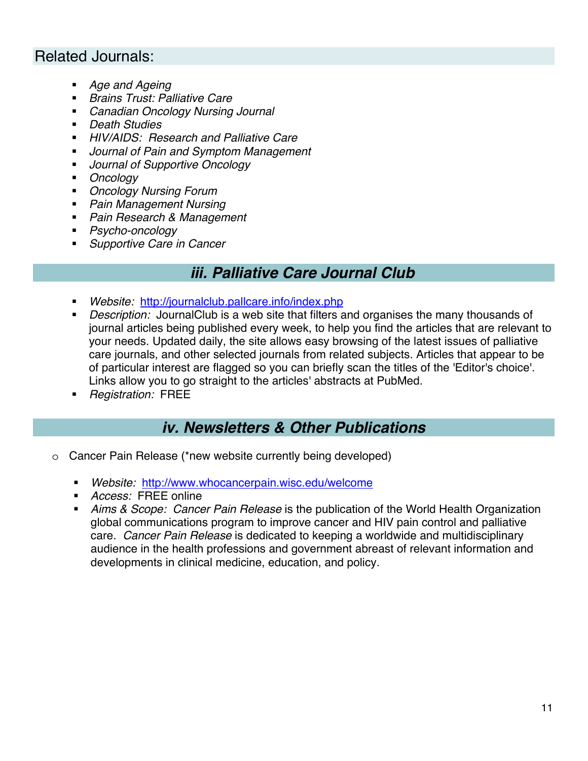## Related Journals:

- *Age and Ageing*
- *Brains Trust: Palliative Care*
- *Canadian Oncology Nursing Journal*
- *Death Studies*
- *HIV/AIDS: Research and Palliative Care*
- *Journal of Pain and Symptom Management*
- *Journal of Supportive Oncology*
- *Oncology*
- *Oncology Nursing Forum*
- *Pain Management Nursing*
- *Pain Research & Management*
- *Psycho-oncology*
- *Supportive Care in Cancer*

## *iii. Palliative Care Journal Club*

- *Website:* http://journalclub.pallcare.info/index.php
- *Description:* JournalClub is a web site that filters and organises the many thousands of journal articles being published every week, to help you find the articles that are relevant to your needs. Updated daily, the site allows easy browsing of the latest issues of palliative care journals, and other selected journals from related subjects. Articles that appear to be of particular interest are flagged so you can briefly scan the titles of the 'Editor's choice'. Links allow you to go straight to the articles' abstracts at PubMed.
- *Registration:* FREE

## *iv. Newsletters & Other Publications*

- Cancer Pain Release (*new website currently being developed)
  - *Website:* http://www.whocancerpain.wisc.edu/welcome
  - *Access:* FREE online
  - *Aims & Scope:* *Cancer Pain Release* is the publication of the World Health Organization global communications program to improve cancer and HIV pain control and palliative care. *Cancer Pain Release* is dedicated to keeping a worldwide and multidisciplinary audience in the health professions and government abreast of relevant information and developments in clinical medicine, education, and policy.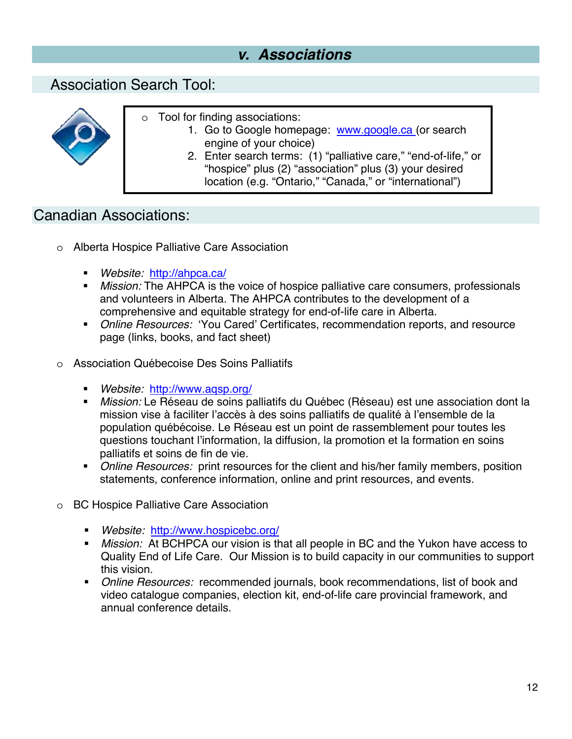## v. Associations

### Association Search Tool:

- Tool for finding associations:
    1. Go to Google homepage: www.google.ca (or search engine of your choice)
    2. Enter search terms: (1) "palliative care," "end-of-life," or "hospice" plus (2) "association" plus (3) your desired location (e.g. "Ontario," "Canada," or "international")

### Canadian Associations:

- Alberta Hospice Palliative Care Association
    - *Website:* http://ahpca.ca/
    - *Mission:* The AHPCA is the voice of hospice palliative care consumers, professionals and volunteers in Alberta. The AHPCA contributes to the development of a comprehensive and equitable strategy for end-of-life care in Alberta.
    - *Online Resources:* 'You Cared' Certificates, recommendation reports, and resource page (links, books, and fact sheet)

- Association Québecoise Des Soins Palliatifs
    - *Website:* http://www.aqsp.org/
    - *Mission:* Le Réseau de soins palliatifs du Québec (Réseau) est une association dont la mission vise à faciliter l'accès à des soins palliatifs de qualité à l'ensemble de la population québécoise. Le Réseau est un point de rassemblement pour toutes les questions touchant l'information, la diffusion, la promotion et la formation en soins palliatifs et soins de fin de vie.
    - *Online Resources:* print resources for the client and his/her family members, position statements, conference information, online and print resources, and events.

- BC Hospice Palliative Care Association
    - *Website:* http://www.hospicebc.org/
    - *Mission:* At BCHPCA our vision is that all people in BC and the Yukon have access to Quality End of Life Care. Our Mission is to build capacity in our communities to support this vision.
    - *Online Resources:* recommended journals, book recommendations, list of book and video catalogue companies, election kit, end-of-life care provincial framework, and annual conference details.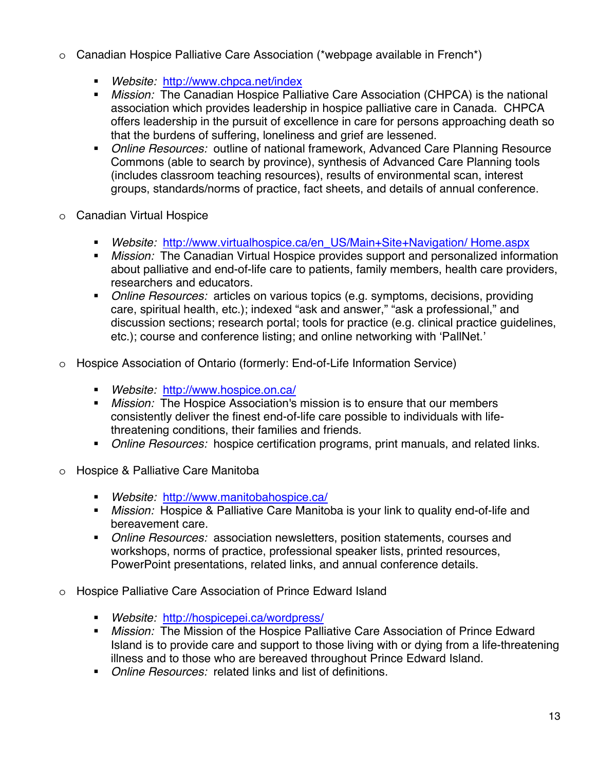- Canadian Hospice Palliative Care Association (*webpage available in French*)

  - *Website:* http://www.chpca.net/index
  - *Mission:* The Canadian Hospice Palliative Care Association (CHPCA) is the national association which provides leadership in hospice palliative care in Canada. CHPCA offers leadership in the pursuit of excellence in care for persons approaching death so that the burdens of suffering, loneliness and grief are lessened.
  - *Online Resources:* outline of national framework, Advanced Care Planning Resource Commons (able to search by province), synthesis of Advanced Care Planning tools (includes classroom teaching resources), results of environmental scan, interest groups, standards/norms of practice, fact sheets, and details of annual conference.

- Canadian Virtual Hospice

  - *Website:* http://www.virtualhospice.ca/en_US/Main+Site+Navigation/ Home.aspx
  - *Mission:* The Canadian Virtual Hospice provides support and personalized information about palliative and end-of-life care to patients, family members, health care providers, researchers and educators.
  - *Online Resources:* articles on various topics (e.g. symptoms, decisions, providing care, spiritual health, etc.); indexed "ask and answer," "ask a professional," and discussion sections; research portal; tools for practice (e.g. clinical practice guidelines, etc.); course and conference listing; and online networking with 'PallNet.'

- Hospice Association of Ontario (formerly: End-of-Life Information Service)

  - *Website:* http://www.hospice.on.ca/
  - *Mission:* The Hospice Association's mission is to ensure that our members consistently deliver the finest end-of-life care possible to individuals with life-threatening conditions, their families and friends.
  - *Online Resources:* hospice certification programs, print manuals, and related links.

- Hospice & Palliative Care Manitoba

  - *Website:* http://www.manitobahospice.ca/
  - *Mission:* Hospice & Palliative Care Manitoba is your link to quality end-of-life and bereavement care.
  - *Online Resources:* association newsletters, position statements, courses and workshops, norms of practice, professional speaker lists, printed resources, PowerPoint presentations, related links, and annual conference details.

- Hospice Palliative Care Association of Prince Edward Island

  - *Website:* http://hospicepei.ca/wordpress/
  - *Mission:* The Mission of the Hospice Palliative Care Association of Prince Edward Island is to provide care and support to those living with or dying from a life-threatening illness and to those who are bereaved throughout Prince Edward Island.
  - *Online Resources:* related links and list of definitions.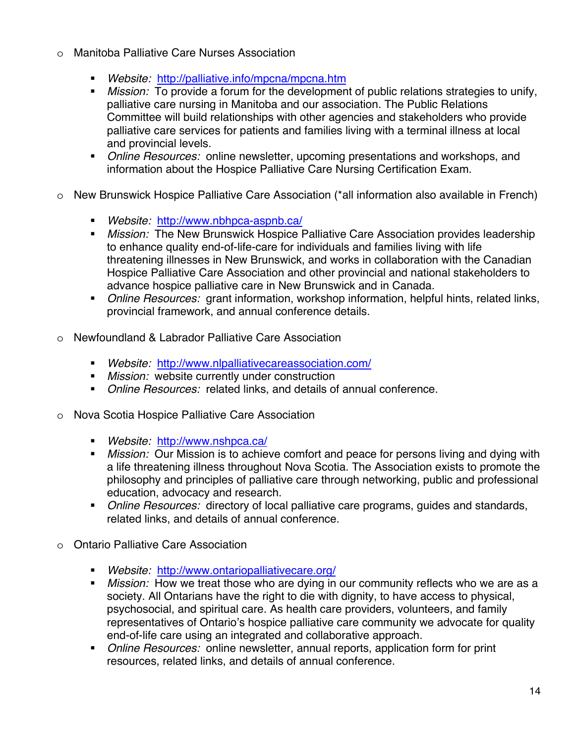- Manitoba Palliative Care Nurses Association

    - *Website:* http://palliative.info/mpcna/mpcna.htm
    - *Mission:* To provide a forum for the development of public relations strategies to unify, palliative care nursing in Manitoba and our association. The Public Relations Committee will build relationships with other agencies and stakeholders who provide palliative care services for patients and families living with a terminal illness at local and provincial levels.
    - *Online Resources:* online newsletter, upcoming presentations and workshops, and information about the Hospice Palliative Care Nursing Certification Exam.

- New Brunswick Hospice Palliative Care Association (*all information also available in French)

    - *Website:* http://www.nbhpca-aspnb.ca/
    - *Mission:* The New Brunswick Hospice Palliative Care Association provides leadership to enhance quality end-of-life-care for individuals and families living with life threatening illnesses in New Brunswick, and works in collaboration with the Canadian Hospice Palliative Care Association and other provincial and national stakeholders to advance hospice palliative care in New Brunswick and in Canada.
    - *Online Resources:* grant information, workshop information, helpful hints, related links, provincial framework, and annual conference details.

- Newfoundland & Labrador Palliative Care Association

    - *Website:* http://www.nlpalliativecareassociation.com/
    - *Mission:* website currently under construction
    - *Online Resources:* related links, and details of annual conference.

- Nova Scotia Hospice Palliative Care Association

    - *Website:* http://www.nshpca.ca/
    - *Mission:* Our Mission is to achieve comfort and peace for persons living and dying with a life threatening illness throughout Nova Scotia. The Association exists to promote the philosophy and principles of palliative care through networking, public and professional education, advocacy and research.
    - *Online Resources:* directory of local palliative care programs, guides and standards, related links, and details of annual conference.

- Ontario Palliative Care Association

    - *Website:* http://www.ontariopalliativecare.org/
    - *Mission:* How we treat those who are dying in our community reflects who we are as a society. All Ontarians have the right to die with dignity, to have access to physical, psychosocial, and spiritual care. As health care providers, volunteers, and family representatives of Ontario's hospice palliative care community we advocate for quality end-of-life care using an integrated and collaborative approach.
    - *Online Resources:* online newsletter, annual reports, application form for print resources, related links, and details of annual conference.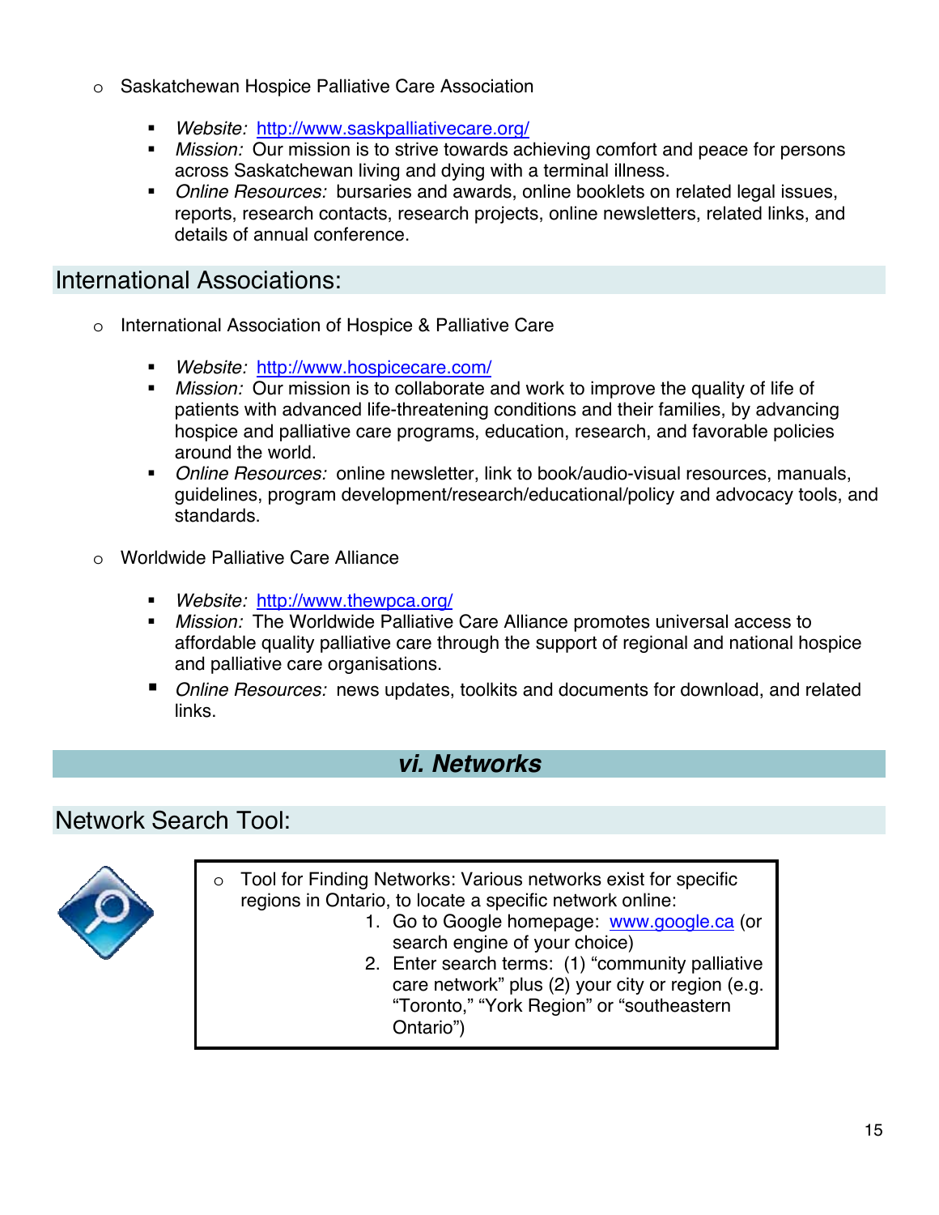- Saskatchewan Hospice Palliative Care Association
  - *Website:* http://www.saskpalliativecare.org/
  - *Mission:* Our mission is to strive towards achieving comfort and peace for persons across Saskatchewan living and dying with a terminal illness.
  - *Online Resources:* bursaries and awards, online booklets on related legal issues, reports, research contacts, research projects, online newsletters, related links, and details of annual conference.

## International Associations:

- International Association of Hospice & Palliative Care
  - *Website:* http://www.hospicecare.com/
  - *Mission:* Our mission is to collaborate and work to improve the quality of life of patients with advanced life-threatening conditions and their families, by advancing hospice and palliative care programs, education, research, and favorable policies around the world.
  - *Online Resources:* online newsletter, link to book/audio-visual resources, manuals, guidelines, program development/research/educational/policy and advocacy tools, and standards.

- Worldwide Palliative Care Alliance
  - *Website:* http://www.thewpca.org/
  - *Mission:* The Worldwide Palliative Care Alliance promotes universal access to affordable quality palliative care through the support of regional and national hospice and palliative care organisations.
  - *Online Resources:* news updates, toolkits and documents for download, and related links.

# *vi. Networks*

## Network Search Tool:

- Tool for Finding Networks: Various networks exist for specific regions in Ontario, to locate a specific network online:
  1. Go to Google homepage: www.google.ca (or search engine of your choice)
  2. Enter search terms: (1) "community palliative care network" plus (2) your city or region (e.g. "Toronto," "York Region" or "southeastern Ontario")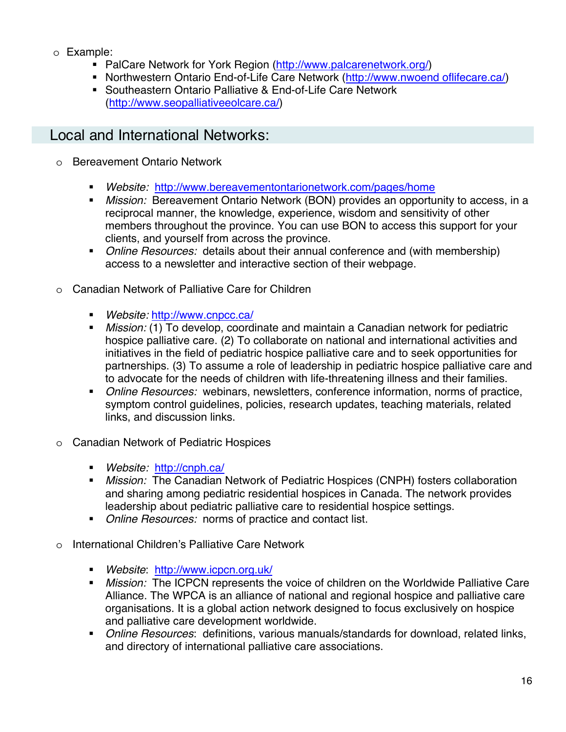- Example:
  - PalCare Network for York Region (http://www.palcarenetwork.org/)
  - Northwestern Ontario End-of-Life Care Network (http://www.nwoend oflifecare.ca/)
  - Southeastern Ontario Palliative & End-of-Life Care Network (http://www.seopalliativeeolcare.ca/)

## Local and International Networks:

- Bereavement Ontario Network
  - *Website:* http://www.bereavementontarionetwork.com/pages/home
  - *Mission:* Bereavement Ontario Network (BON) provides an opportunity to access, in a reciprocal manner, the knowledge, experience, wisdom and sensitivity of other members throughout the province. You can use BON to access this support for your clients, and yourself from across the province.
  - *Online Resources:* details about their annual conference and (with membership) access to a newsletter and interactive section of their webpage.

- Canadian Network of Palliative Care for Children
  - *Website:* http://www.cnpcc.ca/
  - *Mission:* (1) To develop, coordinate and maintain a Canadian network for pediatric hospice palliative care. (2) To collaborate on national and international activities and initiatives in the field of pediatric hospice palliative care and to seek opportunities for partnerships. (3) To assume a role of leadership in pediatric hospice palliative care and to advocate for the needs of children with life-threatening illness and their families.
  - *Online Resources:* webinars, newsletters, conference information, norms of practice, symptom control guidelines, policies, research updates, teaching materials, related links, and discussion links.

- Canadian Network of Pediatric Hospices
  - *Website:* http://cnph.ca/
  - *Mission:* The Canadian Network of Pediatric Hospices (CNPH) fosters collaboration and sharing among pediatric residential hospices in Canada. The network provides leadership about pediatric palliative care to residential hospice settings.
  - *Online Resources:* norms of practice and contact list.

- International Children's Palliative Care Network
  - *Website*: http://www.icpcn.org.uk/
  - *Mission:* The ICPCN represents the voice of children on the Worldwide Palliative Care Alliance. The WPCA is an alliance of national and regional hospice and palliative care organisations. It is a global action network designed to focus exclusively on hospice and palliative care development worldwide.
  - *Online Resources*: definitions, various manuals/standards for download, related links, and directory of international palliative care associations.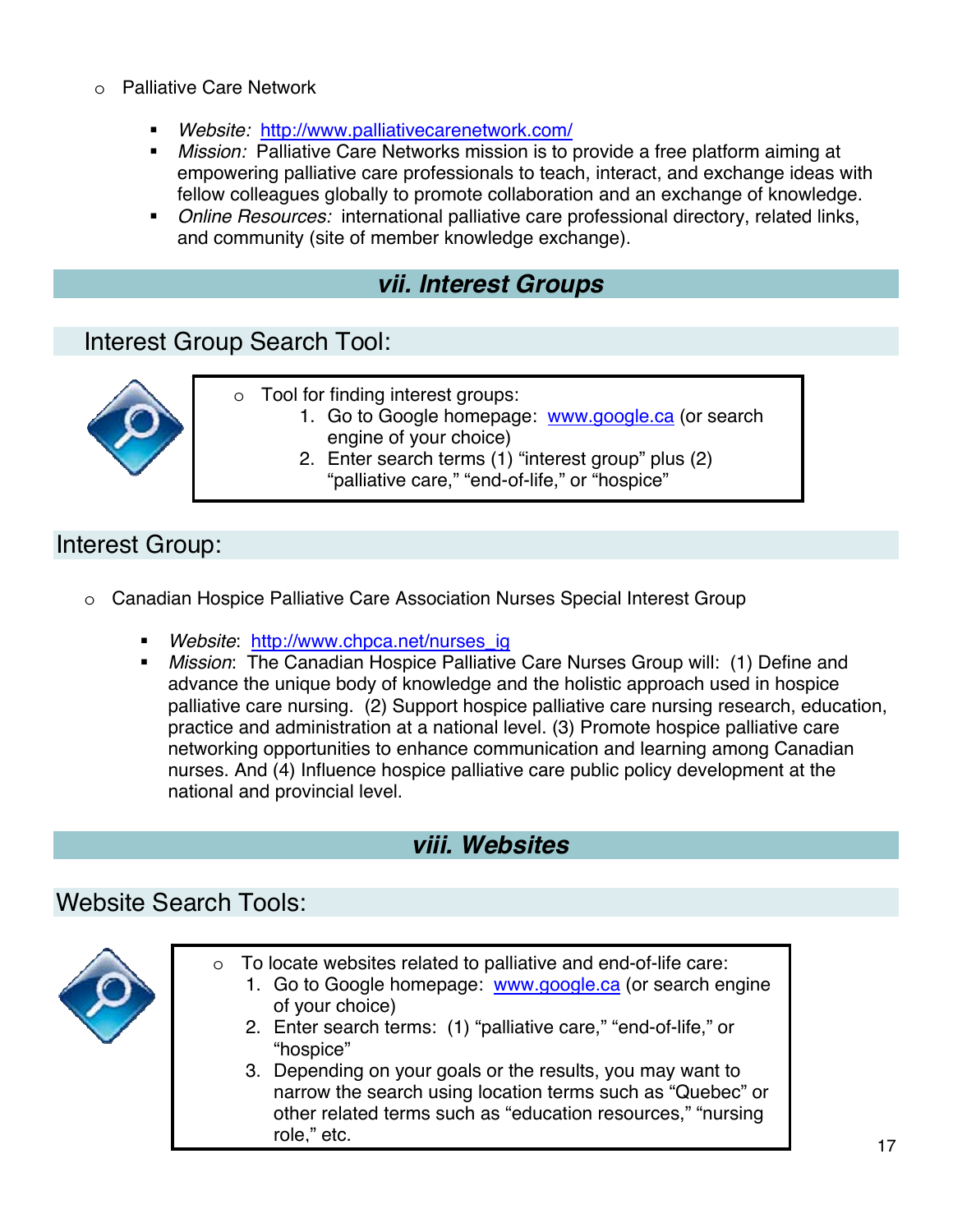- Palliative Care Network
    - *Website:* http://www.palliativecarenetwork.com/
    - *Mission:* Palliative Care Networks mission is to provide a free platform aiming at empowering palliative care professionals to teach, interact, and exchange ideas with fellow colleagues globally to promote collaboration and an exchange of knowledge.
    - *Online Resources:* international palliative care professional directory, related links, and community (site of member knowledge exchange).

## *vii. Interest Groups*

### Interest Group Search Tool:

- Tool for finding interest groups:
    1. Go to Google homepage: www.google.ca (or search engine of your choice)
    2. Enter search terms (1) "interest group" plus (2) "palliative care," "end-of-life," or "hospice"

### Interest Group:

- Canadian Hospice Palliative Care Association Nurses Special Interest Group
    - *Website*: http://www.chpca.net/nurses_ig
    - *Mission*: The Canadian Hospice Palliative Care Nurses Group will: (1) Define and advance the unique body of knowledge and the holistic approach used in hospice palliative care nursing. (2) Support hospice palliative care nursing research, education, practice and administration at a national level. (3) Promote hospice palliative care networking opportunities to enhance communication and learning among Canadian nurses. And (4) Influence hospice palliative care public policy development at the national and provincial level.

## *viii. Websites*

### Website Search Tools:

- To locate websites related to palliative and end-of-life care:
    1. Go to Google homepage: www.google.ca (or search engine of your choice)
    2. Enter search terms: (1) "palliative care," "end-of-life," or "hospice"
    3. Depending on your goals or the results, you may want to narrow the search using location terms such as "Quebec" or other related terms such as "education resources," "nursing role," etc.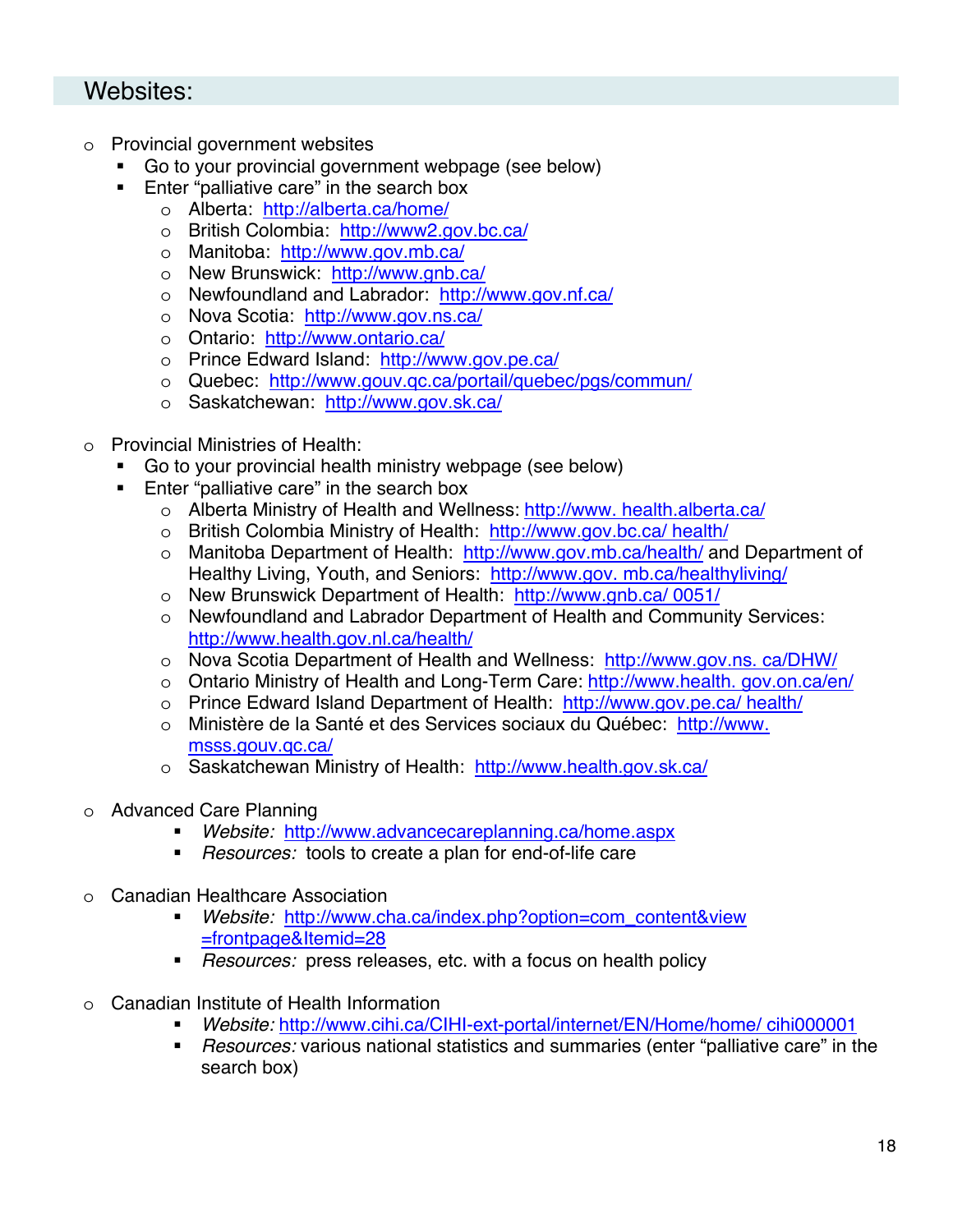## Websites:

- Provincial government websites
  - Go to your provincial government webpage (see below)
  - Enter "palliative care" in the search box
    - Alberta: http://alberta.ca/home/
    - British Colombia: http://www2.gov.bc.ca/
    - Manitoba: http://www.gov.mb.ca/
    - New Brunswick: http://www.gnb.ca/
    - Newfoundland and Labrador: http://www.gov.nf.ca/
    - Nova Scotia: http://www.gov.ns.ca/
    - Ontario: http://www.ontario.ca/
    - Prince Edward Island: http://www.gov.pe.ca/
    - Quebec: http://www.gouv.qc.ca/portail/quebec/pgs/commun/
    - Saskatchewan: http://www.gov.sk.ca/

- Provincial Ministries of Health:
  - Go to your provincial health ministry webpage (see below)
  - Enter "palliative care" in the search box
    - Alberta Ministry of Health and Wellness: http://www. health.alberta.ca/
    - British Colombia Ministry of Health: http://www.gov.bc.ca/ health/
    - Manitoba Department of Health: http://www.gov.mb.ca/health/ and Department of Healthy Living, Youth, and Seniors: http://www.gov. mb.ca/healthyliving/
    - New Brunswick Department of Health: http://www.gnb.ca/ 0051/
    - Newfoundland and Labrador Department of Health and Community Services: http://www.health.gov.nl.ca/health/
    - Nova Scotia Department of Health and Wellness: http://www.gov.ns. ca/DHW/
    - Ontario Ministry of Health and Long-Term Care: http://www.health. gov.on.ca/en/
    - Prince Edward Island Department of Health: http://www.gov.pe.ca/ health/
    - Ministère de la Santé et des Services sociaux du Québec: http://www. msss.gouv.qc.ca/
    - Saskatchewan Ministry of Health: http://www.health.gov.sk.ca/

- Advanced Care Planning
  - *Website:* http://www.advancecareplanning.ca/home.aspx
  - *Resources:* tools to create a plan for end-of-life care

- Canadian Healthcare Association
  - *Website:* http://www.cha.ca/index.php?option=com_content&view =frontpage&Itemid=28
  - *Resources:* press releases, etc. with a focus on health policy

- Canadian Institute of Health Information
  - *Website:* http://www.cihi.ca/CIHI-ext-portal/internet/EN/Home/home/ cihi000001
  - *Resources:* various national statistics and summaries (enter "palliative care" in the search box)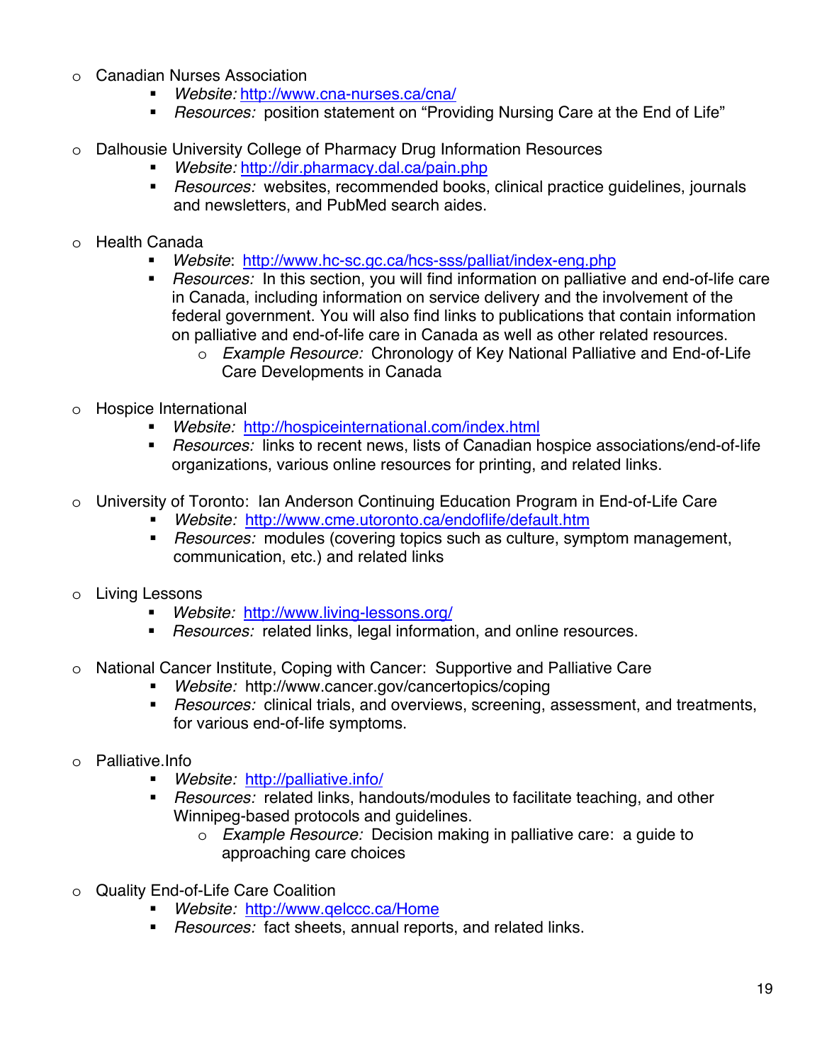- Canadian Nurses Association
  - *Website:* http://www.cna-nurses.ca/cna/
  - *Resources:* position statement on “Providing Nursing Care at the End of Life”

- Dalhousie University College of Pharmacy Drug Information Resources
  - *Website:* http://dir.pharmacy.dal.ca/pain.php
  - *Resources:* websites, recommended books, clinical practice guidelines, journals and newsletters, and PubMed search aides.

- Health Canada
  - *Website*: http://www.hc-sc.gc.ca/hcs-sss/palliat/index-eng.php
  - *Resources:* In this section, you will find information on palliative and end-of-life care in Canada, including information on service delivery and the involvement of the federal government. You will also find links to publications that contain information on palliative and end-of-life care in Canada as well as other related resources.
    - *Example Resource:* Chronology of Key National Palliative and End-of-Life Care Developments in Canada

- Hospice International
  - *Website:* http://hospiceinternational.com/index.html
  - *Resources:* links to recent news, lists of Canadian hospice associations/end-of-life organizations, various online resources for printing, and related links.

- University of Toronto: Ian Anderson Continuing Education Program in End-of-Life Care
  - *Website:* http://www.cme.utoronto.ca/endoflife/default.htm
  - *Resources:* modules (covering topics such as culture, symptom management, communication, etc.) and related links

- Living Lessons
  - *Website:* http://www.living-lessons.org/
  - *Resources:* related links, legal information, and online resources.

- National Cancer Institute, Coping with Cancer: Supportive and Palliative Care
  - *Website:* http://www.cancer.gov/cancertopics/coping
  - *Resources:* clinical trials, and overviews, screening, assessment, and treatments, for various end-of-life symptoms.

- Palliative.Info
  - *Website:* http://palliative.info/
  - *Resources:* related links, handouts/modules to facilitate teaching, and other Winnipeg-based protocols and guidelines.
    - *Example Resource:* Decision making in palliative care: a guide to approaching care choices

- Quality End-of-Life Care Coalition
  - *Website:* http://www.qelccc.ca/Home
  - *Resources:* fact sheets, annual reports, and related links.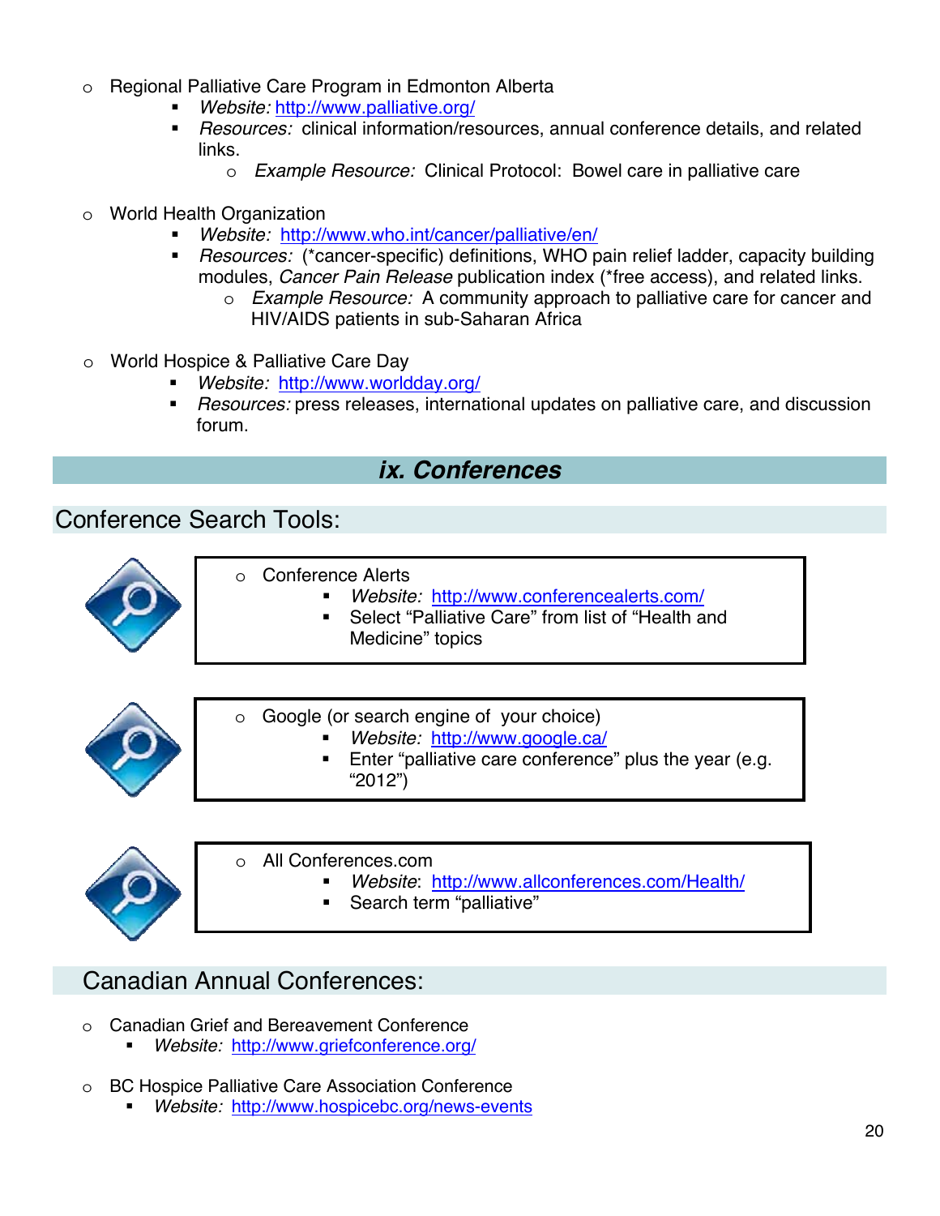- Regional Palliative Care Program in Edmonton Alberta
  - *Website:* http://www.palliative.org/
  - *Resources:* clinical information/resources, annual conference details, and related links.
    - *Example Resource:* Clinical Protocol: Bowel care in palliative care

- World Health Organization
  - *Website:* http://www.who.int/cancer/palliative/en/
  - *Resources:* (*cancer-specific) definitions, WHO pain relief ladder, capacity building modules, *Cancer Pain Release* publication index (*free access), and related links.
    - *Example Resource:* A community approach to palliative care for cancer and HIV/AIDS patients in sub-Saharan Africa

- World Hospice & Palliative Care Day
  - *Website:* http://www.worldday.org/
  - *Resources:* press releases, international updates on palliative care, and discussion forum.

# *ix. Conferences*

## Conference Search Tools:

- Conference Alerts
  - *Website:* http://www.conferencealerts.com/
  - Select "Palliative Care" from list of "Health and Medicine" topics

- Google (or search engine of your choice)
  - *Website:* http://www.google.ca/
  - Enter "palliative care conference" plus the year (e.g. "2012")

- All Conferences.com
  - *Website*: http://www.allconferences.com/Health/
  - Search term "palliative"

## Canadian Annual Conferences:

- Canadian Grief and Bereavement Conference
  - *Website:* http://www.griefconference.org/

- BC Hospice Palliative Care Association Conference
  - *Website:* http://www.hospicebc.org/news-events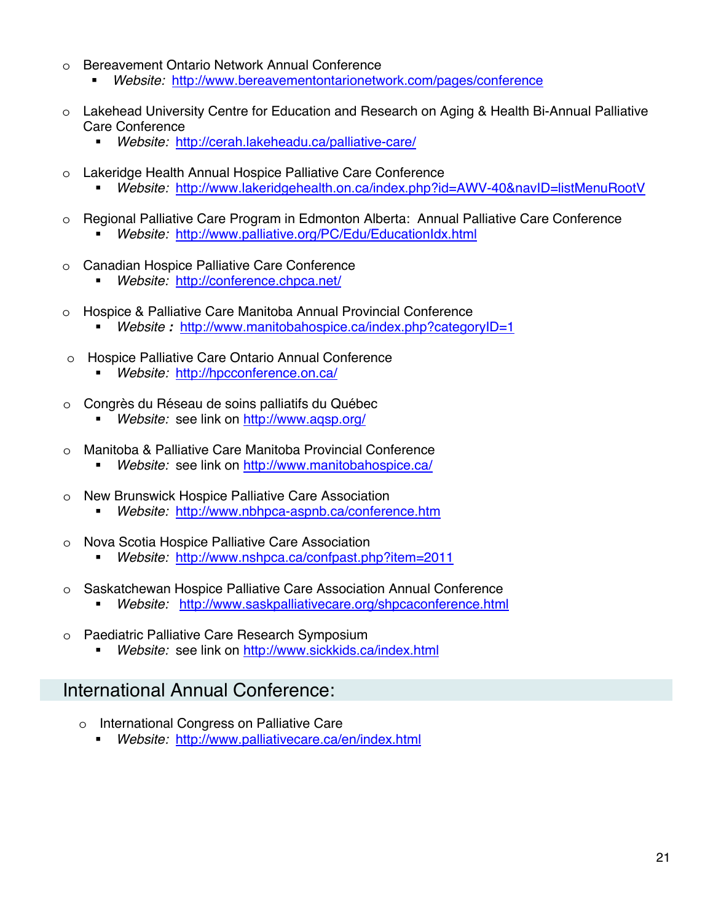- Bereavement Ontario Network Annual Conference
  - *Website:* http://www.bereavementontarionetwork.com/pages/conference

- Lakehead University Centre for Education and Research on Aging & Health Bi-Annual Palliative Care Conference
  - *Website:* http://cerah.lakeheadu.ca/palliative-care/

- Lakeridge Health Annual Hospice Palliative Care Conference
  - *Website:* http://www.lakeridgehealth.on.ca/index.php?id=AWV-40&navID=listMenuRootV

- Regional Palliative Care Program in Edmonton Alberta: Annual Palliative Care Conference
  - *Website:* http://www.palliative.org/PC/Edu/EducationIdx.html

- Canadian Hospice Palliative Care Conference
  - *Website:* http://conference.chpca.net/

- Hospice & Palliative Care Manitoba Annual Provincial Conference
  - *Website :* http://www.manitobahospice.ca/index.php?categoryID=1

- Hospice Palliative Care Ontario Annual Conference
  - *Website:* http://hpcconference.on.ca/

- Congrès du Réseau de soins palliatifs du Québec
  - *Website:* see link on http://www.aqsp.org/

- Manitoba & Palliative Care Manitoba Provincial Conference
  - *Website:* see link on http://www.manitobahospice.ca/

- New Brunswick Hospice Palliative Care Association
  - *Website:* http://www.nbhpca-aspnb.ca/conference.htm

- Nova Scotia Hospice Palliative Care Association
  - *Website:* http://www.nshpca.ca/confpast.php?item=2011

- Saskatchewan Hospice Palliative Care Association Annual Conference
  - *Website:* http://www.saskpalliativecare.org/shpcaconference.html

- Paediatric Palliative Care Research Symposium
  - *Website:* see link on http://www.sickkids.ca/index.html

## International Annual Conference:

- International Congress on Palliative Care
  - *Website:* http://www.palliativecare.ca/en/index.html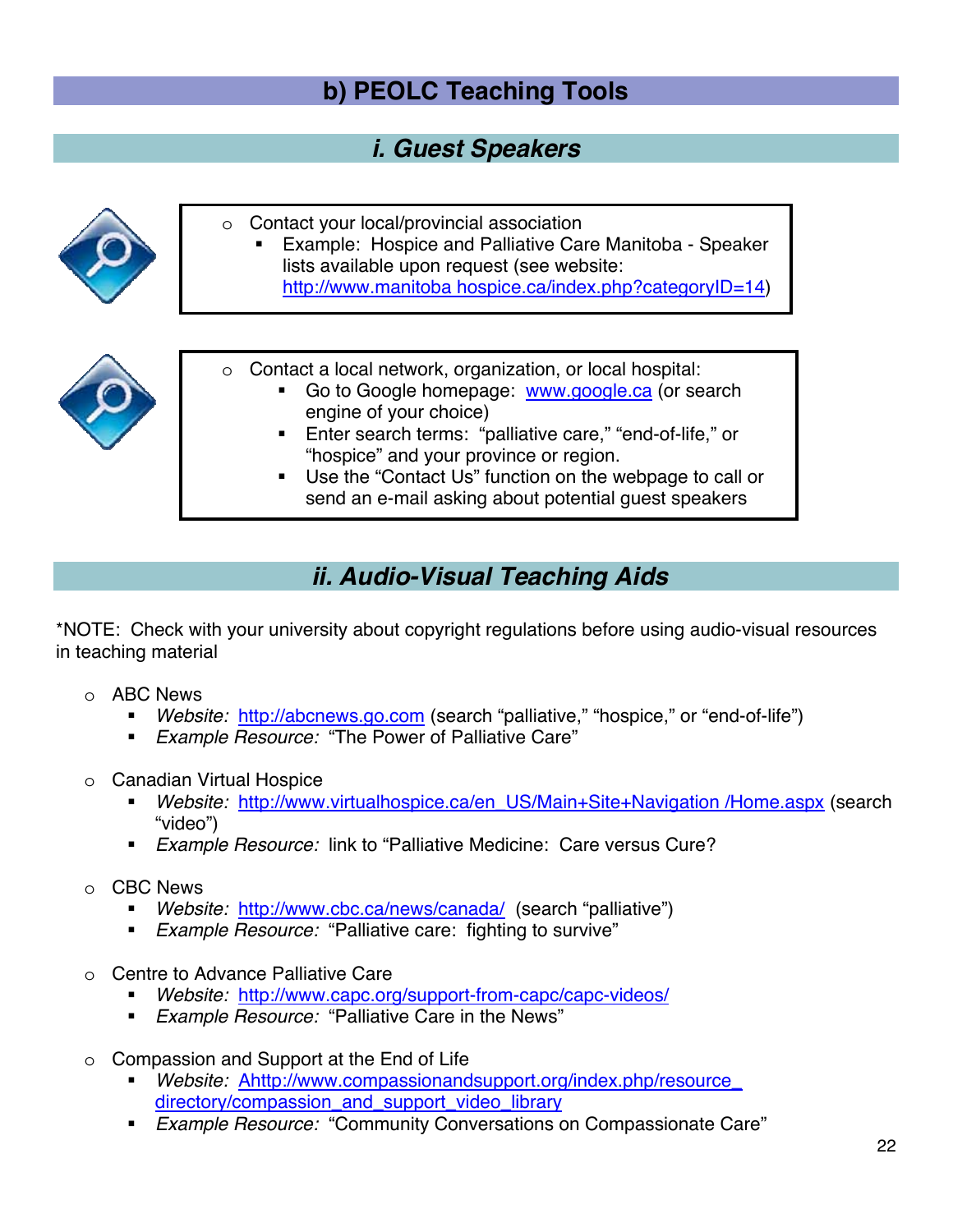## b) PEOLC Teaching Tools

### *i. Guest Speakers*

- Contact your local/provincial association
  - Example: Hospice and Palliative Care Manitoba - Speaker lists available upon request (see website: http://www.manitoba hospice.ca/index.php?categoryID=14)

- Contact a local network, organization, or local hospital:
  - Go to Google homepage: www.google.ca (or search engine of your choice)
  - Enter search terms: "palliative care," "end-of-life," or "hospice" and your province or region.
  - Use the "Contact Us" function on the webpage to call or send an e-mail asking about potential guest speakers

### *ii. Audio-Visual Teaching Aids*

*NOTE: Check with your university about copyright regulations before using audio-visual resources in teaching material

- ABC News
  - *Website:* http://abcnews.go.com (search "palliative," "hospice," or "end-of-life")
  - *Example Resource:* "The Power of Palliative Care"

- Canadian Virtual Hospice
  - *Website:* http://www.virtualhospice.ca/en_US/Main+Site+Navigation /Home.aspx (search "video")
  - *Example Resource:* link to "Palliative Medicine: Care versus Cure?

- CBC News
  - *Website:* http://www.cbc.ca/news/canada/ (search "palliative")
  - *Example Resource:* "Palliative care: fighting to survive"

- Centre to Advance Palliative Care
  - *Website:* http://www.capc.org/support-from-capc/capc-videos/
  - *Example Resource:* "Palliative Care in the News"

- Compassion and Support at the End of Life
  - *Website:* Ahttp://www.compassionandsupport.org/index.php/resource_directory/compassion_and_support_video_library
  - *Example Resource:* "Community Conversations on Compassionate Care"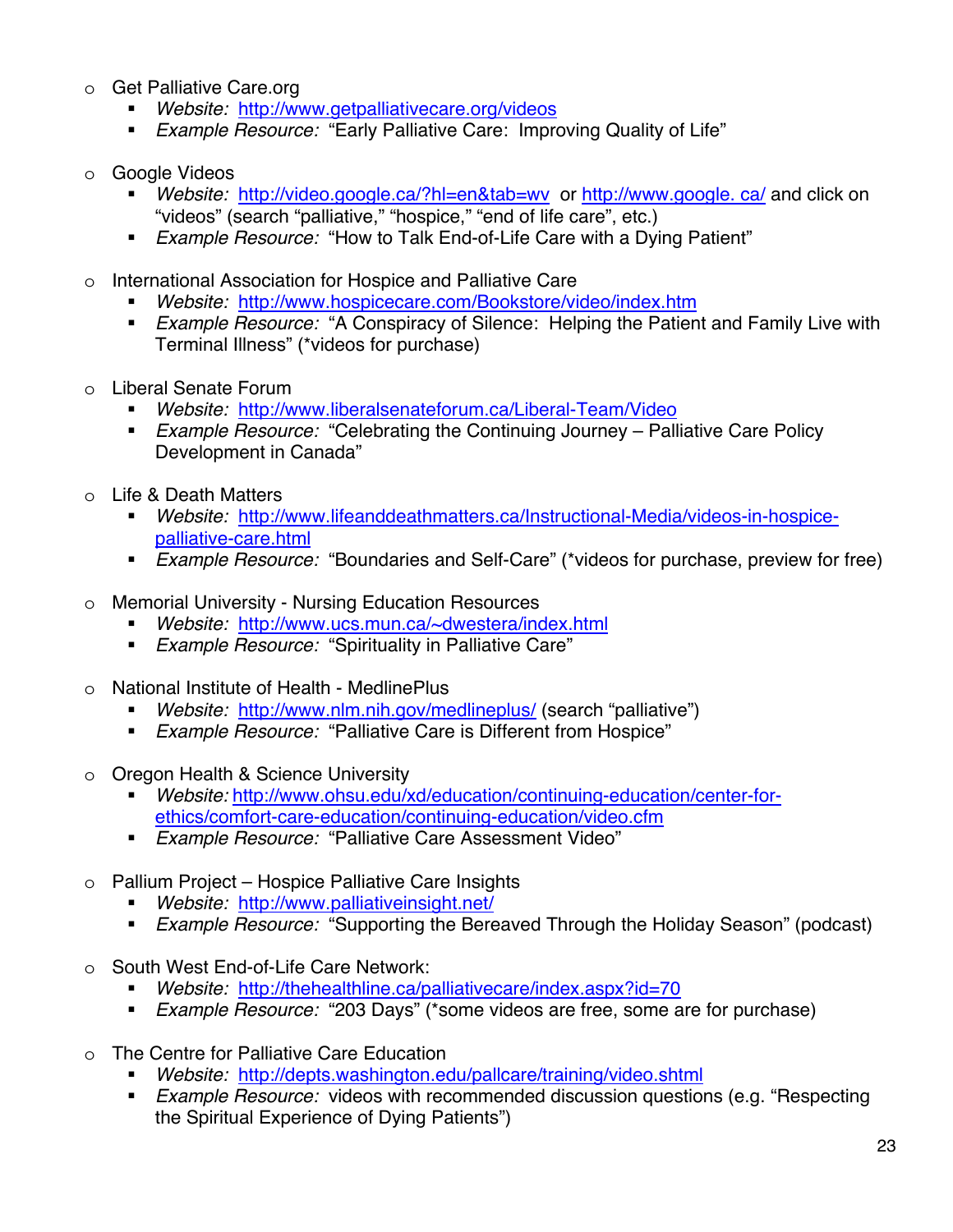- Get Palliative Care.org
  - *Website:* http://www.getpalliativecare.org/videos
  - *Example Resource:* "Early Palliative Care: Improving Quality of Life"

- Google Videos
  - *Website:* http://video.google.ca/?hl=en&tab=wv or http://www.google. ca/ and click on "videos" (search "palliative," "hospice," "end of life care", etc.)
  - *Example Resource:* "How to Talk End-of-Life Care with a Dying Patient"

- International Association for Hospice and Palliative Care
  - *Website:* http://www.hospicecare.com/Bookstore/video/index.htm
  - *Example Resource:* "A Conspiracy of Silence: Helping the Patient and Family Live with Terminal Illness" (*videos for purchase)

- Liberal Senate Forum
  - *Website:* http://www.liberalsenateforum.ca/Liberal-Team/Video
  - *Example Resource:* "Celebrating the Continuing Journey – Palliative Care Policy Development in Canada"

- Life & Death Matters
  - *Website:* http://www.lifeanddeathmatters.ca/Instructional-Media/videos-in-hospice-palliative-care.html
  - *Example Resource:* "Boundaries and Self-Care" (*videos for purchase, preview for free)

- Memorial University - Nursing Education Resources
  - *Website:* http://www.ucs.mun.ca/~dwestera/index.html
  - *Example Resource:* "Spirituality in Palliative Care"

- National Institute of Health - MedlinePlus
  - *Website:* http://www.nlm.nih.gov/medlineplus/ (search "palliative")
  - *Example Resource:* "Palliative Care is Different from Hospice"

- Oregon Health & Science University
  - *Website:* http://www.ohsu.edu/xd/education/continuing-education/center-for-ethics/comfort-care-education/continuing-education/video.cfm
  - *Example Resource:* "Palliative Care Assessment Video"

- Pallium Project – Hospice Palliative Care Insights
  - *Website:* http://www.palliativeinsight.net/
  - *Example Resource:* "Supporting the Bereaved Through the Holiday Season" (podcast)

- South West End-of-Life Care Network:
  - *Website:* http://thehealthline.ca/palliativecare/index.aspx?id=70
  - *Example Resource:* "203 Days" (*some videos are free, some are for purchase)

- The Centre for Palliative Care Education
  - *Website:* http://depts.washington.edu/pallcare/training/video.shtml
  - *Example Resource:* videos with recommended discussion questions (e.g. "Respecting the Spiritual Experience of Dying Patients")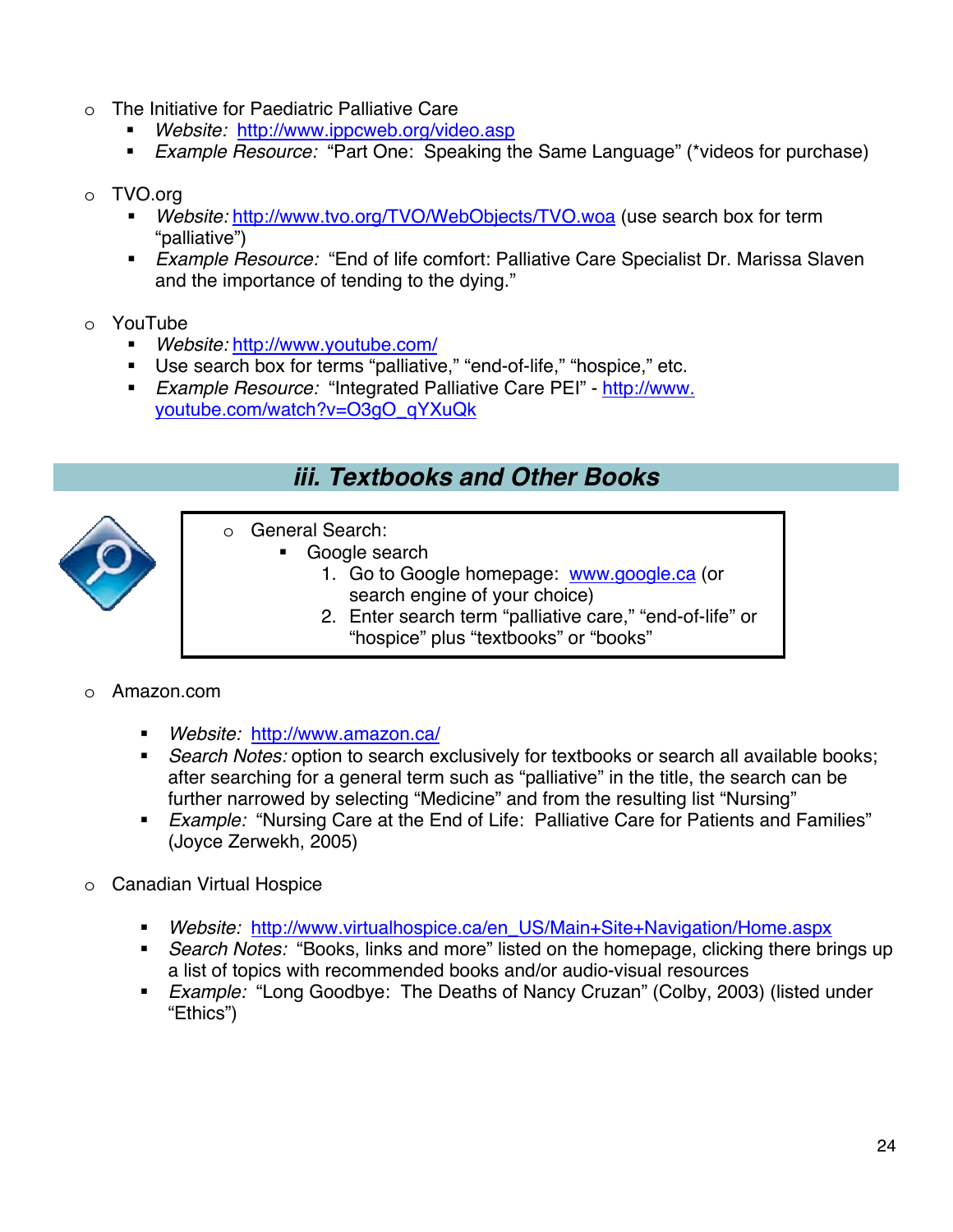- The Initiative for Paediatric Palliative Care
  - *Website:* http://www.ippcweb.org/video.asp
  - *Example Resource:* "Part One: Speaking the Same Language" (*videos for purchase)

- TVO.org
  - *Website:* http://www.tvo.org/TVO/WebObjects/TVO.woa (use search box for term "palliative")
  - *Example Resource:* "End of life comfort: Palliative Care Specialist Dr. Marissa Slaven and the importance of tending to the dying."

- YouTube
  - *Website:* http://www.youtube.com/
  - Use search box for terms "palliative," "end-of-life," "hospice," etc.
  - *Example Resource:* "Integrated Palliative Care PEI" - http://www.youtube.com/watch?v=O3gO_qYXuQk

## *iii. Textbooks and Other Books*

- General Search:
  - Google search
    1. Go to Google homepage: www.google.ca (or search engine of your choice)
    2. Enter search term "palliative care," "end-of-life" or "hospice" plus "textbooks" or "books"

- Amazon.com
  - *Website:* http://www.amazon.ca/
  - *Search Notes:* option to search exclusively for textbooks or search all available books; after searching for a general term such as "palliative" in the title, the search can be further narrowed by selecting "Medicine" and from the resulting list "Nursing"
  - *Example:* "Nursing Care at the End of Life: Palliative Care for Patients and Families" (Joyce Zerwekh, 2005)

- Canadian Virtual Hospice
  - *Website:* http://www.virtualhospice.ca/en_US/Main+Site+Navigation/Home.aspx
  - *Search Notes:* "Books, links and more" listed on the homepage, clicking there brings up a list of topics with recommended books and/or audio-visual resources
  - *Example:* "Long Goodbye: The Deaths of Nancy Cruzan" (Colby, 2003) (listed under "Ethics")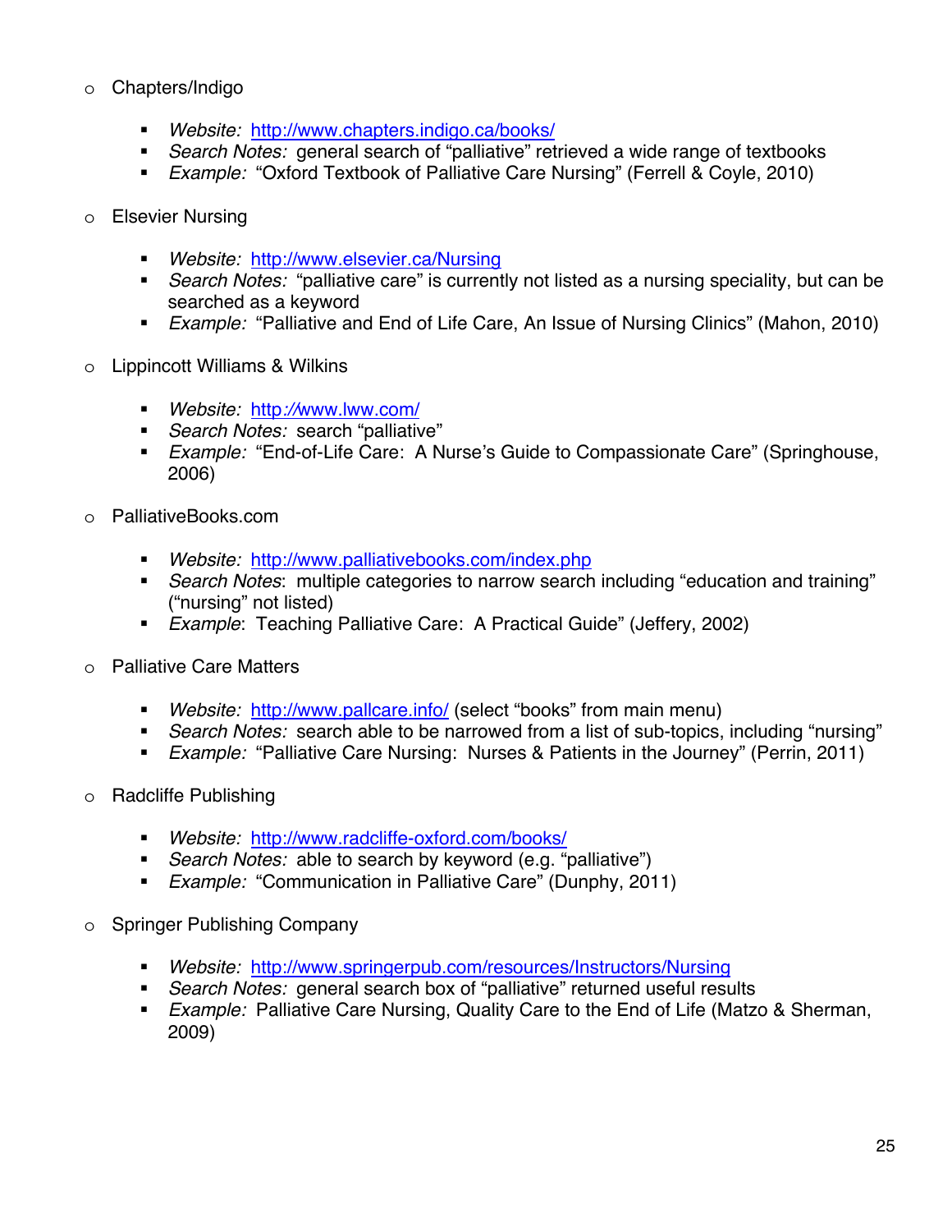- Chapters/Indigo
    - *Website:* [http://www.chapters.indigo.ca/books/](http://www.chapters.indigo.ca/books/)
    - *Search Notes:* general search of "palliative" retrieved a wide range of textbooks
    - *Example:* "Oxford Textbook of Palliative Care Nursing" (Ferrell & Coyle, 2010)

- Elsevier Nursing
    - *Website:* [http://www.elsevier.ca/Nursing](http://www.elsevier.ca/Nursing)
    - *Search Notes:* "palliative care" is currently not listed as a nursing speciality, but can be searched as a keyword
    - *Example:* "Palliative and End of Life Care, An Issue of Nursing Clinics" (Mahon, 2010)

- Lippincott Williams & Wilkins
    - *Website:* [http://www.lww.com/](http://www.lww.com/)
    - *Search Notes:* search "palliative"
    - *Example:* "End-of-Life Care: A Nurse's Guide to Compassionate Care" (Springhouse, 2006)

- PalliativeBooks.com
    - *Website:* [http://www.palliativebooks.com/index.php](http://www.palliativebooks.com/index.php)
    - *Search Notes*: multiple categories to narrow search including "education and training" ("nursing" not listed)
    - *Example*: Teaching Palliative Care: A Practical Guide" (Jeffery, 2002)

- Palliative Care Matters
    - *Website:* [http://www.pallcare.info/](http://www.pallcare.info/) (select "books" from main menu)
    - *Search Notes:* search able to be narrowed from a list of sub-topics, including "nursing"
    - *Example:* "Palliative Care Nursing: Nurses & Patients in the Journey" (Perrin, 2011)

- Radcliffe Publishing
    - *Website:* [http://www.radcliffe-oxford.com/books/](http://www.radcliffe-oxford.com/books/)
    - *Search Notes:* able to search by keyword (e.g. "palliative")
    - *Example:* "Communication in Palliative Care" (Dunphy, 2011)

- Springer Publishing Company
    - *Website:* [http://www.springerpub.com/resources/Instructors/Nursing](http://www.springerpub.com/resources/Instructors/Nursing)
    - *Search Notes:* general search box of "palliative" returned useful results
    - *Example:* Palliative Care Nursing, Quality Care to the End of Life (Matzo & Sherman, 2009)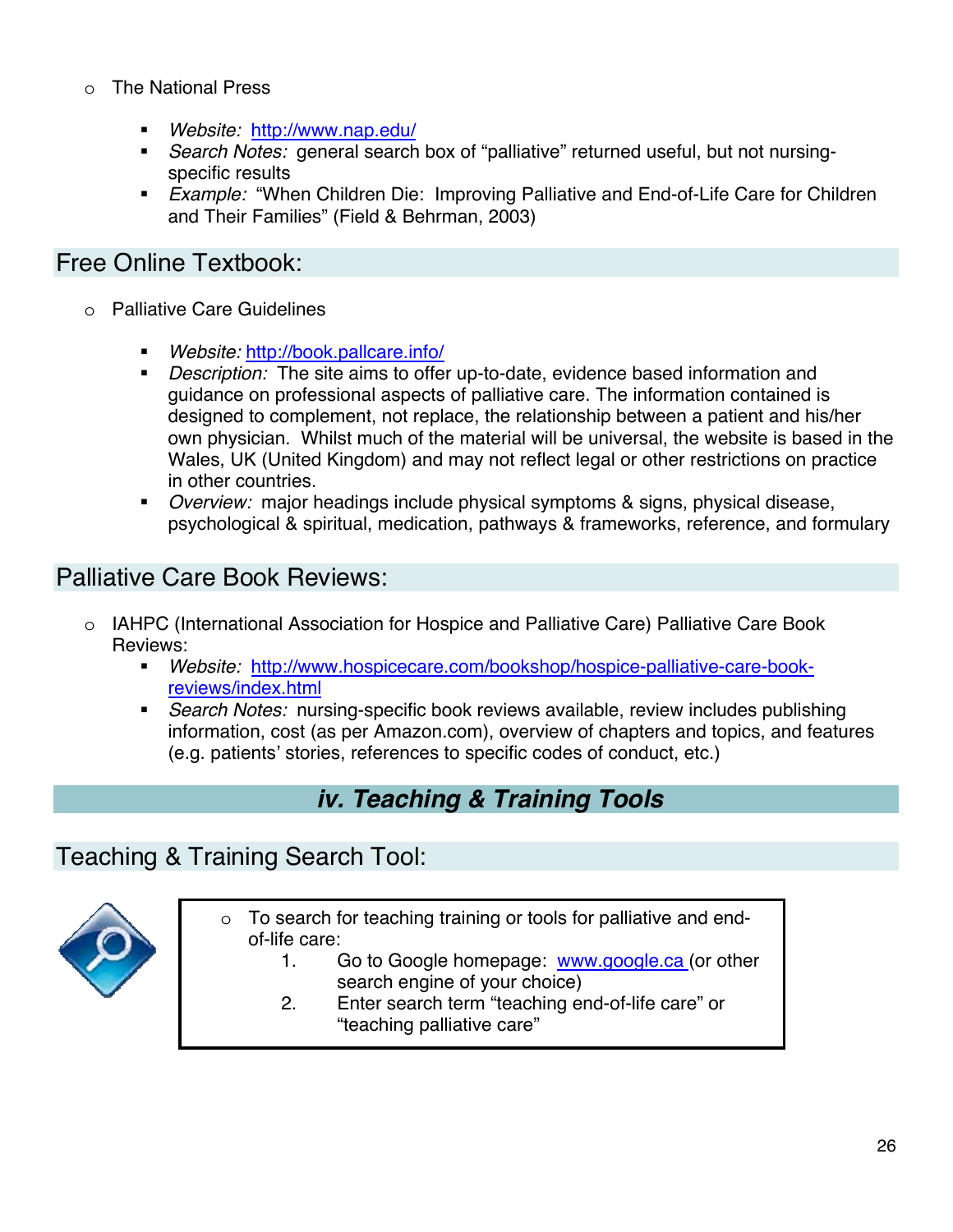- The National Press
  - *Website:* http://www.nap.edu/
  - *Search Notes:* general search box of "palliative" returned useful, but not nursing-specific results
  - *Example:* "When Children Die: Improving Palliative and End-of-Life Care for Children and Their Families" (Field & Behrman, 2003)

## Free Online Textbook:

- Palliative Care Guidelines
  - *Website:* http://book.pallcare.info/
  - *Description:* The site aims to offer up-to-date, evidence based information and guidance on professional aspects of palliative care. The information contained is designed to complement, not replace, the relationship between a patient and his/her own physician. Whilst much of the material will be universal, the website is based in the Wales, UK (United Kingdom) and may not reflect legal or other restrictions on practice in other countries.
  - *Overview:* major headings include physical symptoms & signs, physical disease, psychological & spiritual, medication, pathways & frameworks, reference, and formulary

## Palliative Care Book Reviews:

- IAHPC (International Association for Hospice and Palliative Care) Palliative Care Book Reviews:
  - *Website:* http://www.hospicecare.com/bookshop/hospice-palliative-care-book-reviews/index.html
  - *Search Notes:* nursing-specific book reviews available, review includes publishing information, cost (as per Amazon.com), overview of chapters and topics, and features (e.g. patients' stories, references to specific codes of conduct, etc.)

# *iv. Teaching & Training Tools*

## Teaching & Training Search Tool:

- To search for teaching training or tools for palliative and end-of-life care:
  1. Go to Google homepage: www.google.ca (or other search engine of your choice)
  2. Enter search term "teaching end-of-life care" or "teaching palliative care"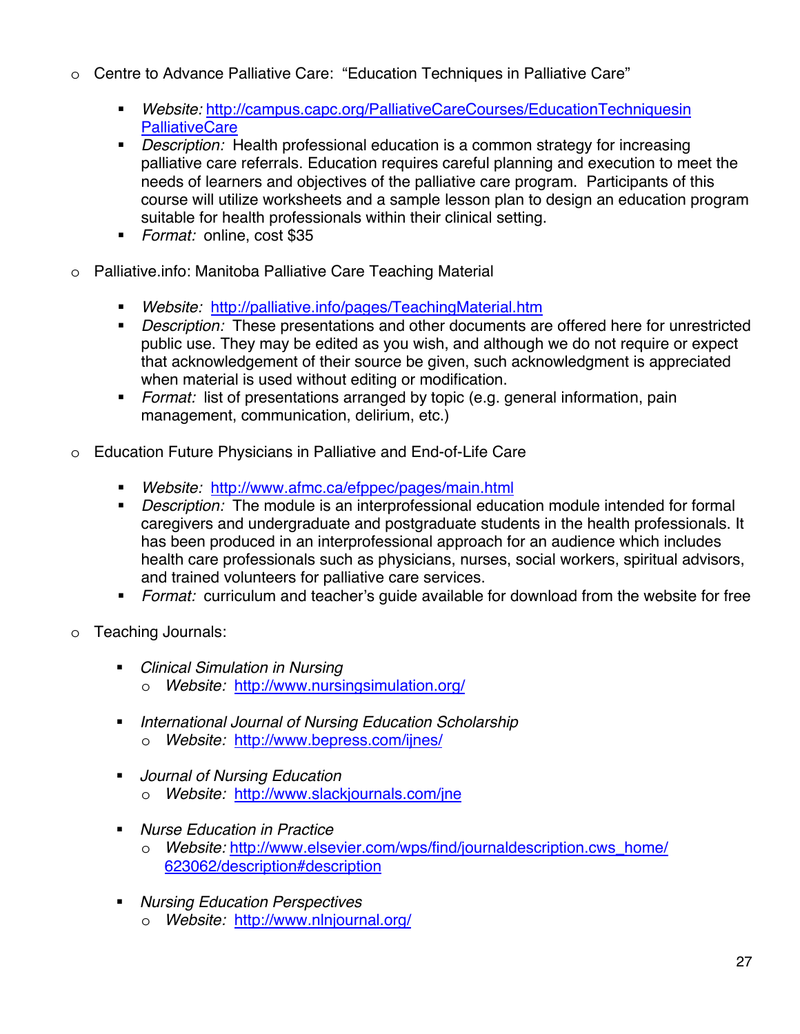- Centre to Advance Palliative Care: "Education Techniques in Palliative Care"
  - *Website:* http://campus.capc.org/PalliativeCareCourses/EducationTechniquesinPalliativeCare
  - *Description:* Health professional education is a common strategy for increasing palliative care referrals. Education requires careful planning and execution to meet the needs of learners and objectives of the palliative care program. Participants of this course will utilize worksheets and a sample lesson plan to design an education program suitable for health professionals within their clinical setting.
  - *Format:* online, cost $35

- Palliative.info: Manitoba Palliative Care Teaching Material
  - *Website:* http://palliative.info/pages/TeachingMaterial.htm
  - *Description:* These presentations and other documents are offered here for unrestricted public use. They may be edited as you wish, and although we do not require or expect that acknowledgement of their source be given, such acknowledgment is appreciated when material is used without editing or modification.
  - *Format:* list of presentations arranged by topic (e.g. general information, pain management, communication, delirium, etc.)

- Education Future Physicians in Palliative and End-of-Life Care
  - *Website:* http://www.afmc.ca/efppec/pages/main.html
  - *Description:* The module is an interprofessional education module intended for formal caregivers and undergraduate and postgraduate students in the health professionals. It has been produced in an interprofessional approach for an audience which includes health care professionals such as physicians, nurses, social workers, spiritual advisors, and trained volunteers for palliative care services.
  - *Format:* curriculum and teacher's guide available for download from the website for free

- Teaching Journals:
  - *Clinical Simulation in Nursing*
    - *Website:* http://www.nursingsimulation.org/
  - *International Journal of Nursing Education Scholarship*
    - *Website:* http://www.bepress.com/ijnes/
  - *Journal of Nursing Education*
    - *Website:* http://www.slackjournals.com/jne
  - *Nurse Education in Practice*
    - *Website:* http://www.elsevier.com/wps/find/journaldescription.cws_home/623062/description#description
  - *Nursing Education Perspectives*
    - *Website:* http://www.nlnjournal.org/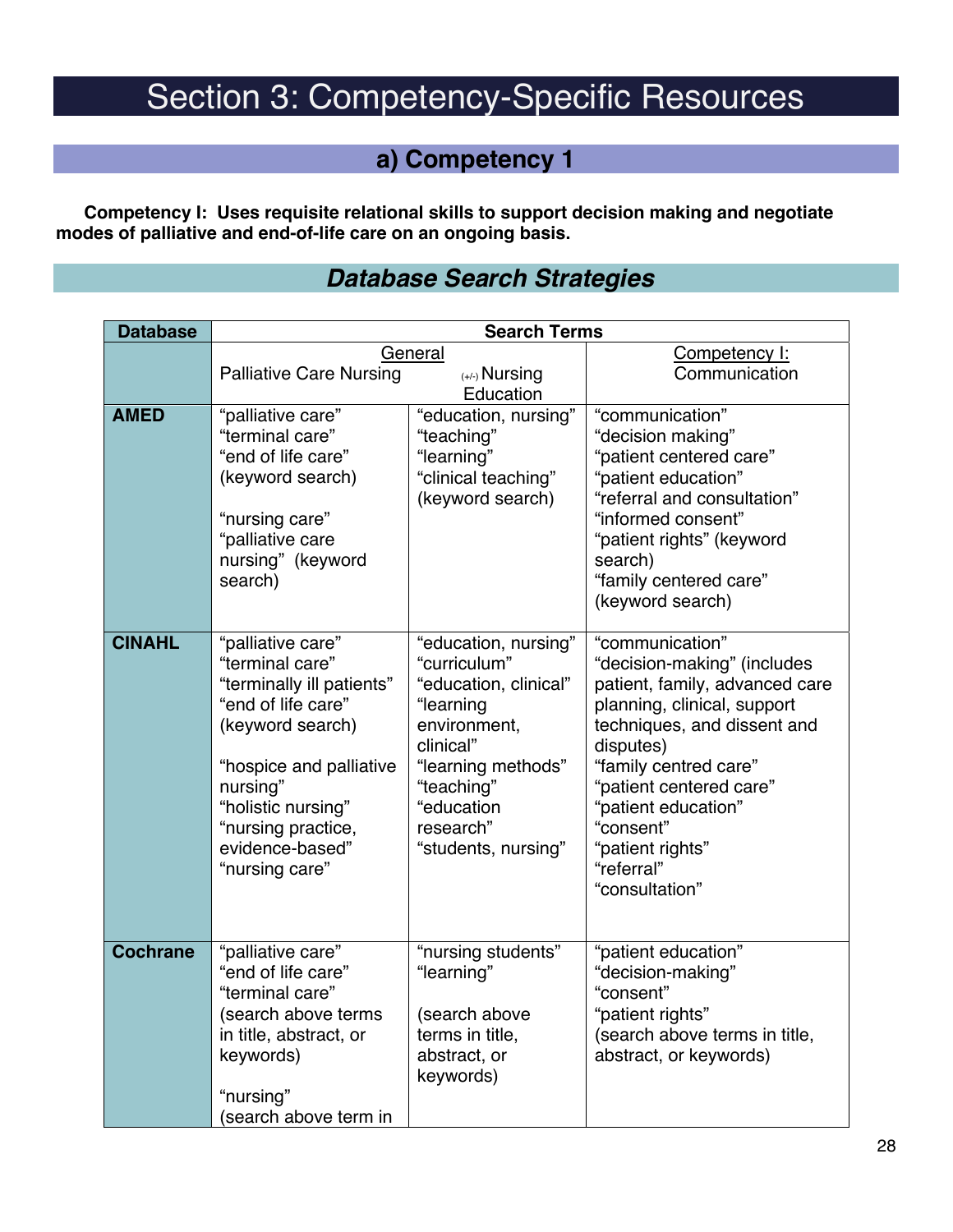# Section 3: Competency-Specific Resources

## a) Competency 1

**Competency I: Uses requisite relational skills to support decision making and negotiate modes of palliative and end-of-life care on an ongoing basis.**

## *Database Search Strategies*

| Database | Search Terms | | |
|---|---|---|---|
| | General: Palliative Care Nursing | General: (+/-) Nursing Education | Competency I: Communication |
| **AMED** | "palliative care" "terminal care" "end of life care" (keyword search) "nursing care" "palliative care nursing" (keyword search) | "education, nursing" "teaching" "learning" "clinical teaching" (keyword search) | "communication" "decision making" "patient centered care" "patient education" "referral and consultation" "informed consent" "patient rights" (keyword search) "family centered care" (keyword search) |
| **CINAHL** | "palliative care" "terminal care" "terminally ill patients" "end of life care" (keyword search) "hospice and palliative nursing" "holistic nursing" "nursing practice, evidence-based" "nursing care" | "education, nursing" "curriculum" "education, clinical" "learning environment, clinical" "learning methods" "teaching" "education research" "students, nursing" | "communication" "decision-making" (includes patient, family, advanced care planning, clinical, support techniques, and dissent and disputes) "family centred care" "patient centered care" "patient education" "consent" "patient rights" "referral" "consultation" |
| **Cochrane** | "palliative care" "end of life care" "terminal care" (search above terms in title, abstract, or keywords) "nursing" (search above term in | "nursing students" "learning" (search above terms in title, abstract, or keywords) | "patient education" "decision-making" "consent" "patient rights" (search above terms in title, abstract, or keywords) |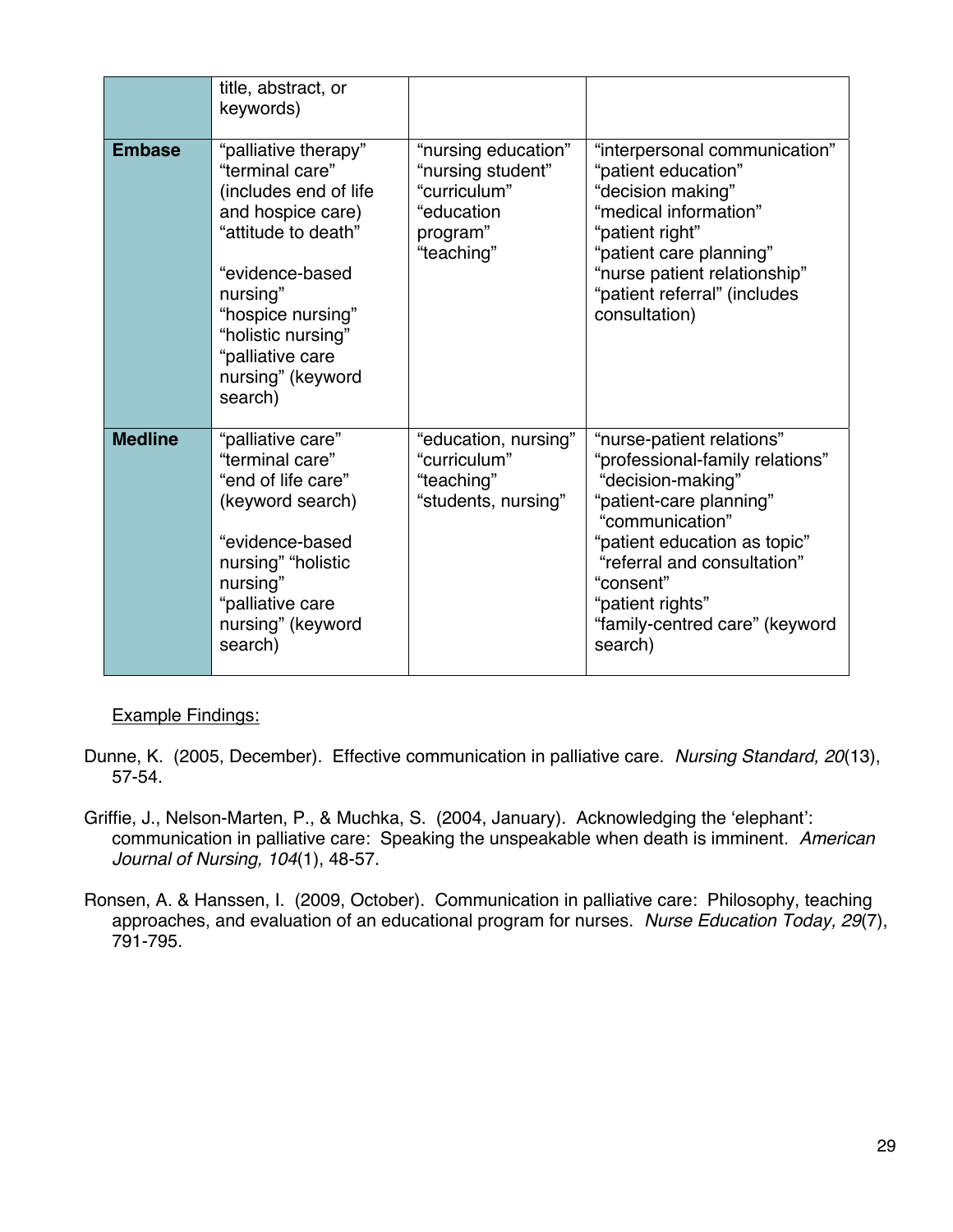|  | title, abstract, or keywords) |  |  |
|---|---|---|---|
| **Embase** | “palliative therapy” “terminal care” (includes end of life and hospice care) “attitude to death”<br><br>“evidence-based nursing” “hospice nursing” “holistic nursing” “palliative care nursing” (keyword search) | “nursing education” “nursing student” “curriculum” “education program” “teaching” | “interpersonal communication” “patient education” “decision making” “medical information” “patient right” “patient care planning” “nurse patient relationship” “patient referral” (includes consultation) |
| **Medline** | “palliative care” “terminal care” “end of life care” (keyword search)<br><br>“evidence-based nursing” “holistic nursing” “palliative care nursing” (keyword search) | “education, nursing” “curriculum” “teaching” “students, nursing” | “nurse-patient relations” “professional-family relations” “decision-making” “patient-care planning” “communication” “patient education as topic” “referral and consultation” “consent” “patient rights” “family-centred care” (keyword search) |

Example Findings:

Dunne, K. (2005, December). Effective communication in palliative care. *Nursing Standard, 20*(13), 57-54.

Griffie, J., Nelson-Marten, P., & Muchka, S. (2004, January). Acknowledging the ‘elephant’: communication in palliative care: Speaking the unspeakable when death is imminent. *American Journal of Nursing, 104*(1), 48-57.

Ronsen, A. & Hanssen, I. (2009, October). Communication in palliative care: Philosophy, teaching approaches, and evaluation of an educational program for nurses. *Nurse Education Today, 29*(7), 791-795.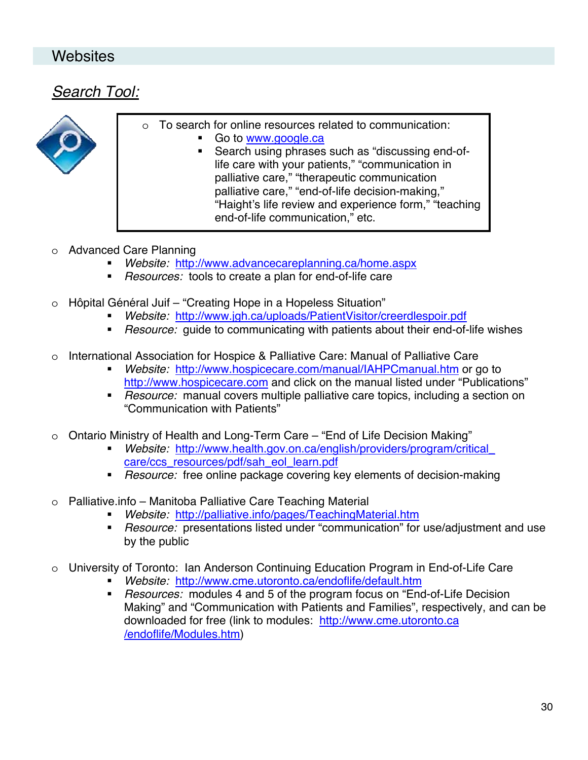## Websites

### *Search Tool:*

- To search for online resources related to communication:
    - Go to www.google.ca
    - Search using phrases such as "discussing end-of-life care with your patients," "communication in palliative care," "therapeutic communication palliative care," "end-of-life decision-making," "Haight's life review and experience form," "teaching end-of-life communication," etc.

- Advanced Care Planning
    - *Website:* http://www.advancecareplanning.ca/home.aspx
    - *Resources:* tools to create a plan for end-of-life care

- Hôpital Général Juif – "Creating Hope in a Hopeless Situation"
    - *Website:* http://www.jgh.ca/uploads/PatientVisitor/creerdlespoir.pdf
    - *Resource:* guide to communicating with patients about their end-of-life wishes

- International Association for Hospice & Palliative Care: Manual of Palliative Care
    - *Website:* http://www.hospicecare.com/manual/IAHPCmanual.htm or go to http://www.hospicecare.com and click on the manual listed under "Publications"
    - *Resource:* manual covers multiple palliative care topics, including a section on "Communication with Patients"

- Ontario Ministry of Health and Long-Term Care – "End of Life Decision Making"
    - *Website:* http://www.health.gov.on.ca/english/providers/program/critical_care/ccs_resources/pdf/sah_eol_learn.pdf
    - *Resource:* free online package covering key elements of decision-making

- Palliative.info – Manitoba Palliative Care Teaching Material
    - *Website:* http://palliative.info/pages/TeachingMaterial.htm
    - *Resource:* presentations listed under "communication" for use/adjustment and use by the public

- University of Toronto: Ian Anderson Continuing Education Program in End-of-Life Care
    - *Website:* http://www.cme.utoronto.ca/endoflife/default.htm
    - *Resources:* modules 4 and 5 of the program focus on "End-of-Life Decision Making" and "Communication with Patients and Families", respectively, and can be downloaded for free (link to modules: http://www.cme.utoronto.ca/endoflife/Modules.htm)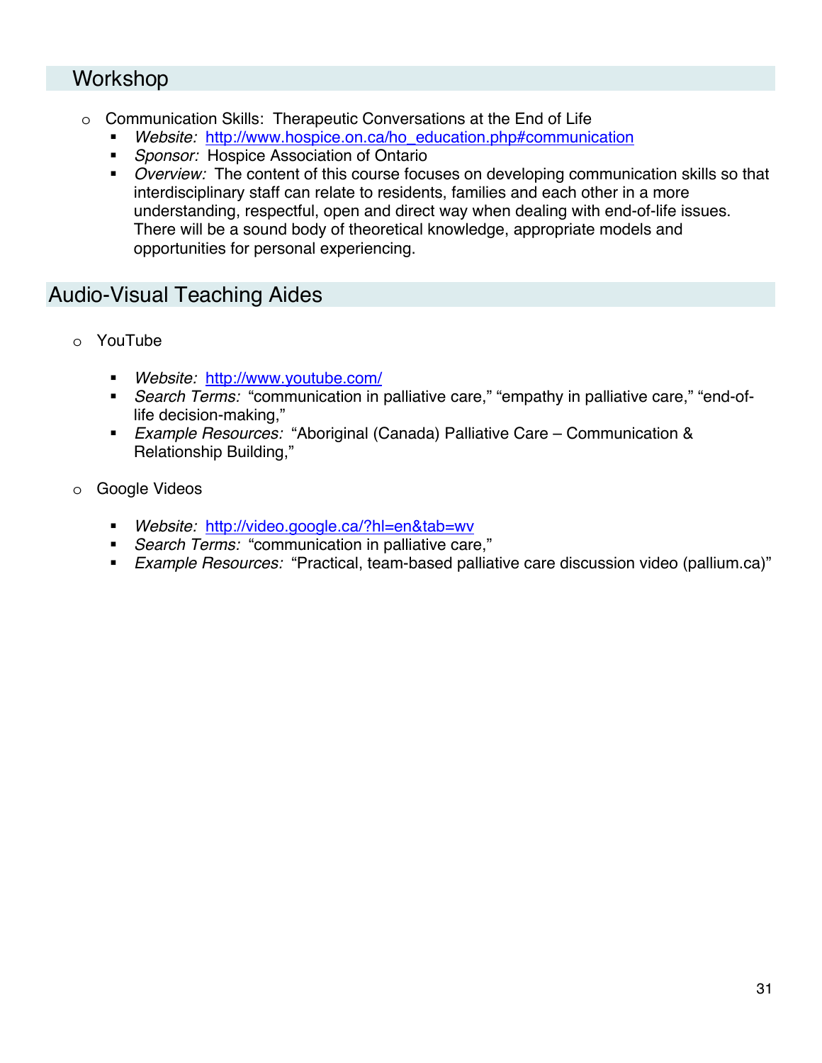## Workshop

- Communication Skills:  Therapeutic Conversations at the End of Life
  - *Website:* http://www.hospice.on.ca/ho_education.php#communication
  - *Sponsor:* Hospice Association of Ontario
  - *Overview:* The content of this course focuses on developing communication skills so that interdisciplinary staff can relate to residents, families and each other in a more understanding, respectful, open and direct way when dealing with end-of-life issues. There will be a sound body of theoretical knowledge, appropriate models and opportunities for personal experiencing.

## Audio-Visual Teaching Aides

- YouTube
  - *Website:* http://www.youtube.com/
  - *Search Terms:* "communication in palliative care," "empathy in palliative care," "end-of-life decision-making,"
  - *Example Resources:* "Aboriginal (Canada) Palliative Care – Communication & Relationship Building,"

- Google Videos
  - *Website:* http://video.google.ca/?hl=en&tab=wv
  - *Search Terms:* "communication in palliative care,"
  - *Example Resources:* "Practical, team-based palliative care discussion video (pallium.ca)"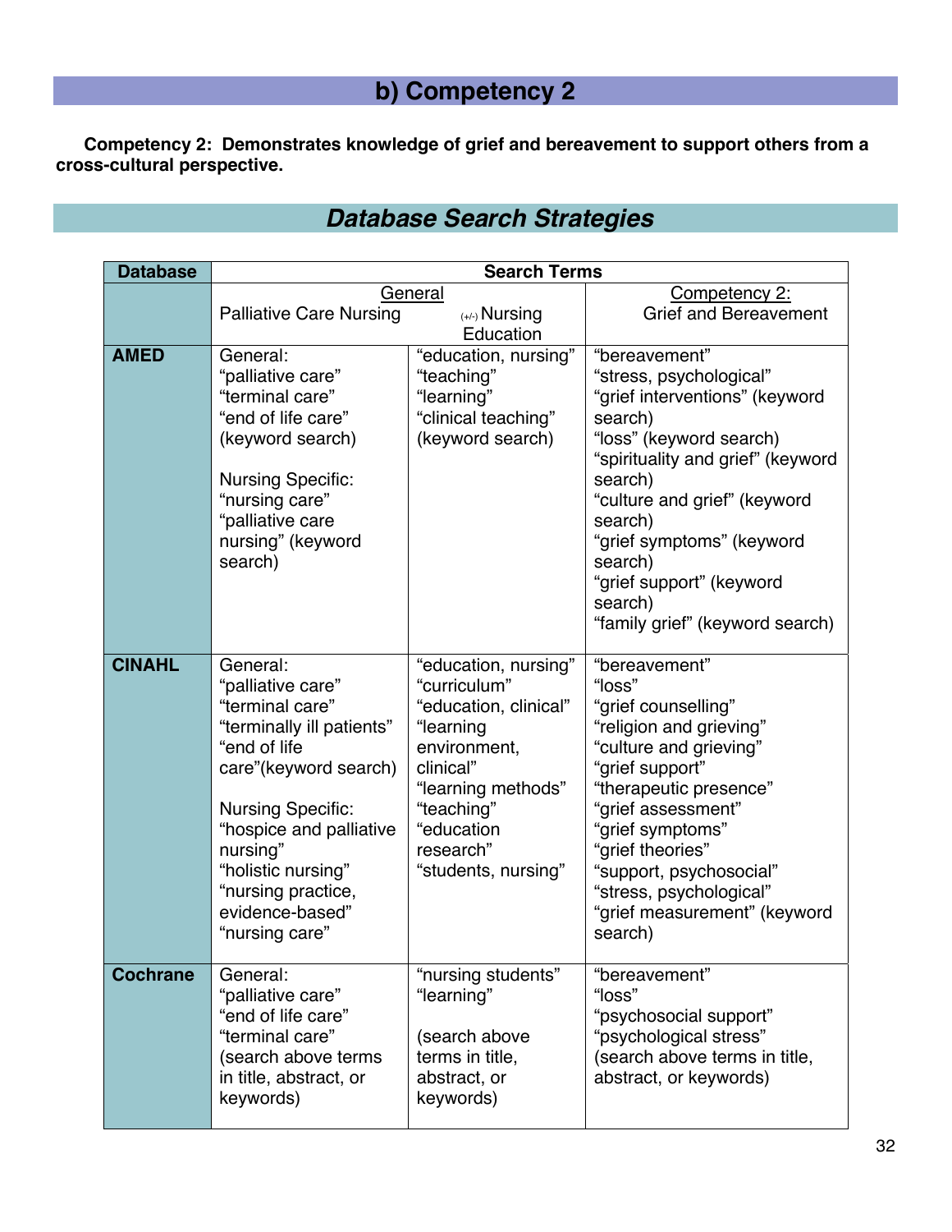## b) Competency 2

**Competency 2: Demonstrates knowledge of grief and bereavement to support others from a cross-cultural perspective.**

## *Database Search Strategies*

| Database | Search Terms | | |
|---|---|---|---|
| | General<br>Palliative Care Nursing | (+/-) Nursing Education | Competency 2:<br>Grief and Bereavement |
| **AMED** | General:<br>"palliative care"<br>"terminal care"<br>"end of life care"<br>(keyword search)<br><br>Nursing Specific:<br>"nursing care"<br>"palliative care nursing" (keyword search) | "education, nursing"<br>"teaching"<br>"learning"<br>"clinical teaching"<br>(keyword search) | "bereavement"<br>"stress, psychological"<br>"grief interventions" (keyword search)<br>"loss" (keyword search)<br>"spirituality and grief" (keyword search)<br>"culture and grief" (keyword search)<br>"grief symptoms" (keyword search)<br>"grief support" (keyword search)<br>"family grief" (keyword search) |
| **CINAHL** | General:<br>"palliative care"<br>"terminal care"<br>"terminally ill patients"<br>"end of life care"(keyword search)<br><br>Nursing Specific:<br>"hospice and palliative nursing"<br>"holistic nursing"<br>"nursing practice, evidence-based"<br>"nursing care" | "education, nursing"<br>"curriculum"<br>"education, clinical"<br>"learning environment, clinical"<br>"learning methods"<br>"teaching"<br>"education research"<br>"students, nursing" | "bereavement"<br>"loss"<br>"grief counselling"<br>"religion and grieving"<br>"culture and grieving"<br>"grief support"<br>"therapeutic presence"<br>"grief assessment"<br>"grief symptoms"<br>"grief theories"<br>"support, psychosocial"<br>"stress, psychological"<br>"grief measurement" (keyword search) |
| **Cochrane** | General:<br>"palliative care"<br>"end of life care"<br>"terminal care"<br>(search above terms in title, abstract, or keywords) | "nursing students"<br>"learning"<br><br>(search above terms in title, abstract, or keywords) | "bereavement"<br>"loss"<br>"psychosocial support"<br>"psychological stress"<br>(search above terms in title, abstract, or keywords) |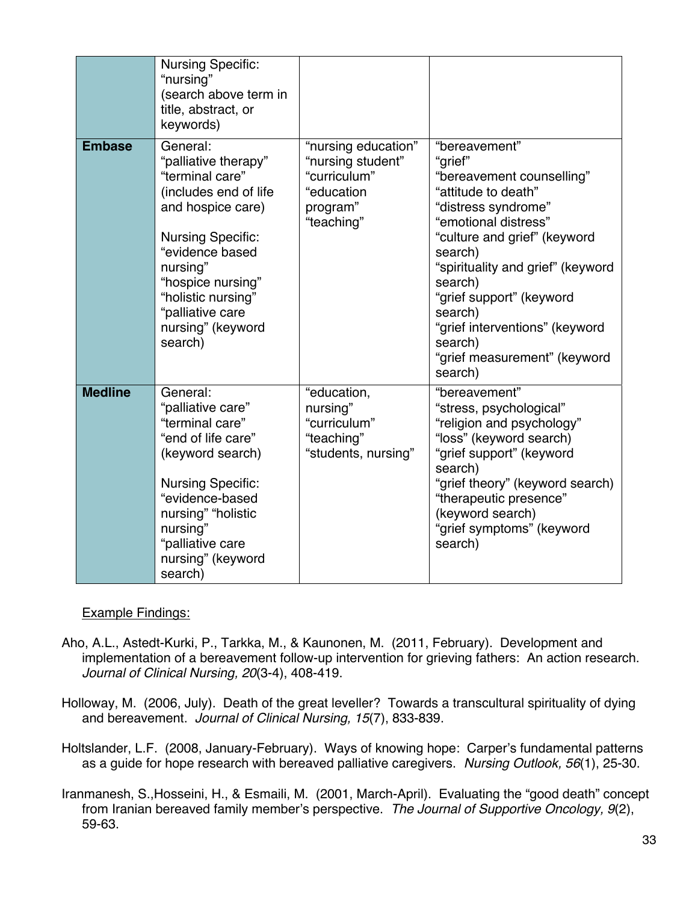| | | | |
|---|---|---|---|
| | Nursing Specific: "nursing" (search above term in title, abstract, or keywords) | | |
| **Embase** | General: "palliative therapy" "terminal care" (includes end of life and hospice care)<br><br>Nursing Specific: "evidence based nursing" "hospice nursing" "holistic nursing" "palliative care nursing" (keyword search) | "nursing education" "nursing student" "curriculum" "education program" "teaching" | "bereavement" "grief" "bereavement counselling" "attitude to death" "distress syndrome" "emotional distress" "culture and grief" (keyword search) "spirituality and grief" (keyword search) "grief support" (keyword search) "grief interventions" (keyword search) "grief measurement" (keyword search) |
| **Medline** | General: "palliative care" "terminal care" "end of life care" (keyword search)<br><br>Nursing Specific: "evidence-based nursing" "holistic nursing" "palliative care nursing" (keyword search) | "education, nursing" "curriculum" "teaching" "students, nursing" | "bereavement" "stress, psychological" "religion and psychology" "loss" (keyword search) "grief support" (keyword search) "grief theory" (keyword search) "therapeutic presence" (keyword search) "grief symptoms" (keyword search) |

Example Findings:

Aho, A.L., Astedt-Kurki, P., Tarkka, M., & Kaunonen, M. (2011, February). Development and implementation of a bereavement follow-up intervention for grieving fathers: An action research. *Journal of Clinical Nursing, 20*(3-4), 408-419.

Holloway, M. (2006, July). Death of the great leveller? Towards a transcultural spirituality of dying and bereavement. *Journal of Clinical Nursing, 15*(7), 833-839.

Holtslander, L.F. (2008, January-February). Ways of knowing hope: Carper's fundamental patterns as a guide for hope research with bereaved palliative caregivers. *Nursing Outlook, 56*(1), 25-30.

Iranmanesh, S.,Hosseini, H., & Esmaili, M. (2001, March-April). Evaluating the "good death" concept from Iranian bereaved family member's perspective. *The Journal of Supportive Oncology, 9*(2), 59-63.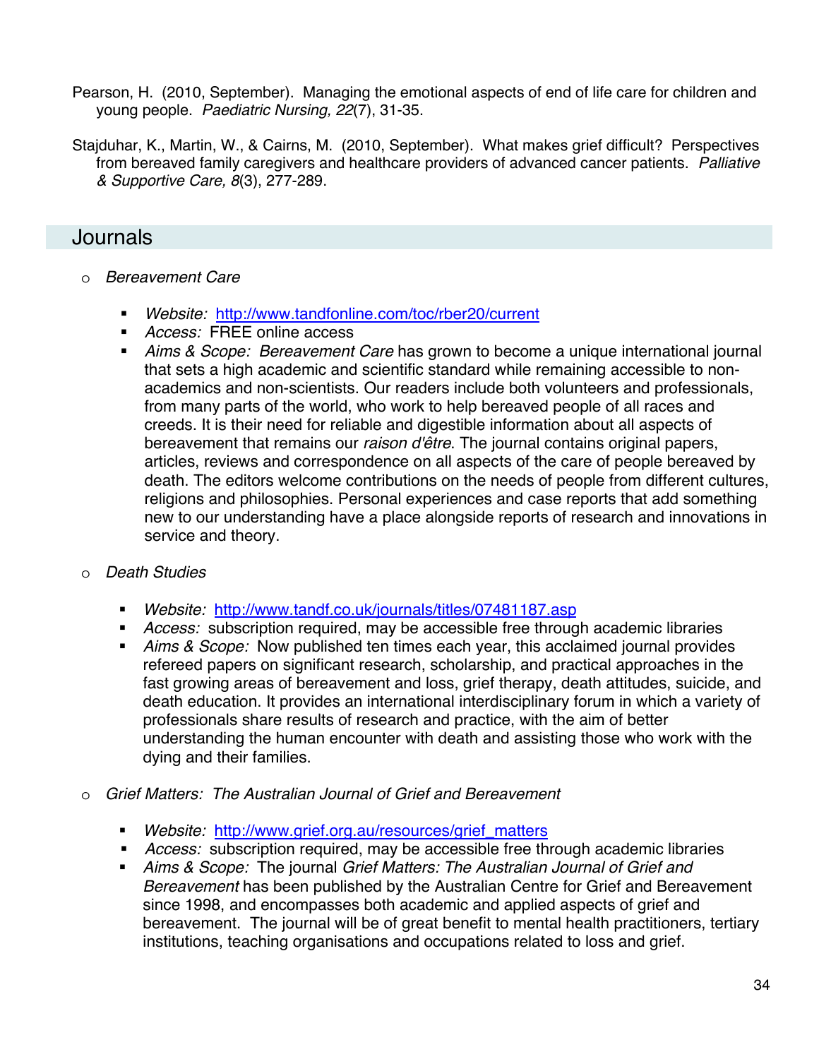Pearson, H. (2010, September). Managing the emotional aspects of end of life care for children and young people. *Paediatric Nursing, 22*(7), 31-35.

Stajduhar, K., Martin, W., & Cairns, M. (2010, September). What makes grief difficult? Perspectives from bereaved family caregivers and healthcare providers of advanced cancer patients. *Palliative & Supportive Care, 8*(3), 277-289.

## Journals

- *Bereavement Care*
  - *Website:* http://www.tandfonline.com/toc/rber20/current
  - *Access:* FREE online access
  - *Aims & Scope:* *Bereavement Care* has grown to become a unique international journal that sets a high academic and scientific standard while remaining accessible to non-academics and non-scientists. Our readers include both volunteers and professionals, from many parts of the world, who work to help bereaved people of all races and creeds. It is their need for reliable and digestible information about all aspects of bereavement that remains our *raison d'être*. The journal contains original papers, articles, reviews and correspondence on all aspects of the care of people bereaved by death. The editors welcome contributions on the needs of people from different cultures, religions and philosophies. Personal experiences and case reports that add something new to our understanding have a place alongside reports of research and innovations in service and theory.

- *Death Studies*
  - *Website:* http://www.tandf.co.uk/journals/titles/07481187.asp
  - *Access:* subscription required, may be accessible free through academic libraries
  - *Aims & Scope:* Now published ten times each year, this acclaimed journal provides refereed papers on significant research, scholarship, and practical approaches in the fast growing areas of bereavement and loss, grief therapy, death attitudes, suicide, and death education. It provides an international interdisciplinary forum in which a variety of professionals share results of research and practice, with the aim of better understanding the human encounter with death and assisting those who work with the dying and their families.

- *Grief Matters: The Australian Journal of Grief and Bereavement*
  - *Website:* http://www.grief.org.au/resources/grief_matters
  - *Access:* subscription required, may be accessible free through academic libraries
  - *Aims & Scope:* The journal *Grief Matters: The Australian Journal of Grief and Bereavement* has been published by the Australian Centre for Grief and Bereavement since 1998, and encompasses both academic and applied aspects of grief and bereavement. The journal will be of great benefit to mental health practitioners, tertiary institutions, teaching organisations and occupations related to loss and grief.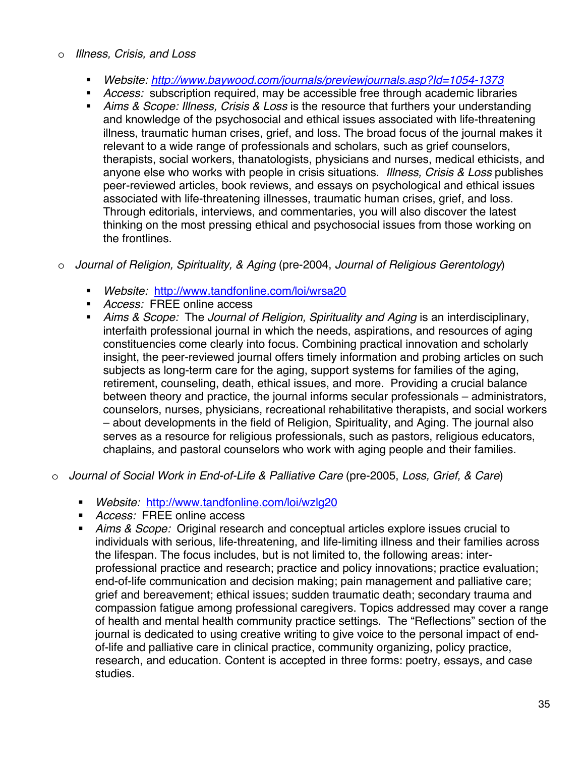- *Illness, Crisis, and Loss*
  - *Website: [http://www.baywood.com/journals/previewjournals.asp?Id=1054-1373](http://www.baywood.com/journals/previewjournals.asp?Id=1054-1373)*
  - *Access:* subscription required, may be accessible free through academic libraries
  - *Aims & Scope: Illness, Crisis & Loss* is the resource that furthers your understanding and knowledge of the psychosocial and ethical issues associated with life-threatening illness, traumatic human crises, grief, and loss. The broad focus of the journal makes it relevant to a wide range of professionals and scholars, such as grief counselors, therapists, social workers, thanatologists, physicians and nurses, medical ethicists, and anyone else who works with people in crisis situations. *Illness, Crisis & Loss* publishes peer-reviewed articles, book reviews, and essays on psychological and ethical issues associated with life-threatening illnesses, traumatic human crises, grief, and loss. Through editorials, interviews, and commentaries, you will also discover the latest thinking on the most pressing ethical and psychosocial issues from those working on the frontlines.

- *Journal of Religion, Spirituality, & Aging* (pre-2004, *Journal of Religious Gerentology*)
  - *Website:* [http://www.tandfonline.com/loi/wrsa20](http://www.tandfonline.com/loi/wrsa20)
  - *Access:* FREE online access
  - *Aims & Scope:* The *Journal of Religion, Spirituality and Aging* is an interdisciplinary, interfaith professional journal in which the needs, aspirations, and resources of aging constituencies come clearly into focus. Combining practical innovation and scholarly insight, the peer-reviewed journal offers timely information and probing articles on such subjects as long-term care for the aging, support systems for families of the aging, retirement, counseling, death, ethical issues, and more. Providing a crucial balance between theory and practice, the journal informs secular professionals – administrators, counselors, nurses, physicians, recreational rehabilitative therapists, and social workers – about developments in the field of Religion, Spirituality, and Aging. The journal also serves as a resource for religious professionals, such as pastors, religious educators, chaplains, and pastoral counselors who work with aging people and their families.

- *Journal of Social Work in End-of-Life & Palliative Care* (pre-2005, *Loss, Grief, & Care*)
  - *Website:* [http://www.tandfonline.com/loi/wzlg20](http://www.tandfonline.com/loi/wzlg20)
  - *Access:* FREE online access
  - *Aims & Scope:* Original research and conceptual articles explore issues crucial to individuals with serious, life-threatening, and life-limiting illness and their families across the lifespan. The focus includes, but is not limited to, the following areas: inter-professional practice and research; practice and policy innovations; practice evaluation; end-of-life communication and decision making; pain management and palliative care; grief and bereavement; ethical issues; sudden traumatic death; secondary trauma and compassion fatigue among professional caregivers. Topics addressed may cover a range of health and mental health community practice settings. The "Reflections" section of the journal is dedicated to using creative writing to give voice to the personal impact of end-of-life and palliative care in clinical practice, community organizing, policy practice, research, and education. Content is accepted in three forms: poetry, essays, and case studies.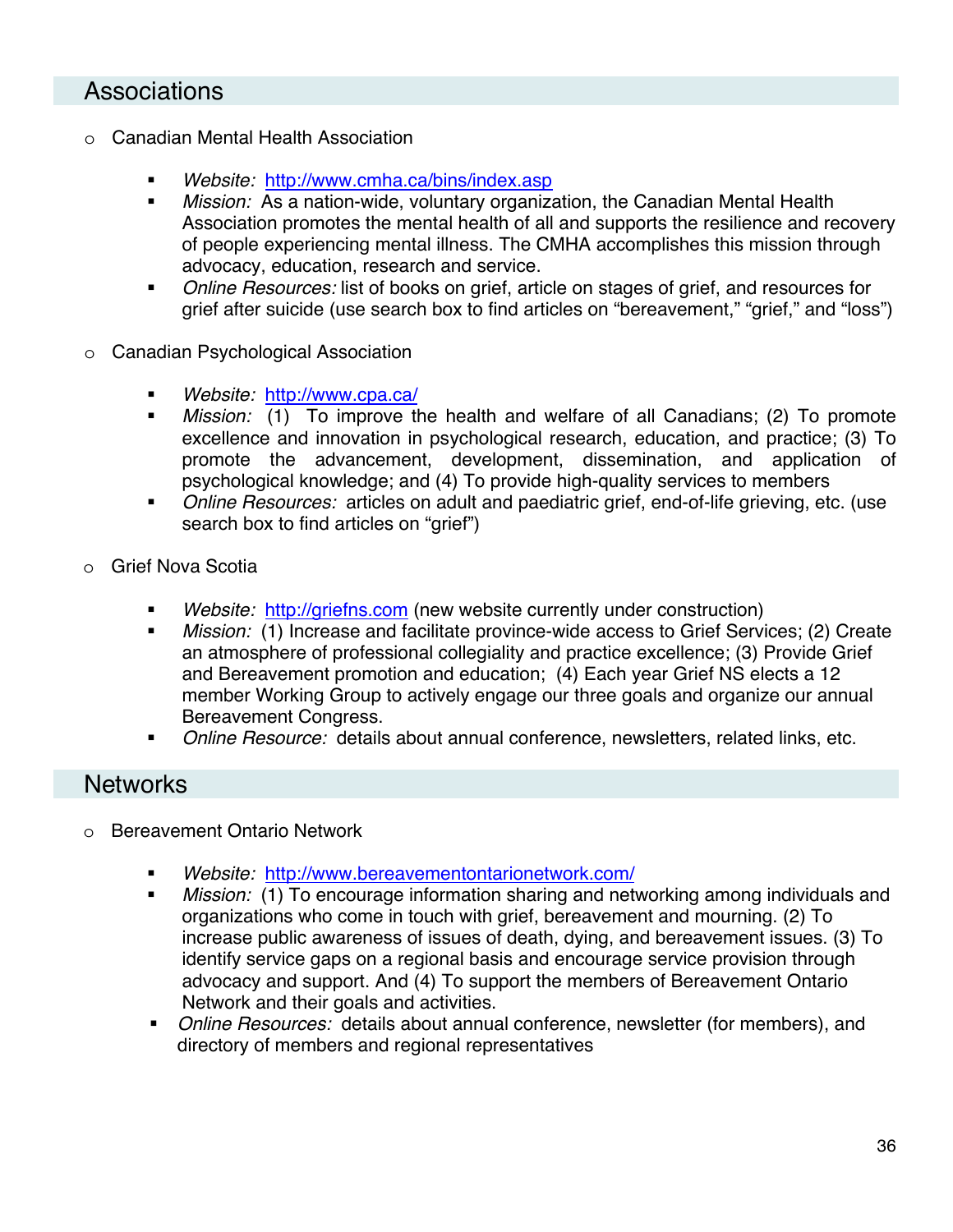## Associations

- Canadian Mental Health Association
  - *Website:* http://www.cmha.ca/bins/index.asp
  - *Mission:* As a nation-wide, voluntary organization, the Canadian Mental Health Association promotes the mental health of all and supports the resilience and recovery of people experiencing mental illness. The CMHA accomplishes this mission through advocacy, education, research and service.
  - *Online Resources:* list of books on grief, article on stages of grief, and resources for grief after suicide (use search box to find articles on "bereavement," "grief," and "loss")

- Canadian Psychological Association
  - *Website:* http://www.cpa.ca/
  - *Mission:* (1) To improve the health and welfare of all Canadians; (2) To promote excellence and innovation in psychological research, education, and practice; (3) To promote the advancement, development, dissemination, and application of psychological knowledge; and (4) To provide high-quality services to members
  - *Online Resources:* articles on adult and paediatric grief, end-of-life grieving, etc. (use search box to find articles on "grief")

- Grief Nova Scotia
  - *Website:* http://griefns.com (new website currently under construction)
  - *Mission:* (1) Increase and facilitate province-wide access to Grief Services; (2) Create an atmosphere of professional collegiality and practice excellence; (3) Provide Grief and Bereavement promotion and education; (4) Each year Grief NS elects a 12 member Working Group to actively engage our three goals and organize our annual Bereavement Congress.
  - *Online Resource:* details about annual conference, newsletters, related links, etc.

## Networks

- Bereavement Ontario Network
  - *Website:* http://www.bereavementontarionetwork.com/
  - *Mission:* (1) To encourage information sharing and networking among individuals and organizations who come in touch with grief, bereavement and mourning. (2) To increase public awareness of issues of death, dying, and bereavement issues. (3) To identify service gaps on a regional basis and encourage service provision through advocacy and support. And (4) To support the members of Bereavement Ontario Network and their goals and activities.
  - *Online Resources:* details about annual conference, newsletter (for members), and directory of members and regional representatives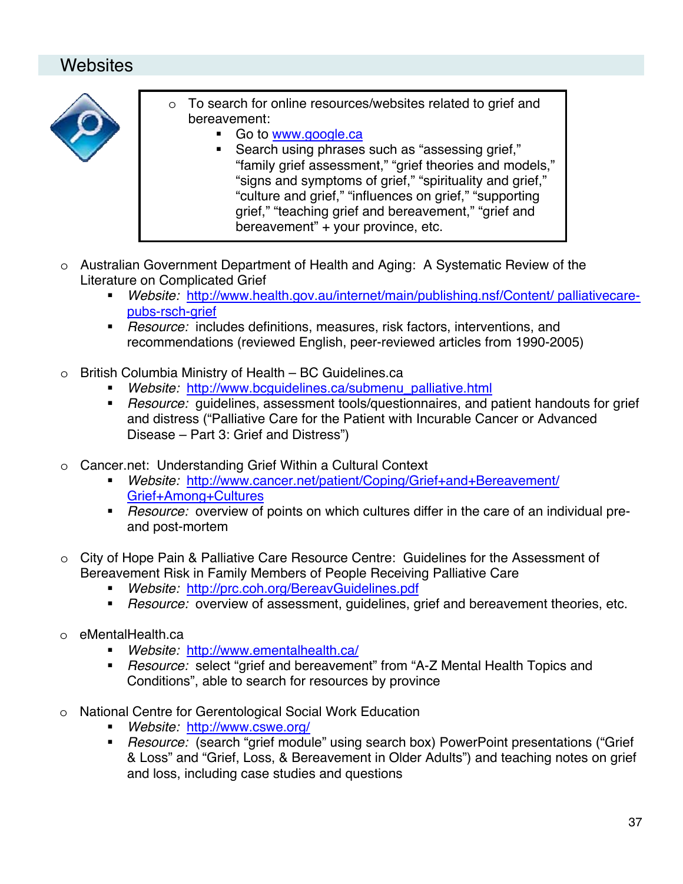## Websites

- To search for online resources/websites related to grief and bereavement:
  - Go to www.google.ca
  - Search using phrases such as "assessing grief," "family grief assessment," "grief theories and models," "signs and symptoms of grief," "spirituality and grief," "culture and grief," "influences on grief," "supporting grief," "teaching grief and bereavement," "grief and bereavement" + your province, etc.

- Australian Government Department of Health and Aging: A Systematic Review of the Literature on Complicated Grief
  - *Website:* http://www.health.gov.au/internet/main/publishing.nsf/Content/ palliativecare-pubs-rsch-grief
  - *Resource:* includes definitions, measures, risk factors, interventions, and recommendations (reviewed English, peer-reviewed articles from 1990-2005)

- British Columbia Ministry of Health – BC Guidelines.ca
  - *Website:* http://www.bcguidelines.ca/submenu_palliative.html
  - *Resource:* guidelines, assessment tools/questionnaires, and patient handouts for grief and distress ("Palliative Care for the Patient with Incurable Cancer or Advanced Disease – Part 3: Grief and Distress")

- Cancer.net: Understanding Grief Within a Cultural Context
  - *Website:* http://www.cancer.net/patient/Coping/Grief+and+Bereavement/ Grief+Among+Cultures
  - *Resource:* overview of points on which cultures differ in the care of an individual pre- and post-mortem

- City of Hope Pain & Palliative Care Resource Centre: Guidelines for the Assessment of Bereavement Risk in Family Members of People Receiving Palliative Care
  - *Website:* http://prc.coh.org/BereavGuidelines.pdf
  - *Resource:* overview of assessment, guidelines, grief and bereavement theories, etc.

- eMentalHealth.ca
  - *Website:* http://www.ementalhealth.ca/
  - *Resource:* select "grief and bereavement" from "A-Z Mental Health Topics and Conditions", able to search for resources by province

- National Centre for Gerentological Social Work Education
  - *Website:* http://www.cswe.org/
  - *Resource:* (search "grief module" using search box) PowerPoint presentations ("Grief & Loss" and "Grief, Loss, & Bereavement in Older Adults") and teaching notes on grief and loss, including case studies and questions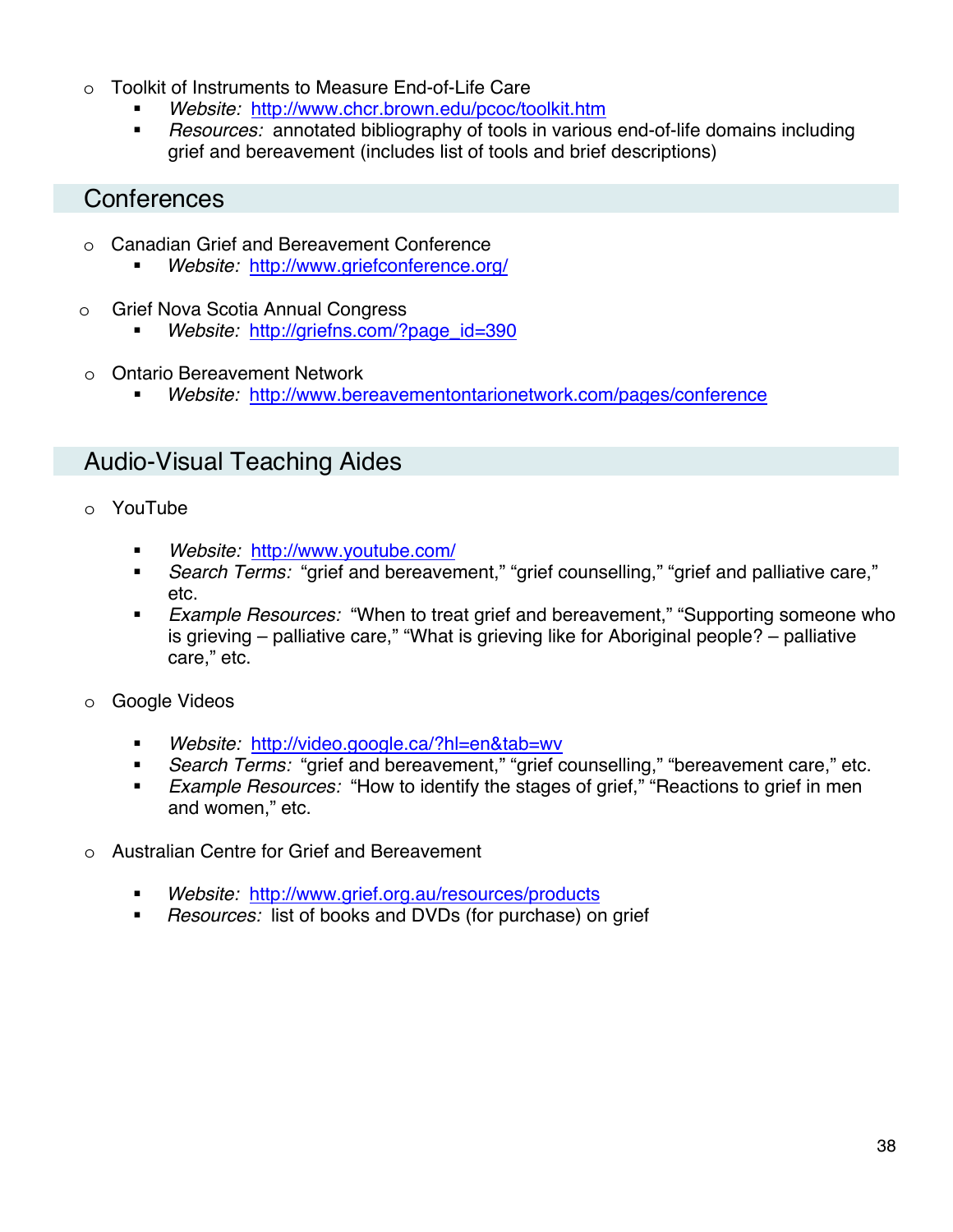- Toolkit of Instruments to Measure End-of-Life Care
  - *Website:* http://www.chcr.brown.edu/pcoc/toolkit.htm
  - *Resources:* annotated bibliography of tools in various end-of-life domains including grief and bereavement (includes list of tools and brief descriptions)

## Conferences

- Canadian Grief and Bereavement Conference
  - *Website:* http://www.griefconference.org/

- Grief Nova Scotia Annual Congress
  - *Website:* http://griefns.com/?page_id=390

- Ontario Bereavement Network
  - *Website:* http://www.bereavementontarionetwork.com/pages/conference

## Audio-Visual Teaching Aides

- YouTube
  - *Website:* http://www.youtube.com/
  - *Search Terms:* "grief and bereavement," "grief counselling," "grief and palliative care," etc.
  - *Example Resources:* "When to treat grief and bereavement," "Supporting someone who is grieving – palliative care," "What is grieving like for Aboriginal people? – palliative care," etc.

- Google Videos
  - *Website:* http://video.google.ca/?hl=en&tab=wv
  - *Search Terms:* "grief and bereavement," "grief counselling," "bereavement care," etc.
  - *Example Resources:* "How to identify the stages of grief," "Reactions to grief in men and women," etc.

- Australian Centre for Grief and Bereavement
  - *Website:* http://www.grief.org.au/resources/products
  - *Resources:* list of books and DVDs (for purchase) on grief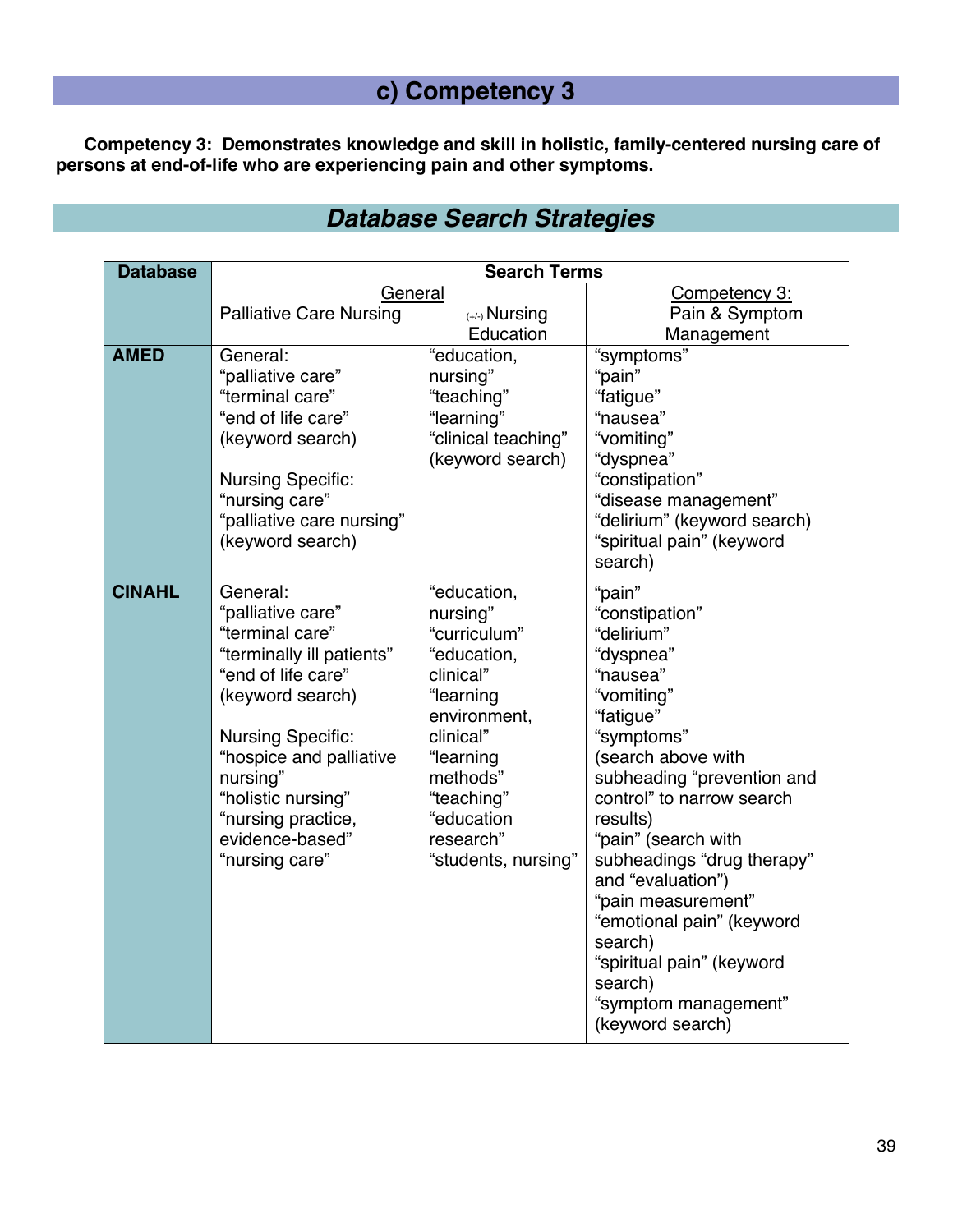## c) Competency 3

**Competency 3: Demonstrates knowledge and skill in holistic, family-centered nursing care of persons at end-of-life who are experiencing pain and other symptoms.**

## *Database Search Strategies*

| Database | Search Terms | | |
|---|---|---|---|
| | General<br>Palliative Care Nursing | (+/-) Nursing Education | Competency 3:<br>Pain & Symptom Management |
| **AMED** | General:<br>"palliative care"<br>"terminal care"<br>"end of life care"<br>(keyword search)<br><br>Nursing Specific:<br>"nursing care"<br>"palliative care nursing"<br>(keyword search) | "education, nursing"<br>"teaching"<br>"learning"<br>"clinical teaching"<br>(keyword search) | "symptoms"<br>"pain"<br>"fatigue"<br>"nausea"<br>"vomiting"<br>"dyspnea"<br>"constipation"<br>"disease management"<br>"delirium" (keyword search)<br>"spiritual pain" (keyword search) |
| **CINAHL** | General:<br>"palliative care"<br>"terminal care"<br>"terminally ill patients"<br>"end of life care"<br>(keyword search)<br><br>Nursing Specific:<br>"hospice and palliative nursing"<br>"holistic nursing"<br>"nursing practice, evidence-based"<br>"nursing care" | "education, nursing"<br>"curriculum"<br>"education, clinical"<br>"learning environment, clinical"<br>"learning methods"<br>"teaching"<br>"education research"<br>"students, nursing" | "pain"<br>"constipation"<br>"delirium"<br>"dyspnea"<br>"nausea"<br>"vomiting"<br>"fatigue"<br>"symptoms"<br>(search above with subheading "prevention and control" to narrow search results)<br>"pain" (search with subheadings "drug therapy" and "evaluation")<br>"pain measurement"<br>"emotional pain" (keyword search)<br>"spiritual pain" (keyword search)<br>"symptom management" (keyword search) |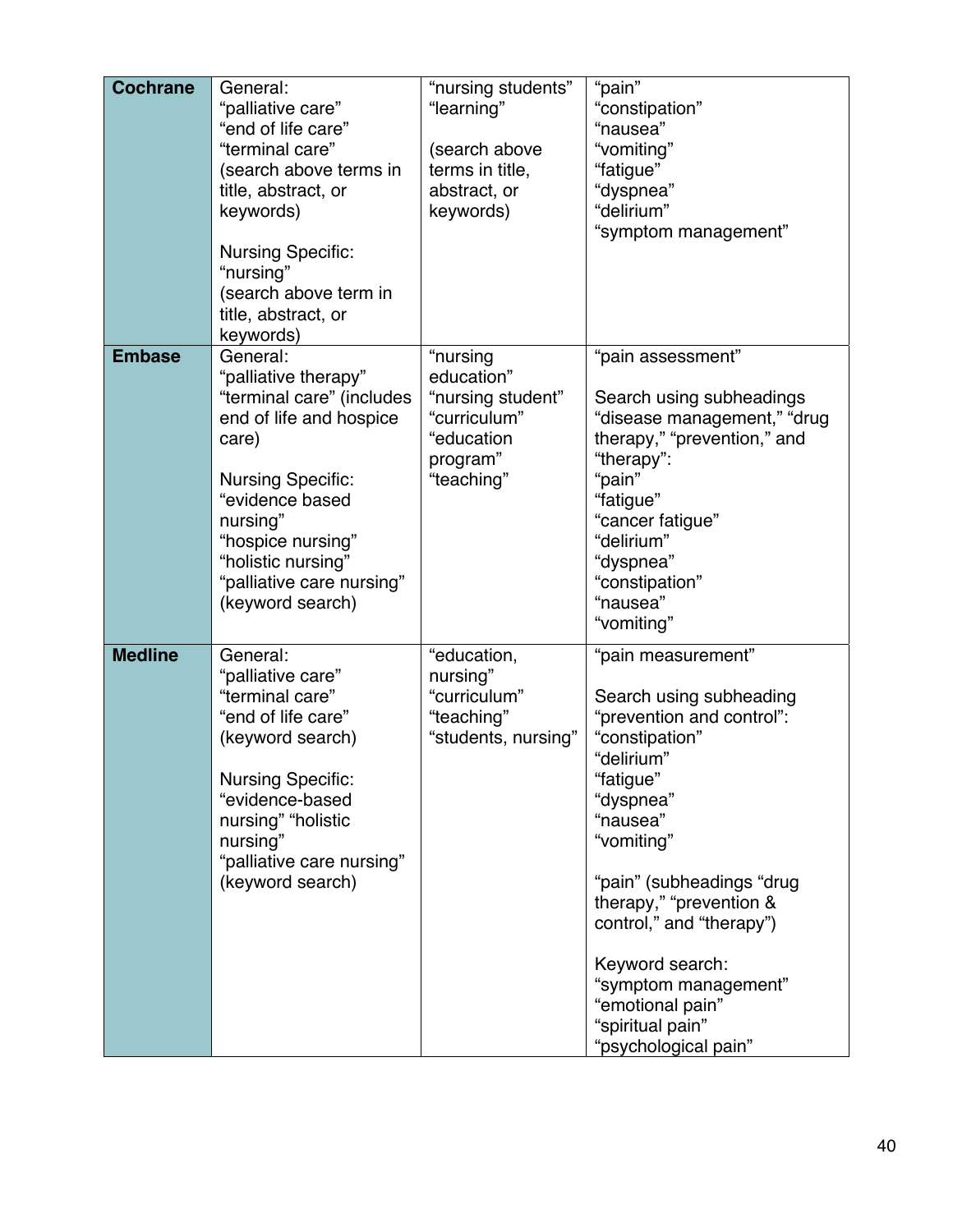| Cochrane | General:<br>"palliative care"<br>"end of life care"<br>"terminal care"<br>(search above terms in title, abstract, or keywords)<br><br>Nursing Specific:<br>"nursing"<br>(search above term in title, abstract, or keywords) | "nursing students"<br>"learning"<br><br>(search above terms in title, abstract, or keywords) | "pain"<br>"constipation"<br>"nausea"<br>"vomiting"<br>"fatigue"<br>"dyspnea"<br>"delirium"<br>"symptom management" |
|---|---|---|---|
| **Embase** | General:<br>"palliative therapy"<br>"terminal care" (includes end of life and hospice care)<br><br>Nursing Specific:<br>"evidence based nursing"<br>"hospice nursing"<br>"holistic nursing"<br>"palliative care nursing"<br>(keyword search) | "nursing education"<br>"nursing student"<br>"curriculum"<br>"education program"<br>"teaching" | "pain assessment"<br><br>Search using subheadings "disease management," "drug therapy," "prevention," and "therapy":<br>"pain"<br>"fatigue"<br>"cancer fatigue"<br>"delirium"<br>"dyspnea"<br>"constipation"<br>"nausea"<br>"vomiting" |
| **Medline** | General:<br>"palliative care"<br>"terminal care"<br>"end of life care"<br>(keyword search)<br><br>Nursing Specific:<br>"evidence-based nursing" "holistic nursing"<br>"palliative care nursing"<br>(keyword search) | "education, nursing"<br>"curriculum"<br>"teaching"<br>"students, nursing" | "pain measurement"<br><br>Search using subheading "prevention and control":<br>"constipation"<br>"delirium"<br>"fatigue"<br>"dyspnea"<br>"nausea"<br>"vomiting"<br><br>"pain" (subheadings "drug therapy," "prevention & control," and "therapy")<br><br>Keyword search:<br>"symptom management"<br>"emotional pain"<br>"spiritual pain"<br>"psychological pain" |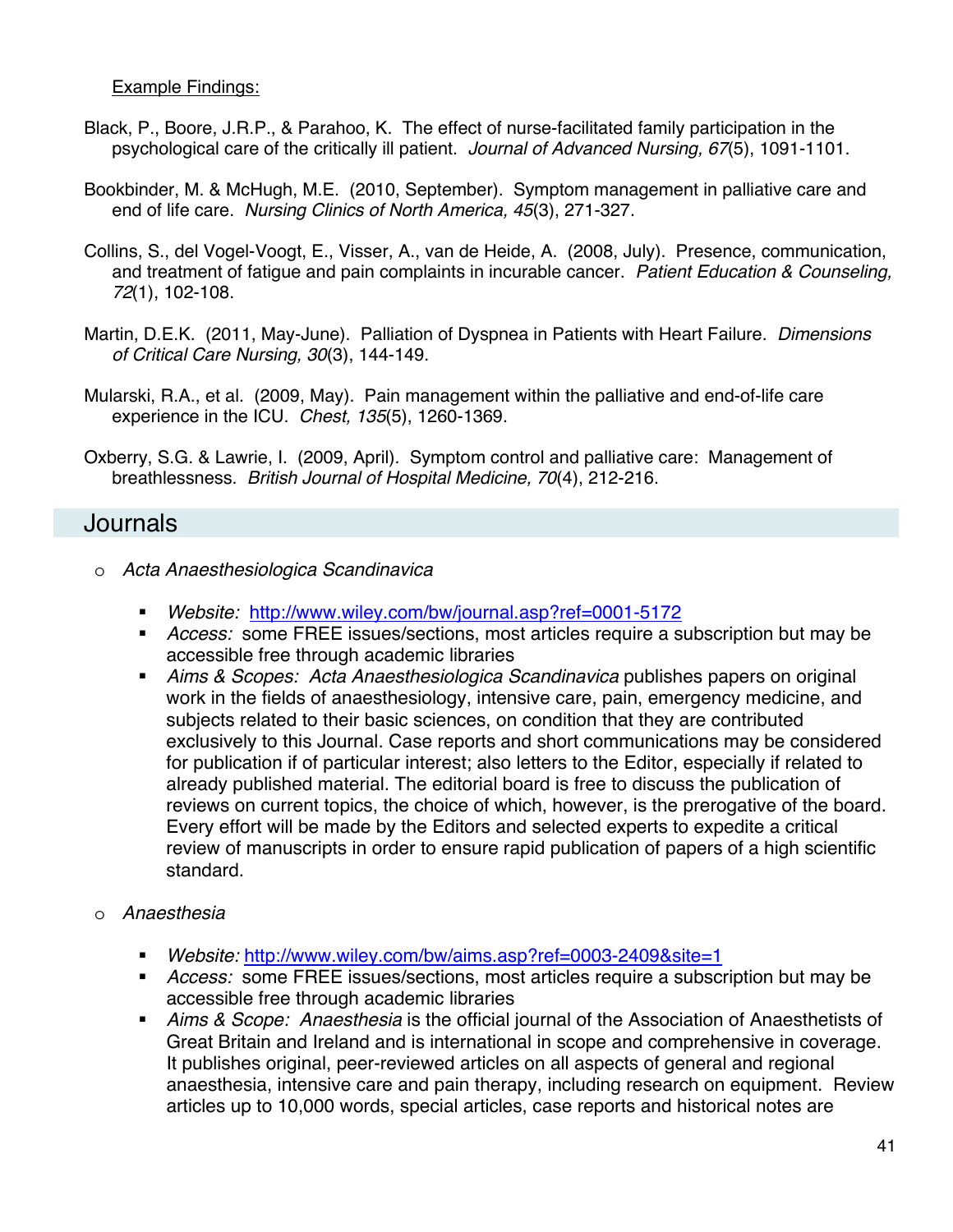Example Findings:

Black, P., Boore, J.R.P., & Parahoo, K. The effect of nurse-facilitated family participation in the psychological care of the critically ill patient. *Journal of Advanced Nursing, 67*(5), 1091-1101.

Bookbinder, M. & McHugh, M.E. (2010, September). Symptom management in palliative care and end of life care. *Nursing Clinics of North America, 45*(3), 271-327.

Collins, S., del Vogel-Voogt, E., Visser, A., van de Heide, A. (2008, July). Presence, communication, and treatment of fatigue and pain complaints in incurable cancer. *Patient Education & Counseling, 72*(1), 102-108.

Martin, D.E.K. (2011, May-June). Palliation of Dyspnea in Patients with Heart Failure. *Dimensions of Critical Care Nursing, 30*(3), 144-149.

Mularski, R.A., et al. (2009, May). Pain management within the palliative and end-of-life care experience in the ICU. *Chest, 135*(5), 1260-1369.

Oxberry, S.G. & Lawrie, I. (2009, April). Symptom control and palliative care: Management of breathlessness. *British Journal of Hospital Medicine, 70*(4), 212-216.

## Journals

- *Acta Anaesthesiologica Scandinavica*
  - *Website:* http://www.wiley.com/bw/journal.asp?ref=0001-5172
  - *Access:* some FREE issues/sections, most articles require a subscription but may be accessible free through academic libraries
  - *Aims & Scopes: Acta Anaesthesiologica Scandinavica* publishes papers on original work in the fields of anaesthesiology, intensive care, pain, emergency medicine, and subjects related to their basic sciences, on condition that they are contributed exclusively to this Journal. Case reports and short communications may be considered for publication if of particular interest; also letters to the Editor, especially if related to already published material. The editorial board is free to discuss the publication of reviews on current topics, the choice of which, however, is the prerogative of the board. Every effort will be made by the Editors and selected experts to expedite a critical review of manuscripts in order to ensure rapid publication of papers of a high scientific standard.

- *Anaesthesia*
  - *Website:* http://www.wiley.com/bw/aims.asp?ref=0003-2409&site=1
  - *Access:* some FREE issues/sections, most articles require a subscription but may be accessible free through academic libraries
  - *Aims & Scope: Anaesthesia* is the official journal of the Association of Anaesthetists of Great Britain and Ireland and is international in scope and comprehensive in coverage. It publishes original, peer-reviewed articles on all aspects of general and regional anaesthesia, intensive care and pain therapy, including research on equipment. Review articles up to 10,000 words, special articles, case reports and historical notes are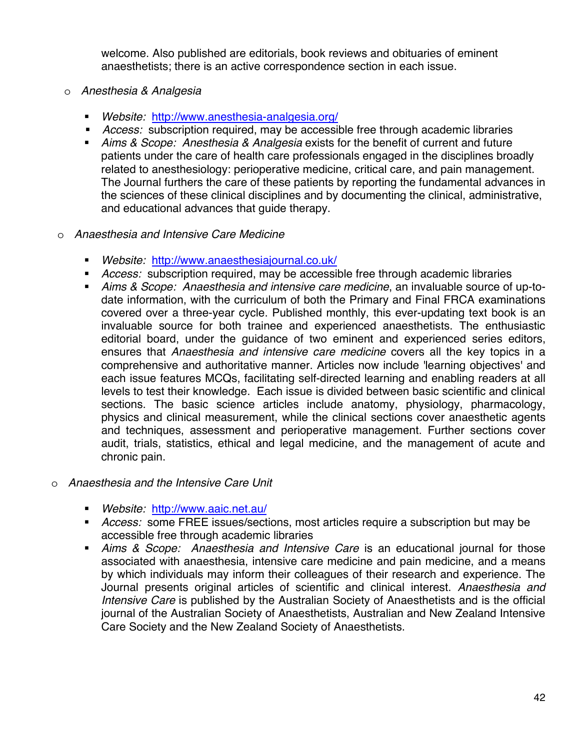welcome. Also published are editorials, book reviews and obituaries of eminent anaesthetists; there is an active correspondence section in each issue.

- *Anesthesia & Analgesia*
  - *Website:* [http://www.anesthesia-analgesia.org/](http://www.anesthesia-analgesia.org/)
  - *Access:* subscription required, may be accessible free through academic libraries
  - *Aims & Scope:* *Anesthesia & Analgesia* exists for the benefit of current and future patients under the care of health care professionals engaged in the disciplines broadly related to anesthesiology: perioperative medicine, critical care, and pain management. The Journal furthers the care of these patients by reporting the fundamental advances in the sciences of these clinical disciplines and by documenting the clinical, administrative, and educational advances that guide therapy.

- *Anaesthesia and Intensive Care Medicine*
  - *Website:* [http://www.anaesthesiajournal.co.uk/](http://www.anaesthesiajournal.co.uk/)
  - *Access:* subscription required, may be accessible free through academic libraries
  - *Aims & Scope:* *Anaesthesia and intensive care medicine*, an invaluable source of up-to-date information, with the curriculum of both the Primary and Final FRCA examinations covered over a three-year cycle. Published monthly, this ever-updating text book is an invaluable source for both trainee and experienced anaesthetists. The enthusiastic editorial board, under the guidance of two eminent and experienced series editors, ensures that *Anaesthesia and intensive care medicine* covers all the key topics in a comprehensive and authoritative manner. Articles now include 'learning objectives' and each issue features MCQs, facilitating self-directed learning and enabling readers at all levels to test their knowledge. Each issue is divided between basic scientific and clinical sections. The basic science articles include anatomy, physiology, pharmacology, physics and clinical measurement, while the clinical sections cover anaesthetic agents and techniques, assessment and perioperative management. Further sections cover audit, trials, statistics, ethical and legal medicine, and the management of acute and chronic pain.

- *Anaesthesia and the Intensive Care Unit*
  - *Website:* [http://www.aaic.net.au/](http://www.aaic.net.au/)
  - *Access:* some FREE issues/sections, most articles require a subscription but may be accessible free through academic libraries
  - *Aims & Scope:* *Anaesthesia and Intensive Care* is an educational journal for those associated with anaesthesia, intensive care medicine and pain medicine, and a means by which individuals may inform their colleagues of their research and experience. The Journal presents original articles of scientific and clinical interest. *Anaesthesia and Intensive Care* is published by the Australian Society of Anaesthetists and is the official journal of the Australian Society of Anaesthetists, Australian and New Zealand Intensive Care Society and the New Zealand Society of Anaesthetists.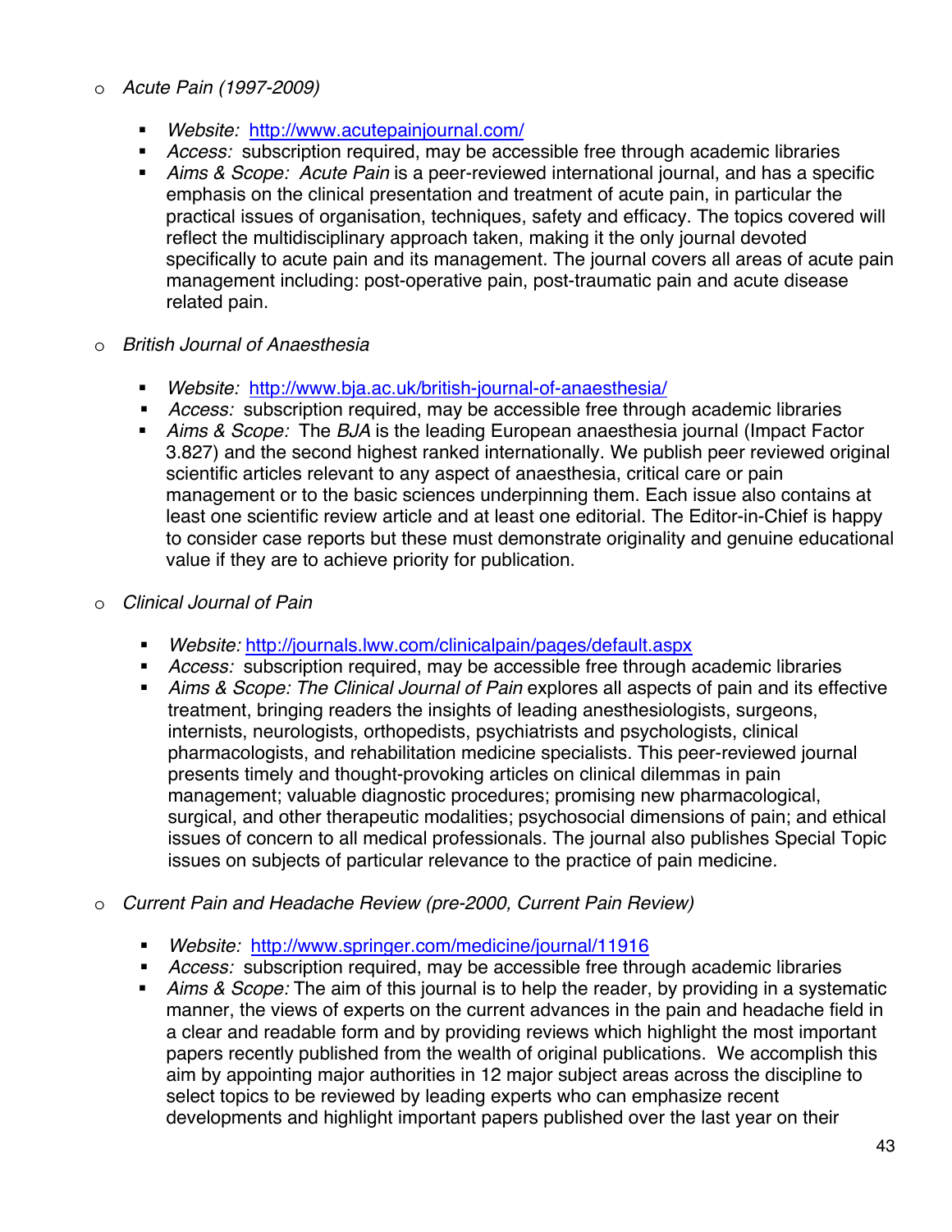- *Acute Pain (1997-2009)*

  - *Website:* [http://www.acutepainjournal.com/](http://www.acutepainjournal.com/)
  - *Access:* subscription required, may be accessible free through academic libraries
  - *Aims & Scope: Acute Pain* is a peer-reviewed international journal, and has a specific emphasis on the clinical presentation and treatment of acute pain, in particular the practical issues of organisation, techniques, safety and efficacy. The topics covered will reflect the multidisciplinary approach taken, making it the only journal devoted specifically to acute pain and its management. The journal covers all areas of acute pain management including: post-operative pain, post-traumatic pain and acute disease related pain.

- *British Journal of Anaesthesia*

  - *Website:* [http://www.bja.ac.uk/british-journal-of-anaesthesia/](http://www.bja.ac.uk/british-journal-of-anaesthesia/)
  - *Access:* subscription required, may be accessible free through academic libraries
  - *Aims & Scope:* The *BJA* is the leading European anaesthesia journal (Impact Factor 3.827) and the second highest ranked internationally. We publish peer reviewed original scientific articles relevant to any aspect of anaesthesia, critical care or pain management or to the basic sciences underpinning them. Each issue also contains at least one scientific review article and at least one editorial. The Editor-in-Chief is happy to consider case reports but these must demonstrate originality and genuine educational value if they are to achieve priority for publication.

- *Clinical Journal of Pain*

  - *Website:* [http://journals.lww.com/clinicalpain/pages/default.aspx](http://journals.lww.com/clinicalpain/pages/default.aspx)
  - *Access:* subscription required, may be accessible free through academic libraries
  - *Aims & Scope: The Clinical Journal of Pain* explores all aspects of pain and its effective treatment, bringing readers the insights of leading anesthesiologists, surgeons, internists, neurologists, orthopedists, psychiatrists and psychologists, clinical pharmacologists, and rehabilitation medicine specialists. This peer-reviewed journal presents timely and thought-provoking articles on clinical dilemmas in pain management; valuable diagnostic procedures; promising new pharmacological, surgical, and other therapeutic modalities; psychosocial dimensions of pain; and ethical issues of concern to all medical professionals. The journal also publishes Special Topic issues on subjects of particular relevance to the practice of pain medicine.

- *Current Pain and Headache Review (pre-2000, Current Pain Review)*

  - *Website:* [http://www.springer.com/medicine/journal/11916](http://www.springer.com/medicine/journal/11916)
  - *Access:* subscription required, may be accessible free through academic libraries
  - *Aims & Scope:* The aim of this journal is to help the reader, by providing in a systematic manner, the views of experts on the current advances in the pain and headache field in a clear and readable form and by providing reviews which highlight the most important papers recently published from the wealth of original publications. We accomplish this aim by appointing major authorities in 12 major subject areas across the discipline to select topics to be reviewed by leading experts who can emphasize recent developments and highlight important papers published over the last year on their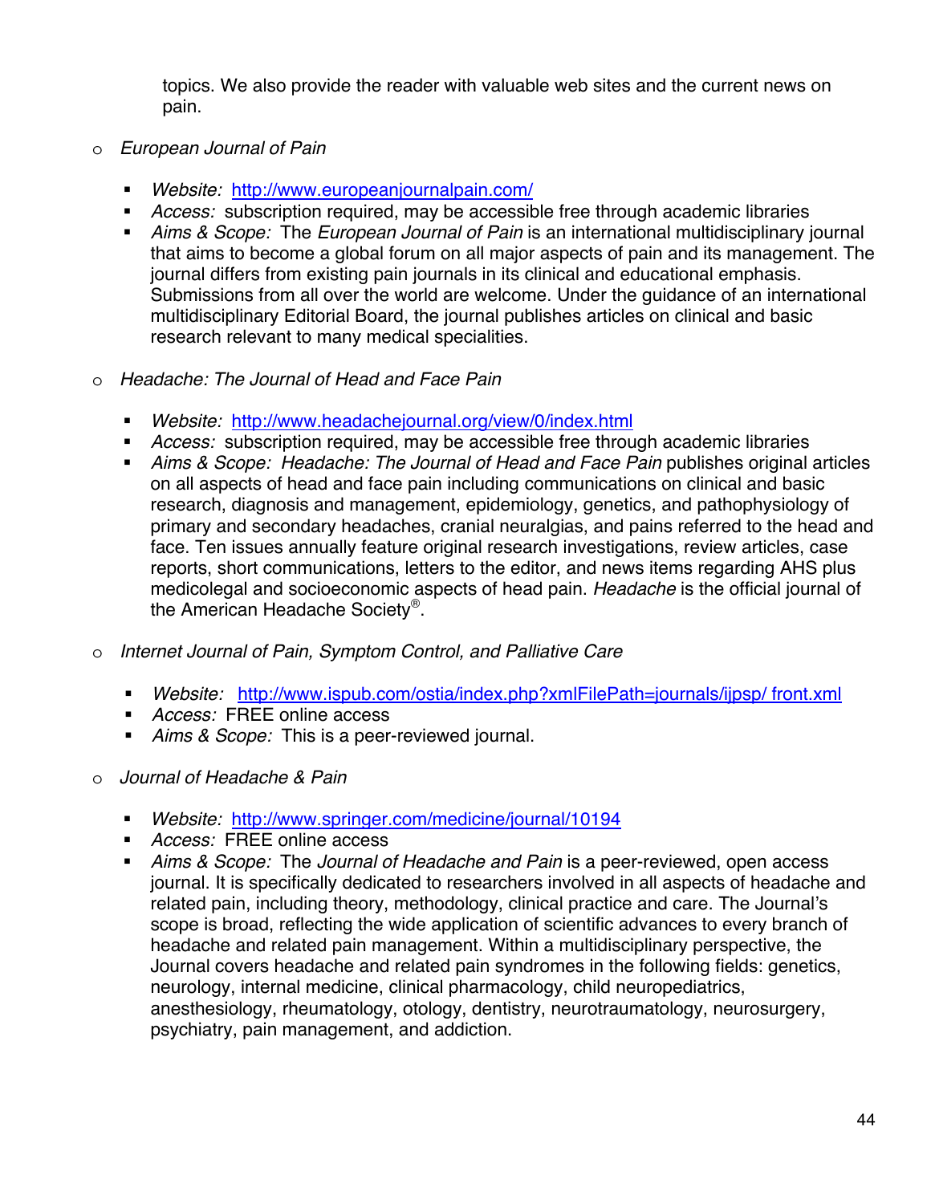topics. We also provide the reader with valuable web sites and the current news on pain.

- *European Journal of Pain*
  - *Website:* http://www.europeanjournalpain.com/
  - *Access:* subscription required, may be accessible free through academic libraries
  - *Aims & Scope:* The *European Journal of Pain* is an international multidisciplinary journal that aims to become a global forum on all major aspects of pain and its management. The journal differs from existing pain journals in its clinical and educational emphasis. Submissions from all over the world are welcome. Under the guidance of an international multidisciplinary Editorial Board, the journal publishes articles on clinical and basic research relevant to many medical specialities.

- *Headache: The Journal of Head and Face Pain*
  - *Website:* http://www.headachejournal.org/view/0/index.html
  - *Access:* subscription required, may be accessible free through academic libraries
  - *Aims & Scope: Headache: The Journal of Head and Face Pain* publishes original articles on all aspects of head and face pain including communications on clinical and basic research, diagnosis and management, epidemiology, genetics, and pathophysiology of primary and secondary headaches, cranial neuralgias, and pains referred to the head and face. Ten issues annually feature original research investigations, review articles, case reports, short communications, letters to the editor, and news items regarding AHS plus medicolegal and socioeconomic aspects of head pain. *Headache* is the official journal of the American Headache Society®.

- *Internet Journal of Pain, Symptom Control, and Palliative Care*
  - *Website:* http://www.ispub.com/ostia/index.php?xmlFilePath=journals/ijpsp/ front.xml
  - *Access:* FREE online access
  - *Aims & Scope:* This is a peer-reviewed journal.

- *Journal of Headache & Pain*
  - *Website:* http://www.springer.com/medicine/journal/10194
  - *Access:* FREE online access
  - *Aims & Scope:* The *Journal of Headache and Pain* is a peer-reviewed, open access journal. It is specifically dedicated to researchers involved in all aspects of headache and related pain, including theory, methodology, clinical practice and care. The Journal's scope is broad, reflecting the wide application of scientific advances to every branch of headache and related pain management. Within a multidisciplinary perspective, the Journal covers headache and related pain syndromes in the following fields: genetics, neurology, internal medicine, clinical pharmacology, child neuropediatrics, anesthesiology, rheumatology, otology, dentistry, neurotraumatology, neurosurgery, psychiatry, pain management, and addiction.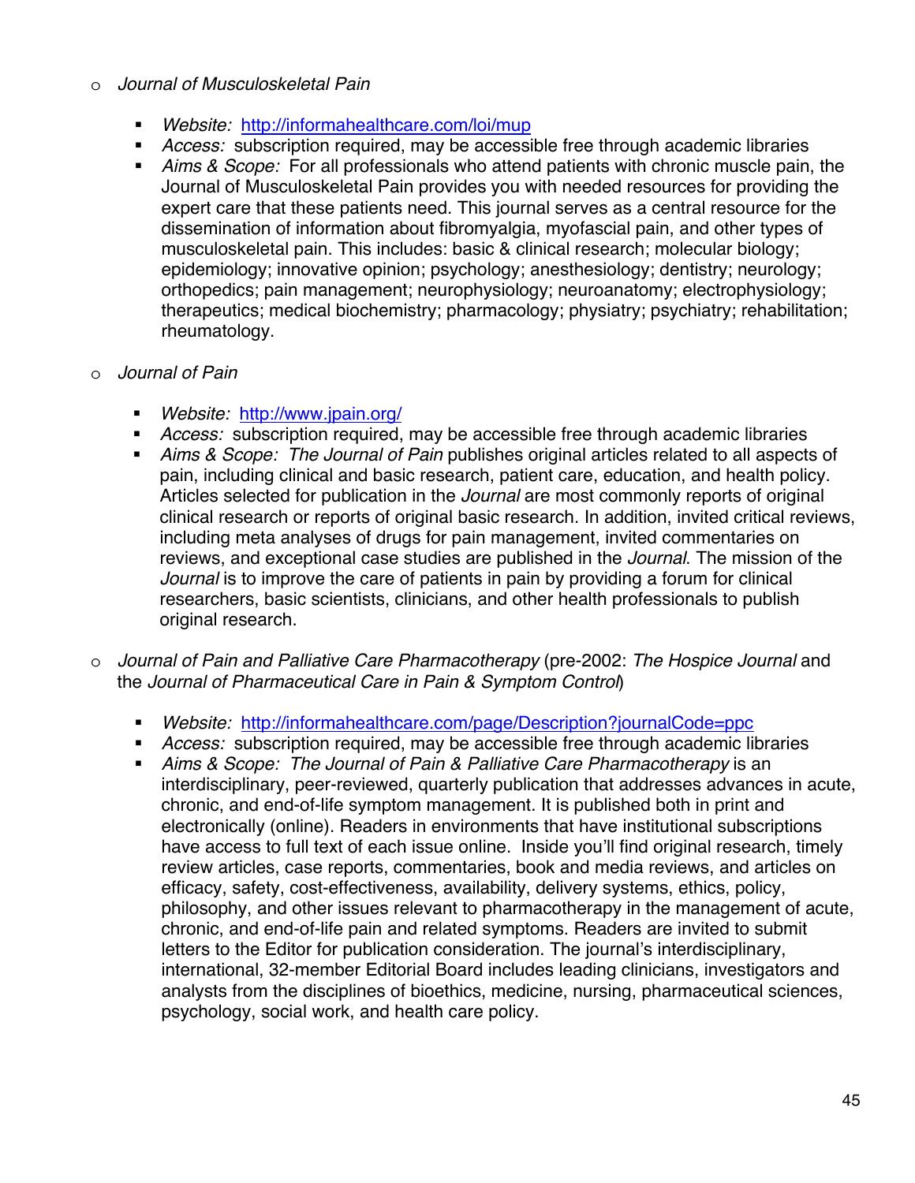- *Journal of Musculoskeletal Pain*

  - *Website:* http://informahealthcare.com/loi/mup
  - *Access:* subscription required, may be accessible free through academic libraries
  - *Aims & Scope:* For all professionals who attend patients with chronic muscle pain, the Journal of Musculoskeletal Pain provides you with needed resources for providing the expert care that these patients need. This journal serves as a central resource for the dissemination of information about fibromyalgia, myofascial pain, and other types of musculoskeletal pain. This includes: basic & clinical research; molecular biology; epidemiology; innovative opinion; psychology; anesthesiology; dentistry; neurology; orthopedics; pain management; neurophysiology; neuroanatomy; electrophysiology; therapeutics; medical biochemistry; pharmacology; physiatry; psychiatry; rehabilitation; rheumatology.

- *Journal of Pain*

  - *Website:* http://www.jpain.org/
  - *Access:* subscription required, may be accessible free through academic libraries
  - *Aims & Scope: The Journal of Pain* publishes original articles related to all aspects of pain, including clinical and basic research, patient care, education, and health policy. Articles selected for publication in the *Journal* are most commonly reports of original clinical research or reports of original basic research. In addition, invited critical reviews, including meta analyses of drugs for pain management, invited commentaries on reviews, and exceptional case studies are published in the *Journal*. The mission of the *Journal* is to improve the care of patients in pain by providing a forum for clinical researchers, basic scientists, clinicians, and other health professionals to publish original research.

- *Journal of Pain and Palliative Care Pharmacotherapy* (pre-2002: *The Hospice Journal* and the *Journal of Pharmaceutical Care in Pain & Symptom Control*)

  - *Website:* http://informahealthcare.com/page/Description?journalCode=ppc
  - *Access:* subscription required, may be accessible free through academic libraries
  - *Aims & Scope: The Journal of Pain & Palliative Care Pharmacotherapy* is an interdisciplinary, peer-reviewed, quarterly publication that addresses advances in acute, chronic, and end-of-life symptom management. It is published both in print and electronically (online). Readers in environments that have institutional subscriptions have access to full text of each issue online. Inside you'll find original research, timely review articles, case reports, commentaries, book and media reviews, and articles on efficacy, safety, cost-effectiveness, availability, delivery systems, ethics, policy, philosophy, and other issues relevant to pharmacotherapy in the management of acute, chronic, and end-of-life pain and related symptoms. Readers are invited to submit letters to the Editor for publication consideration. The journal's interdisciplinary, international, 32-member Editorial Board includes leading clinicians, investigators and analysts from the disciplines of bioethics, medicine, nursing, pharmaceutical sciences, psychology, social work, and health care policy.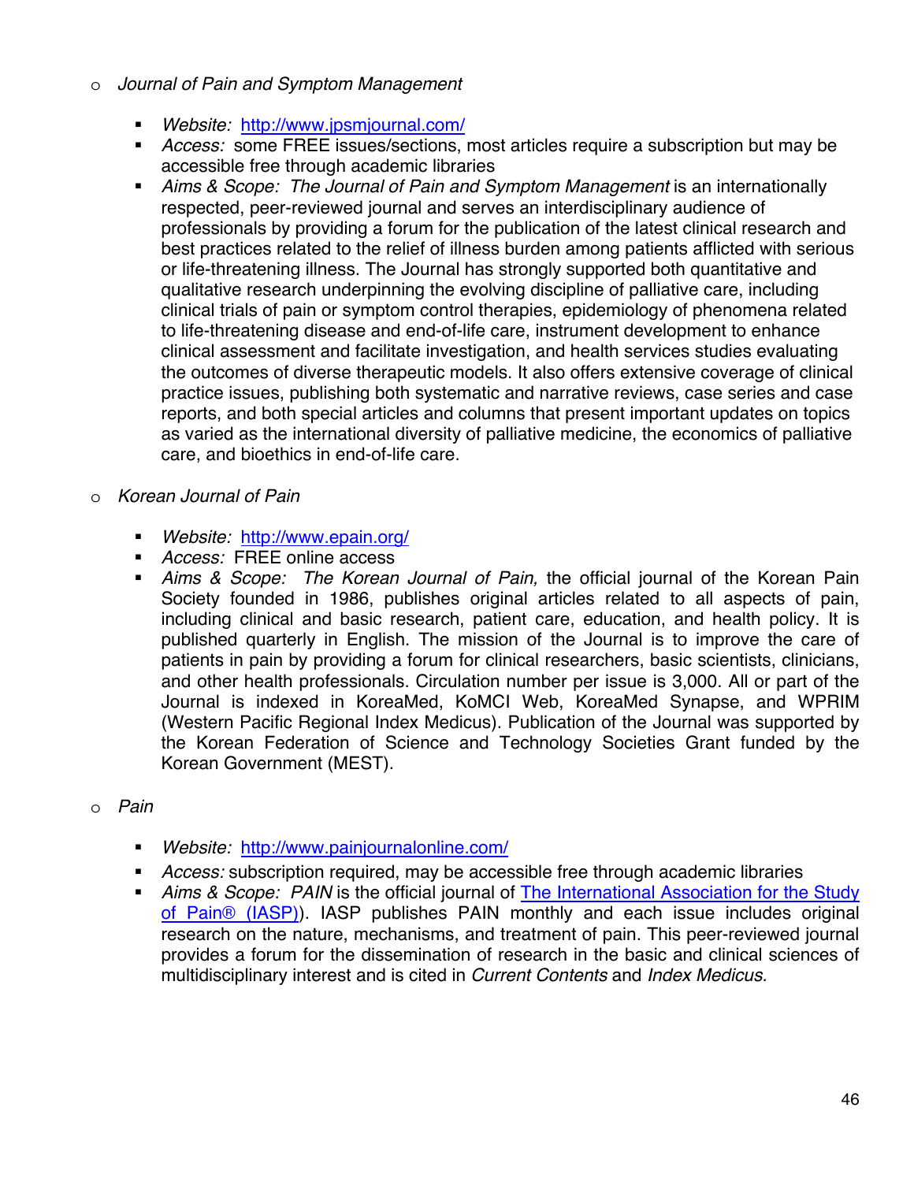- *Journal of Pain and Symptom Management*

  - *Website:* [http://www.jpsmjournal.com/](http://www.jpsmjournal.com/)
  - *Access:* some FREE issues/sections, most articles require a subscription but may be accessible free through academic libraries
  - *Aims & Scope: The Journal of Pain and Symptom Management* is an internationally respected, peer-reviewed journal and serves an interdisciplinary audience of professionals by providing a forum for the publication of the latest clinical research and best practices related to the relief of illness burden among patients afflicted with serious or life-threatening illness. The Journal has strongly supported both quantitative and qualitative research underpinning the evolving discipline of palliative care, including clinical trials of pain or symptom control therapies, epidemiology of phenomena related to life-threatening disease and end-of-life care, instrument development to enhance clinical assessment and facilitate investigation, and health services studies evaluating the outcomes of diverse therapeutic models. It also offers extensive coverage of clinical practice issues, publishing both systematic and narrative reviews, case series and case reports, and both special articles and columns that present important updates on topics as varied as the international diversity of palliative medicine, the economics of palliative care, and bioethics in end-of-life care.

- *Korean Journal of Pain*

  - *Website:* [http://www.epain.org/](http://www.epain.org/)
  - *Access:* FREE online access
  - *Aims & Scope: The Korean Journal of Pain,* the official journal of the Korean Pain Society founded in 1986, publishes original articles related to all aspects of pain, including clinical and basic research, patient care, education, and health policy. It is published quarterly in English. The mission of the Journal is to improve the care of patients in pain by providing a forum for clinical researchers, basic scientists, clinicians, and other health professionals. Circulation number per issue is 3,000. All or part of the Journal is indexed in KoreaMed, KoMCI Web, KoreaMed Synapse, and WPRIM (Western Pacific Regional Index Medicus). Publication of the Journal was supported by the Korean Federation of Science and Technology Societies Grant funded by the Korean Government (MEST).

- *Pain*

  - *Website:* [http://www.painjournalonline.com/](http://www.painjournalonline.com/)
  - *Access:* subscription required, may be accessible free through academic libraries
  - *Aims & Scope: PAIN* is the official journal of The International Association for the Study of Pain® (IASP)). IASP publishes PAIN monthly and each issue includes original research on the nature, mechanisms, and treatment of pain. This peer-reviewed journal provides a forum for the dissemination of research in the basic and clinical sciences of multidisciplinary interest and is cited in *Current Contents* and *Index Medicus.*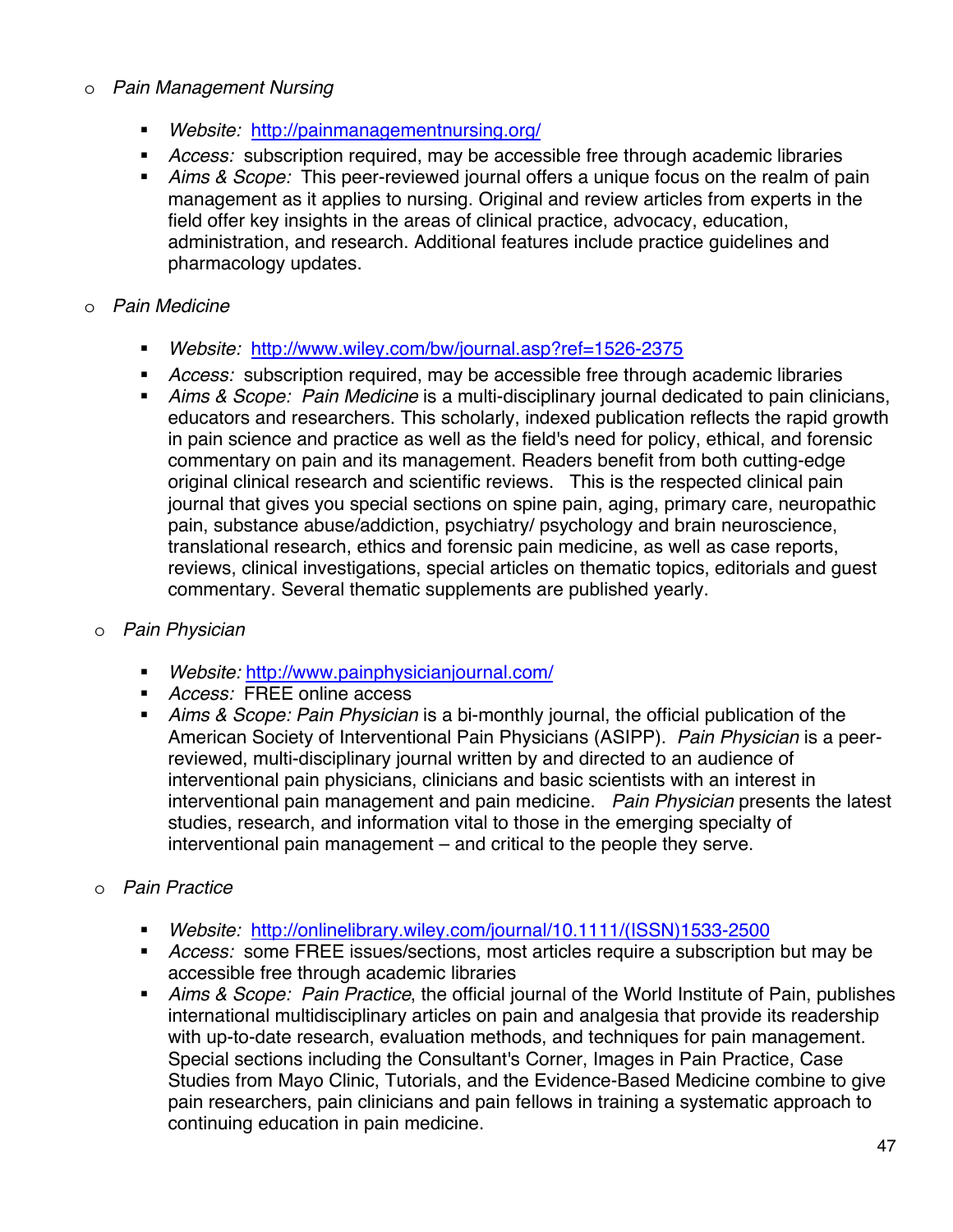- *Pain Management Nursing*

  - *Website:* [http://painmanagementnursing.org/](http://painmanagementnursing.org/)
  - *Access:* subscription required, may be accessible free through academic libraries
  - *Aims & Scope:* This peer-reviewed journal offers a unique focus on the realm of pain management as it applies to nursing. Original and review articles from experts in the field offer key insights in the areas of clinical practice, advocacy, education, administration, and research. Additional features include practice guidelines and pharmacology updates.

- *Pain Medicine*

  - *Website:* [http://www.wiley.com/bw/journal.asp?ref=1526-2375](http://www.wiley.com/bw/journal.asp?ref=1526-2375)
  - *Access:* subscription required, may be accessible free through academic libraries
  - *Aims & Scope:* *Pain Medicine* is a multi-disciplinary journal dedicated to pain clinicians, educators and researchers. This scholarly, indexed publication reflects the rapid growth in pain science and practice as well as the field's need for policy, ethical, and forensic commentary on pain and its management. Readers benefit from both cutting-edge original clinical research and scientific reviews. This is the respected clinical pain journal that gives you special sections on spine pain, aging, primary care, neuropathic pain, substance abuse/addiction, psychiatry/ psychology and brain neuroscience, translational research, ethics and forensic pain medicine, as well as case reports, reviews, clinical investigations, special articles on thematic topics, editorials and guest commentary. Several thematic supplements are published yearly.

- *Pain Physician*

  - *Website:* [http://www.painphysicianjournal.com/](http://www.painphysicianjournal.com/)
  - *Access:* FREE online access
  - *Aims & Scope: Pain Physician* is a bi-monthly journal, the official publication of the American Society of Interventional Pain Physicians (ASIPP). *Pain Physician* is a peer-reviewed, multi-disciplinary journal written by and directed to an audience of interventional pain physicians, clinicians and basic scientists with an interest in interventional pain management and pain medicine. *Pain Physician* presents the latest studies, research, and information vital to those in the emerging specialty of interventional pain management – and critical to the people they serve.

- *Pain Practice*

  - *Website:* [http://onlinelibrary.wiley.com/journal/10.1111/(ISSN)1533-2500](http://onlinelibrary.wiley.com/journal/10.1111/(ISSN)1533-2500)
  - *Access:* some FREE issues/sections, most articles require a subscription but may be accessible free through academic libraries
  - *Aims & Scope:* *Pain Practice*, the official journal of the World Institute of Pain, publishes international multidisciplinary articles on pain and analgesia that provide its readership with up-to-date research, evaluation methods, and techniques for pain management. Special sections including the Consultant's Corner, Images in Pain Practice, Case Studies from Mayo Clinic, Tutorials, and the Evidence-Based Medicine combine to give pain researchers, pain clinicians and pain fellows in training a systematic approach to continuing education in pain medicine.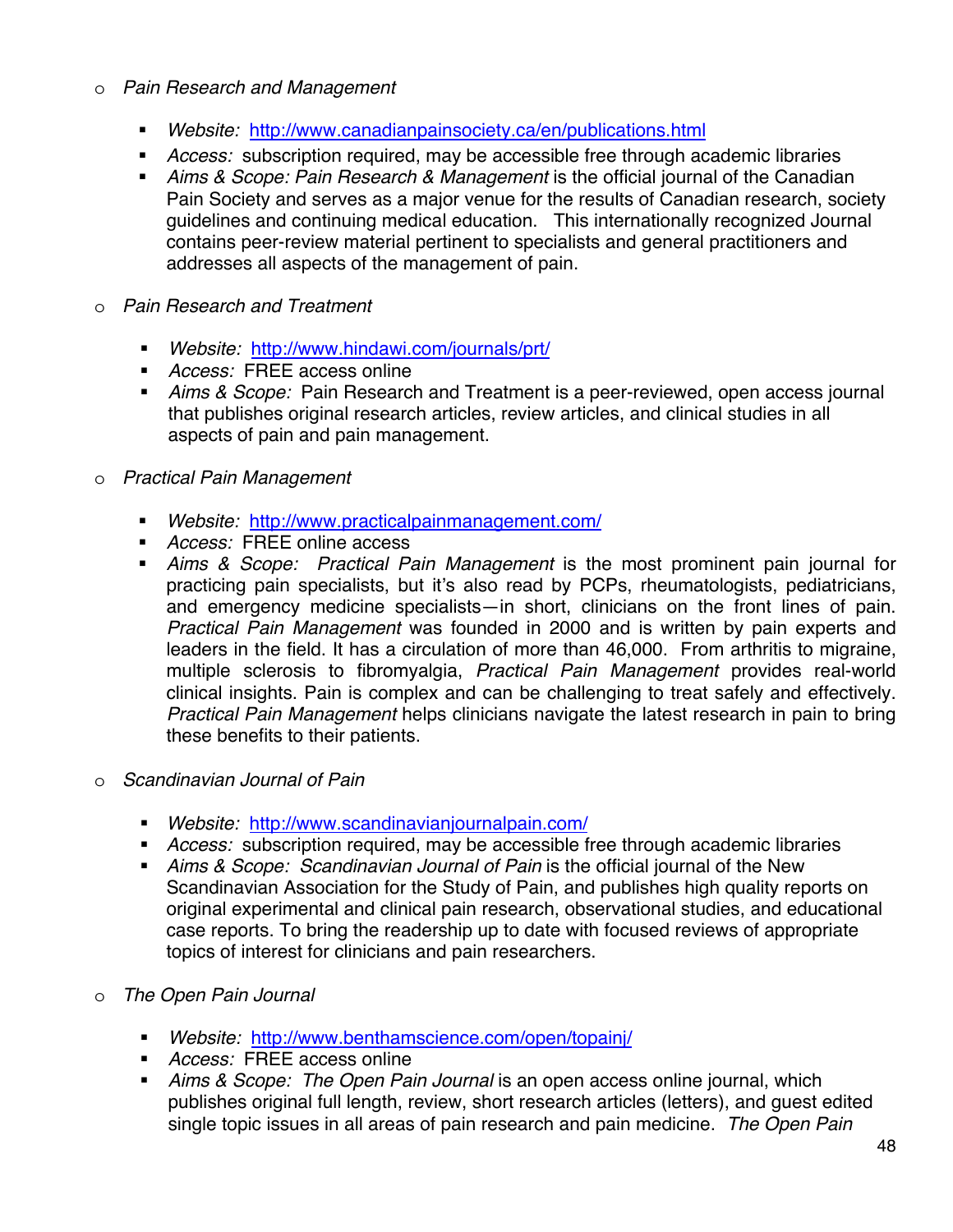- *Pain Research and Management*

    - *Website:* http://www.canadianpainsociety.ca/en/publications.html
    - *Access:* subscription required, may be accessible free through academic libraries
    - *Aims & Scope: Pain Research & Management* is the official journal of the Canadian Pain Society and serves as a major venue for the results of Canadian research, society guidelines and continuing medical education. This internationally recognized Journal contains peer-review material pertinent to specialists and general practitioners and addresses all aspects of the management of pain.

- *Pain Research and Treatment*

    - *Website:* http://www.hindawi.com/journals/prt/
    - *Access:* FREE access online
    - *Aims & Scope:* Pain Research and Treatment is a peer-reviewed, open access journal that publishes original research articles, review articles, and clinical studies in all aspects of pain and pain management.

- *Practical Pain Management*

    - *Website:* http://www.practicalpainmanagement.com/
    - *Access:* FREE online access
    - *Aims & Scope: Practical Pain Management* is the most prominent pain journal for practicing pain specialists, but it's also read by PCPs, rheumatologists, pediatricians, and emergency medicine specialists—in short, clinicians on the front lines of pain. *Practical Pain Management* was founded in 2000 and is written by pain experts and leaders in the field. It has a circulation of more than 46,000. From arthritis to migraine, multiple sclerosis to fibromyalgia, *Practical Pain Management* provides real-world clinical insights. Pain is complex and can be challenging to treat safely and effectively. *Practical Pain Management* helps clinicians navigate the latest research in pain to bring these benefits to their patients.

- *Scandinavian Journal of Pain*

    - *Website:* http://www.scandinavianjournalpain.com/
    - *Access:* subscription required, may be accessible free through academic libraries
    - *Aims & Scope: Scandinavian Journal of Pain* is the official journal of the New Scandinavian Association for the Study of Pain, and publishes high quality reports on original experimental and clinical pain research, observational studies, and educational case reports. To bring the readership up to date with focused reviews of appropriate topics of interest for clinicians and pain researchers.

- *The Open Pain Journal*

    - *Website:* http://www.benthamscience.com/open/topainj/
    - *Access:* FREE access online
    - *Aims & Scope: The Open Pain Journal* is an open access online journal, which publishes original full length, review, short research articles (letters), and guest edited single topic issues in all areas of pain research and pain medicine. *The Open Pain*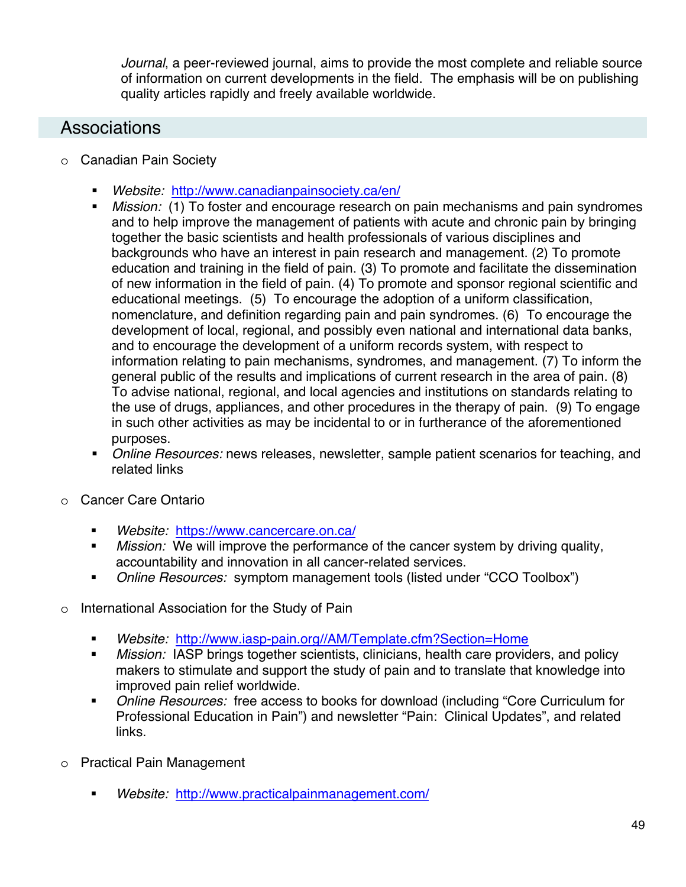*Journal*, a peer-reviewed journal, aims to provide the most complete and reliable source of information on current developments in the field. The emphasis will be on publishing quality articles rapidly and freely available worldwide.

## Associations

- Canadian Pain Society
  - *Website:* http://www.canadianpainsociety.ca/en/
  - *Mission:* (1) To foster and encourage research on pain mechanisms and pain syndromes and to help improve the management of patients with acute and chronic pain by bringing together the basic scientists and health professionals of various disciplines and backgrounds who have an interest in pain research and management. (2) To promote education and training in the field of pain. (3) To promote and facilitate the dissemination of new information in the field of pain. (4) To promote and sponsor regional scientific and educational meetings. (5) To encourage the adoption of a uniform classification, nomenclature, and definition regarding pain and pain syndromes. (6) To encourage the development of local, regional, and possibly even national and international data banks, and to encourage the development of a uniform records system, with respect to information relating to pain mechanisms, syndromes, and management. (7) To inform the general public of the results and implications of current research in the area of pain. (8) To advise national, regional, and local agencies and institutions on standards relating to the use of drugs, appliances, and other procedures in the therapy of pain. (9) To engage in such other activities as may be incidental to or in furtherance of the aforementioned purposes.
  - *Online Resources:* news releases, newsletter, sample patient scenarios for teaching, and related links

- Cancer Care Ontario
  - *Website:* https://www.cancercare.on.ca/
  - *Mission:* We will improve the performance of the cancer system by driving quality, accountability and innovation in all cancer-related services.
  - *Online Resources:* symptom management tools (listed under "CCO Toolbox")

- International Association for the Study of Pain
  - *Website:* http://www.iasp-pain.org//AM/Template.cfm?Section=Home
  - *Mission:* IASP brings together scientists, clinicians, health care providers, and policy makers to stimulate and support the study of pain and to translate that knowledge into improved pain relief worldwide.
  - *Online Resources:* free access to books for download (including "Core Curriculum for Professional Education in Pain") and newsletter "Pain: Clinical Updates", and related links.

- Practical Pain Management
  - *Website:* http://www.practicalpainmanagement.com/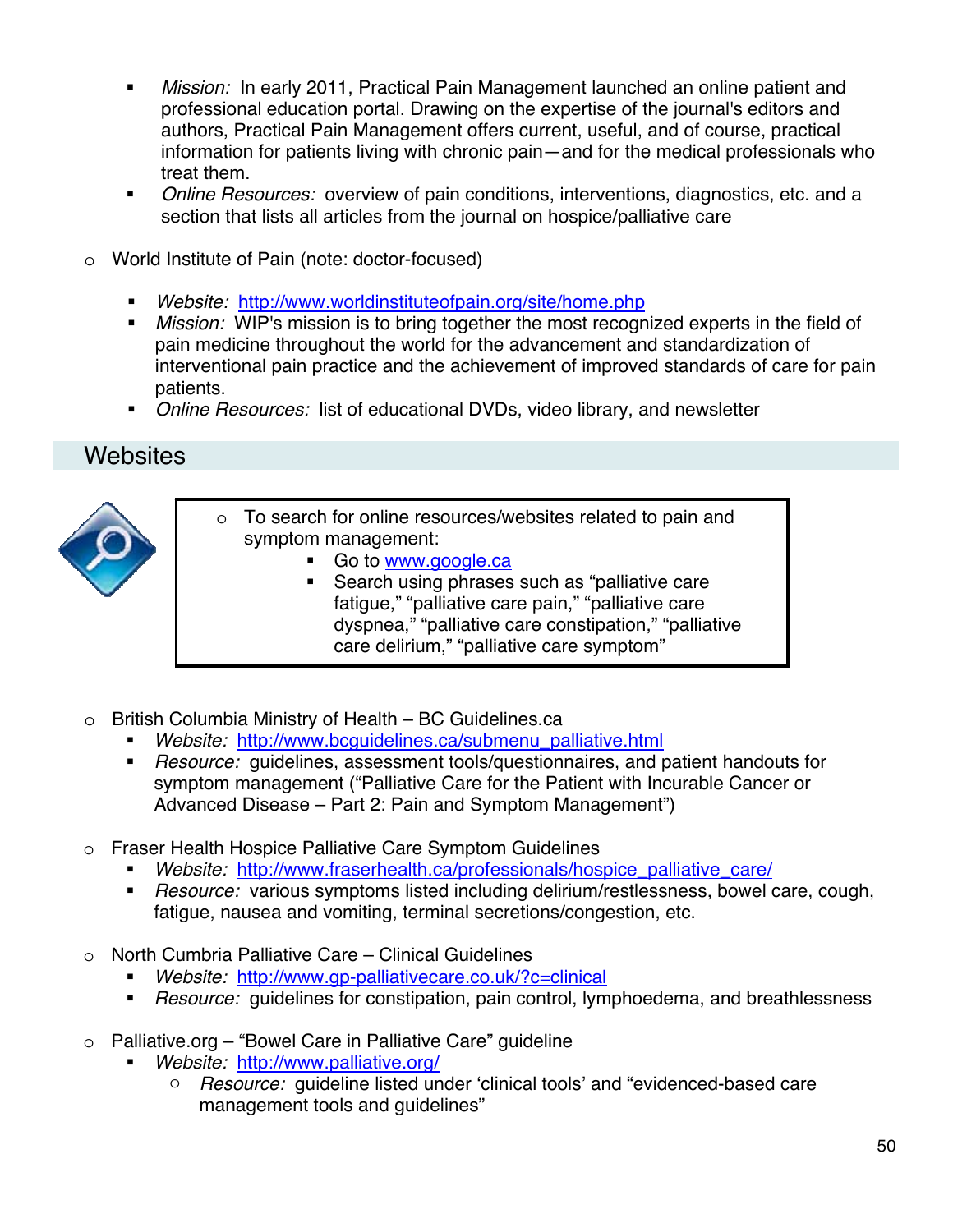- *Mission:* In early 2011, Practical Pain Management launched an online patient and professional education portal. Drawing on the expertise of the journal's editors and authors, Practical Pain Management offers current, useful, and of course, practical information for patients living with chronic pain—and for the medical professionals who treat them.
- *Online Resources:* overview of pain conditions, interventions, diagnostics, etc. and a section that lists all articles from the journal on hospice/palliative care

- World Institute of Pain (note: doctor-focused)
  - *Website:* http://www.worldinstituteofpain.org/site/home.php
  - *Mission:* WIP's mission is to bring together the most recognized experts in the field of pain medicine throughout the world for the advancement and standardization of interventional pain practice and the achievement of improved standards of care for pain patients.
  - *Online Resources:* list of educational DVDs, video library, and newsletter

## Websites

- To search for online resources/websites related to pain and symptom management:
  - Go to www.google.ca
  - Search using phrases such as "palliative care fatigue," "palliative care pain," "palliative care dyspnea," "palliative care constipation," "palliative care delirium," "palliative care symptom"

- British Columbia Ministry of Health – BC Guidelines.ca
  - *Website:* http://www.bcguidelines.ca/submenu_palliative.html
  - *Resource:* guidelines, assessment tools/questionnaires, and patient handouts for symptom management ("Palliative Care for the Patient with Incurable Cancer or Advanced Disease – Part 2: Pain and Symptom Management")

- Fraser Health Hospice Palliative Care Symptom Guidelines
  - *Website:* http://www.fraserhealth.ca/professionals/hospice_palliative_care/
  - *Resource:* various symptoms listed including delirium/restlessness, bowel care, cough, fatigue, nausea and vomiting, terminal secretions/congestion, etc.

- North Cumbria Palliative Care – Clinical Guidelines
  - *Website:* http://www.gp-palliativecare.co.uk/?c=clinical
  - *Resource:* guidelines for constipation, pain control, lymphoedema, and breathlessness

- Palliative.org – "Bowel Care in Palliative Care" guideline
  - *Website:* http://www.palliative.org/
    - *Resource:* guideline listed under 'clinical tools' and "evidenced-based care management tools and guidelines"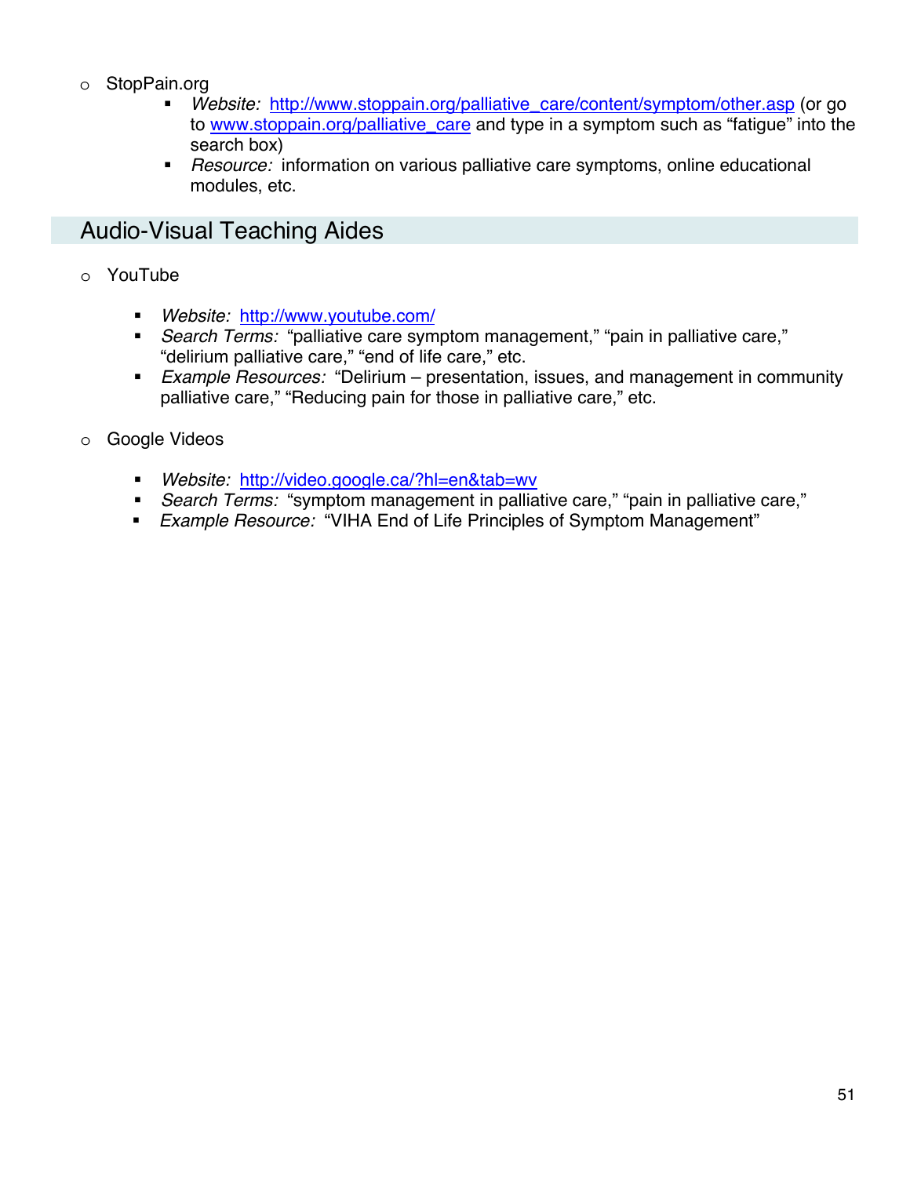- StopPain.org
  - *Website:* http://www.stoppain.org/palliative_care/content/symptom/other.asp (or go to www.stoppain.org/palliative_care and type in a symptom such as "fatigue" into the search box)
  - *Resource:* information on various palliative care symptoms, online educational modules, etc.

## Audio-Visual Teaching Aides

- YouTube
  - *Website:* http://www.youtube.com/
  - *Search Terms:* "palliative care symptom management," "pain in palliative care," "delirium palliative care," "end of life care," etc.
  - *Example Resources:* "Delirium – presentation, issues, and management in community palliative care," "Reducing pain for those in palliative care," etc.

- Google Videos
  - *Website:* http://video.google.ca/?hl=en&tab=wv
  - *Search Terms:* "symptom management in palliative care," "pain in palliative care,"
  - *Example Resource:* "VIHA End of Life Principles of Symptom Management"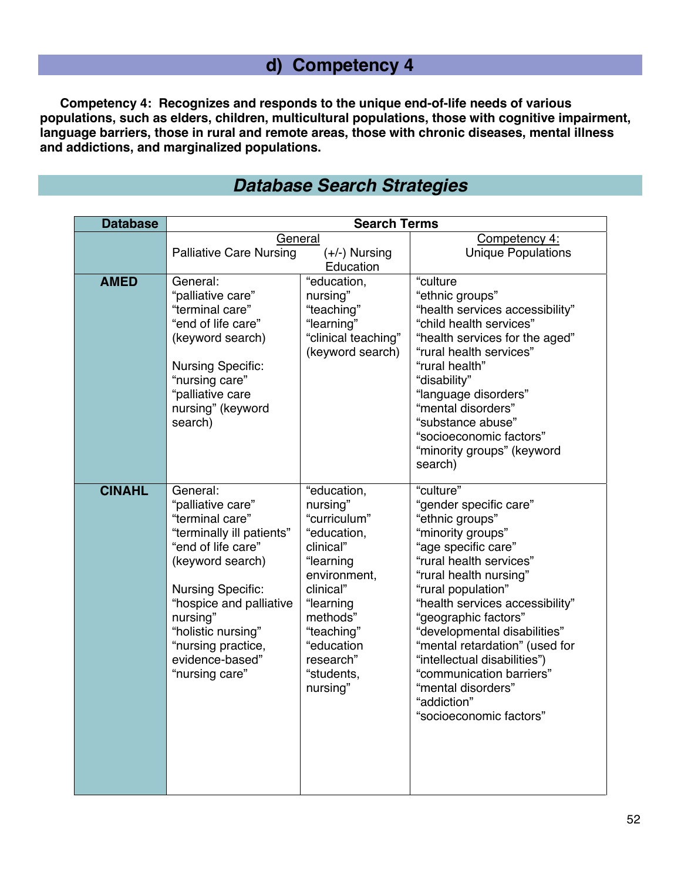## d) Competency 4

**Competency 4: Recognizes and responds to the unique end-of-life needs of various populations, such as elders, children, multicultural populations, those with cognitive impairment, language barriers, those in rural and remote areas, those with chronic diseases, mental illness and addictions, and marginalized populations.**

## *Database Search Strategies*

| Database | Search Terms | | |
|---|---|---|---|
| | General<br>Palliative Care Nursing | (+/-) Nursing Education | Competency 4:<br>Unique Populations |
| **AMED** | General:<br>"palliative care"<br>"terminal care"<br>"end of life care"<br>(keyword search)<br><br>Nursing Specific:<br>"nursing care"<br>"palliative care nursing" (keyword search) | "education, nursing"<br>"teaching"<br>"learning"<br>"clinical teaching"<br>(keyword search) | "culture<br>"ethnic groups"<br>"health services accessibility"<br>"child health services"<br>"health services for the aged"<br>"rural health services"<br>"rural health"<br>"disability"<br>"language disorders"<br>"mental disorders"<br>"substance abuse"<br>"socioeconomic factors"<br>"minority groups" (keyword search) |
| **CINAHL** | General:<br>"palliative care"<br>"terminal care"<br>"terminally ill patients"<br>"end of life care"<br>(keyword search)<br><br>Nursing Specific:<br>"hospice and palliative nursing"<br>"holistic nursing"<br>"nursing practice, evidence-based"<br>"nursing care" | "education, nursing"<br>"curriculum"<br>"education, clinical"<br>"learning environment, clinical"<br>"learning methods"<br>"teaching"<br>"education research"<br>"students, nursing" | "culture"<br>"gender specific care"<br>"ethnic groups"<br>"minority groups"<br>"age specific care"<br>"rural health services"<br>"rural health nursing"<br>"rural population"<br>"health services accessibility"<br>"geographic factors"<br>"developmental disabilities"<br>"mental retardation" (used for "intellectual disabilities")<br>"communication barriers"<br>"mental disorders"<br>"addiction"<br>"socioeconomic factors" |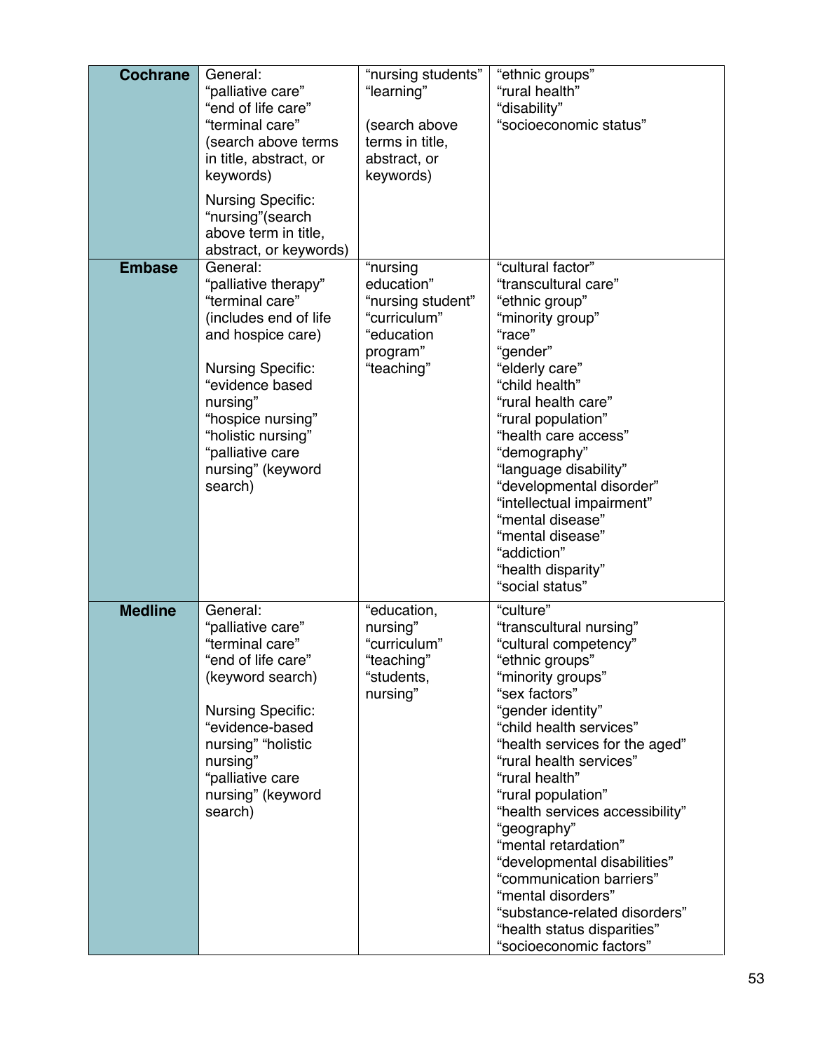| | | | |
|---|---|---|---|
| **Cochrane** | General:<br>"palliative care"<br>"end of life care"<br>"terminal care"<br>(search above terms in title, abstract, or keywords)<br><br>Nursing Specific:<br>"nursing"(search above term in title, abstract, or keywords) | "nursing students"<br>"learning"<br><br>(search above terms in title, abstract, or keywords) | "ethnic groups"<br>"rural health"<br>"disability"<br>"socioeconomic status" |
| **Embase** | General:<br>"palliative therapy"<br>"terminal care"<br>(includes end of life and hospice care)<br><br>Nursing Specific:<br>"evidence based nursing"<br>"hospice nursing"<br>"holistic nursing"<br>"palliative care nursing" (keyword search) | "nursing education"<br>"nursing student"<br>"curriculum"<br>"education program"<br>"teaching" | "cultural factor"<br>"transcultural care"<br>"ethnic group"<br>"minority group"<br>"race"<br>"gender"<br>"elderly care"<br>"child health"<br>"rural health care"<br>"rural population"<br>"health care access"<br>"demography"<br>"language disability"<br>"developmental disorder"<br>"intellectual impairment"<br>"mental disease"<br>"mental disease"<br>"addiction"<br>"health disparity"<br>"social status" |
| **Medline** | General:<br>"palliative care"<br>"terminal care"<br>"end of life care"<br>(keyword search)<br><br>Nursing Specific:<br>"evidence-based nursing" "holistic nursing"<br>"palliative care nursing" (keyword search) | "education, nursing"<br>"curriculum"<br>"teaching"<br>"students, nursing" | "culture"<br>"transcultural nursing"<br>"cultural competency"<br>"ethnic groups"<br>"minority groups"<br>"sex factors"<br>"gender identity"<br>"child health services"<br>"health services for the aged"<br>"rural health services"<br>"rural health"<br>"rural population"<br>"health services accessibility"<br>"geography"<br>"mental retardation"<br>"developmental disabilities"<br>"communication barriers"<br>"mental disorders"<br>"substance-related disorders"<br>"health status disparities"<br>"socioeconomic factors" |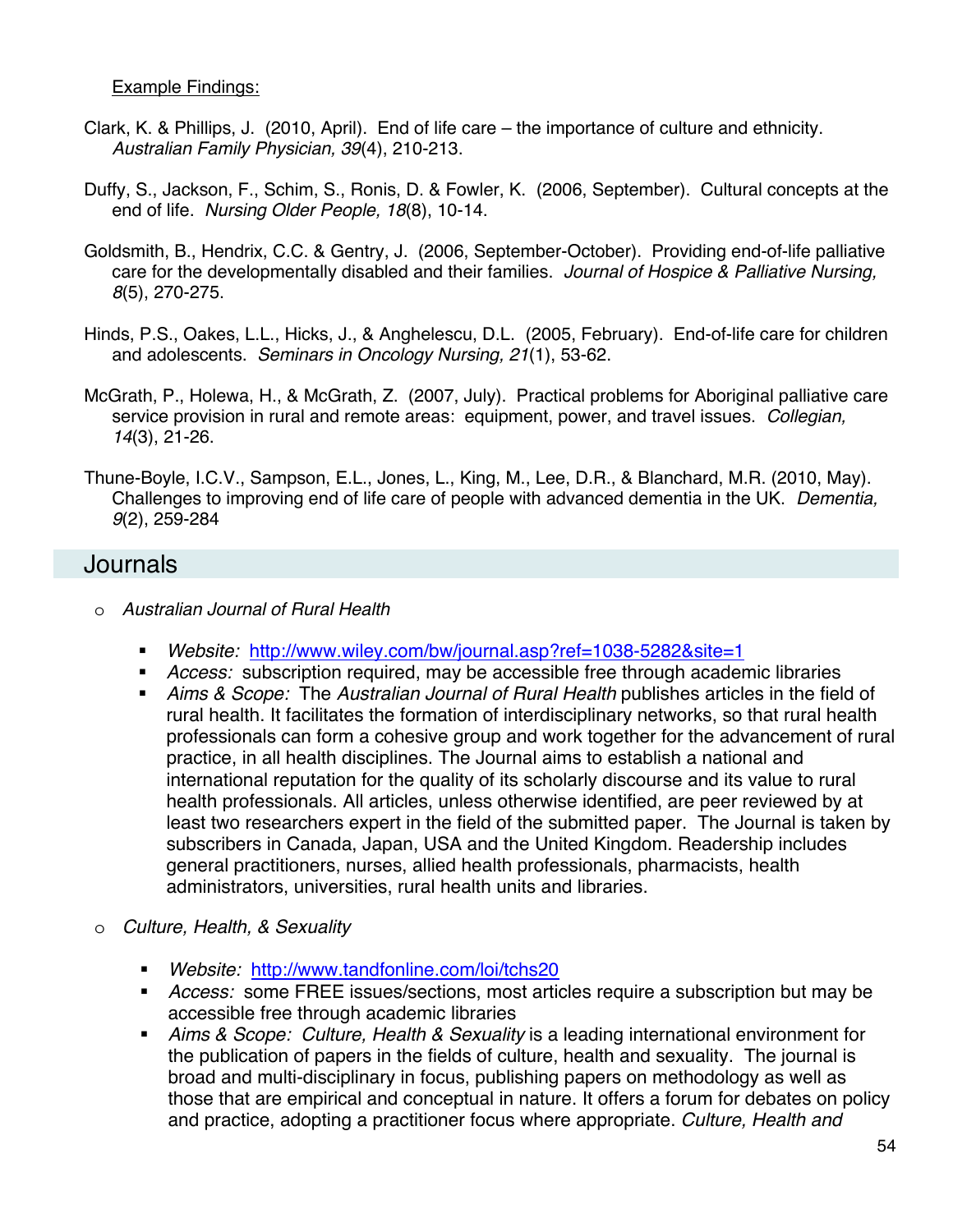Example Findings:

Clark, K. & Phillips, J. (2010, April). End of life care – the importance of culture and ethnicity. *Australian Family Physician, 39*(4), 210-213.

Duffy, S., Jackson, F., Schim, S., Ronis, D. & Fowler, K. (2006, September). Cultural concepts at the end of life. *Nursing Older People, 18*(8), 10-14.

Goldsmith, B., Hendrix, C.C. & Gentry, J. (2006, September-October). Providing end-of-life palliative care for the developmentally disabled and their families. *Journal of Hospice & Palliative Nursing, 8*(5), 270-275.

Hinds, P.S., Oakes, L.L., Hicks, J., & Anghelescu, D.L. (2005, February). End-of-life care for children and adolescents. *Seminars in Oncology Nursing, 21*(1), 53-62.

McGrath, P., Holewa, H., & McGrath, Z. (2007, July). Practical problems for Aboriginal palliative care service provision in rural and remote areas: equipment, power, and travel issues. *Collegian, 14*(3), 21-26.

Thune-Boyle, I.C.V., Sampson, E.L., Jones, L., King, M., Lee, D.R., & Blanchard, M.R. (2010, May). Challenges to improving end of life care of people with advanced dementia in the UK. *Dementia, 9*(2), 259-284

## Journals

- *Australian Journal of Rural Health*
  - *Website:* http://www.wiley.com/bw/journal.asp?ref=1038-5282&site=1
  - *Access:* subscription required, may be accessible free through academic libraries
  - *Aims & Scope:* The *Australian Journal of Rural Health* publishes articles in the field of rural health. It facilitates the formation of interdisciplinary networks, so that rural health professionals can form a cohesive group and work together for the advancement of rural practice, in all health disciplines. The Journal aims to establish a national and international reputation for the quality of its scholarly discourse and its value to rural health professionals. All articles, unless otherwise identified, are peer reviewed by at least two researchers expert in the field of the submitted paper. The Journal is taken by subscribers in Canada, Japan, USA and the United Kingdom. Readership includes general practitioners, nurses, allied health professionals, pharmacists, health administrators, universities, rural health units and libraries.

- *Culture, Health, & Sexuality*
  - *Website:* http://www.tandfonline.com/loi/tchs20
  - *Access:* some FREE issues/sections, most articles require a subscription but may be accessible free through academic libraries
  - *Aims & Scope: Culture, Health & Sexuality* is a leading international environment for the publication of papers in the fields of culture, health and sexuality. The journal is broad and multi-disciplinary in focus, publishing papers on methodology as well as those that are empirical and conceptual in nature. It offers a forum for debates on policy and practice, adopting a practitioner focus where appropriate. *Culture, Health and*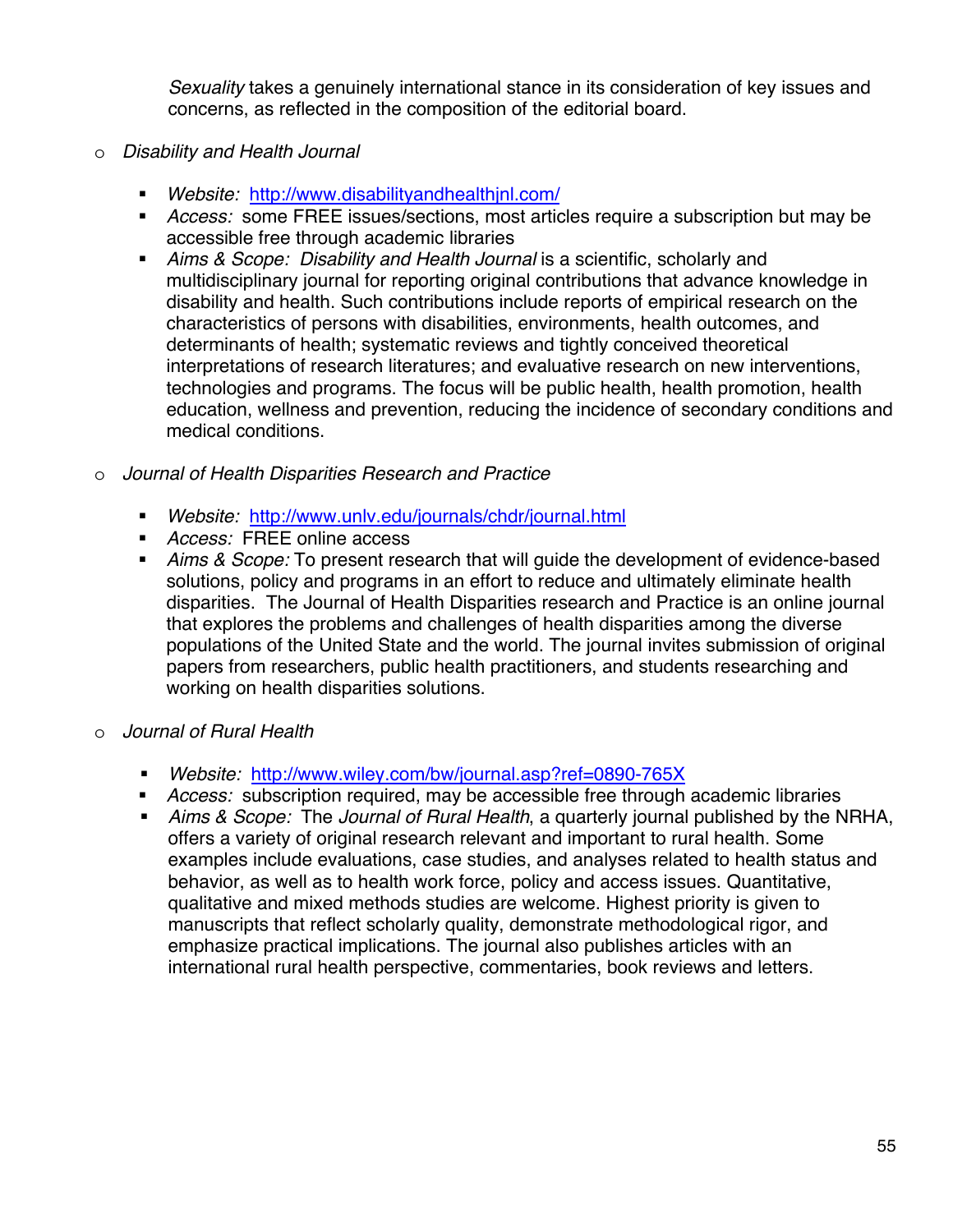*Sexuality* takes a genuinely international stance in its consideration of key issues and concerns, as reflected in the composition of the editorial board.

- *Disability and Health Journal*
  - *Website:* http://www.disabilityandhealthjnl.com/
  - *Access:* some FREE issues/sections, most articles require a subscription but may be accessible free through academic libraries
  - *Aims & Scope: Disability and Health Journal* is a scientific, scholarly and multidisciplinary journal for reporting original contributions that advance knowledge in disability and health. Such contributions include reports of empirical research on the characteristics of persons with disabilities, environments, health outcomes, and determinants of health; systematic reviews and tightly conceived theoretical interpretations of research literatures; and evaluative research on new interventions, technologies and programs. The focus will be public health, health promotion, health education, wellness and prevention, reducing the incidence of secondary conditions and medical conditions.

- *Journal of Health Disparities Research and Practice*
  - *Website:* http://www.unlv.edu/journals/chdr/journal.html
  - *Access:* FREE online access
  - *Aims & Scope:* To present research that will guide the development of evidence-based solutions, policy and programs in an effort to reduce and ultimately eliminate health disparities. The Journal of Health Disparities research and Practice is an online journal that explores the problems and challenges of health disparities among the diverse populations of the United State and the world. The journal invites submission of original papers from researchers, public health practitioners, and students researching and working on health disparities solutions.

- *Journal of Rural Health*
  - *Website:* http://www.wiley.com/bw/journal.asp?ref=0890-765X
  - *Access:* subscription required, may be accessible free through academic libraries
  - *Aims & Scope:* The *Journal of Rural Health*, a quarterly journal published by the NRHA, offers a variety of original research relevant and important to rural health. Some examples include evaluations, case studies, and analyses related to health status and behavior, as well as to health work force, policy and access issues. Quantitative, qualitative and mixed methods studies are welcome. Highest priority is given to manuscripts that reflect scholarly quality, demonstrate methodological rigor, and emphasize practical implications. The journal also publishes articles with an international rural health perspective, commentaries, book reviews and letters.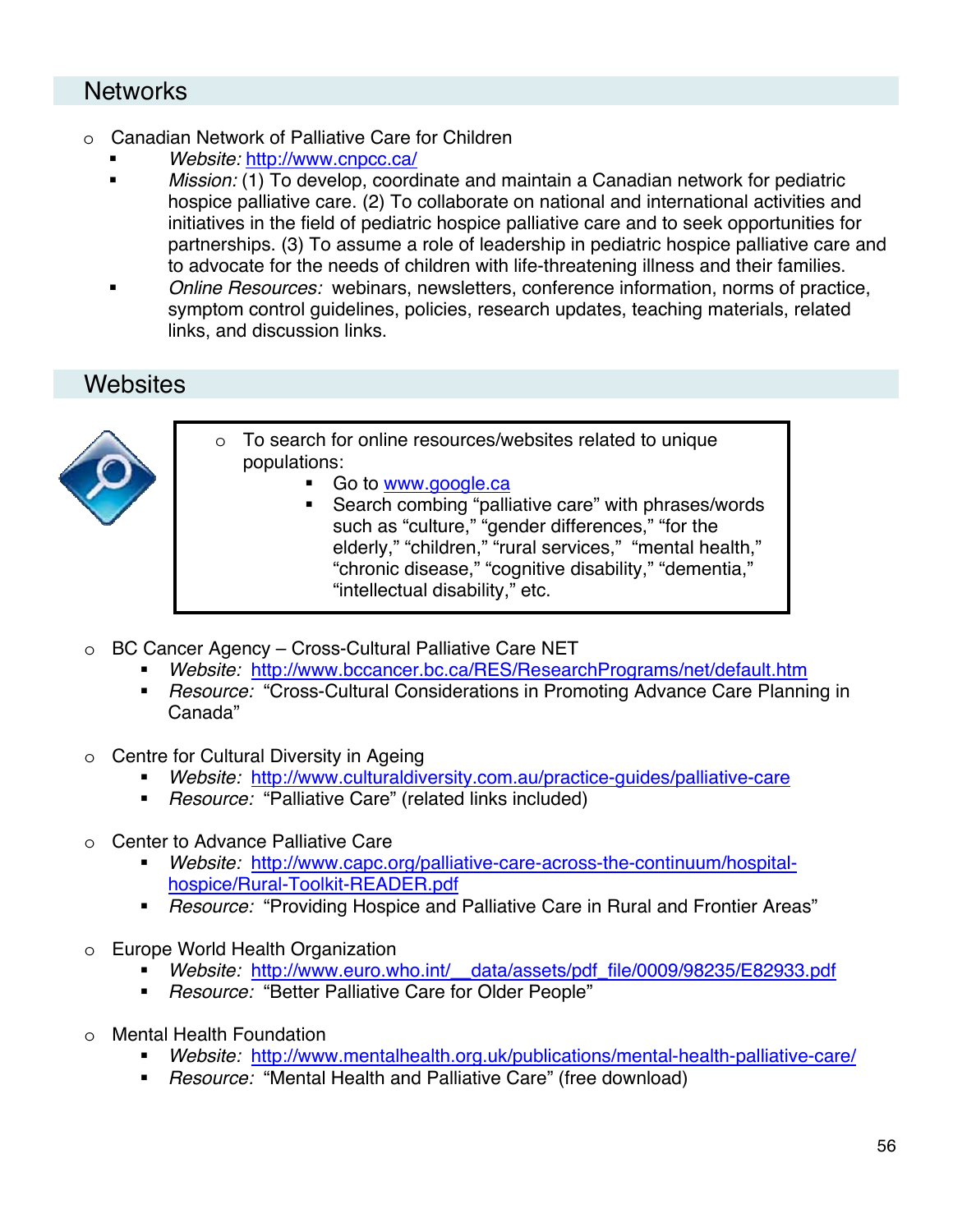## Networks

- Canadian Network of Palliative Care for Children
  - *Website:* http://www.cnpcc.ca/
  - *Mission:* (1) To develop, coordinate and maintain a Canadian network for pediatric hospice palliative care. (2) To collaborate on national and international activities and initiatives in the field of pediatric hospice palliative care and to seek opportunities for partnerships. (3) To assume a role of leadership in pediatric hospice palliative care and to advocate for the needs of children with life-threatening illness and their families.
  - *Online Resources:* webinars, newsletters, conference information, norms of practice, symptom control guidelines, policies, research updates, teaching materials, related links, and discussion links.

## Websites

- To search for online resources/websites related to unique populations:
  - Go to www.google.ca
  - Search combing "palliative care" with phrases/words such as "culture," "gender differences," "for the elderly," "children," "rural services," "mental health," "chronic disease," "cognitive disability," "dementia," "intellectual disability," etc.

- BC Cancer Agency – Cross-Cultural Palliative Care NET
  - *Website:* http://www.bccancer.bc.ca/RES/ResearchPrograms/net/default.htm
  - *Resource:* "Cross-Cultural Considerations in Promoting Advance Care Planning in Canada"

- Centre for Cultural Diversity in Ageing
  - *Website:* http://www.culturaldiversity.com.au/practice-guides/palliative-care
  - *Resource:* "Palliative Care" (related links included)

- Center to Advance Palliative Care
  - *Website:* http://www.capc.org/palliative-care-across-the-continuum/hospital-hospice/Rural-Toolkit-READER.pdf
  - *Resource:* "Providing Hospice and Palliative Care in Rural and Frontier Areas"

- Europe World Health Organization
  - *Website:* http://www.euro.who.int/__data/assets/pdf_file/0009/98235/E82933.pdf
  - *Resource:* "Better Palliative Care for Older People"

- Mental Health Foundation
  - *Website:* http://www.mentalhealth.org.uk/publications/mental-health-palliative-care/
  - *Resource:* "Mental Health and Palliative Care" (free download)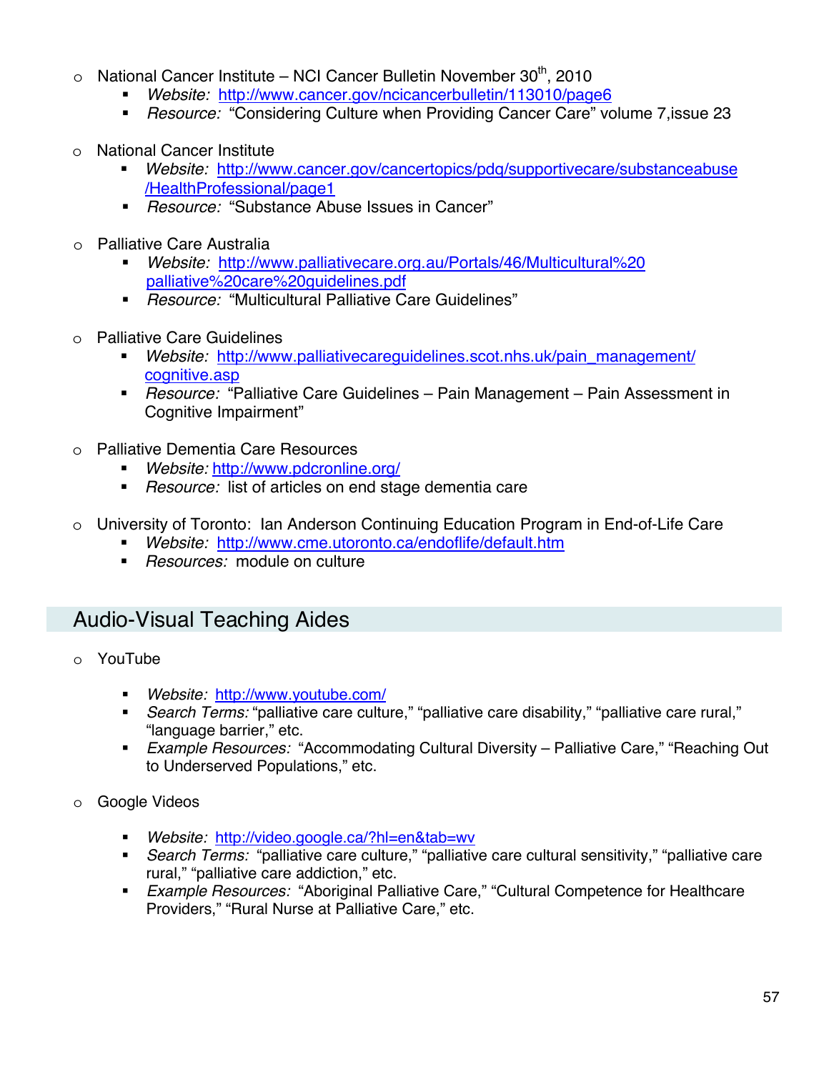- National Cancer Institute – NCI Cancer Bulletin November 30th, 2010
  - *Website:* http://www.cancer.gov/ncicancerbulletin/113010/page6
  - *Resource:* "Considering Culture when Providing Cancer Care" volume 7,issue 23

- National Cancer Institute
  - *Website:* http://www.cancer.gov/cancertopics/pdq/supportivecare/substanceabuse/HealthProfessional/page1
  - *Resource:* "Substance Abuse Issues in Cancer"

- Palliative Care Australia
  - *Website:* http://www.palliativecare.org.au/Portals/46/Multicultural%20palliative%20care%20guidelines.pdf
  - *Resource:* "Multicultural Palliative Care Guidelines"

- Palliative Care Guidelines
  - *Website:* http://www.palliativecareguidelines.scot.nhs.uk/pain_management/cognitive.asp
  - *Resource:* "Palliative Care Guidelines – Pain Management – Pain Assessment in Cognitive Impairment"

- Palliative Dementia Care Resources
  - *Website:* http://www.pdcronline.org/
  - *Resource:* list of articles on end stage dementia care

- University of Toronto: Ian Anderson Continuing Education Program in End-of-Life Care
  - *Website:* http://www.cme.utoronto.ca/endoflife/default.htm
  - *Resources:* module on culture

## Audio-Visual Teaching Aides

- YouTube
  - *Website:* http://www.youtube.com/
  - *Search Terms:* "palliative care culture," "palliative care disability," "palliative care rural," "language barrier," etc.
  - *Example Resources:* "Accommodating Cultural Diversity – Palliative Care," "Reaching Out to Underserved Populations," etc.

- Google Videos
  - *Website:* http://video.google.ca/?hl=en&tab=wv
  - *Search Terms:* "palliative care culture," "palliative care cultural sensitivity," "palliative care rural," "palliative care addiction," etc.
  - *Example Resources:* "Aboriginal Palliative Care," "Cultural Competence for Healthcare Providers," "Rural Nurse at Palliative Care," etc.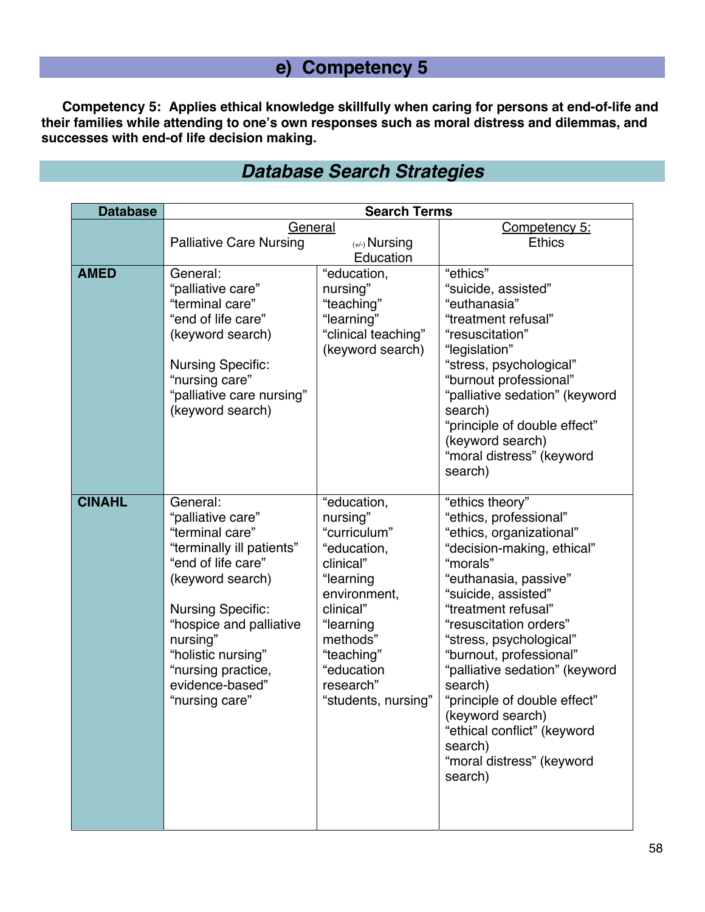## e) Competency 5

**Competency 5: Applies ethical knowledge skillfully when caring for persons at end-of-life and their families while attending to one's own responses such as moral distress and dilemmas, and successes with end-of life decision making.**

## *Database Search Strategies*

| Database | Search Terms | | |
|---|---|---|---|
| | General<br>Palliative Care Nursing | (+/-) Nursing Education | Competency 5:<br>Ethics |
| **AMED** | General:<br>"palliative care"<br>"terminal care"<br>"end of life care"<br>(keyword search)<br><br>Nursing Specific:<br>"nursing care"<br>"palliative care nursing"<br>(keyword search) | "education, nursing"<br>"teaching"<br>"learning"<br>"clinical teaching"<br>(keyword search) | "ethics"<br>"suicide, assisted"<br>"euthanasia"<br>"treatment refusal"<br>"resuscitation"<br>"legislation"<br>"stress, psychological"<br>"burnout professional"<br>"palliative sedation" (keyword search)<br>"principle of double effect" (keyword search)<br>"moral distress" (keyword search) |
| **CINAHL** | General:<br>"palliative care"<br>"terminal care"<br>"terminally ill patients"<br>"end of life care"<br>(keyword search)<br><br>Nursing Specific:<br>"hospice and palliative nursing"<br>"holistic nursing"<br>"nursing practice, evidence-based"<br>"nursing care" | "education, nursing"<br>"curriculum"<br>"education, clinical"<br>"learning environment, clinical"<br>"learning methods"<br>"teaching"<br>"education research"<br>"students, nursing" | "ethics theory"<br>"ethics, professional"<br>"ethics, organizational"<br>"decision-making, ethical"<br>"morals"<br>"euthanasia, passive"<br>"suicide, assisted"<br>"treatment refusal"<br>"resuscitation orders"<br>"stress, psychological"<br>"burnout, professional"<br>"palliative sedation" (keyword search)<br>"principle of double effect" (keyword search)<br>"ethical conflict" (keyword search)<br>"moral distress" (keyword search) |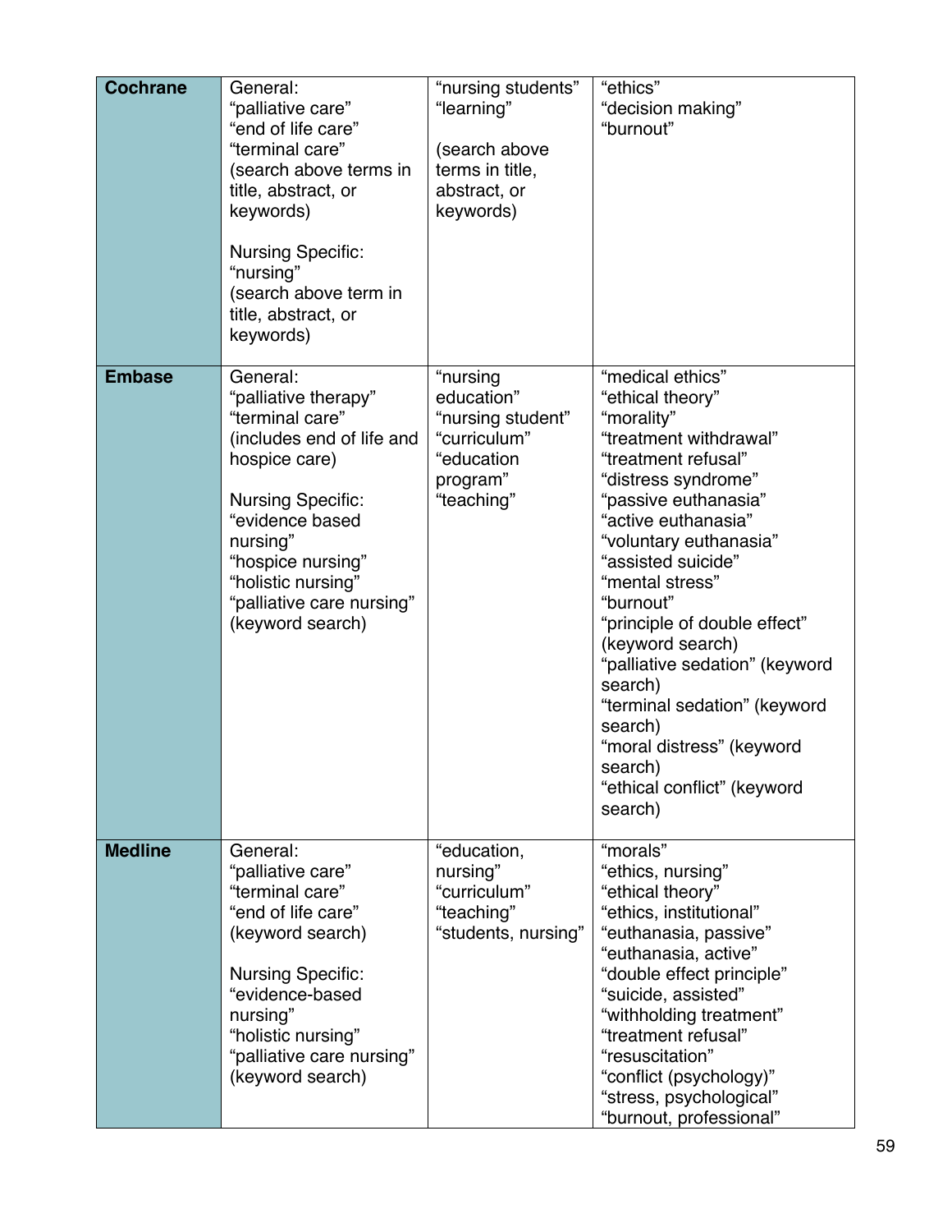| | | | |
|---|---|---|---|
| **Cochrane** | General:<br>"palliative care"<br>"end of life care"<br>"terminal care"<br>(search above terms in title, abstract, or keywords)<br><br>Nursing Specific:<br>"nursing"<br>(search above term in title, abstract, or keywords) | "nursing students"<br>"learning"<br><br>(search above terms in title, abstract, or keywords) | "ethics"<br>"decision making"<br>"burnout" |
| **Embase** | General:<br>"palliative therapy"<br>"terminal care"<br>(includes end of life and hospice care)<br><br>Nursing Specific:<br>"evidence based nursing"<br>"hospice nursing"<br>"holistic nursing"<br>"palliative care nursing"<br>(keyword search) | "nursing education"<br>"nursing student"<br>"curriculum"<br>"education program"<br>"teaching" | "medical ethics"<br>"ethical theory"<br>"morality"<br>"treatment withdrawal"<br>"treatment refusal"<br>"distress syndrome"<br>"passive euthanasia"<br>"active euthanasia"<br>"voluntary euthanasia"<br>"assisted suicide"<br>"mental stress"<br>"burnout"<br>"principle of double effect" (keyword search)<br>"palliative sedation" (keyword search)<br>"terminal sedation" (keyword search)<br>"moral distress" (keyword search)<br>"ethical conflict" (keyword search) |
| **Medline** | General:<br>"palliative care"<br>"terminal care"<br>"end of life care"<br>(keyword search)<br><br>Nursing Specific:<br>"evidence-based nursing"<br>"holistic nursing"<br>"palliative care nursing"<br>(keyword search) | "education, nursing"<br>"curriculum"<br>"teaching"<br>"students, nursing" | "morals"<br>"ethics, nursing"<br>"ethical theory"<br>"ethics, institutional"<br>"euthanasia, passive"<br>"euthanasia, active"<br>"double effect principle"<br>"suicide, assisted"<br>"withholding treatment"<br>"treatment refusal"<br>"resuscitation"<br>"conflict (psychology)"<br>"stress, psychological"<br>"burnout, professional" |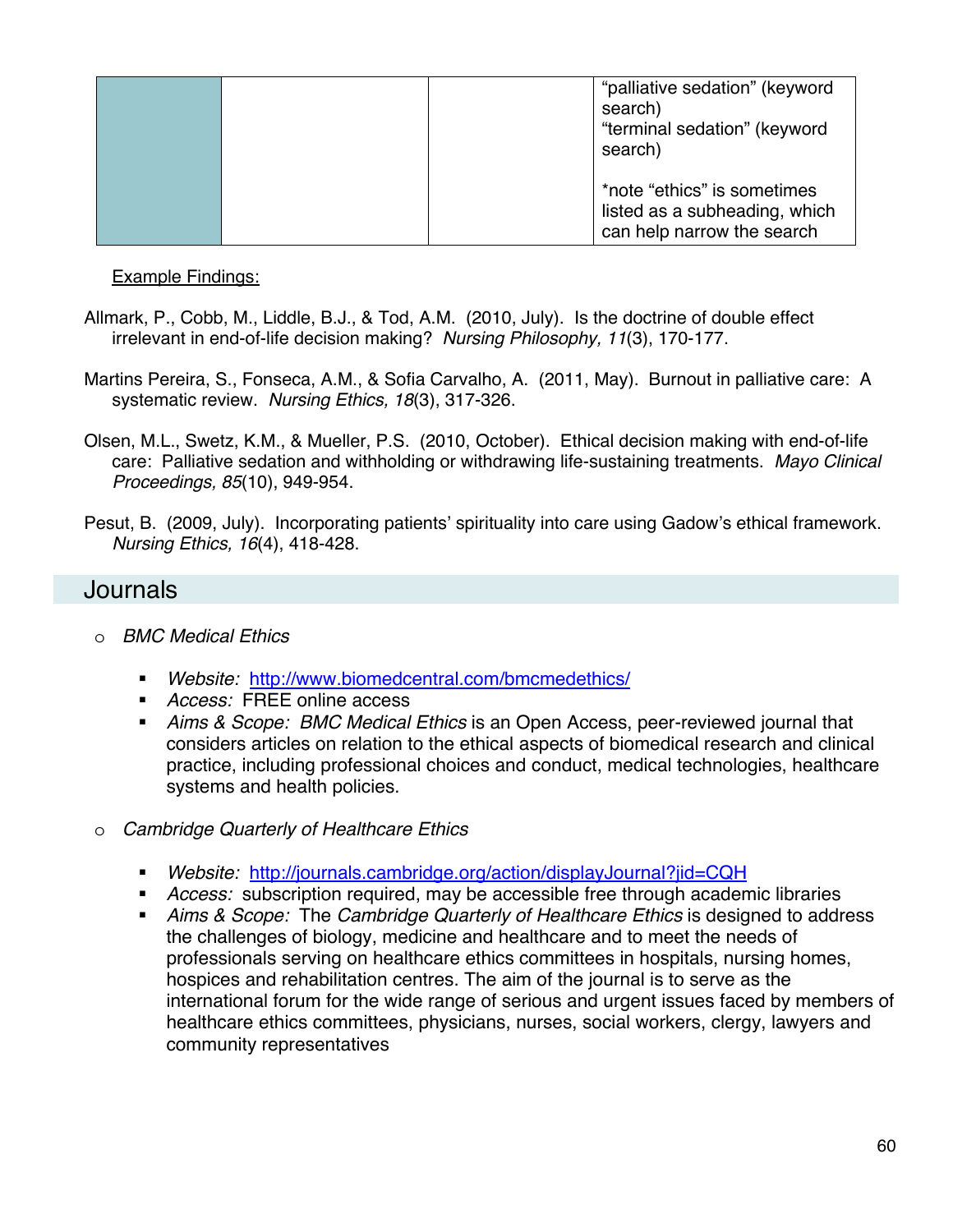| | | | “palliative sedation” (keyword search)<br>“terminal sedation” (keyword search)<br><br>*note “ethics” is sometimes listed as a subheading, which can help narrow the search |
|---|---|---|---|

Example Findings:

Allmark, P., Cobb, M., Liddle, B.J., & Tod, A.M. (2010, July). Is the doctrine of double effect irrelevant in end-of-life decision making? *Nursing Philosophy, 11*(3), 170-177.

Martins Pereira, S., Fonseca, A.M., & Sofia Carvalho, A. (2011, May). Burnout in palliative care: A systematic review. *Nursing Ethics, 18*(3), 317-326.

Olsen, M.L., Swetz, K.M., & Mueller, P.S. (2010, October). Ethical decision making with end-of-life care: Palliative sedation and withholding or withdrawing life-sustaining treatments. *Mayo Clinical Proceedings, 85*(10), 949-954.

Pesut, B. (2009, July). Incorporating patients' spirituality into care using Gadow's ethical framework. *Nursing Ethics, 16*(4), 418-428.

## Journals

- *BMC Medical Ethics*
  - *Website:* http://www.biomedcentral.com/bmcmedethics/
  - *Access:* FREE online access
  - *Aims & Scope: BMC Medical Ethics* is an Open Access, peer-reviewed journal that considers articles on relation to the ethical aspects of biomedical research and clinical practice, including professional choices and conduct, medical technologies, healthcare systems and health policies.

- *Cambridge Quarterly of Healthcare Ethics*
  - *Website:* http://journals.cambridge.org/action/displayJournal?jid=CQH
  - *Access:* subscription required, may be accessible free through academic libraries
  - *Aims & Scope:* The *Cambridge Quarterly of Healthcare Ethics* is designed to address the challenges of biology, medicine and healthcare and to meet the needs of professionals serving on healthcare ethics committees in hospitals, nursing homes, hospices and rehabilitation centres. The aim of the journal is to serve as the international forum for the wide range of serious and urgent issues faced by members of healthcare ethics committees, physicians, nurses, social workers, clergy, lawyers and community representatives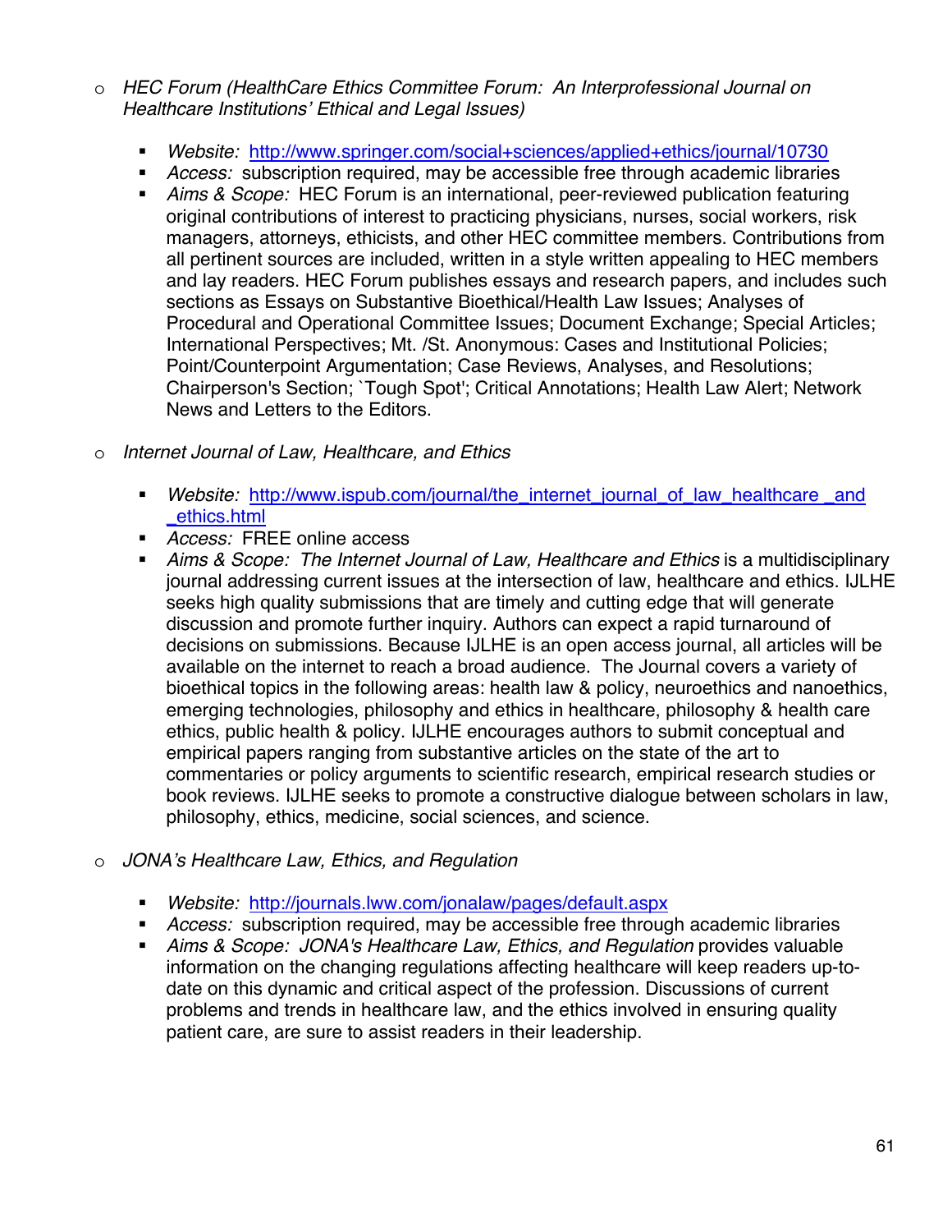- *HEC Forum (HealthCare Ethics Committee Forum: An Interprofessional Journal on Healthcare Institutions' Ethical and Legal Issues)*

  - *Website:* http://www.springer.com/social+sciences/applied+ethics/journal/10730
  - *Access:* subscription required, may be accessible free through academic libraries
  - *Aims & Scope:* HEC Forum is an international, peer-reviewed publication featuring original contributions of interest to practicing physicians, nurses, social workers, risk managers, attorneys, ethicists, and other HEC committee members. Contributions from all pertinent sources are included, written in a style written appealing to HEC members and lay readers. HEC Forum publishes essays and research papers, and includes such sections as Essays on Substantive Bioethical/Health Law Issues; Analyses of Procedural and Operational Committee Issues; Document Exchange; Special Articles; International Perspectives; Mt. /St. Anonymous: Cases and Institutional Policies; Point/Counterpoint Argumentation; Case Reviews, Analyses, and Resolutions; Chairperson's Section; `Tough Spot'; Critical Annotations; Health Law Alert; Network News and Letters to the Editors.

- *Internet Journal of Law, Healthcare, and Ethics*

  - *Website:* http://www.ispub.com/journal/the_internet_journal_of_law_healthcare_and_ethics.html
  - *Access:* FREE online access
  - *Aims & Scope: The Internet Journal of Law, Healthcare and Ethics* is a multidisciplinary journal addressing current issues at the intersection of law, healthcare and ethics. IJLHE seeks high quality submissions that are timely and cutting edge that will generate discussion and promote further inquiry. Authors can expect a rapid turnaround of decisions on submissions. Because IJLHE is an open access journal, all articles will be available on the internet to reach a broad audience. The Journal covers a variety of bioethical topics in the following areas: health law & policy, neuroethics and nanoethics, emerging technologies, philosophy and ethics in healthcare, philosophy & health care ethics, public health & policy. IJLHE encourages authors to submit conceptual and empirical papers ranging from substantive articles on the state of the art to commentaries or policy arguments to scientific research, empirical research studies or book reviews. IJLHE seeks to promote a constructive dialogue between scholars in law, philosophy, ethics, medicine, social sciences, and science.

- *JONA's Healthcare Law, Ethics, and Regulation*

  - *Website:* http://journals.lww.com/jonalaw/pages/default.aspx
  - *Access:* subscription required, may be accessible free through academic libraries
  - *Aims & Scope: JONA's Healthcare Law, Ethics, and Regulation* provides valuable information on the changing regulations affecting healthcare will keep readers up-to-date on this dynamic and critical aspect of the profession. Discussions of current problems and trends in healthcare law, and the ethics involved in ensuring quality patient care, are sure to assist readers in their leadership.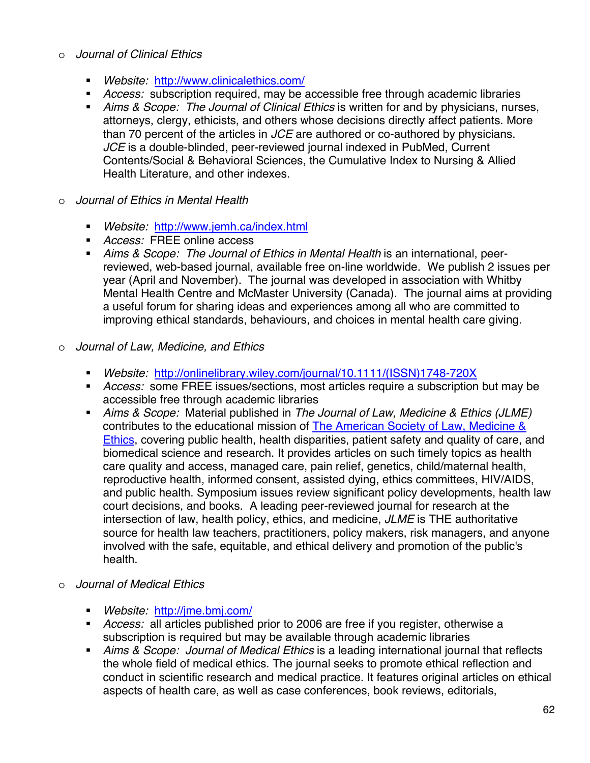- *Journal of Clinical Ethics*

    - *Website:* [http://www.clinicalethics.com/](http://www.clinicalethics.com/)
    - *Access:* subscription required, may be accessible free through academic libraries
    - *Aims & Scope:* *The Journal of Clinical Ethics* is written for and by physicians, nurses, attorneys, clergy, ethicists, and others whose decisions directly affect patients. More than 70 percent of the articles in *JCE* are authored or co-authored by physicians. *JCE* is a double-blinded, peer-reviewed journal indexed in PubMed, Current Contents/Social & Behavioral Sciences, the Cumulative Index to Nursing & Allied Health Literature, and other indexes.

- *Journal of Ethics in Mental Health*

    - *Website:* [http://www.jemh.ca/index.html](http://www.jemh.ca/index.html)
    - *Access:* FREE online access
    - *Aims & Scope:* *The Journal of Ethics in Mental Health* is an international, peer-reviewed, web-based journal, available free on-line worldwide. We publish 2 issues per year (April and November). The journal was developed in association with Whitby Mental Health Centre and McMaster University (Canada). The journal aims at providing a useful forum for sharing ideas and experiences among all who are committed to improving ethical standards, behaviours, and choices in mental health care giving.

- *Journal of Law, Medicine, and Ethics*

    - *Website:* [http://onlinelibrary.wiley.com/journal/10.1111/(ISSN)1748-720X](http://onlinelibrary.wiley.com/journal/10.1111/(ISSN)1748-720X)
    - *Access:* some FREE issues/sections, most articles require a subscription but may be accessible free through academic libraries
    - *Aims & Scope:* Material published in *The Journal of Law, Medicine & Ethics (JLME)* contributes to the educational mission of [The American Society of Law, Medicine & Ethics](), covering public health, health disparities, patient safety and quality of care, and biomedical science and research. It provides articles on such timely topics as health care quality and access, managed care, pain relief, genetics, child/maternal health, reproductive health, informed consent, assisted dying, ethics committees, HIV/AIDS, and public health. Symposium issues review significant policy developments, health law court decisions, and books. A leading peer-reviewed journal for research at the intersection of law, health policy, ethics, and medicine, *JLME* is THE authoritative source for health law teachers, practitioners, policy makers, risk managers, and anyone involved with the safe, equitable, and ethical delivery and promotion of the public's health.

- *Journal of Medical Ethics*

    - *Website:* [http://jme.bmj.com/](http://jme.bmj.com/)
    - *Access:* all articles published prior to 2006 are free if you register, otherwise a subscription is required but may be available through academic libraries
    - *Aims & Scope:* *Journal of Medical Ethics* is a leading international journal that reflects the whole field of medical ethics. The journal seeks to promote ethical reflection and conduct in scientific research and medical practice. It features original articles on ethical aspects of health care, as well as case conferences, book reviews, editorials,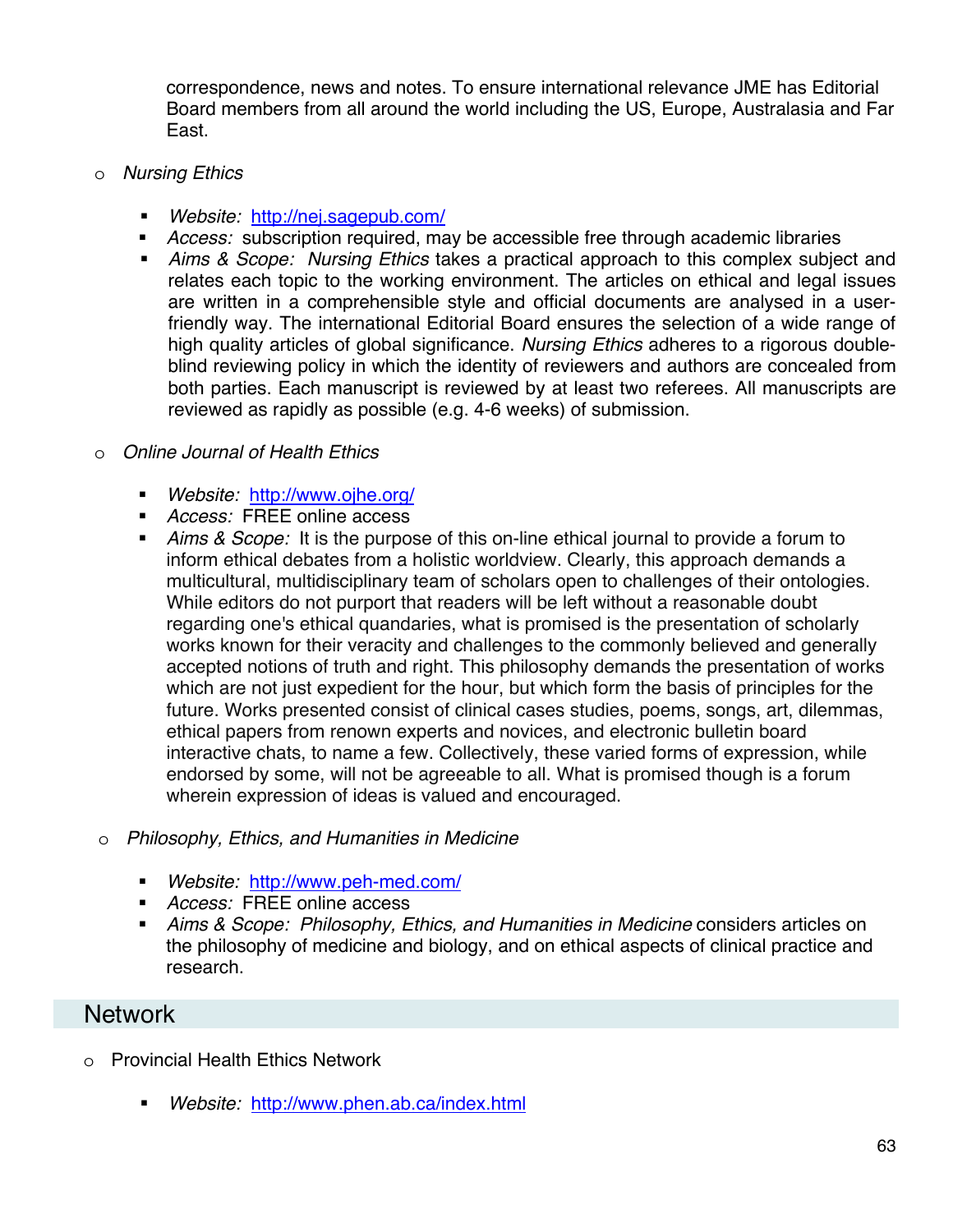correspondence, news and notes. To ensure international relevance JME has Editorial Board members from all around the world including the US, Europe, Australasia and Far East.

- *Nursing Ethics*

  - *Website:* http://nej.sagepub.com/
  - *Access:* subscription required, may be accessible free through academic libraries
  - *Aims & Scope:* *Nursing Ethics* takes a practical approach to this complex subject and relates each topic to the working environment. The articles on ethical and legal issues are written in a comprehensible style and official documents are analysed in a user-friendly way. The international Editorial Board ensures the selection of a wide range of high quality articles of global significance. *Nursing Ethics* adheres to a rigorous double-blind reviewing policy in which the identity of reviewers and authors are concealed from both parties. Each manuscript is reviewed by at least two referees. All manuscripts are reviewed as rapidly as possible (e.g. 4-6 weeks) of submission.

- *Online Journal of Health Ethics*

  - *Website:* http://www.ojhe.org/
  - *Access:* FREE online access
  - *Aims & Scope:* It is the purpose of this on-line ethical journal to provide a forum to inform ethical debates from a holistic worldview. Clearly, this approach demands a multicultural, multidisciplinary team of scholars open to challenges of their ontologies. While editors do not purport that readers will be left without a reasonable doubt regarding one's ethical quandaries, what is promised is the presentation of scholarly works known for their veracity and challenges to the commonly believed and generally accepted notions of truth and right. This philosophy demands the presentation of works which are not just expedient for the hour, but which form the basis of principles for the future. Works presented consist of clinical cases studies, poems, songs, art, dilemmas, ethical papers from renown experts and novices, and electronic bulletin board interactive chats, to name a few. Collectively, these varied forms of expression, while endorsed by some, will not be agreeable to all. What is promised though is a forum wherein expression of ideas is valued and encouraged.

- *Philosophy, Ethics, and Humanities in Medicine*

  - *Website:* http://www.peh-med.com/
  - *Access:* FREE online access
  - *Aims & Scope:* *Philosophy, Ethics, and Humanities in Medicine* considers articles on the philosophy of medicine and biology, and on ethical aspects of clinical practice and research.

## Network

- Provincial Health Ethics Network

  - *Website:* http://www.phen.ab.ca/index.html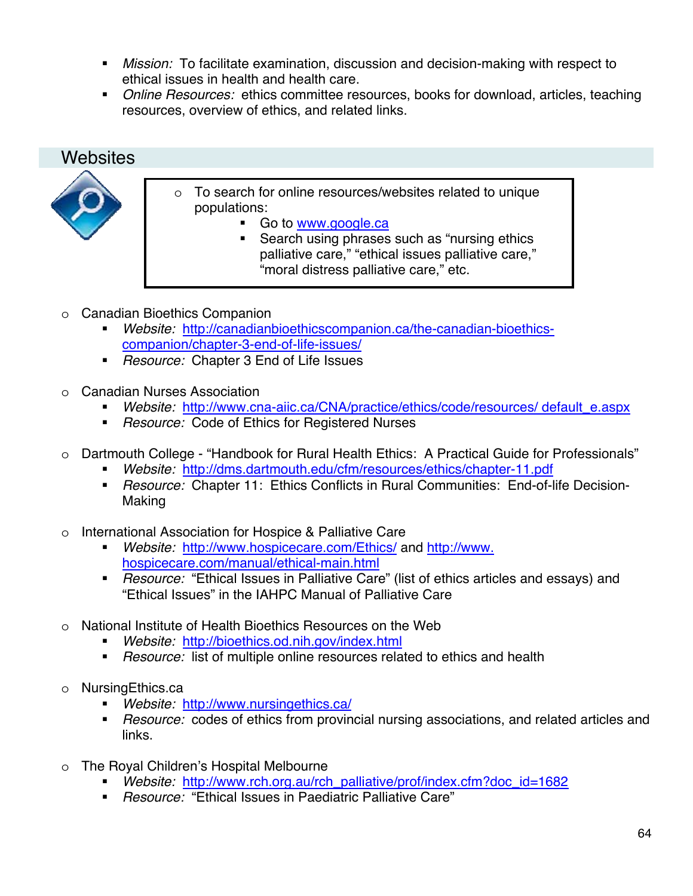- *Mission:* To facilitate examination, discussion and decision-making with respect to ethical issues in health and health care.
- *Online Resources:* ethics committee resources, books for download, articles, teaching resources, overview of ethics, and related links.

## Websites

- To search for online resources/websites related to unique populations:
  - Go to www.google.ca
  - Search using phrases such as "nursing ethics palliative care," "ethical issues palliative care," "moral distress palliative care," etc.

- Canadian Bioethics Companion
  - *Website:* http://canadianbioethicscompanion.ca/the-canadian-bioethics-companion/chapter-3-end-of-life-issues/
  - *Resource:* Chapter 3 End of Life Issues

- Canadian Nurses Association
  - *Website:* http://www.cna-aiic.ca/CNA/practice/ethics/code/resources/ default_e.aspx
  - *Resource:* Code of Ethics for Registered Nurses

- Dartmouth College - "Handbook for Rural Health Ethics: A Practical Guide for Professionals"
  - *Website:* http://dms.dartmouth.edu/cfm/resources/ethics/chapter-11.pdf
  - *Resource:* Chapter 11: Ethics Conflicts in Rural Communities: End-of-life Decision-Making

- International Association for Hospice & Palliative Care
  - *Website:* http://www.hospicecare.com/Ethics/ and http://www.hospicecare.com/manual/ethical-main.html
  - *Resource:* "Ethical Issues in Palliative Care" (list of ethics articles and essays) and "Ethical Issues" in the IAHPC Manual of Palliative Care

- National Institute of Health Bioethics Resources on the Web
  - *Website:* http://bioethics.od.nih.gov/index.html
  - *Resource:* list of multiple online resources related to ethics and health

- NursingEthics.ca
  - *Website:* http://www.nursingethics.ca/
  - *Resource:* codes of ethics from provincial nursing associations, and related articles and links.

- The Royal Children's Hospital Melbourne
  - *Website:* http://www.rch.org.au/rch_palliative/prof/index.cfm?doc_id=1682
  - *Resource:* "Ethical Issues in Paediatric Palliative Care"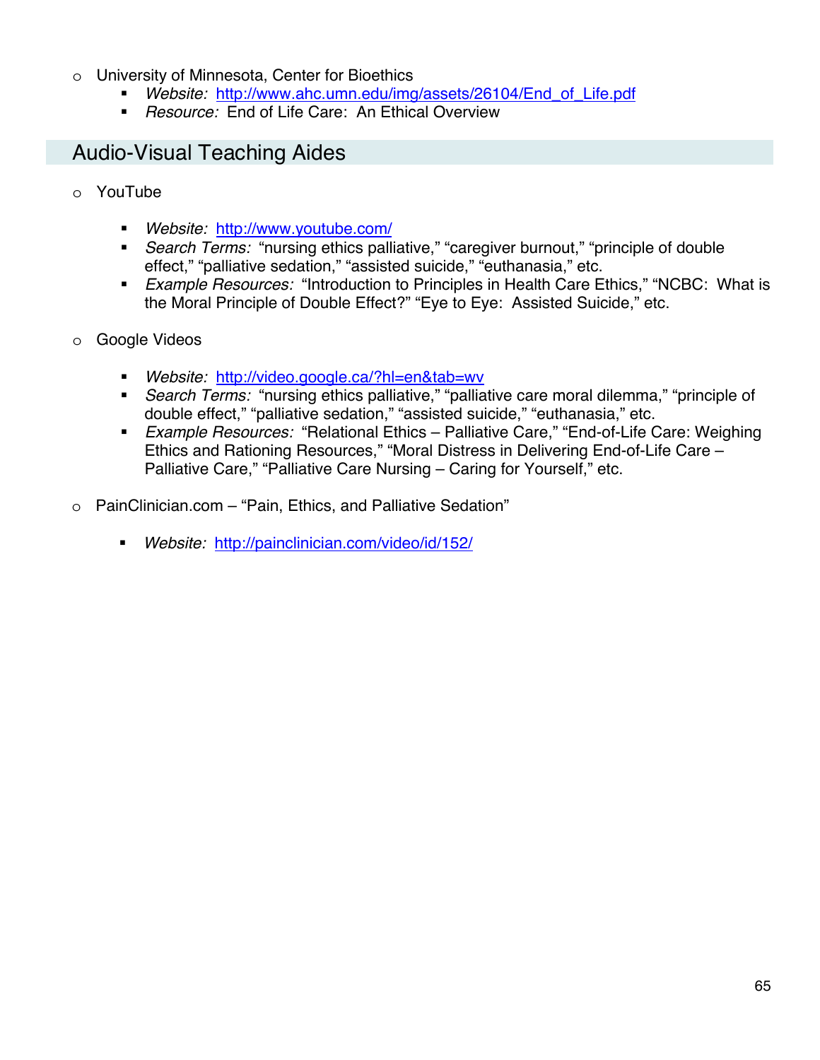- University of Minnesota, Center for Bioethics
  - *Website:* http://www.ahc.umn.edu/img/assets/26104/End_of_Life.pdf
  - *Resource:* End of Life Care: An Ethical Overview

## Audio-Visual Teaching Aides

- YouTube
  - *Website:* http://www.youtube.com/
  - *Search Terms:* "nursing ethics palliative," "caregiver burnout," "principle of double effect," "palliative sedation," "assisted suicide," "euthanasia," etc.
  - *Example Resources:* "Introduction to Principles in Health Care Ethics," "NCBC: What is the Moral Principle of Double Effect?" "Eye to Eye: Assisted Suicide," etc.

- Google Videos
  - *Website:* http://video.google.ca/?hl=en&tab=wv
  - *Search Terms:* "nursing ethics palliative," "palliative care moral dilemma," "principle of double effect," "palliative sedation," "assisted suicide," "euthanasia," etc.
  - *Example Resources:* "Relational Ethics – Palliative Care," "End-of-Life Care: Weighing Ethics and Rationing Resources," "Moral Distress in Delivering End-of-Life Care – Palliative Care," "Palliative Care Nursing – Caring for Yourself," etc.

- PainClinician.com – "Pain, Ethics, and Palliative Sedation"
  - *Website:* http://painclinician.com/video/id/152/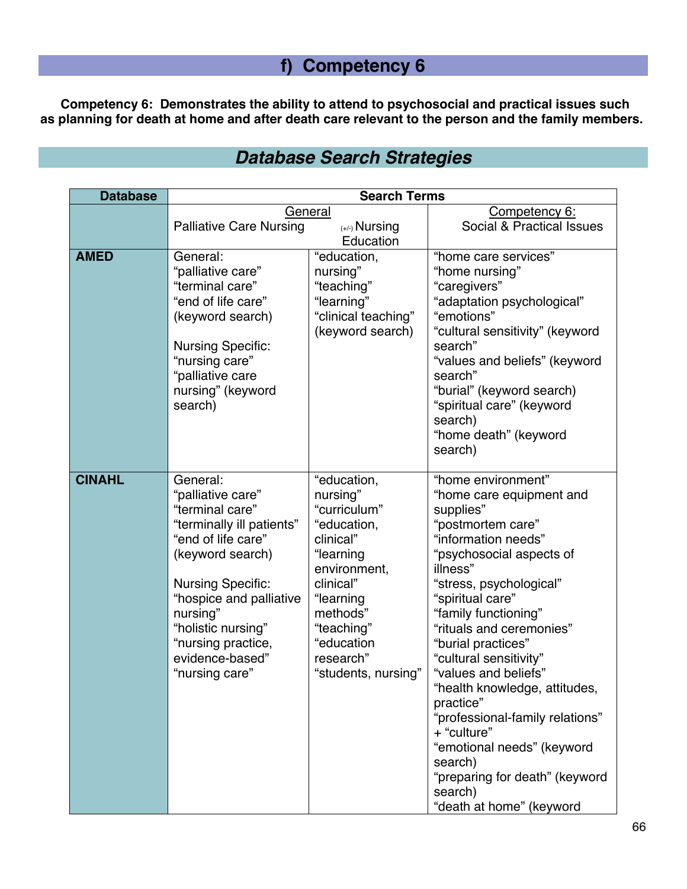# f) Competency 6

**Competency 6: Demonstrates the ability to attend to psychosocial and practical issues such as planning for death at home and after death care relevant to the person and the family members.**

## *Database Search Strategies*

| Database | Search Terms | | |
|---|---|---|---|
| | General<br>Palliative Care Nursing | (+/-) Nursing Education | Competency 6:<br>Social & Practical Issues |
| **AMED** | General:<br>"palliative care"<br>"terminal care"<br>"end of life care"<br>(keyword search)<br><br>Nursing Specific:<br>"nursing care"<br>"palliative care nursing" (keyword search) | "education, nursing"<br>"teaching"<br>"learning"<br>"clinical teaching"<br>(keyword search) | "home care services"<br>"home nursing"<br>"caregivers"<br>"adaptation psychological"<br>"emotions"<br>"cultural sensitivity" (keyword search"<br>"values and beliefs" (keyword search"<br>"burial" (keyword search)<br>"spiritual care" (keyword search)<br>"home death" (keyword search) |
| **CINAHL** | General:<br>"palliative care"<br>"terminal care"<br>"terminally ill patients"<br>"end of life care"<br>(keyword search)<br><br>Nursing Specific:<br>"hospice and palliative nursing"<br>"holistic nursing"<br>"nursing practice, evidence-based"<br>"nursing care" | "education, nursing"<br>"curriculum"<br>"education, clinical"<br>"learning environment, clinical"<br>"learning methods"<br>"teaching"<br>"education research"<br>"students, nursing" | "home environment"<br>"home care equipment and supplies"<br>"postmortem care"<br>"information needs"<br>"psychosocial aspects of illness"<br>"stress, psychological"<br>"spiritual care"<br>"family functioning"<br>"rituals and ceremonies"<br>"burial practices"<br>"cultural sensitivity"<br>"values and beliefs"<br>"health knowledge, attitudes, practice"<br>"professional-family relations" + "culture"<br>"emotional needs" (keyword search)<br>"preparing for death" (keyword search)<br>"death at home" (keyword |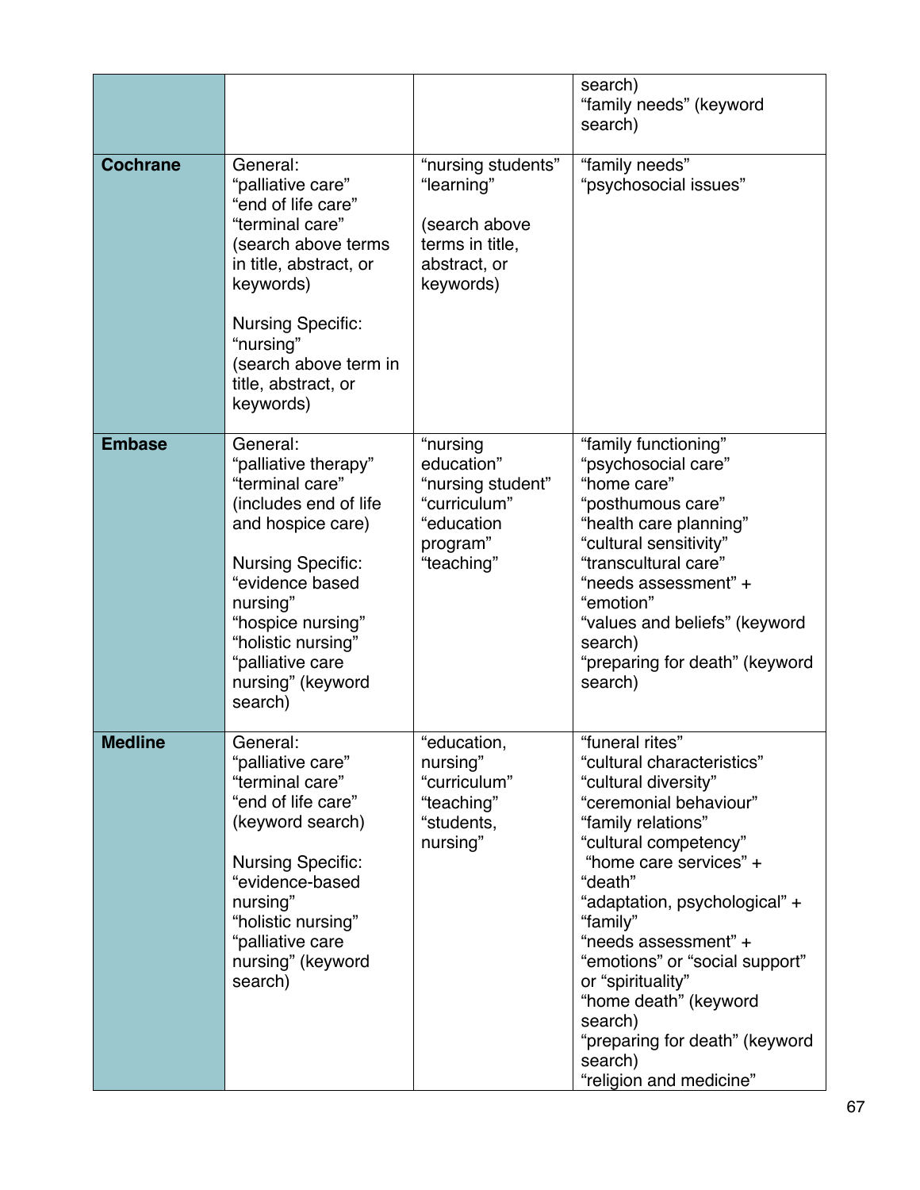| | | | |
|---|---|---|---|
| | | | search)<br>"family needs" (keyword search) |
| **Cochrane** | General:<br>"palliative care"<br>"end of life care"<br>"terminal care"<br>(search above terms in title, abstract, or keywords)<br><br>Nursing Specific:<br>"nursing"<br>(search above term in title, abstract, or keywords) | "nursing students"<br>"learning"<br><br>(search above terms in title, abstract, or keywords) | "family needs"<br>"psychosocial issues" |
| **Embase** | General:<br>"palliative therapy"<br>"terminal care"<br>(includes end of life and hospice care)<br><br>Nursing Specific:<br>"evidence based nursing"<br>"hospice nursing"<br>"holistic nursing"<br>"palliative care nursing" (keyword search) | "nursing education"<br>"nursing student"<br>"curriculum"<br>"education program"<br>"teaching" | "family functioning"<br>"psychosocial care"<br>"home care"<br>"posthumous care"<br>"health care planning"<br>"cultural sensitivity"<br>"transcultural care"<br>"needs assessment" + "emotion"<br>"values and beliefs" (keyword search)<br>"preparing for death" (keyword search) |
| **Medline** | General:<br>"palliative care"<br>"terminal care"<br>"end of life care" (keyword search)<br><br>Nursing Specific:<br>"evidence-based nursing"<br>"holistic nursing"<br>"palliative care nursing" (keyword search) | "education, nursing"<br>"curriculum"<br>"teaching"<br>"students, nursing" | "funeral rites"<br>"cultural characteristics"<br>"cultural diversity"<br>"ceremonial behaviour"<br>"family relations"<br>"cultural competency"<br>"home care services" + "death"<br>"adaptation, psychological" + "family"<br>"needs assessment" + "emotions" or "social support" or "spirituality"<br>"home death" (keyword search)<br>"preparing for death" (keyword search)<br>"religion and medicine" |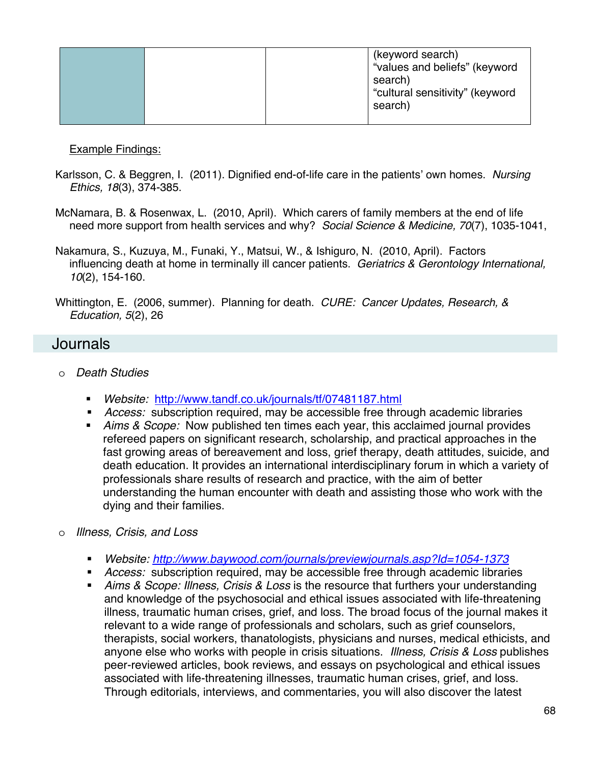| | | | (keyword search)<br>"values and beliefs" (keyword search)<br>"cultural sensitivity" (keyword search) |
|---|---|---|---|

Example Findings:

Karlsson, C. & Beggren, I. (2011). Dignified end-of-life care in the patients' own homes. *Nursing Ethics, 18*(3), 374-385.

McNamara, B. & Rosenwax, L. (2010, April). Which carers of family members at the end of life need more support from health services and why? *Social Science & Medicine, 70*(7), 1035-1041,

Nakamura, S., Kuzuya, M., Funaki, Y., Matsui, W., & Ishiguro, N. (2010, April). Factors influencing death at home in terminally ill cancer patients. *Geriatrics & Gerontology International, 10*(2), 154-160.

Whittington, E. (2006, summer). Planning for death. *CURE: Cancer Updates, Research, & Education, 5*(2), 26

## Journals

- *Death Studies*
  - *Website:* http://www.tandf.co.uk/journals/tf/07481187.html
  - *Access:* subscription required, may be accessible free through academic libraries
  - *Aims & Scope:* Now published ten times each year, this acclaimed journal provides refereed papers on significant research, scholarship, and practical approaches in the fast growing areas of bereavement and loss, grief therapy, death attitudes, suicide, and death education. It provides an international interdisciplinary forum in which a variety of professionals share results of research and practice, with the aim of better understanding the human encounter with death and assisting those who work with the dying and their families.

- *Illness, Crisis, and Loss*
  - *Website: http://www.baywood.com/journals/previewjournals.asp?Id=1054-1373*
  - *Access:* subscription required, may be accessible free through academic libraries
  - *Aims & Scope: Illness, Crisis & Loss* is the resource that furthers your understanding and knowledge of the psychosocial and ethical issues associated with life-threatening illness, traumatic human crises, grief, and loss. The broad focus of the journal makes it relevant to a wide range of professionals and scholars, such as grief counselors, therapists, social workers, thanatologists, physicians and nurses, medical ethicists, and anyone else who works with people in crisis situations. *Illness, Crisis & Loss* publishes peer-reviewed articles, book reviews, and essays on psychological and ethical issues associated with life-threatening illnesses, traumatic human crises, grief, and loss. Through editorials, interviews, and commentaries, you will also discover the latest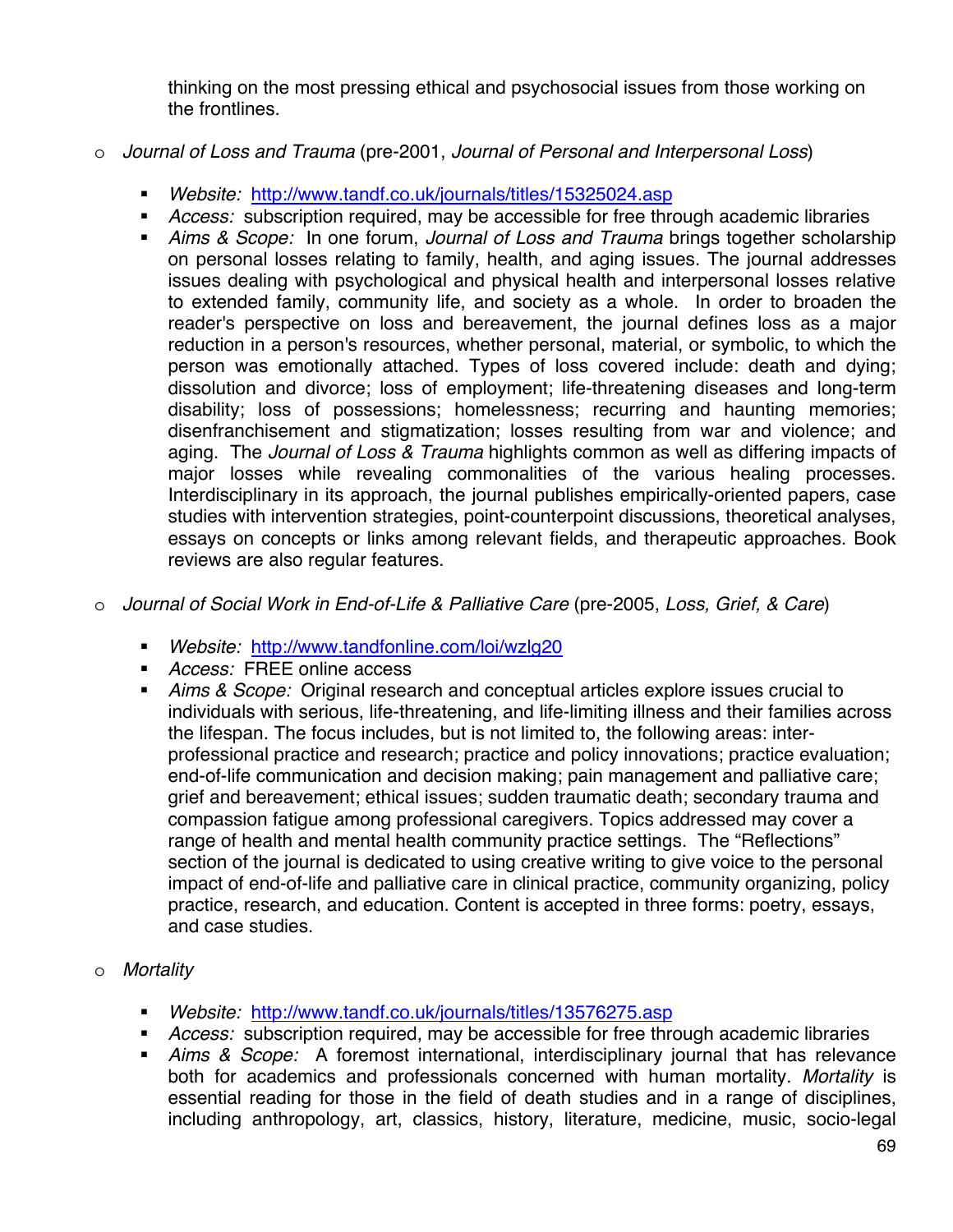thinking on the most pressing ethical and psychosocial issues from those working on the frontlines.

- *Journal of Loss and Trauma* (pre-2001, *Journal of Personal and Interpersonal Loss*)

  - *Website:* http://www.tandf.co.uk/journals/titles/15325024.asp
  - *Access:* subscription required, may be accessible for free through academic libraries
  - *Aims & Scope:* In one forum, *Journal of Loss and Trauma* brings together scholarship on personal losses relating to family, health, and aging issues. The journal addresses issues dealing with psychological and physical health and interpersonal losses relative to extended family, community life, and society as a whole. In order to broaden the reader's perspective on loss and bereavement, the journal defines loss as a major reduction in a person's resources, whether personal, material, or symbolic, to which the person was emotionally attached. Types of loss covered include: death and dying; dissolution and divorce; loss of employment; life-threatening diseases and long-term disability; loss of possessions; homelessness; recurring and haunting memories; disenfranchisement and stigmatization; losses resulting from war and violence; and aging. The *Journal of Loss & Trauma* highlights common as well as differing impacts of major losses while revealing commonalities of the various healing processes. Interdisciplinary in its approach, the journal publishes empirically-oriented papers, case studies with intervention strategies, point-counterpoint discussions, theoretical analyses, essays on concepts or links among relevant fields, and therapeutic approaches. Book reviews are also regular features.

- *Journal of Social Work in End-of-Life & Palliative Care* (pre-2005, *Loss, Grief, & Care*)

  - *Website:* http://www.tandfonline.com/loi/wzlg20
  - *Access:* FREE online access
  - *Aims & Scope:* Original research and conceptual articles explore issues crucial to individuals with serious, life-threatening, and life-limiting illness and their families across the lifespan. The focus includes, but is not limited to, the following areas: inter-professional practice and research; practice and policy innovations; practice evaluation; end-of-life communication and decision making; pain management and palliative care; grief and bereavement; ethical issues; sudden traumatic death; secondary trauma and compassion fatigue among professional caregivers. Topics addressed may cover a range of health and mental health community practice settings. The "Reflections" section of the journal is dedicated to using creative writing to give voice to the personal impact of end-of-life and palliative care in clinical practice, community organizing, policy practice, research, and education. Content is accepted in three forms: poetry, essays, and case studies.

- *Mortality*

  - *Website:* http://www.tandf.co.uk/journals/titles/13576275.asp
  - *Access:* subscription required, may be accessible for free through academic libraries
  - *Aims & Scope:* A foremost international, interdisciplinary journal that has relevance both for academics and professionals concerned with human mortality. *Mortality* is essential reading for those in the field of death studies and in a range of disciplines, including anthropology, art, classics, history, literature, medicine, music, socio-legal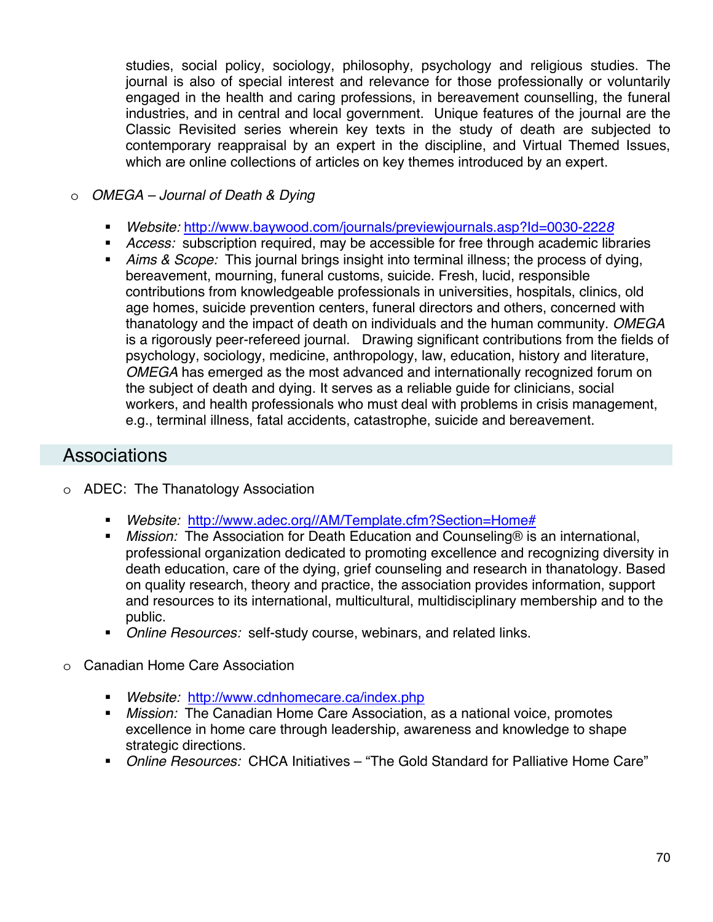studies, social policy, sociology, philosophy, psychology and religious studies. The journal is also of special interest and relevance for those professionally or voluntarily engaged in the health and caring professions, in bereavement counselling, the funeral industries, and in central and local government. Unique features of the journal are the Classic Revisited series wherein key texts in the study of death are subjected to contemporary reappraisal by an expert in the discipline, and Virtual Themed Issues, which are online collections of articles on key themes introduced by an expert.

- *OMEGA – Journal of Death & Dying*
  - *Website:* http://www.baywood.com/journals/previewjournals.asp?Id=0030-2228
  - *Access:* subscription required, may be accessible for free through academic libraries
  - *Aims & Scope:* This journal brings insight into terminal illness; the process of dying, bereavement, mourning, funeral customs, suicide. Fresh, lucid, responsible contributions from knowledgeable professionals in universities, hospitals, clinics, old age homes, suicide prevention centers, funeral directors and others, concerned with thanatology and the impact of death on individuals and the human community. *OMEGA* is a rigorously peer-refereed journal. Drawing significant contributions from the fields of psychology, sociology, medicine, anthropology, law, education, history and literature, *OMEGA* has emerged as the most advanced and internationally recognized forum on the subject of death and dying. It serves as a reliable guide for clinicians, social workers, and health professionals who must deal with problems in crisis management, e.g., terminal illness, fatal accidents, catastrophe, suicide and bereavement.

## Associations

- ADEC: The Thanatology Association
  - *Website:* http://www.adec.org//AM/Template.cfm?Section=Home#
  - *Mission:* The Association for Death Education and Counseling® is an international, professional organization dedicated to promoting excellence and recognizing diversity in death education, care of the dying, grief counseling and research in thanatology. Based on quality research, theory and practice, the association provides information, support and resources to its international, multicultural, multidisciplinary membership and to the public.
  - *Online Resources:* self-study course, webinars, and related links.

- Canadian Home Care Association
  - *Website:* http://www.cdnhomecare.ca/index.php
  - *Mission:* The Canadian Home Care Association, as a national voice, promotes excellence in home care through leadership, awareness and knowledge to shape strategic directions.
  - *Online Resources:* CHCA Initiatives – "The Gold Standard for Palliative Home Care"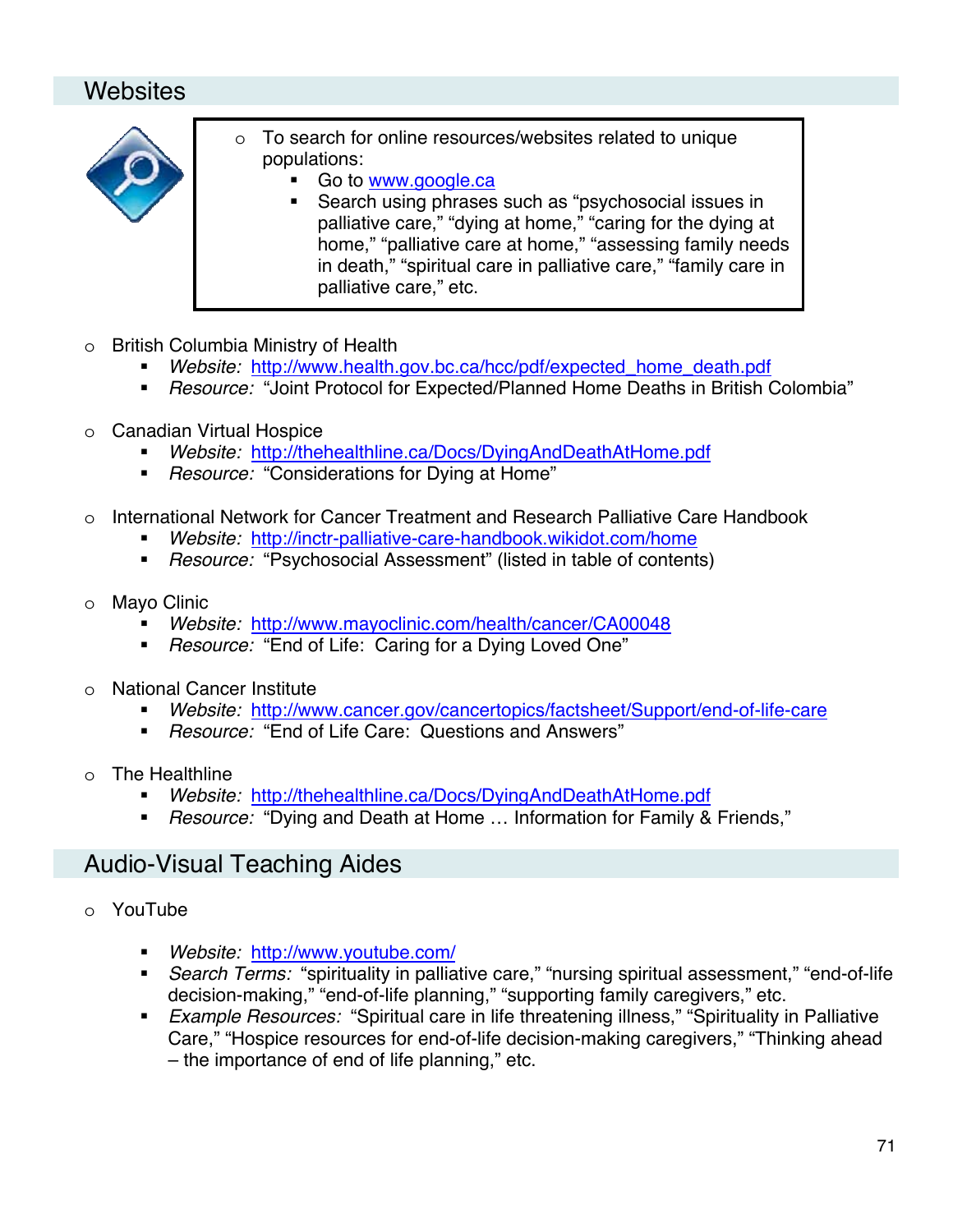## Websites

- To search for online resources/websites related to unique populations:
  - Go to www.google.ca
  - Search using phrases such as "psychosocial issues in palliative care," "dying at home," "caring for the dying at home," "palliative care at home," "assessing family needs in death," "spiritual care in palliative care," "family care in palliative care," etc.

- British Columbia Ministry of Health
  - *Website:* http://www.health.gov.bc.ca/hcc/pdf/expected_home_death.pdf
  - *Resource:* "Joint Protocol for Expected/Planned Home Deaths in British Colombia"

- Canadian Virtual Hospice
  - *Website:* http://thehealthline.ca/Docs/DyingAndDeathAtHome.pdf
  - *Resource:* "Considerations for Dying at Home"

- International Network for Cancer Treatment and Research Palliative Care Handbook
  - *Website:* http://inctr-palliative-care-handbook.wikidot.com/home
  - *Resource:* "Psychosocial Assessment" (listed in table of contents)

- Mayo Clinic
  - *Website:* http://www.mayoclinic.com/health/cancer/CA00048
  - *Resource:* "End of Life: Caring for a Dying Loved One"

- National Cancer Institute
  - *Website:* http://www.cancer.gov/cancertopics/factsheet/Support/end-of-life-care
  - *Resource:* "End of Life Care: Questions and Answers"

- The Healthline
  - *Website:* http://thehealthline.ca/Docs/DyingAndDeathAtHome.pdf
  - *Resource:* "Dying and Death at Home … Information for Family & Friends,"

## Audio-Visual Teaching Aides

- YouTube
  - *Website:* http://www.youtube.com/
  - *Search Terms:* "spirituality in palliative care," "nursing spiritual assessment," "end-of-life decision-making," "end-of-life planning," "supporting family caregivers," etc.
  - *Example Resources:* "Spiritual care in life threatening illness," "Spirituality in Palliative Care," "Hospice resources for end-of-life decision-making caregivers," "Thinking ahead – the importance of end of life planning," etc.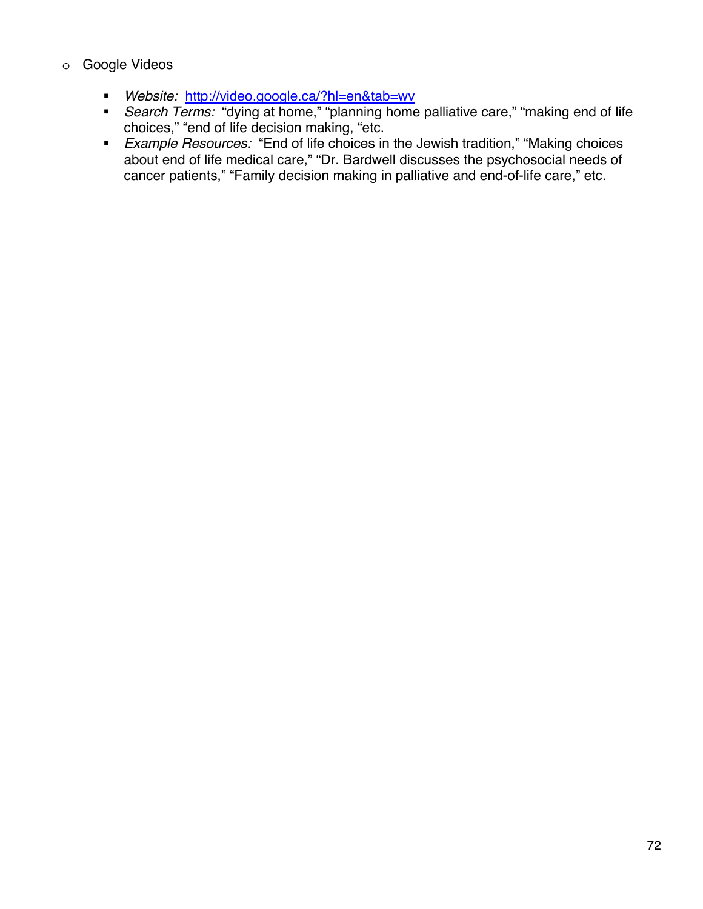- Google Videos

  - *Website:* [http://video.google.ca/?hl=en&tab=wv](http://video.google.ca/?hl=en&tab=wv)
  - *Search Terms:* "dying at home," "planning home palliative care," "making end of life choices," "end of life decision making, "etc.
  - *Example Resources:* "End of life choices in the Jewish tradition," "Making choices about end of life medical care," "Dr. Bardwell discusses the psychosocial needs of cancer patients," "Family decision making in palliative and end-of-life care," etc.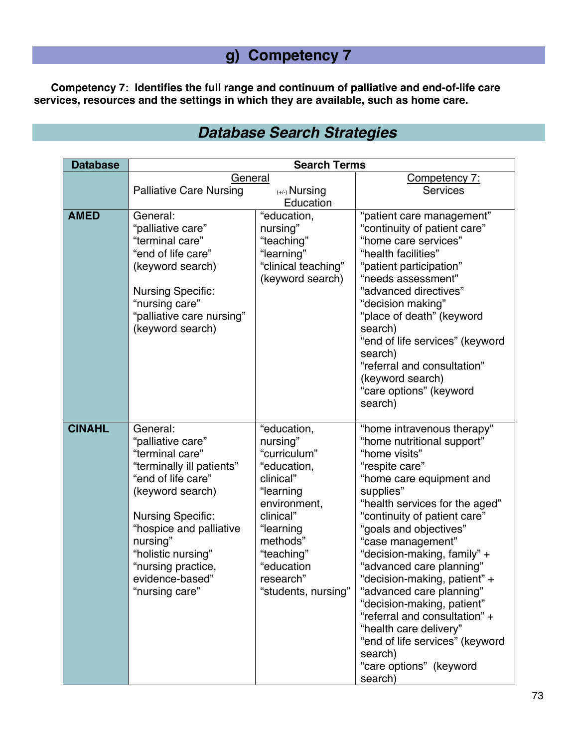## g) Competency 7

**Competency 7: Identifies the full range and continuum of palliative and end-of-life care services, resources and the settings in which they are available, such as home care.**

## *Database Search Strategies*

| Database | Search Terms | | |
|---|---|---|---|
| | General<br>Palliative Care Nursing | (+/-) Nursing Education | Competency 7:<br>Services |
| **AMED** | General:<br>"palliative care"<br>"terminal care"<br>"end of life care"<br>(keyword search)<br><br>Nursing Specific:<br>"nursing care"<br>"palliative care nursing"<br>(keyword search) | "education, nursing"<br>"teaching"<br>"learning"<br>"clinical teaching"<br>(keyword search) | "patient care management"<br>"continuity of patient care"<br>"home care services"<br>"health facilities"<br>"patient participation"<br>"needs assessment"<br>"advanced directives"<br>"decision making"<br>"place of death" (keyword search)<br>"end of life services" (keyword search)<br>"referral and consultation" (keyword search)<br>"care options" (keyword search) |
| **CINAHL** | General:<br>"palliative care"<br>"terminal care"<br>"terminally ill patients"<br>"end of life care"<br>(keyword search)<br><br>Nursing Specific:<br>"hospice and palliative nursing"<br>"holistic nursing"<br>"nursing practice, evidence-based"<br>"nursing care" | "education, nursing"<br>"curriculum"<br>"education, clinical"<br>"learning environment, clinical"<br>"learning methods"<br>"teaching"<br>"education research"<br>"students, nursing" | "home intravenous therapy"<br>"home nutritional support"<br>"home visits"<br>"respite care"<br>"home care equipment and supplies"<br>"health services for the aged"<br>"continuity of patient care"<br>"goals and objectives"<br>"case management"<br>"decision-making, family" + "advanced care planning"<br>"decision-making, patient" + "advanced care planning"<br>"decision-making, patient"<br>"referral and consultation" + "health care delivery"<br>"end of life services" (keyword search)<br>"care options" (keyword search) |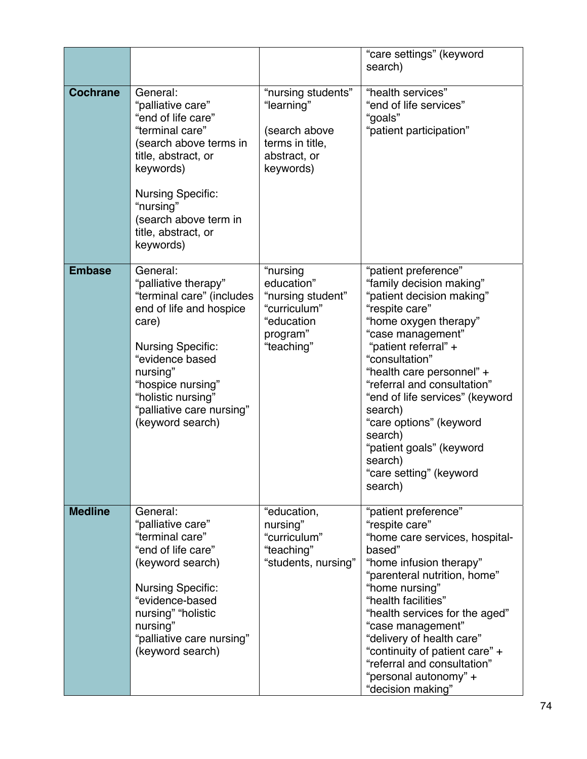| | | | |
|---|---|---|---|
| | | | "care settings" (keyword search) |
| **Cochrane** | General:<br>"palliative care"<br>"end of life care"<br>"terminal care"<br>(search above terms in title, abstract, or keywords)<br><br>Nursing Specific:<br>"nursing"<br>(search above term in title, abstract, or keywords) | "nursing students"<br>"learning"<br><br>(search above terms in title, abstract, or keywords) | "health services"<br>"end of life services"<br>"goals"<br>"patient participation" |
| **Embase** | General:<br>"palliative therapy"<br>"terminal care" (includes end of life and hospice care)<br><br>Nursing Specific:<br>"evidence based nursing"<br>"hospice nursing"<br>"holistic nursing"<br>"palliative care nursing" (keyword search) | "nursing education"<br>"nursing student"<br>"curriculum"<br>"education program"<br>"teaching" | "patient preference"<br>"family decision making"<br>"patient decision making"<br>"respite care"<br>"home oxygen therapy"<br>"case management"<br>"patient referral" + "consultation"<br>"health care personnel" + "referral and consultation"<br>"end of life services" (keyword search)<br>"care options" (keyword search)<br>"patient goals" (keyword search)<br>"care setting" (keyword search) |
| **Medline** | General:<br>"palliative care"<br>"terminal care"<br>"end of life care" (keyword search)<br><br>Nursing Specific:<br>"evidence-based nursing" "holistic nursing"<br>"palliative care nursing" (keyword search) | "education, nursing"<br>"curriculum"<br>"teaching"<br>"students, nursing" | "patient preference"<br>"respite care"<br>"home care services, hospital-based"<br>"home infusion therapy"<br>"parenteral nutrition, home"<br>"home nursing"<br>"health facilities"<br>"health services for the aged"<br>"case management"<br>"delivery of health care"<br>"continuity of patient care" + "referral and consultation"<br>"personal autonomy" + "decision making" |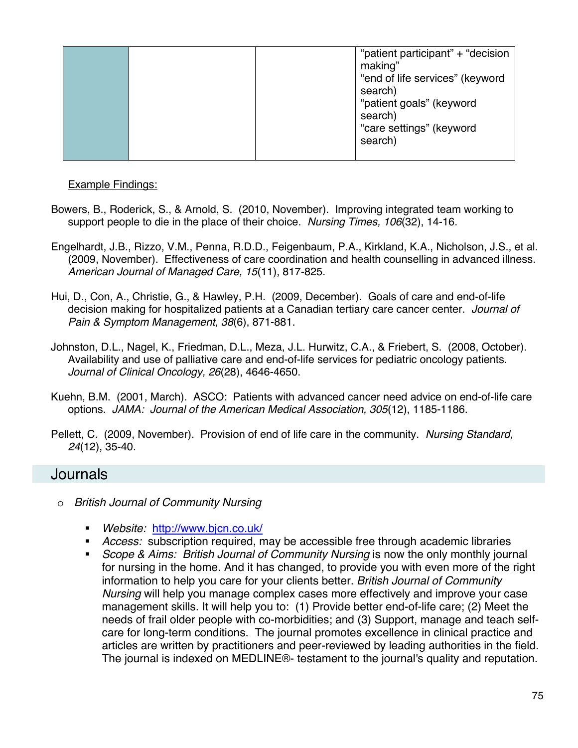|  |  |  | "patient participant" + "decision making"<br>"end of life services" (keyword search)<br>"patient goals" (keyword search)<br>"care settings" (keyword search) |
|---|---|---|---|

Example Findings:

Bowers, B., Roderick, S., & Arnold, S. (2010, November). Improving integrated team working to support people to die in the place of their choice. *Nursing Times, 106*(32), 14-16.

Engelhardt, J.B., Rizzo, V.M., Penna, R.D.D., Feigenbaum, P.A., Kirkland, K.A., Nicholson, J.S., et al. (2009, November). Effectiveness of care coordination and health counselling in advanced illness. *American Journal of Managed Care, 15*(11), 817-825.

Hui, D., Con, A., Christie, G., & Hawley, P.H. (2009, December). Goals of care and end-of-life decision making for hospitalized patients at a Canadian tertiary care cancer center. *Journal of Pain & Symptom Management, 38*(6), 871-881.

Johnston, D.L., Nagel, K., Friedman, D.L., Meza, J.L. Hurwitz, C.A., & Friebert, S. (2008, October). Availability and use of palliative care and end-of-life services for pediatric oncology patients. *Journal of Clinical Oncology, 26*(28), 4646-4650.

Kuehn, B.M. (2001, March). ASCO: Patients with advanced cancer need advice on end-of-life care options. *JAMA: Journal of the American Medical Association, 305*(12), 1185-1186.

Pellett, C. (2009, November). Provision of end of life care in the community. *Nursing Standard, 24*(12), 35-40.

## Journals

- *British Journal of Community Nursing*
  - *Website:* http://www.bjcn.co.uk/
  - *Access:* subscription required, may be accessible free through academic libraries
  - *Scope & Aims: British Journal of Community Nursing* is now the only monthly journal for nursing in the home. And it has changed, to provide you with even more of the right information to help you care for your clients better. *British Journal of Community Nursing* will help you manage complex cases more effectively and improve your case management skills. It will help you to: (1) Provide better end-of-life care; (2) Meet the needs of frail older people with co-morbidities; and (3) Support, manage and teach self-care for long-term conditions. The journal promotes excellence in clinical practice and articles are written by practitioners and peer-reviewed by leading authorities in the field. The journal is indexed on MEDLINE®- testament to the journal's quality and reputation.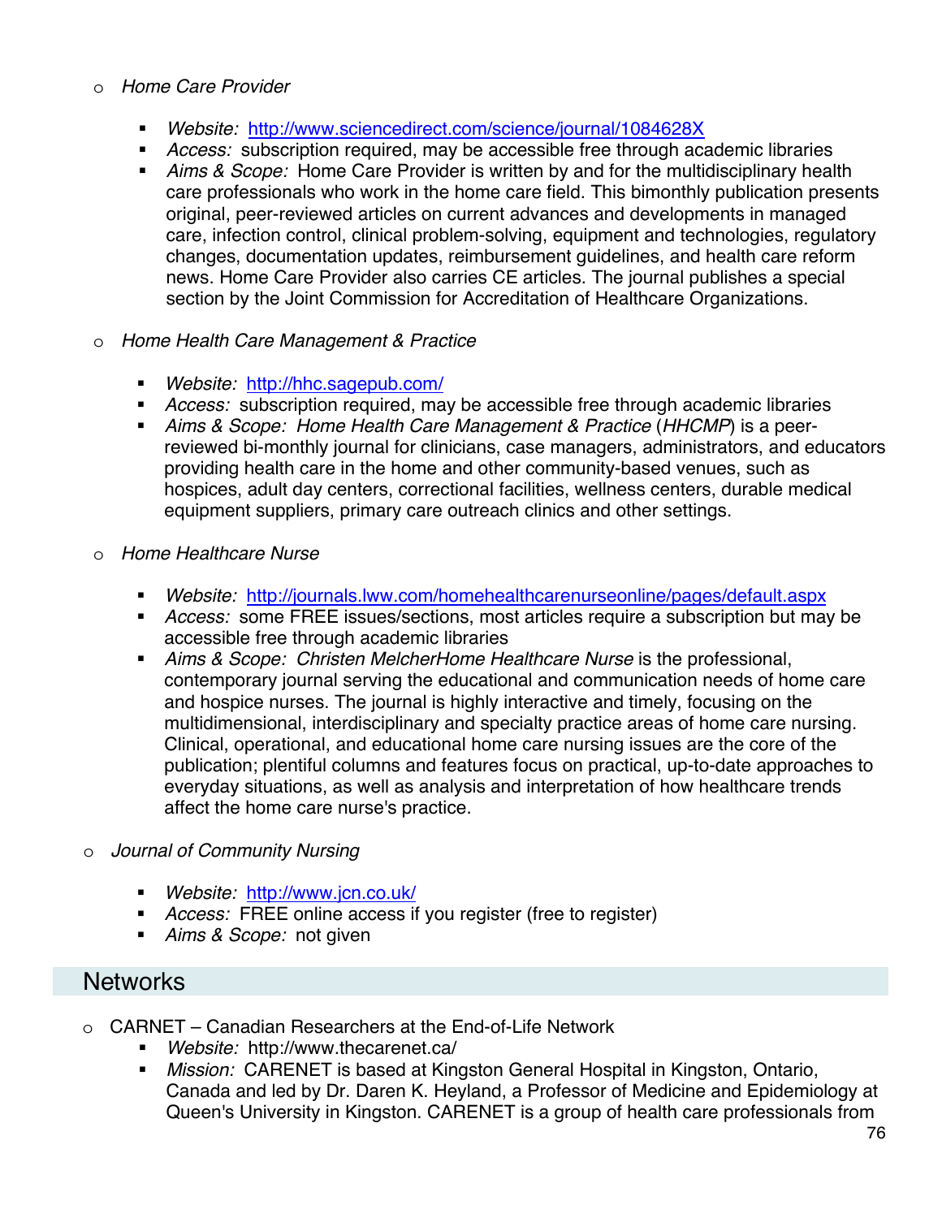- *Home Care Provider*

  - *Website:* http://www.sciencedirect.com/science/journal/1084628X
  - *Access:* subscription required, may be accessible free through academic libraries
  - *Aims & Scope:* Home Care Provider is written by and for the multidisciplinary health care professionals who work in the home care field. This bimonthly publication presents original, peer-reviewed articles on current advances and developments in managed care, infection control, clinical problem-solving, equipment and technologies, regulatory changes, documentation updates, reimbursement guidelines, and health care reform news. Home Care Provider also carries CE articles. The journal publishes a special section by the Joint Commission for Accreditation of Healthcare Organizations.

- *Home Health Care Management & Practice*

  - *Website:* http://hhc.sagepub.com/
  - *Access:* subscription required, may be accessible free through academic libraries
  - *Aims & Scope:* *Home Health Care Management & Practice* (*HHCMP*) is a peer-reviewed bi-monthly journal for clinicians, case managers, administrators, and educators providing health care in the home and other community-based venues, such as hospices, adult day centers, correctional facilities, wellness centers, durable medical equipment suppliers, primary care outreach clinics and other settings.

- *Home Healthcare Nurse*

  - *Website:* http://journals.lww.com/homehealthcarenurseonline/pages/default.aspx
  - *Access:* some FREE issues/sections, most articles require a subscription but may be accessible free through academic libraries
  - *Aims & Scope:* *Christen MelcherHome Healthcare Nurse* is the professional, contemporary journal serving the educational and communication needs of home care and hospice nurses. The journal is highly interactive and timely, focusing on the multidimensional, interdisciplinary and specialty practice areas of home care nursing. Clinical, operational, and educational home care nursing issues are the core of the publication; plentiful columns and features focus on practical, up-to-date approaches to everyday situations, as well as analysis and interpretation of how healthcare trends affect the home care nurse's practice.

- *Journal of Community Nursing*

  - *Website:* http://www.jcn.co.uk/
  - *Access:* FREE online access if you register (free to register)
  - *Aims & Scope:* not given

## Networks

- CARNET – Canadian Researchers at the End-of-Life Network
  - *Website:* http://www.thecarenet.ca/
  - *Mission:* CARENET is based at Kingston General Hospital in Kingston, Ontario, Canada and led by Dr. Daren K. Heyland, a Professor of Medicine and Epidemiology at Queen's University in Kingston. CARENET is a group of health care professionals from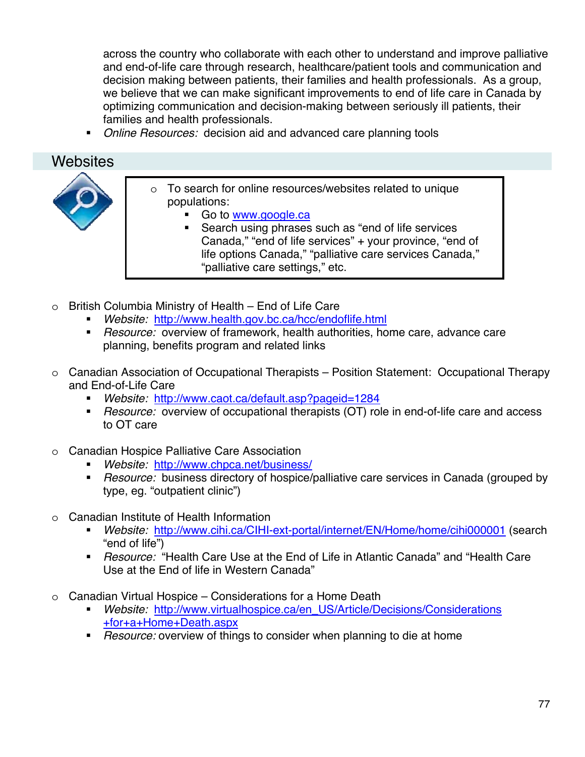across the country who collaborate with each other to understand and improve palliative and end-of-life care through research, healthcare/patient tools and communication and decision making between patients, their families and health professionals. As a group, we believe that we can make significant improvements to end of life care in Canada by optimizing communication and decision-making between seriously ill patients, their families and health professionals.
  - *Online Resources:* decision aid and advanced care planning tools

## Websites

- To search for online resources/websites related to unique populations:
  - Go to [www.google.ca](http://www.google.ca)
  - Search using phrases such as "end of life services Canada," "end of life services" + your province, "end of life options Canada," "palliative care services Canada," "palliative care settings," etc.

- British Columbia Ministry of Health – End of Life Care
  - *Website:* [http://www.health.gov.bc.ca/hcc/endoflife.html](http://www.health.gov.bc.ca/hcc/endoflife.html)
  - *Resource:* overview of framework, health authorities, home care, advance care planning, benefits program and related links

- Canadian Association of Occupational Therapists – Position Statement: Occupational Therapy and End-of-Life Care
  - *Website:* [http://www.caot.ca/default.asp?pageid=1284](http://www.caot.ca/default.asp?pageid=1284)
  - *Resource:* overview of occupational therapists (OT) role in end-of-life care and access to OT care

- Canadian Hospice Palliative Care Association
  - *Website:* [http://www.chpca.net/business/](http://www.chpca.net/business/)
  - *Resource:* business directory of hospice/palliative care services in Canada (grouped by type, eg. "outpatient clinic")

- Canadian Institute of Health Information
  - *Website:* [http://www.cihi.ca/CIHI-ext-portal/internet/EN/Home/home/cihi000001](http://www.cihi.ca/CIHI-ext-portal/internet/EN/Home/home/cihi000001) (search "end of life")
  - *Resource:* "Health Care Use at the End of Life in Atlantic Canada" and "Health Care Use at the End of life in Western Canada"

- Canadian Virtual Hospice – Considerations for a Home Death
  - *Website:* [http://www.virtualhospice.ca/en_US/Article/Decisions/Considerations+for+a+Home+Death.aspx](http://www.virtualhospice.ca/en_US/Article/Decisions/Considerations+for+a+Home+Death.aspx)
  - *Resource:* overview of things to consider when planning to die at home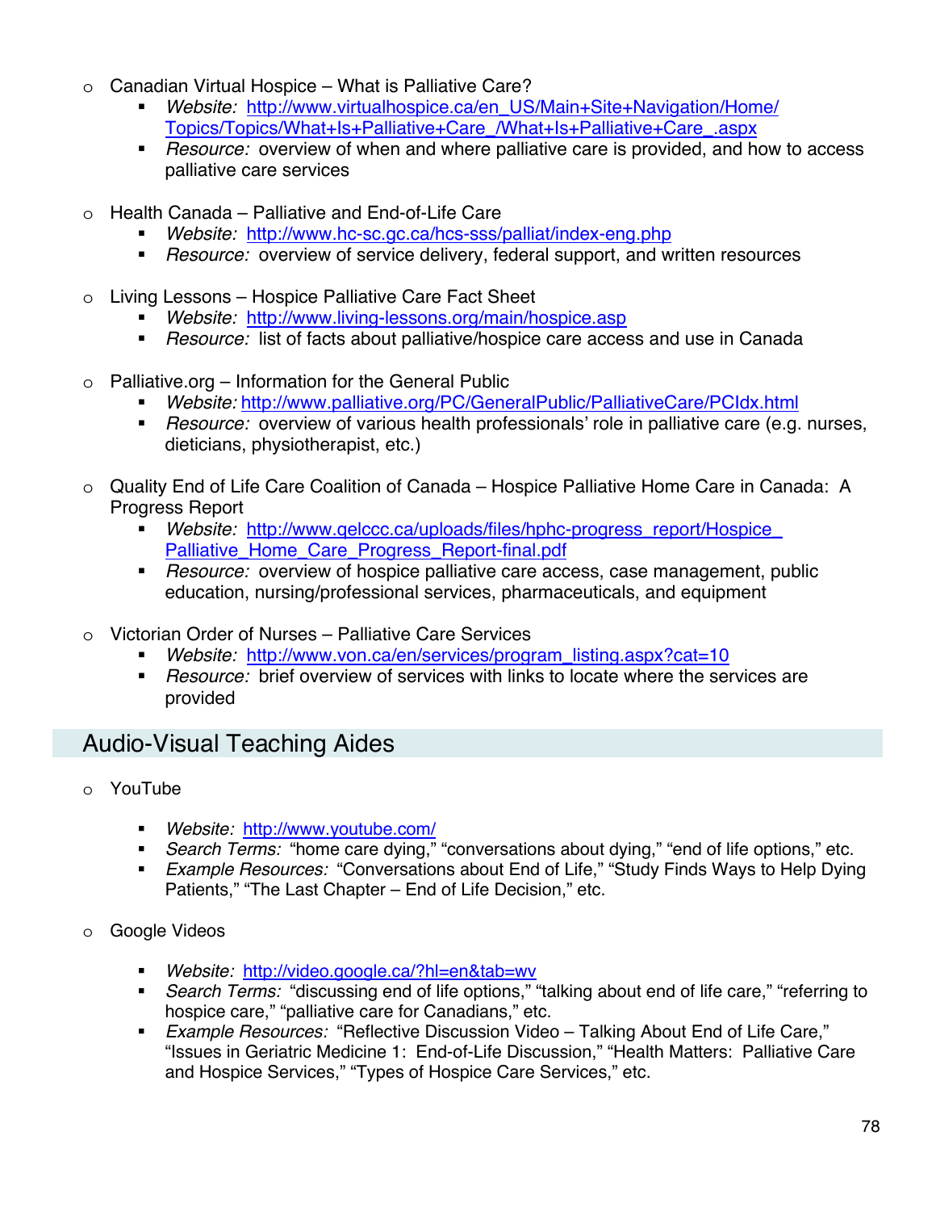- Canadian Virtual Hospice – What is Palliative Care?
  - *Website:* http://www.virtualhospice.ca/en_US/Main+Site+Navigation/Home/Topics/Topics/What+Is+Palliative+Care_/What+Is+Palliative+Care_.aspx
  - *Resource:* overview of when and where palliative care is provided, and how to access palliative care services

- Health Canada – Palliative and End-of-Life Care
  - *Website:* http://www.hc-sc.gc.ca/hcs-sss/palliat/index-eng.php
  - *Resource:* overview of service delivery, federal support, and written resources

- Living Lessons – Hospice Palliative Care Fact Sheet
  - *Website:* http://www.living-lessons.org/main/hospice.asp
  - *Resource:* list of facts about palliative/hospice care access and use in Canada

- Palliative.org – Information for the General Public
  - *Website:* http://www.palliative.org/PC/GeneralPublic/PalliativeCare/PCIdx.html
  - *Resource:* overview of various health professionals' role in palliative care (e.g. nurses, dieticians, physiotherapist, etc.)

- Quality End of Life Care Coalition of Canada – Hospice Palliative Home Care in Canada: A Progress Report
  - *Website:* http://www.qelccc.ca/uploads/files/hphc-progress_report/Hospice_Palliative_Home_Care_Progress_Report-final.pdf
  - *Resource:* overview of hospice palliative care access, case management, public education, nursing/professional services, pharmaceuticals, and equipment

- Victorian Order of Nurses – Palliative Care Services
  - *Website:* http://www.von.ca/en/services/program_listing.aspx?cat=10
  - *Resource:* brief overview of services with links to locate where the services are provided

## Audio-Visual Teaching Aides

- YouTube
  - *Website:* http://www.youtube.com/
  - *Search Terms:* "home care dying," "conversations about dying," "end of life options," etc.
  - *Example Resources:* "Conversations about End of Life," "Study Finds Ways to Help Dying Patients," "The Last Chapter – End of Life Decision," etc.

- Google Videos
  - *Website:* http://video.google.ca/?hl=en&tab=wv
  - *Search Terms:* "discussing end of life options," "talking about end of life care," "referring to hospice care," "palliative care for Canadians," etc.
  - *Example Resources:* "Reflective Discussion Video – Talking About End of Life Care," "Issues in Geriatric Medicine 1: End-of-Life Discussion," "Health Matters: Palliative Care and Hospice Services," "Types of Hospice Care Services," etc.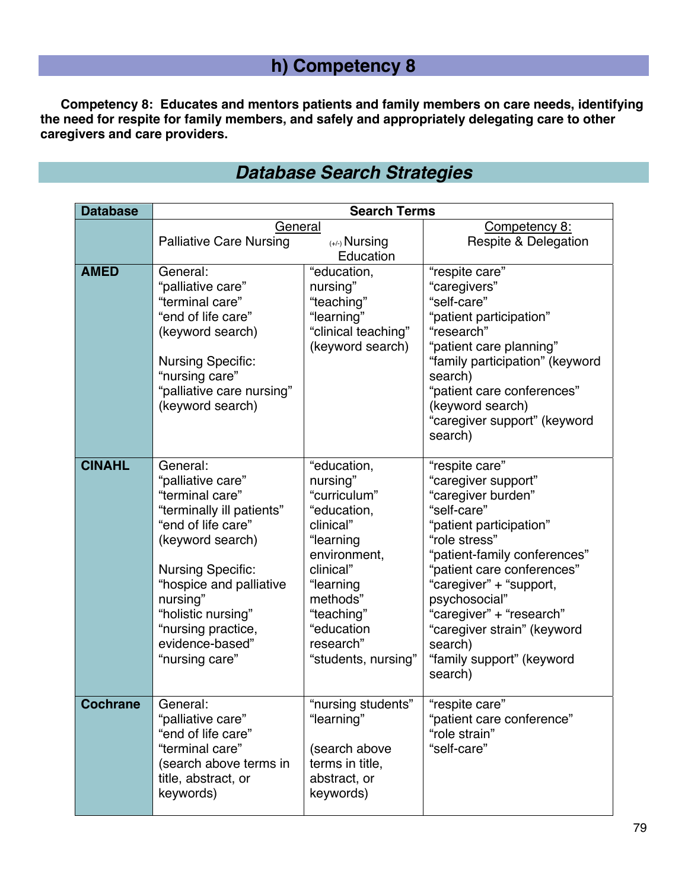## h) Competency 8

**Competency 8: Educates and mentors patients and family members on care needs, identifying the need for respite for family members, and safely and appropriately delegating care to other caregivers and care providers.**

## *Database Search Strategies*

| Database | Search Terms | | |
|---|---|---|---|
| | General<br>Palliative Care Nursing | (+/-) Nursing Education | Competency 8:<br>Respite & Delegation |
| **AMED** | General:<br>"palliative care"<br>"terminal care"<br>"end of life care"<br>(keyword search)<br><br>Nursing Specific:<br>"nursing care"<br>"palliative care nursing"<br>(keyword search) | "education, nursing"<br>"teaching"<br>"learning"<br>"clinical teaching"<br>(keyword search) | "respite care"<br>"caregivers"<br>"self-care"<br>"patient participation"<br>"research"<br>"patient care planning"<br>"family participation" (keyword search)<br>"patient care conferences" (keyword search)<br>"caregiver support" (keyword search) |
| **CINAHL** | General:<br>"palliative care"<br>"terminal care"<br>"terminally ill patients"<br>"end of life care"<br>(keyword search)<br><br>Nursing Specific:<br>"hospice and palliative nursing"<br>"holistic nursing"<br>"nursing practice, evidence-based"<br>"nursing care" | "education, nursing"<br>"curriculum"<br>"education, clinical"<br>"learning environment, clinical"<br>"learning methods"<br>"teaching"<br>"education research"<br>"students, nursing" | "respite care"<br>"caregiver support"<br>"caregiver burden"<br>"self-care"<br>"patient participation"<br>"role stress"<br>"patient-family conferences"<br>"patient care conferences"<br>"caregiver" + "support, psychosocial"<br>"caregiver" + "research"<br>"caregiver strain" (keyword search)<br>"family support" (keyword search) |
| **Cochrane** | General:<br>"palliative care"<br>"end of life care"<br>"terminal care"<br>(search above terms in title, abstract, or keywords) | "nursing students"<br>"learning"<br><br>(search above terms in title, abstract, or keywords) | "respite care"<br>"patient care conference"<br>"role strain"<br>"self-care" |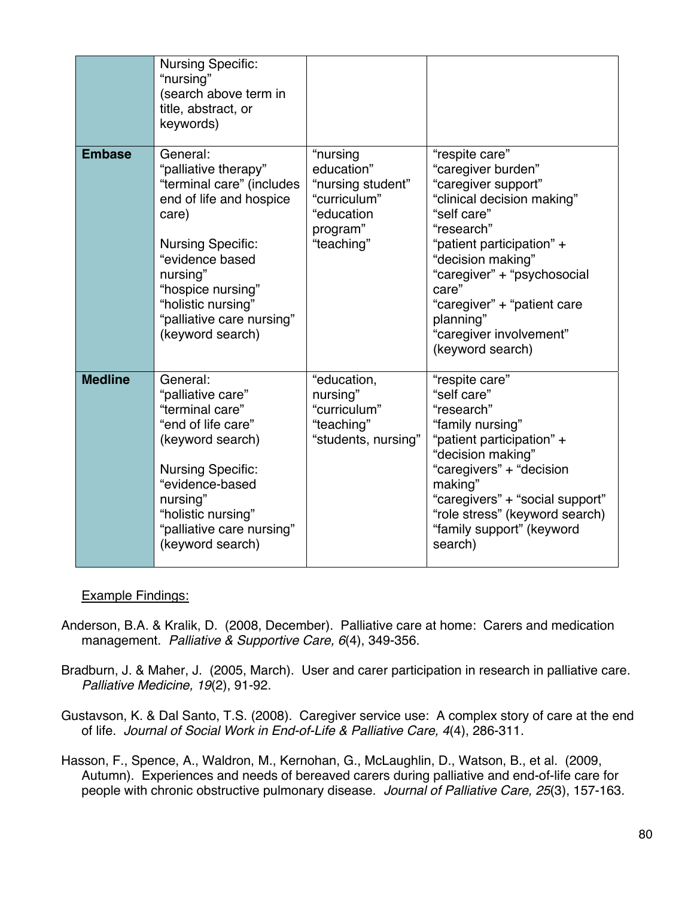| | | | |
|---|---|---|---|
| | Nursing Specific:<br>"nursing"<br>(search above term in title, abstract, or keywords) | | |
| **Embase** | General:<br>"palliative therapy"<br>"terminal care" (includes end of life and hospice care)<br><br>Nursing Specific:<br>"evidence based nursing"<br>"hospice nursing"<br>"holistic nursing"<br>"palliative care nursing" (keyword search) | "nursing education"<br>"nursing student"<br>"curriculum"<br>"education program"<br>"teaching" | "respite care"<br>"caregiver burden"<br>"caregiver support"<br>"clinical decision making"<br>"self care"<br>"research"<br>"patient participation" + "decision making"<br>"caregiver" + "psychosocial care"<br>"caregiver" + "patient care planning"<br>"caregiver involvement" (keyword search) |
| **Medline** | General:<br>"palliative care"<br>"terminal care"<br>"end of life care" (keyword search)<br><br>Nursing Specific:<br>"evidence-based nursing"<br>"holistic nursing"<br>"palliative care nursing" (keyword search) | "education, nursing"<br>"curriculum"<br>"teaching"<br>"students, nursing" | "respite care"<br>"self care"<br>"research"<br>"family nursing"<br>"patient participation" + "decision making"<br>"caregivers" + "decision making"<br>"caregivers" + "social support"<br>"role stress" (keyword search)<br>"family support" (keyword search) |

Example Findings:

Anderson, B.A. & Kralik, D. (2008, December). Palliative care at home: Carers and medication management. *Palliative & Supportive Care, 6*(4), 349-356.

Bradburn, J. & Maher, J. (2005, March). User and carer participation in research in palliative care. *Palliative Medicine, 19*(2), 91-92.

Gustavson, K. & Dal Santo, T.S. (2008). Caregiver service use: A complex story of care at the end of life. *Journal of Social Work in End-of-Life & Palliative Care, 4*(4), 286-311.

Hasson, F., Spence, A., Waldron, M., Kernohan, G., McLaughlin, D., Watson, B., et al. (2009, Autumn). Experiences and needs of bereaved carers during palliative and end-of-life care for people with chronic obstructive pulmonary disease. *Journal of Palliative Care, 25*(3), 157-163.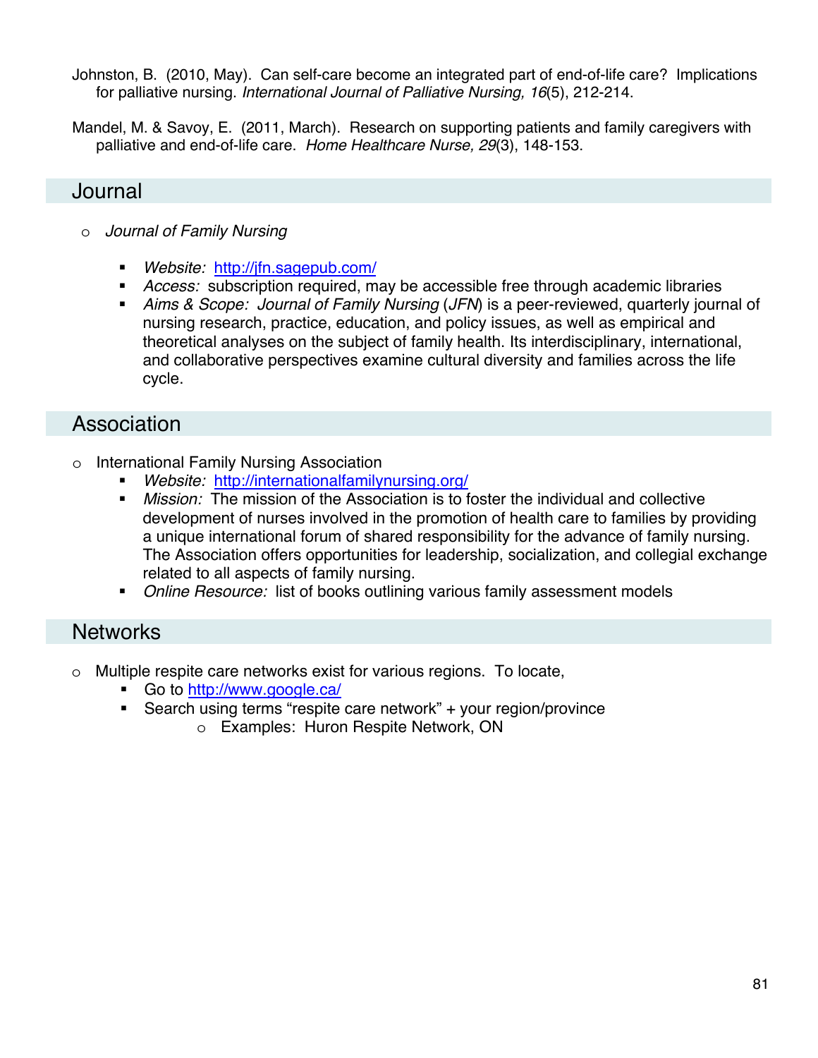Johnston, B. (2010, May). Can self-care become an integrated part of end-of-life care? Implications for palliative nursing. *International Journal of Palliative Nursing, 16*(5), 212-214.

Mandel, M. & Savoy, E. (2011, March). Research on supporting patients and family caregivers with palliative and end-of-life care. *Home Healthcare Nurse, 29*(3), 148-153.

## Journal

- *Journal of Family Nursing*
  - *Website:* http://jfn.sagepub.com/
  - *Access:* subscription required, may be accessible free through academic libraries
  - *Aims & Scope:* *Journal of Family Nursing* (*JFN*) is a peer-reviewed, quarterly journal of nursing research, practice, education, and policy issues, as well as empirical and theoretical analyses on the subject of family health. Its interdisciplinary, international, and collaborative perspectives examine cultural diversity and families across the life cycle.

## Association

- International Family Nursing Association
  - *Website:* http://internationalfamilynursing.org/
  - *Mission:* The mission of the Association is to foster the individual and collective development of nurses involved in the promotion of health care to families by providing a unique international forum of shared responsibility for the advance of family nursing. The Association offers opportunities for leadership, socialization, and collegial exchange related to all aspects of family nursing.
  - *Online Resource:* list of books outlining various family assessment models

## Networks

- Multiple respite care networks exist for various regions. To locate,
  - Go to http://www.google.ca/
  - Search using terms "respite care network" + your region/province
    - Examples: Huron Respite Network, ON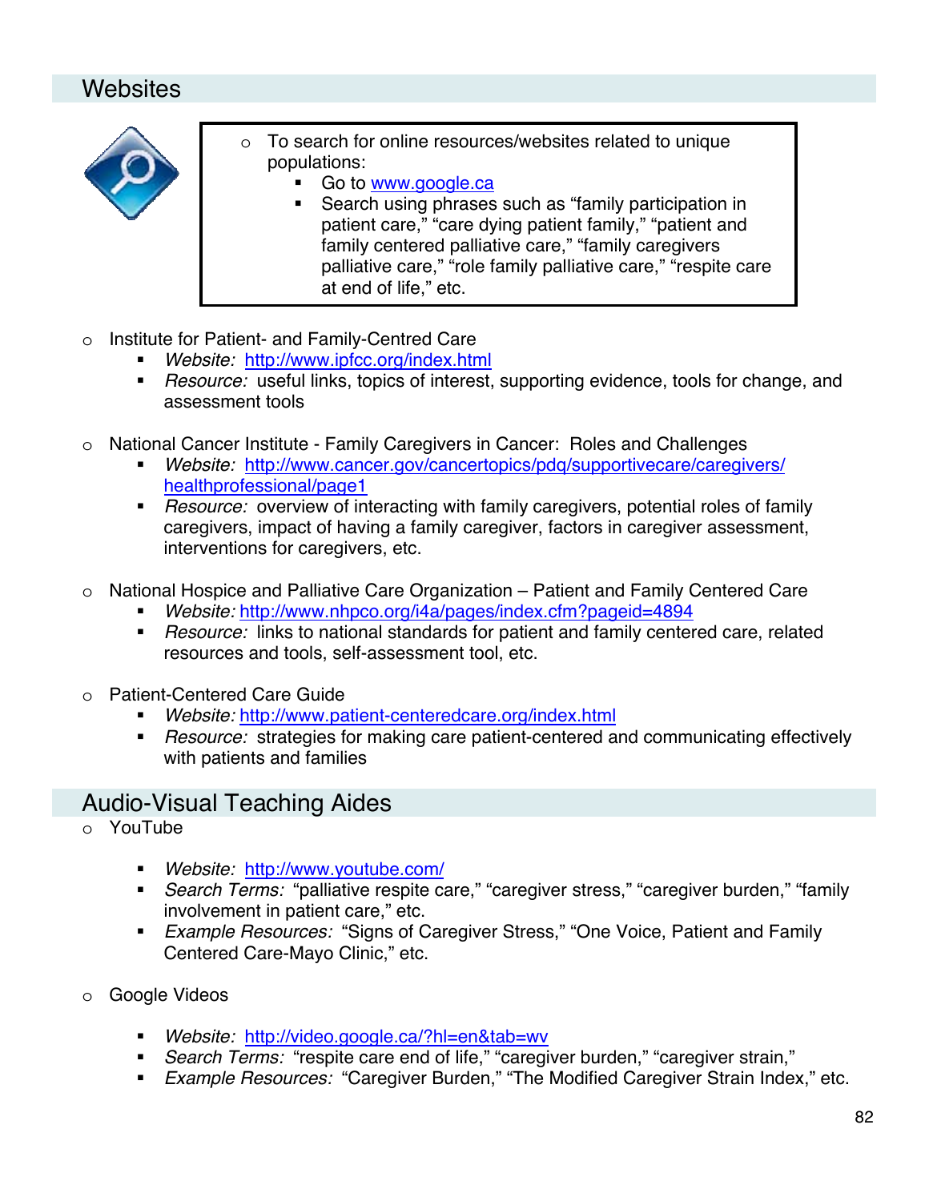## Websites

- To search for online resources/websites related to unique populations:
  - Go to www.google.ca
  - Search using phrases such as "family participation in patient care," "care dying patient family," "patient and family centered palliative care," "family caregivers palliative care," "role family palliative care," "respite care at end of life," etc.

- Institute for Patient- and Family-Centred Care
  - *Website:* http://www.ipfcc.org/index.html
  - *Resource:* useful links, topics of interest, supporting evidence, tools for change, and assessment tools

- National Cancer Institute - Family Caregivers in Cancer: Roles and Challenges
  - *Website:* http://www.cancer.gov/cancertopics/pdq/supportivecare/caregivers/healthprofessional/page1
  - *Resource:* overview of interacting with family caregivers, potential roles of family caregivers, impact of having a family caregiver, factors in caregiver assessment, interventions for caregivers, etc.

- National Hospice and Palliative Care Organization – Patient and Family Centered Care
  - *Website:* http://www.nhpco.org/i4a/pages/index.cfm?pageid=4894
  - *Resource:* links to national standards for patient and family centered care, related resources and tools, self-assessment tool, etc.

- Patient-Centered Care Guide
  - *Website:* http://www.patient-centeredcare.org/index.html
  - *Resource:* strategies for making care patient-centered and communicating effectively with patients and families

## Audio-Visual Teaching Aides

- YouTube
  - *Website:* http://www.youtube.com/
  - *Search Terms:* "palliative respite care," "caregiver stress," "caregiver burden," "family involvement in patient care," etc.
  - *Example Resources:* "Signs of Caregiver Stress," "One Voice, Patient and Family Centered Care-Mayo Clinic," etc.

- Google Videos
  - *Website:* http://video.google.ca/?hl=en&tab=wv
  - *Search Terms:* "respite care end of life," "caregiver burden," "caregiver strain,"
  - *Example Resources:* "Caregiver Burden," "The Modified Caregiver Strain Index," etc.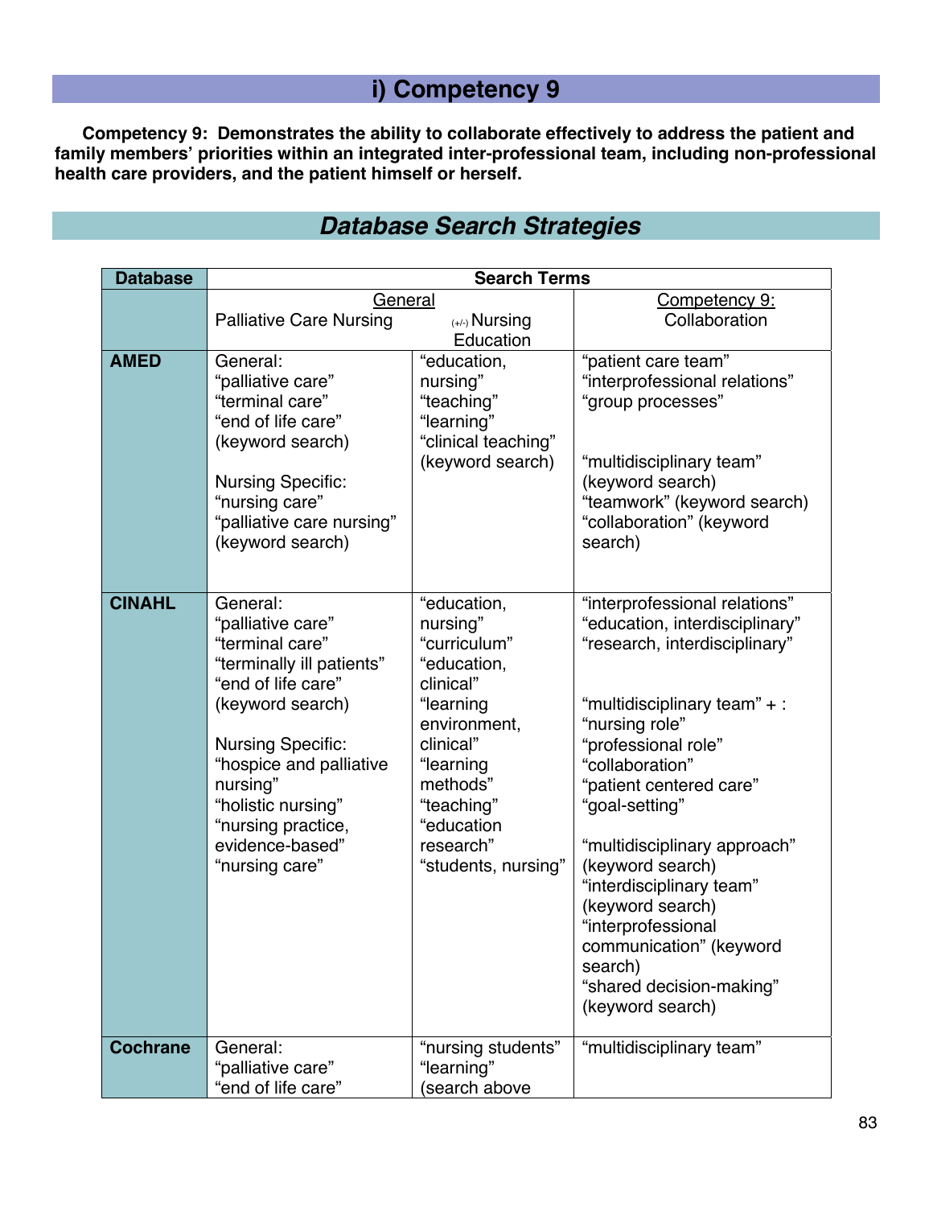## i) Competency 9

**Competency 9: Demonstrates the ability to collaborate effectively to address the patient and family members' priorities within an integrated inter-professional team, including non-professional health care providers, and the patient himself or herself.**

## *Database Search Strategies*

| Database | Search Terms | | |
|---|---|---|---|
| | General<br>Palliative Care Nursing | (+/-) Nursing Education | Competency 9:<br>Collaboration |
| **AMED** | General:<br>"palliative care"<br>"terminal care"<br>"end of life care"<br>(keyword search)<br><br>Nursing Specific:<br>"nursing care"<br>"palliative care nursing"<br>(keyword search) | "education, nursing"<br>"teaching"<br>"learning"<br>"clinical teaching"<br>(keyword search) | "patient care team"<br>"interprofessional relations"<br>"group processes"<br><br>"multidisciplinary team"<br>(keyword search)<br>"teamwork" (keyword search)<br>"collaboration" (keyword search) |
| **CINAHL** | General:<br>"palliative care"<br>"terminal care"<br>"terminally ill patients"<br>"end of life care"<br>(keyword search)<br><br>Nursing Specific:<br>"hospice and palliative nursing"<br>"holistic nursing"<br>"nursing practice, evidence-based"<br>"nursing care" | "education, nursing"<br>"curriculum"<br>"education, clinical"<br>"learning environment, clinical"<br>"learning methods"<br>"teaching"<br>"education research"<br>"students, nursing" | "interprofessional relations"<br>"education, interdisciplinary"<br>"research, interdisciplinary"<br><br>"multidisciplinary team" + :<br>"nursing role"<br>"professional role"<br>"collaboration"<br>"patient centered care"<br>"goal-setting"<br><br>"multidisciplinary approach"<br>(keyword search)<br>"interdisciplinary team"<br>(keyword search)<br>"interprofessional communication" (keyword search)<br>"shared decision-making"<br>(keyword search) |
| **Cochrane** | General:<br>"palliative care"<br>"end of life care" | "nursing students"<br>"learning"<br>(search above | "multidisciplinary team" |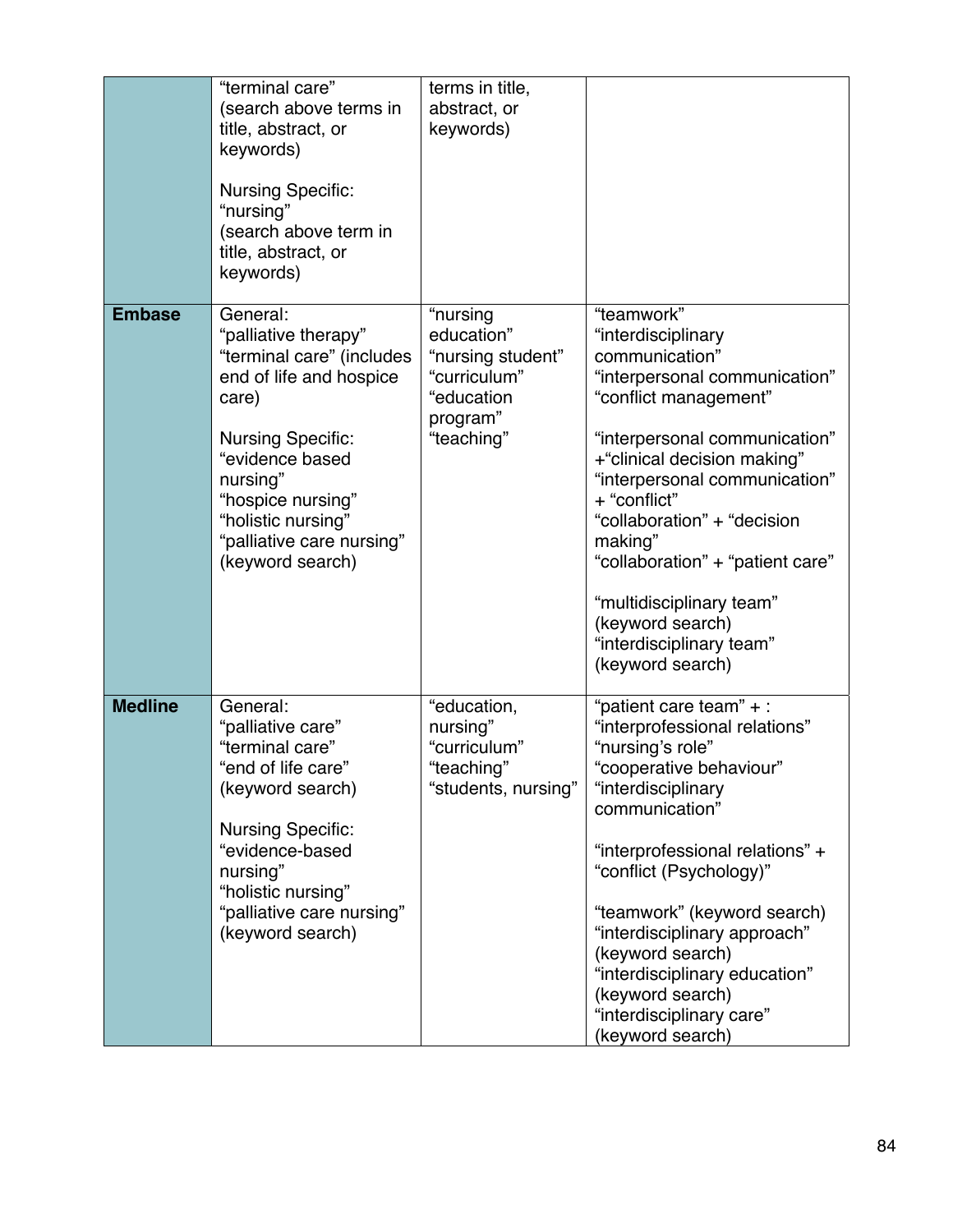| | | | |
|---|---|---|---|
| | "terminal care"<br>(search above terms in title, abstract, or keywords)<br><br>Nursing Specific:<br>"nursing"<br>(search above term in title, abstract, or keywords) | terms in title, abstract, or keywords) | |
| **Embase** | General:<br>"palliative therapy"<br>"terminal care" (includes end of life and hospice care)<br><br>Nursing Specific:<br>"evidence based nursing"<br>"hospice nursing"<br>"holistic nursing"<br>"palliative care nursing"<br>(keyword search) | "nursing education"<br>"nursing student"<br>"curriculum"<br>"education program"<br>"teaching" | "teamwork"<br>"interdisciplinary communication"<br>"interpersonal communication"<br>"conflict management"<br><br>"interpersonal communication" +"clinical decision making"<br>"interpersonal communication" + "conflict"<br>"collaboration" + "decision making"<br>"collaboration" + "patient care"<br><br>"multidisciplinary team" (keyword search)<br>"interdisciplinary team" (keyword search) |
| **Medline** | General:<br>"palliative care"<br>"terminal care"<br>"end of life care"<br>(keyword search)<br><br>Nursing Specific:<br>"evidence-based nursing"<br>"holistic nursing"<br>"palliative care nursing"<br>(keyword search) | "education, nursing"<br>"curriculum"<br>"teaching"<br>"students, nursing" | "patient care team" + :<br>"interprofessional relations"<br>"nursing's role"<br>"cooperative behaviour"<br>"interdisciplinary communication"<br><br>"interprofessional relations" + "conflict (Psychology)"<br><br>"teamwork" (keyword search)<br>"interdisciplinary approach" (keyword search)<br>"interdisciplinary education" (keyword search)<br>"interdisciplinary care" (keyword search) |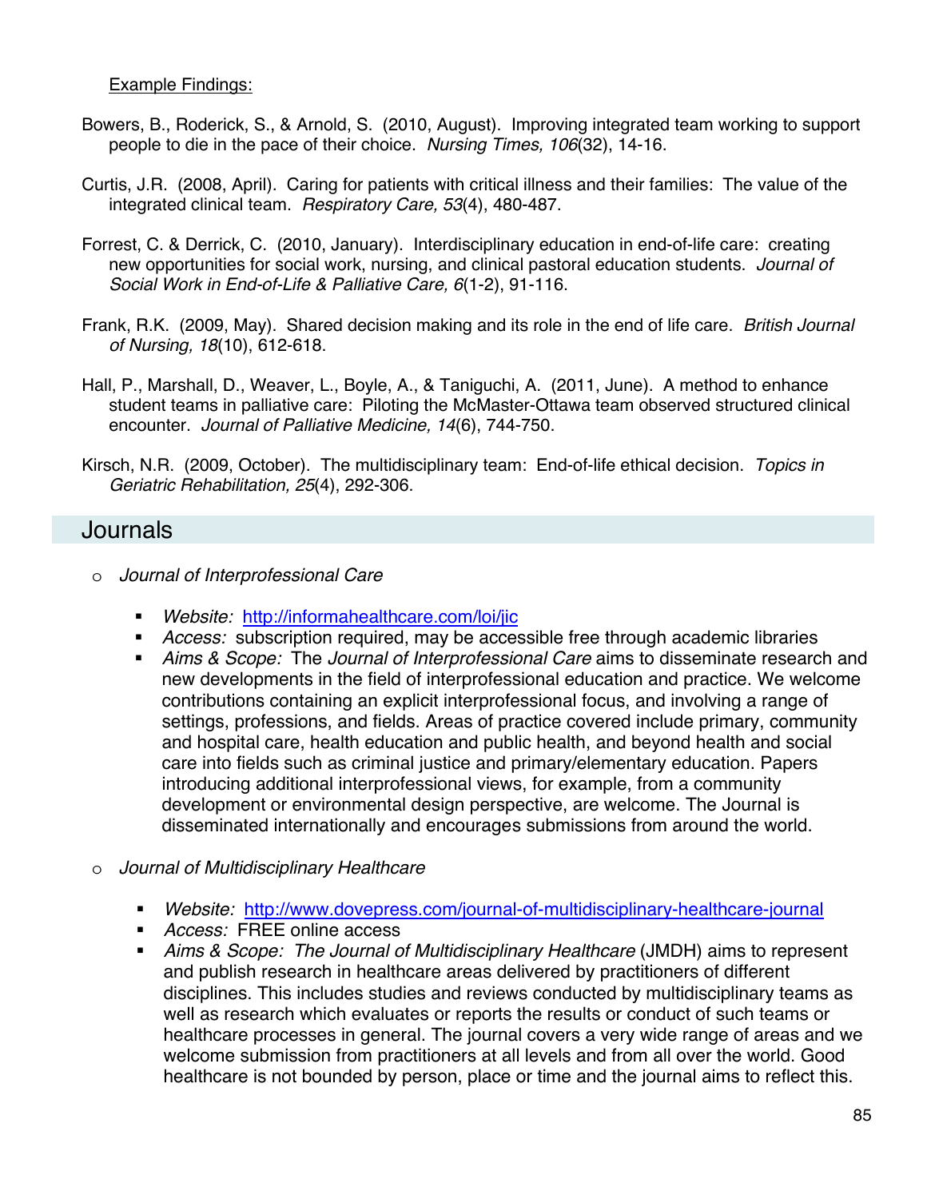Example Findings:

Bowers, B., Roderick, S., & Arnold, S. (2010, August). Improving integrated team working to support people to die in the pace of their choice. *Nursing Times, 106*(32), 14-16.

Curtis, J.R. (2008, April). Caring for patients with critical illness and their families: The value of the integrated clinical team. *Respiratory Care, 53*(4), 480-487.

Forrest, C. & Derrick, C. (2010, January). Interdisciplinary education in end-of-life care: creating new opportunities for social work, nursing, and clinical pastoral education students. *Journal of Social Work in End-of-Life & Palliative Care, 6*(1-2), 91-116.

Frank, R.K. (2009, May). Shared decision making and its role in the end of life care. *British Journal of Nursing, 18*(10), 612-618.

Hall, P., Marshall, D., Weaver, L., Boyle, A., & Taniguchi, A. (2011, June). A method to enhance student teams in palliative care: Piloting the McMaster-Ottawa team observed structured clinical encounter. *Journal of Palliative Medicine, 14*(6), 744-750.

Kirsch, N.R. (2009, October). The multidisciplinary team: End-of-life ethical decision. *Topics in Geriatric Rehabilitation, 25*(4), 292-306.

## Journals

- *Journal of Interprofessional Care*
  - *Website:* http://informahealthcare.com/loi/jic
  - *Access:* subscription required, may be accessible free through academic libraries
  - *Aims & Scope:* The *Journal of Interprofessional Care* aims to disseminate research and new developments in the field of interprofessional education and practice. We welcome contributions containing an explicit interprofessional focus, and involving a range of settings, professions, and fields. Areas of practice covered include primary, community and hospital care, health education and public health, and beyond health and social care into fields such as criminal justice and primary/elementary education. Papers introducing additional interprofessional views, for example, from a community development or environmental design perspective, are welcome. The Journal is disseminated internationally and encourages submissions from around the world.

- *Journal of Multidisciplinary Healthcare*
  - *Website:* http://www.dovepress.com/journal-of-multidisciplinary-healthcare-journal
  - *Access:* FREE online access
  - *Aims & Scope: The Journal of Multidisciplinary Healthcare* (JMDH) aims to represent and publish research in healthcare areas delivered by practitioners of different disciplines. This includes studies and reviews conducted by multidisciplinary teams as well as research which evaluates or reports the results or conduct of such teams or healthcare processes in general. The journal covers a very wide range of areas and we welcome submission from practitioners at all levels and from all over the world. Good healthcare is not bounded by person, place or time and the journal aims to reflect this.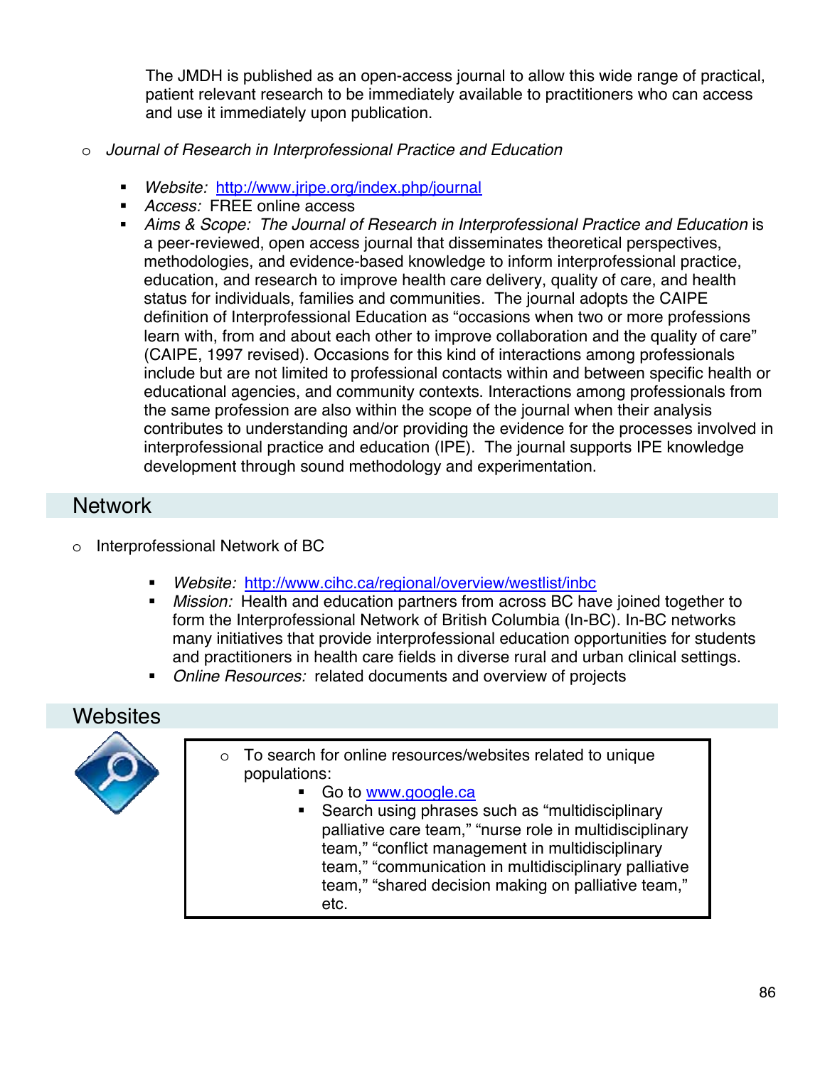The JMDH is published as an open-access journal to allow this wide range of practical, patient relevant research to be immediately available to practitioners who can access and use it immediately upon publication.

- *Journal of Research in Interprofessional Practice and Education*
  - *Website:* http://www.jripe.org/index.php/journal
  - *Access:* FREE online access
  - *Aims & Scope:* *The Journal of Research in Interprofessional Practice and Education* is a peer-reviewed, open access journal that disseminates theoretical perspectives, methodologies, and evidence-based knowledge to inform interprofessional practice, education, and research to improve health care delivery, quality of care, and health status for individuals, families and communities. The journal adopts the CAIPE definition of Interprofessional Education as "occasions when two or more professions learn with, from and about each other to improve collaboration and the quality of care" (CAIPE, 1997 revised). Occasions for this kind of interactions among professionals include but are not limited to professional contacts within and between specific health or educational agencies, and community contexts. Interactions among professionals from the same profession are also within the scope of the journal when their analysis contributes to understanding and/or providing the evidence for the processes involved in interprofessional practice and education (IPE). The journal supports IPE knowledge development through sound methodology and experimentation.

## Network

- Interprofessional Network of BC
  - *Website:* http://www.cihc.ca/regional/overview/westlist/inbc
  - *Mission:* Health and education partners from across BC have joined together to form the Interprofessional Network of British Columbia (In-BC). In-BC networks many initiatives that provide interprofessional education opportunities for students and practitioners in health care fields in diverse rural and urban clinical settings.
  - *Online Resources:* related documents and overview of projects

## Websites

- To search for online resources/websites related to unique populations:
  - Go to www.google.ca
  - Search using phrases such as "multidisciplinary palliative care team," "nurse role in multidisciplinary team," "conflict management in multidisciplinary team," "communication in multidisciplinary palliative team," "shared decision making on palliative team," etc.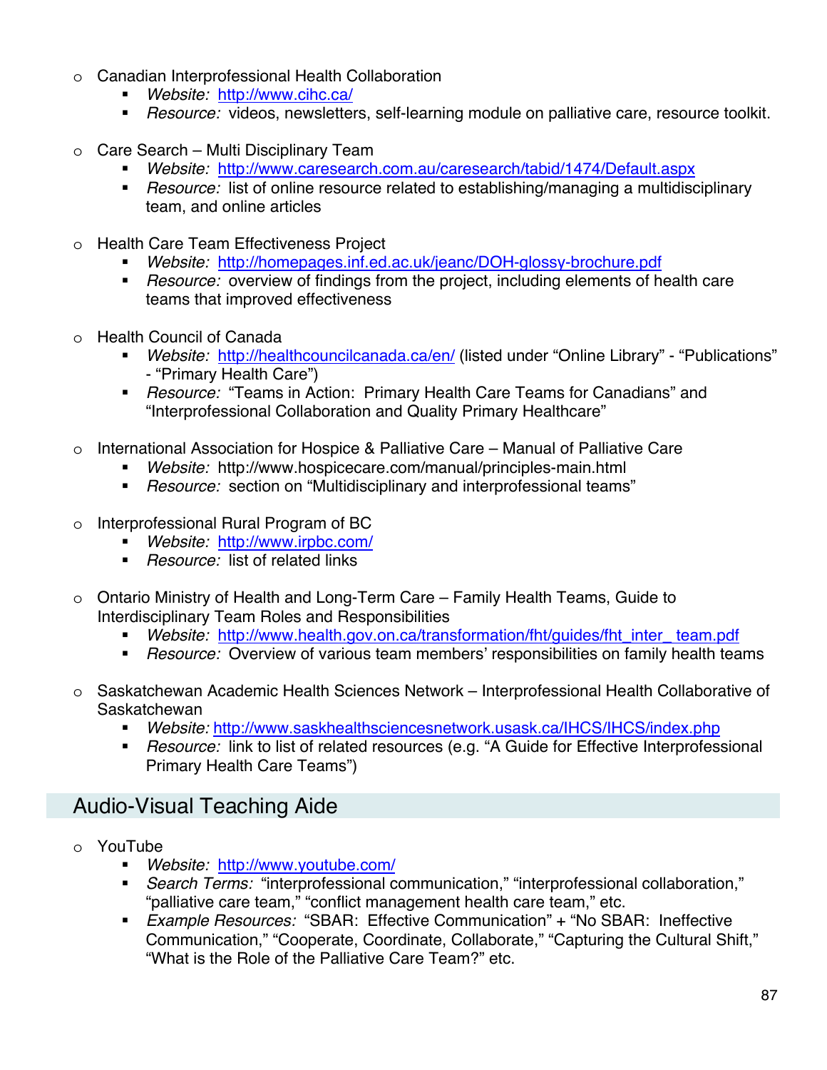- Canadian Interprofessional Health Collaboration
  - *Website:* [http://www.cihc.ca/](http://www.cihc.ca/)
  - *Resource:* videos, newsletters, self-learning module on palliative care, resource toolkit.

- Care Search – Multi Disciplinary Team
  - *Website:* [http://www.caresearch.com.au/caresearch/tabid/1474/Default.aspx](http://www.caresearch.com.au/caresearch/tabid/1474/Default.aspx)
  - *Resource:* list of online resource related to establishing/managing a multidisciplinary team, and online articles

- Health Care Team Effectiveness Project
  - *Website:* [http://homepages.inf.ed.ac.uk/jeanc/DOH-glossy-brochure.pdf](http://homepages.inf.ed.ac.uk/jeanc/DOH-glossy-brochure.pdf)
  - *Resource:* overview of findings from the project, including elements of health care teams that improved effectiveness

- Health Council of Canada
  - *Website:* [http://healthcouncilcanada.ca/en/](http://healthcouncilcanada.ca/en/) (listed under "Online Library" - "Publications" - "Primary Health Care")
  - *Resource:* "Teams in Action: Primary Health Care Teams for Canadians" and "Interprofessional Collaboration and Quality Primary Healthcare"

- International Association for Hospice & Palliative Care – Manual of Palliative Care
  - *Website:* http://www.hospicecare.com/manual/principles-main.html
  - *Resource:* section on "Multidisciplinary and interprofessional teams"

- Interprofessional Rural Program of BC
  - *Website:* [http://www.irpbc.com/](http://www.irpbc.com/)
  - *Resource:* list of related links

- Ontario Ministry of Health and Long-Term Care – Family Health Teams, Guide to Interdisciplinary Team Roles and Responsibilities
  - *Website:* [http://www.health.gov.on.ca/transformation/fht/guides/fht_inter_ team.pdf](http://www.health.gov.on.ca/transformation/fht/guides/fht_inter_team.pdf)
  - *Resource:* Overview of various team members' responsibilities on family health teams

- Saskatchewan Academic Health Sciences Network – Interprofessional Health Collaborative of Saskatchewan
  - *Website:* [http://www.saskhealthsciencesnetwork.usask.ca/IHCS/IHCS/index.php](http://www.saskhealthsciencesnetwork.usask.ca/IHCS/IHCS/index.php)
  - *Resource:* link to list of related resources (e.g. "A Guide for Effective Interprofessional Primary Health Care Teams")

## Audio-Visual Teaching Aide

- YouTube
  - *Website:* [http://www.youtube.com/](http://www.youtube.com/)
  - *Search Terms:* "interprofessional communication," "interprofessional collaboration," "palliative care team," "conflict management health care team," etc.
  - *Example Resources:* "SBAR: Effective Communication" + "No SBAR: Ineffective Communication," "Cooperate, Coordinate, Collaborate," "Capturing the Cultural Shift," "What is the Role of the Palliative Care Team?" etc.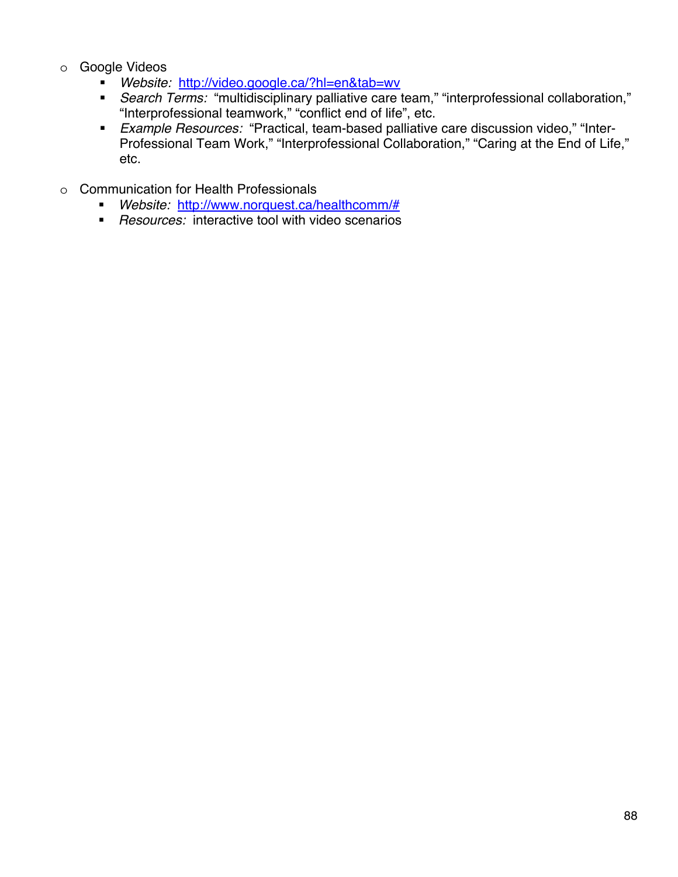- Google Videos
    - *Website:* [http://video.google.ca/?hl=en&tab=wv](http://video.google.ca/?hl=en&tab=wv)
    - *Search Terms:* "multidisciplinary palliative care team," "interprofessional collaboration," "Interprofessional teamwork," "conflict end of life", etc.
    - *Example Resources:* "Practical, team-based palliative care discussion video," "Inter-Professional Team Work," "Interprofessional Collaboration," "Caring at the End of Life," etc.

- Communication for Health Professionals
    - *Website:* [http://www.norquest.ca/healthcomm/#](http://www.norquest.ca/healthcomm/#)
    - *Resources:* interactive tool with video scenarios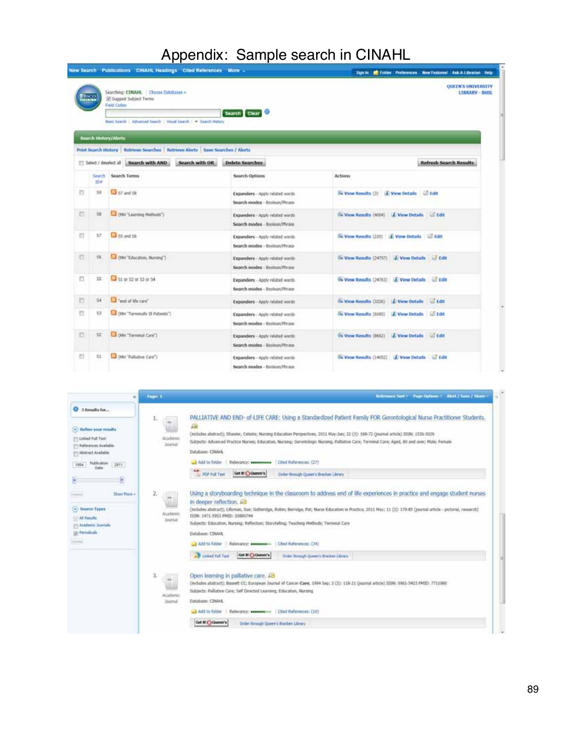# Appendix: Sample search in CINAHL

| Search ID# | Search Terms | Search Options | Actions |
|---|---|---|---|
| S9 | S7 and S8 | Expanders - Apply related words; Search modes - Boolean/Phrase | View Results (3) View Details Edit |
| S8 | (MH "Learning Methods") | Expanders - Apply related words; Search modes - Boolean/Phrase | View Results (4004) View Details Edit |
| S7 | S5 and S6 | Expanders - Apply related words; Search modes - Boolean/Phrase | View Results (220) View Details Edit |
| S6 | (MH "Education, Nursing") | Expanders - Apply related words; Search modes - Boolean/Phrase | View Results (24757) View Details Edit |
| S5 | S1 or S2 or S3 or S4 | Expanders - Apply related words; Search modes - Boolean/Phrase | View Results (24763) View Details Edit |
| S4 | "end of life care" | Expanders - Apply related words | View Results (3226) View Details Edit |
| S3 | (MH "Terminally Ill Patients") | Expanders - Apply related words; Search modes - Boolean/Phrase | View Results (6095) View Details Edit |
| S2 | (MH "Terminal Care") | Expanders - Apply related words; Search modes - Boolean/Phrase | View Results (8662) View Details Edit |
| S1 | (MH "Palliative Care") | Expanders - Apply related words; Search modes - Boolean/Phrase | View Results (14052) View Details Edit |

3 Results for...

1. PALLIATIVE AND END- of-LIFE CARE: Using a Standardized Patient Family FOR Gerontological Nurse Practitioner Students.
(includes abstract); Shawler, Celeste; Nursing Education Perspectives, 2011 May-Jun; 32 (3): 168-72 (journal article) ISSN: 1536-5026
Subjects: Advanced Practice Nurses; Education, Nursing; Gerontologic Nursing; Palliative Care; Terminal Care; Aged, 80 and over; Male; Female
Database: CINAHL
Cited References: (27)

2. Using a storyboarding technique in the classroom to address end of life experiences in practice and engage student nurses in deeper reflection.
(includes abstract); Lillyman, Sue; Gutteridge, Robin; Berridge, Pat; Nurse Education in Practice, 2011 May; 11 (3): 179-85 (journal article - pictorial, research) ISSN: 1471-5953 PMID: 20880744
Subjects: Education, Nursing; Reflection; Storytelling; Teaching Methods; Terminal Care
Database: CINAHL
Cited References: (34)

3. Open learning in palliative care.
(includes abstract); Bassett CC; European Journal of Cancer Care, 1994 Sep; 3 (3): 118-21 (journal article) ISSN: 0961-5423 PMID: 7711980
Subjects: Palliative Care; Self Directed Learning; Education, Nursing
Database: CINAHL
Cited References: (10)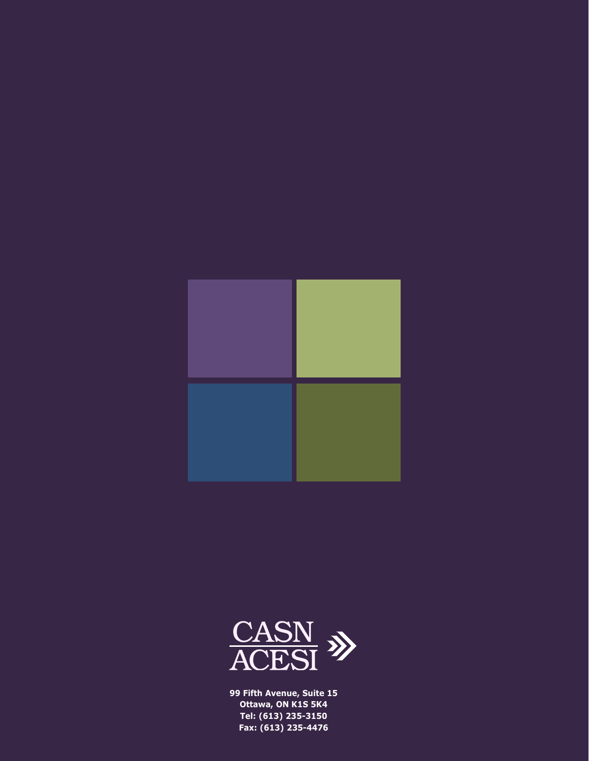CASN
ACESI

99 Fifth Avenue, Suite 15
Ottawa, ON K1S 5K4
Tel: (613) 235-3150
Fax: (613) 235-4476